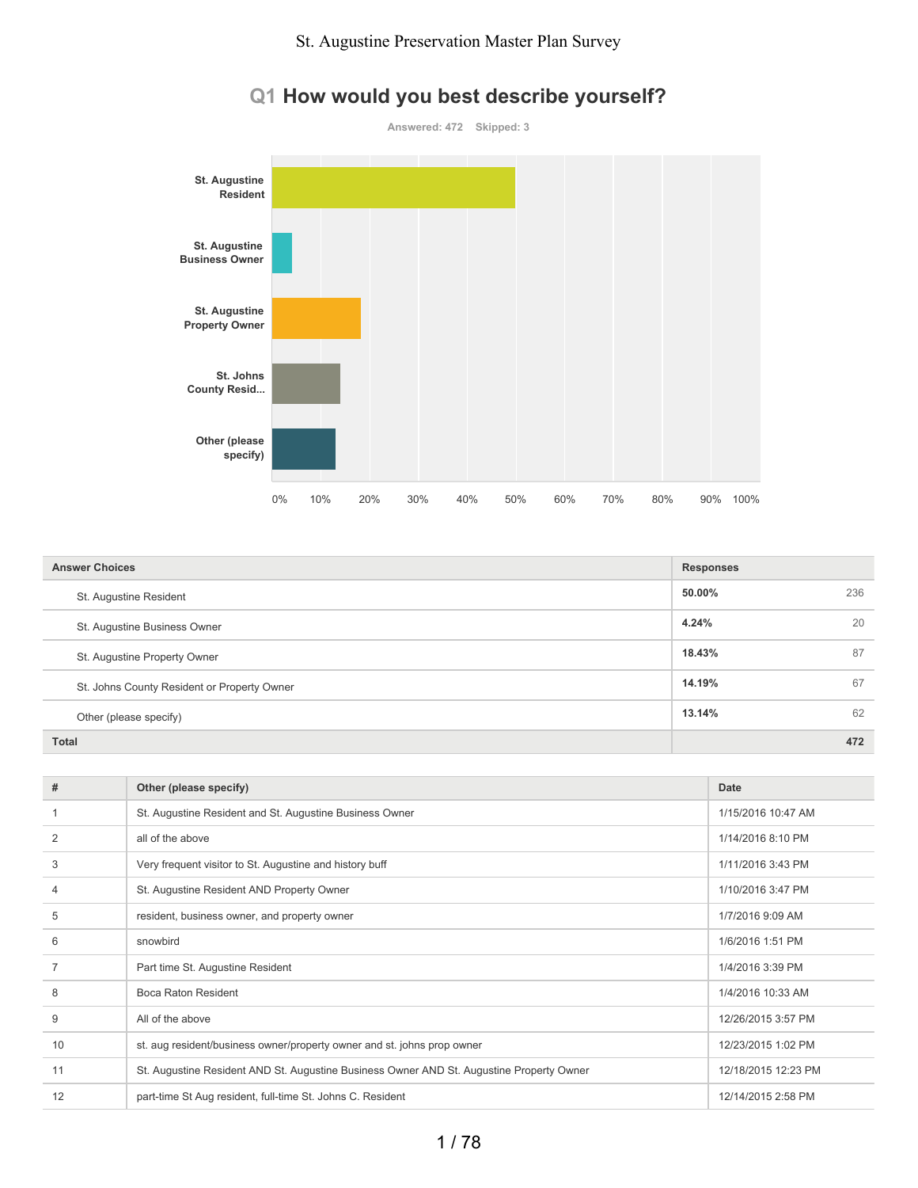# St. Augustine Preservation Master Plan Survey

## Q1 How would you best describe yourself?

Answered: 472 Skipped: 3

| Answer Choices | Responses | |
|---|---|---|
| St. Augustine Resident | 50.00% | 236 |
| St. Augustine Business Owner | 4.24% | 20 |
| St. Augustine Property Owner | 18.43% | 87 |
| St. Johns County Resident or Property Owner | 14.19% | 67 |
| Other (please specify) | 13.14% | 62 |
| **Total** | | **472** |

| # | Other (please specify) | Date |
|---|---|---|
| 1 | St. Augustine Resident and St. Augustine Business Owner | 1/15/2016 10:47 AM |
| 2 | all of the above | 1/14/2016 8:10 PM |
| 3 | Very frequent visitor to St. Augustine and history buff | 1/11/2016 3:43 PM |
| 4 | St. Augustine Resident AND Property Owner | 1/10/2016 3:47 PM |
| 5 | resident, business owner, and property owner | 1/7/2016 9:09 AM |
| 6 | snowbird | 1/6/2016 1:51 PM |
| 7 | Part time St. Augustine Resident | 1/4/2016 3:39 PM |
| 8 | Boca Raton Resident | 1/4/2016 10:33 AM |
| 9 | All of the above | 12/26/2015 3:57 PM |
| 10 | st. aug resident/business owner/property owner and st. johns prop owner | 12/23/2015 1:02 PM |
| 11 | St. Augustine Resident AND St. Augustine Business Owner AND St. Augustine Property Owner | 12/18/2015 12:23 PM |
| 12 | part-time St Aug resident, full-time St. Johns C. Resident | 12/14/2015 2:58 PM |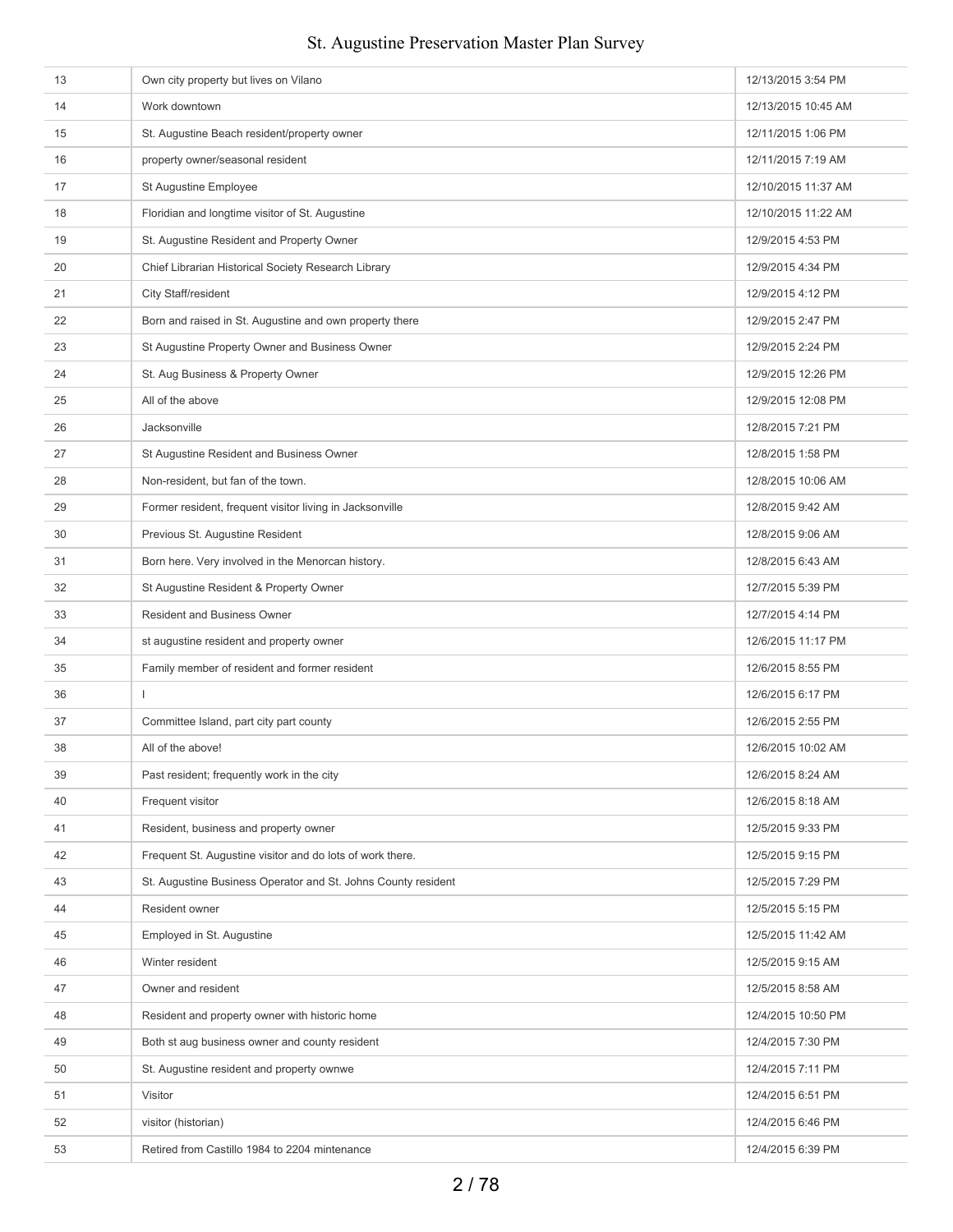| | | |
|---|---|---|
| 13 | Own city property but lives on Vilano | 12/13/2015 3:54 PM |
| 14 | Work downtown | 12/13/2015 10:45 AM |
| 15 | St. Augustine Beach resident/property owner | 12/11/2015 1:06 PM |
| 16 | property owner/seasonal resident | 12/11/2015 7:19 AM |
| 17 | St Augustine Employee | 12/10/2015 11:37 AM |
| 18 | Floridian and longtime visitor of St. Augustine | 12/10/2015 11:22 AM |
| 19 | St. Augustine Resident and Property Owner | 12/9/2015 4:53 PM |
| 20 | Chief Librarian Historical Society Research Library | 12/9/2015 4:34 PM |
| 21 | City Staff/resident | 12/9/2015 4:12 PM |
| 22 | Born and raised in St. Augustine and own property there | 12/9/2015 2:47 PM |
| 23 | St Augustine Property Owner and Business Owner | 12/9/2015 2:24 PM |
| 24 | St. Aug Business & Property Owner | 12/9/2015 12:26 PM |
| 25 | All of the above | 12/9/2015 12:08 PM |
| 26 | Jacksonville | 12/8/2015 7:21 PM |
| 27 | St Augustine Resident and Business Owner | 12/8/2015 1:58 PM |
| 28 | Non-resident, but fan of the town. | 12/8/2015 10:06 AM |
| 29 | Former resident, frequent visitor living in Jacksonville | 12/8/2015 9:42 AM |
| 30 | Previous St. Augustine Resident | 12/8/2015 9:06 AM |
| 31 | Born here. Very involved in the Menorcan history. | 12/8/2015 6:43 AM |
| 32 | St Augustine Resident & Property Owner | 12/7/2015 5:39 PM |
| 33 | Resident and Business Owner | 12/7/2015 4:14 PM |
| 34 | st augustine resident and property owner | 12/6/2015 11:17 PM |
| 35 | Family member of resident and former resident | 12/6/2015 8:55 PM |
| 36 | I | 12/6/2015 6:17 PM |
| 37 | Committee Island, part city part county | 12/6/2015 2:55 PM |
| 38 | All of the above! | 12/6/2015 10:02 AM |
| 39 | Past resident; frequently work in the city | 12/6/2015 8:24 AM |
| 40 | Frequent visitor | 12/6/2015 8:18 AM |
| 41 | Resident, business and property owner | 12/5/2015 9:33 PM |
| 42 | Frequent St. Augustine visitor and do lots of work there. | 12/5/2015 9:15 PM |
| 43 | St. Augustine Business Operator and St. Johns County resident | 12/5/2015 7:29 PM |
| 44 | Resident owner | 12/5/2015 5:15 PM |
| 45 | Employed in St. Augustine | 12/5/2015 11:42 AM |
| 46 | Winter resident | 12/5/2015 9:15 AM |
| 47 | Owner and resident | 12/5/2015 8:58 AM |
| 48 | Resident and property owner with historic home | 12/4/2015 10:50 PM |
| 49 | Both st aug business owner and county resident | 12/4/2015 7:30 PM |
| 50 | St. Augustine resident and property ownwe | 12/4/2015 7:11 PM |
| 51 | Visitor | 12/4/2015 6:51 PM |
| 52 | visitor (historian) | 12/4/2015 6:46 PM |
| 53 | Retired from Castillo 1984 to 2204 mintenance | 12/4/2015 6:39 PM |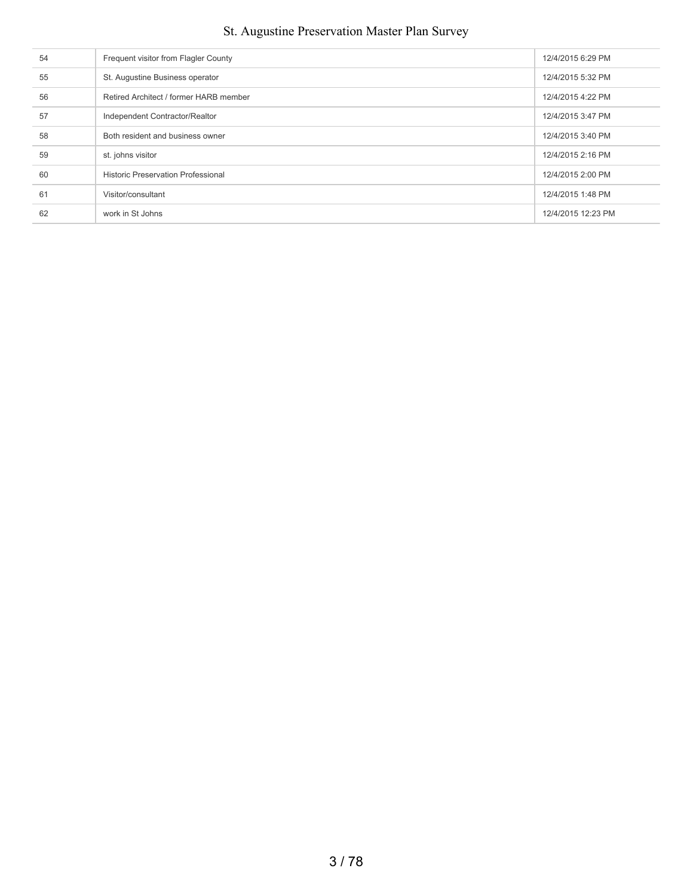| | | |
|---|---|---|
| 54 | Frequent visitor from Flagler County | 12/4/2015 6:29 PM |
| 55 | St. Augustine Business operator | 12/4/2015 5:32 PM |
| 56 | Retired Architect / former HARB member | 12/4/2015 4:22 PM |
| 57 | Independent Contractor/Realtor | 12/4/2015 3:47 PM |
| 58 | Both resident and business owner | 12/4/2015 3:40 PM |
| 59 | st. johns visitor | 12/4/2015 2:16 PM |
| 60 | Historic Preservation Professional | 12/4/2015 2:00 PM |
| 61 | Visitor/consultant | 12/4/2015 1:48 PM |
| 62 | work in St Johns | 12/4/2015 12:23 PM |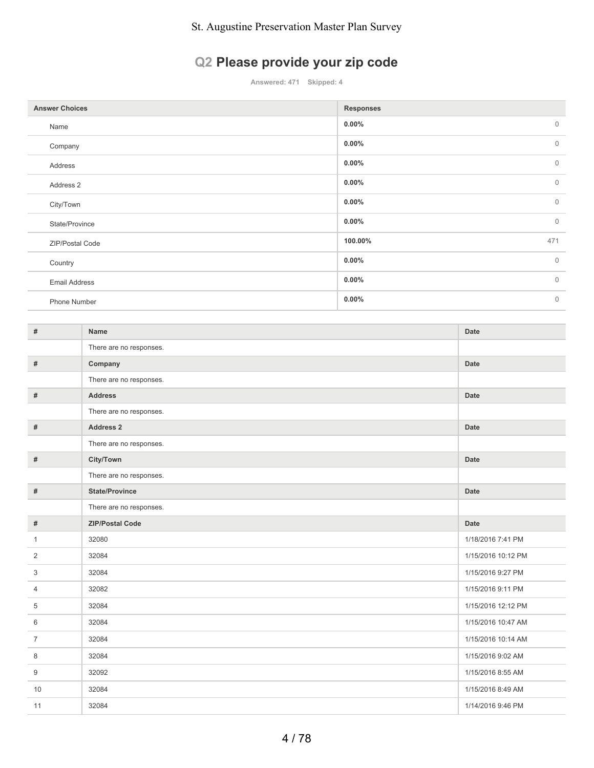## Q2 Please provide your zip code

Answered: 471 Skipped: 4

| Answer Choices | Responses | |
|---|---|---|
| Name | 0.00% | 0 |
| Company | 0.00% | 0 |
| Address | 0.00% | 0 |
| Address 2 | 0.00% | 0 |
| City/Town | 0.00% | 0 |
| State/Province | 0.00% | 0 |
| ZIP/Postal Code | 100.00% | 471 |
| Country | 0.00% | 0 |
| Email Address | 0.00% | 0 |
| Phone Number | 0.00% | 0 |

| # | Name | Date |
|---|---|---|
| | There are no responses. | |
| **#** | **Company** | **Date** |
| | There are no responses. | |
| **#** | **Address** | **Date** |
| | There are no responses. | |
| **#** | **Address 2** | **Date** |
| | There are no responses. | |
| **#** | **City/Town** | **Date** |
| | There are no responses. | |
| **#** | **State/Province** | **Date** |
| | There are no responses. | |
| **#** | **ZIP/Postal Code** | **Date** |
| 1 | 32080 | 1/18/2016 7:41 PM |
| 2 | 32084 | 1/15/2016 10:12 PM |
| 3 | 32084 | 1/15/2016 9:27 PM |
| 4 | 32082 | 1/15/2016 9:11 PM |
| 5 | 32084 | 1/15/2016 12:12 PM |
| 6 | 32084 | 1/15/2016 10:47 AM |
| 7 | 32084 | 1/15/2016 10:14 AM |
| 8 | 32084 | 1/15/2016 9:02 AM |
| 9 | 32092 | 1/15/2016 8:55 AM |
| 10 | 32084 | 1/15/2016 8:49 AM |
| 11 | 32084 | 1/14/2016 9:46 PM |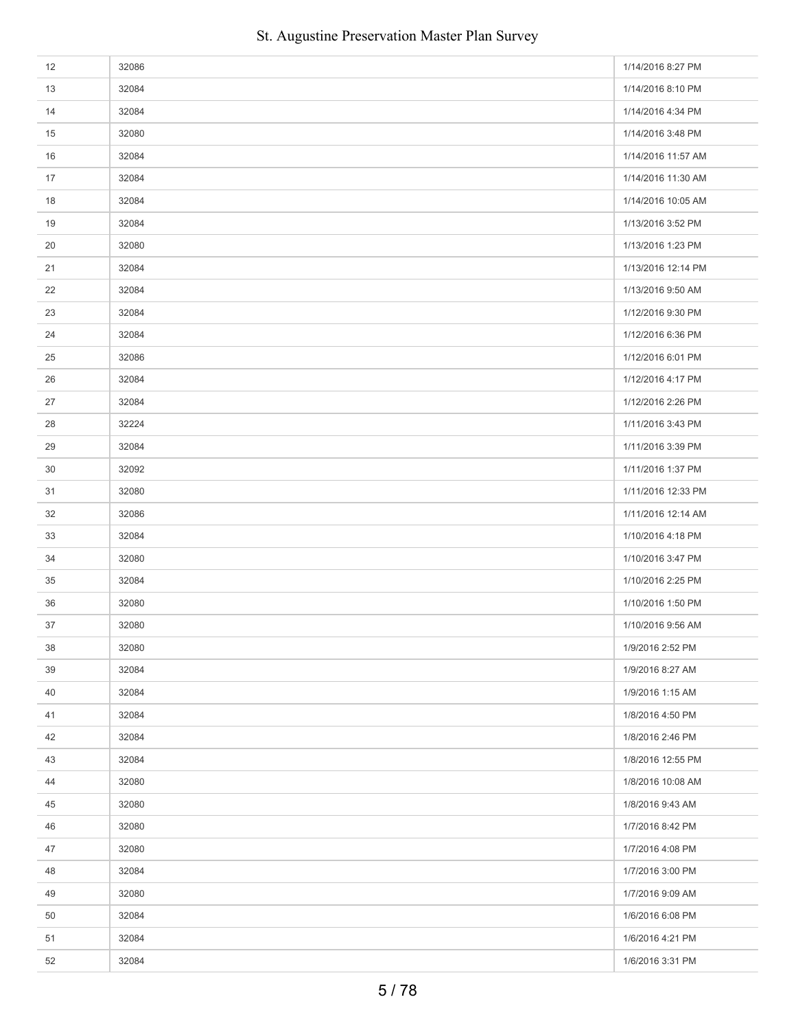| | | |
|---|---|---|
| 12 | 32086 | 1/14/2016 8:27 PM |
| 13 | 32084 | 1/14/2016 8:10 PM |
| 14 | 32084 | 1/14/2016 4:34 PM |
| 15 | 32080 | 1/14/2016 3:48 PM |
| 16 | 32084 | 1/14/2016 11:57 AM |
| 17 | 32084 | 1/14/2016 11:30 AM |
| 18 | 32084 | 1/14/2016 10:05 AM |
| 19 | 32084 | 1/13/2016 3:52 PM |
| 20 | 32080 | 1/13/2016 1:23 PM |
| 21 | 32084 | 1/13/2016 12:14 PM |
| 22 | 32084 | 1/13/2016 9:50 AM |
| 23 | 32084 | 1/12/2016 9:30 PM |
| 24 | 32084 | 1/12/2016 6:36 PM |
| 25 | 32086 | 1/12/2016 6:01 PM |
| 26 | 32084 | 1/12/2016 4:17 PM |
| 27 | 32084 | 1/12/2016 2:26 PM |
| 28 | 32224 | 1/11/2016 3:43 PM |
| 29 | 32084 | 1/11/2016 3:39 PM |
| 30 | 32092 | 1/11/2016 1:37 PM |
| 31 | 32080 | 1/11/2016 12:33 PM |
| 32 | 32086 | 1/11/2016 12:14 AM |
| 33 | 32084 | 1/10/2016 4:18 PM |
| 34 | 32080 | 1/10/2016 3:47 PM |
| 35 | 32084 | 1/10/2016 2:25 PM |
| 36 | 32080 | 1/10/2016 1:50 PM |
| 37 | 32080 | 1/10/2016 9:56 AM |
| 38 | 32080 | 1/9/2016 2:52 PM |
| 39 | 32084 | 1/9/2016 8:27 AM |
| 40 | 32084 | 1/9/2016 1:15 AM |
| 41 | 32084 | 1/8/2016 4:50 PM |
| 42 | 32084 | 1/8/2016 2:46 PM |
| 43 | 32084 | 1/8/2016 12:55 PM |
| 44 | 32080 | 1/8/2016 10:08 AM |
| 45 | 32080 | 1/8/2016 9:43 AM |
| 46 | 32080 | 1/7/2016 8:42 PM |
| 47 | 32080 | 1/7/2016 4:08 PM |
| 48 | 32084 | 1/7/2016 3:00 PM |
| 49 | 32080 | 1/7/2016 9:09 AM |
| 50 | 32084 | 1/6/2016 6:08 PM |
| 51 | 32084 | 1/6/2016 4:21 PM |
| 52 | 32084 | 1/6/2016 3:31 PM |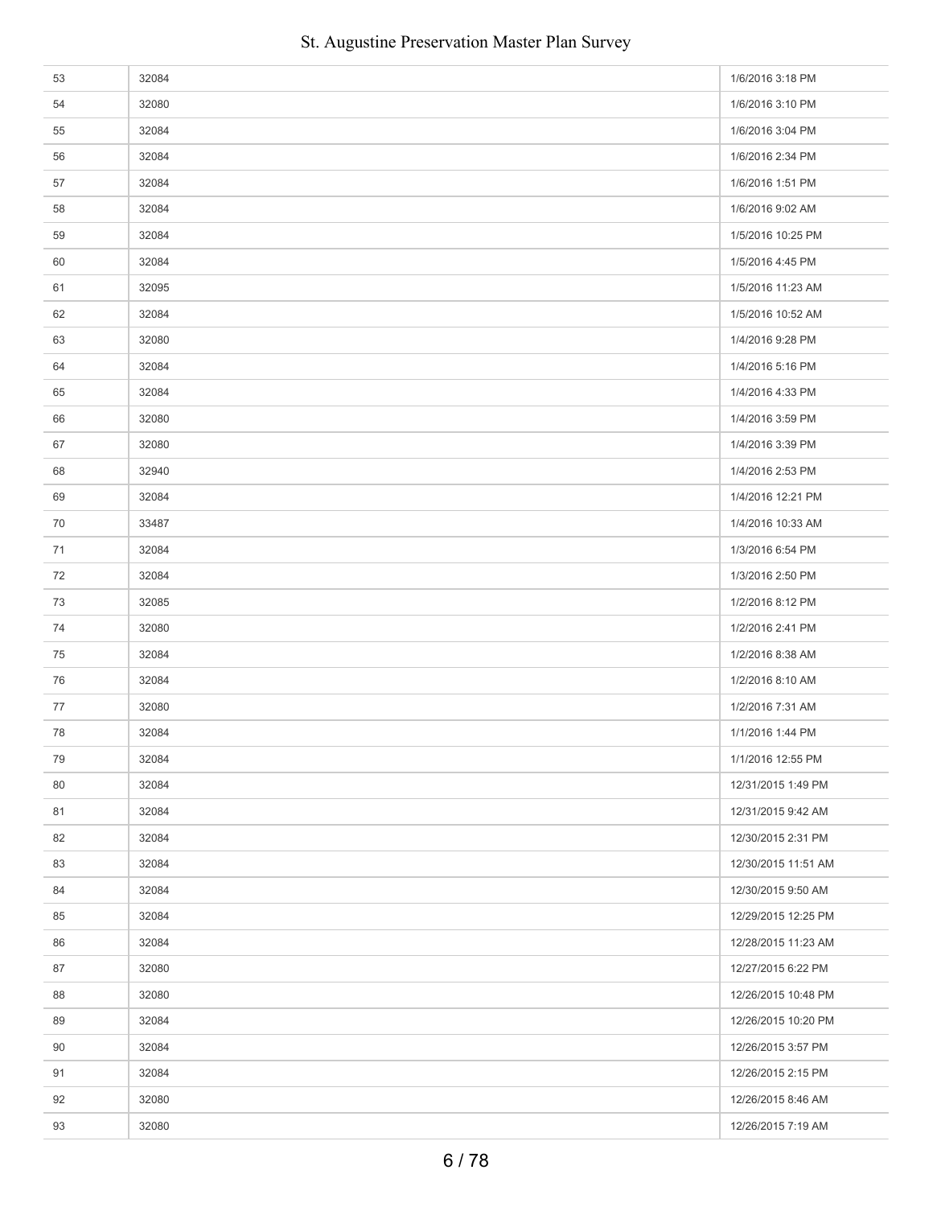| | | |
|---|---|---|
| 53 | 32084 | 1/6/2016 3:18 PM |
| 54 | 32080 | 1/6/2016 3:10 PM |
| 55 | 32084 | 1/6/2016 3:04 PM |
| 56 | 32084 | 1/6/2016 2:34 PM |
| 57 | 32084 | 1/6/2016 1:51 PM |
| 58 | 32084 | 1/6/2016 9:02 AM |
| 59 | 32084 | 1/5/2016 10:25 PM |
| 60 | 32084 | 1/5/2016 4:45 PM |
| 61 | 32095 | 1/5/2016 11:23 AM |
| 62 | 32084 | 1/5/2016 10:52 AM |
| 63 | 32080 | 1/4/2016 9:28 PM |
| 64 | 32084 | 1/4/2016 5:16 PM |
| 65 | 32084 | 1/4/2016 4:33 PM |
| 66 | 32080 | 1/4/2016 3:59 PM |
| 67 | 32080 | 1/4/2016 3:39 PM |
| 68 | 32940 | 1/4/2016 2:53 PM |
| 69 | 32084 | 1/4/2016 12:21 PM |
| 70 | 33487 | 1/4/2016 10:33 AM |
| 71 | 32084 | 1/3/2016 6:54 PM |
| 72 | 32084 | 1/3/2016 2:50 PM |
| 73 | 32085 | 1/2/2016 8:12 PM |
| 74 | 32080 | 1/2/2016 2:41 PM |
| 75 | 32084 | 1/2/2016 8:38 AM |
| 76 | 32084 | 1/2/2016 8:10 AM |
| 77 | 32080 | 1/2/2016 7:31 AM |
| 78 | 32084 | 1/1/2016 1:44 PM |
| 79 | 32084 | 1/1/2016 12:55 PM |
| 80 | 32084 | 12/31/2015 1:49 PM |
| 81 | 32084 | 12/31/2015 9:42 AM |
| 82 | 32084 | 12/30/2015 2:31 PM |
| 83 | 32084 | 12/30/2015 11:51 AM |
| 84 | 32084 | 12/30/2015 9:50 AM |
| 85 | 32084 | 12/29/2015 12:25 PM |
| 86 | 32084 | 12/28/2015 11:23 AM |
| 87 | 32080 | 12/27/2015 6:22 PM |
| 88 | 32080 | 12/26/2015 10:48 PM |
| 89 | 32084 | 12/26/2015 10:20 PM |
| 90 | 32084 | 12/26/2015 3:57 PM |
| 91 | 32084 | 12/26/2015 2:15 PM |
| 92 | 32080 | 12/26/2015 8:46 AM |
| 93 | 32080 | 12/26/2015 7:19 AM |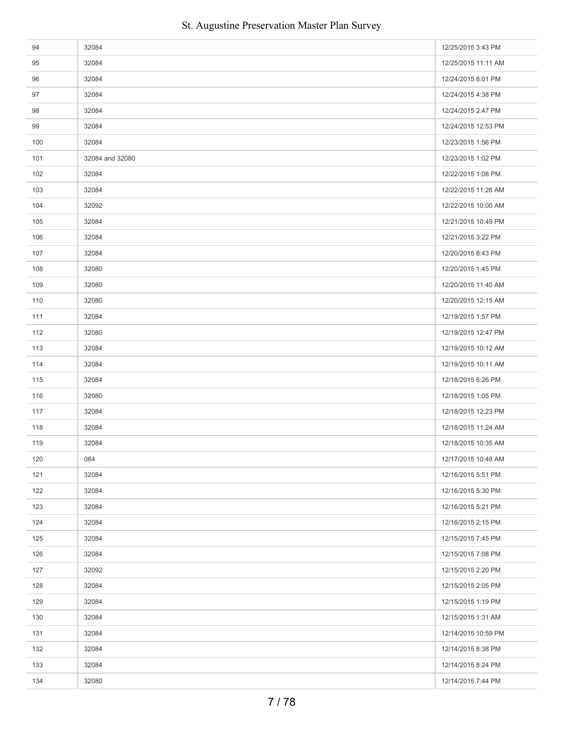| | | |
|---|---|---|
| 94 | 32084 | 12/25/2015 3:43 PM |
| 95 | 32084 | 12/25/2015 11:11 AM |
| 96 | 32084 | 12/24/2015 8:01 PM |
| 97 | 32084 | 12/24/2015 4:38 PM |
| 98 | 32084 | 12/24/2015 2:47 PM |
| 99 | 32084 | 12/24/2015 12:53 PM |
| 100 | 32084 | 12/23/2015 1:56 PM |
| 101 | 32084 and 32080 | 12/23/2015 1:02 PM |
| 102 | 32084 | 12/22/2015 1:08 PM |
| 103 | 32084 | 12/22/2015 11:26 AM |
| 104 | 32092 | 12/22/2015 10:00 AM |
| 105 | 32084 | 12/21/2015 10:49 PM |
| 106 | 32084 | 12/21/2015 3:22 PM |
| 107 | 32084 | 12/20/2015 8:43 PM |
| 108 | 32080 | 12/20/2015 1:45 PM |
| 109 | 32080 | 12/20/2015 11:40 AM |
| 110 | 32080 | 12/20/2015 12:15 AM |
| 111 | 32084 | 12/19/2015 1:57 PM |
| 112 | 32080 | 12/19/2015 12:47 PM |
| 113 | 32084 | 12/19/2015 10:12 AM |
| 114 | 32084 | 12/19/2015 10:11 AM |
| 115 | 32084 | 12/18/2015 6:26 PM |
| 116 | 32080 | 12/18/2015 1:05 PM |
| 117 | 32084 | 12/18/2015 12:23 PM |
| 118 | 32084 | 12/18/2015 11:24 AM |
| 119 | 32084 | 12/18/2015 10:35 AM |
| 120 | 084 | 12/17/2015 10:48 AM |
| 121 | 32084 | 12/16/2015 5:51 PM |
| 122 | 32084 | 12/16/2015 5:30 PM |
| 123 | 32084 | 12/16/2015 5:21 PM |
| 124 | 32084 | 12/16/2015 2:15 PM |
| 125 | 32084 | 12/15/2015 7:45 PM |
| 126 | 32084 | 12/15/2015 7:08 PM |
| 127 | 32092 | 12/15/2015 2:20 PM |
| 128 | 32084 | 12/15/2015 2:05 PM |
| 129 | 32084 | 12/15/2015 1:19 PM |
| 130 | 32084 | 12/15/2015 1:31 AM |
| 131 | 32084 | 12/14/2015 10:59 PM |
| 132 | 32084 | 12/14/2015 8:38 PM |
| 133 | 32084 | 12/14/2015 8:24 PM |
| 134 | 32080 | 12/14/2015 7:44 PM |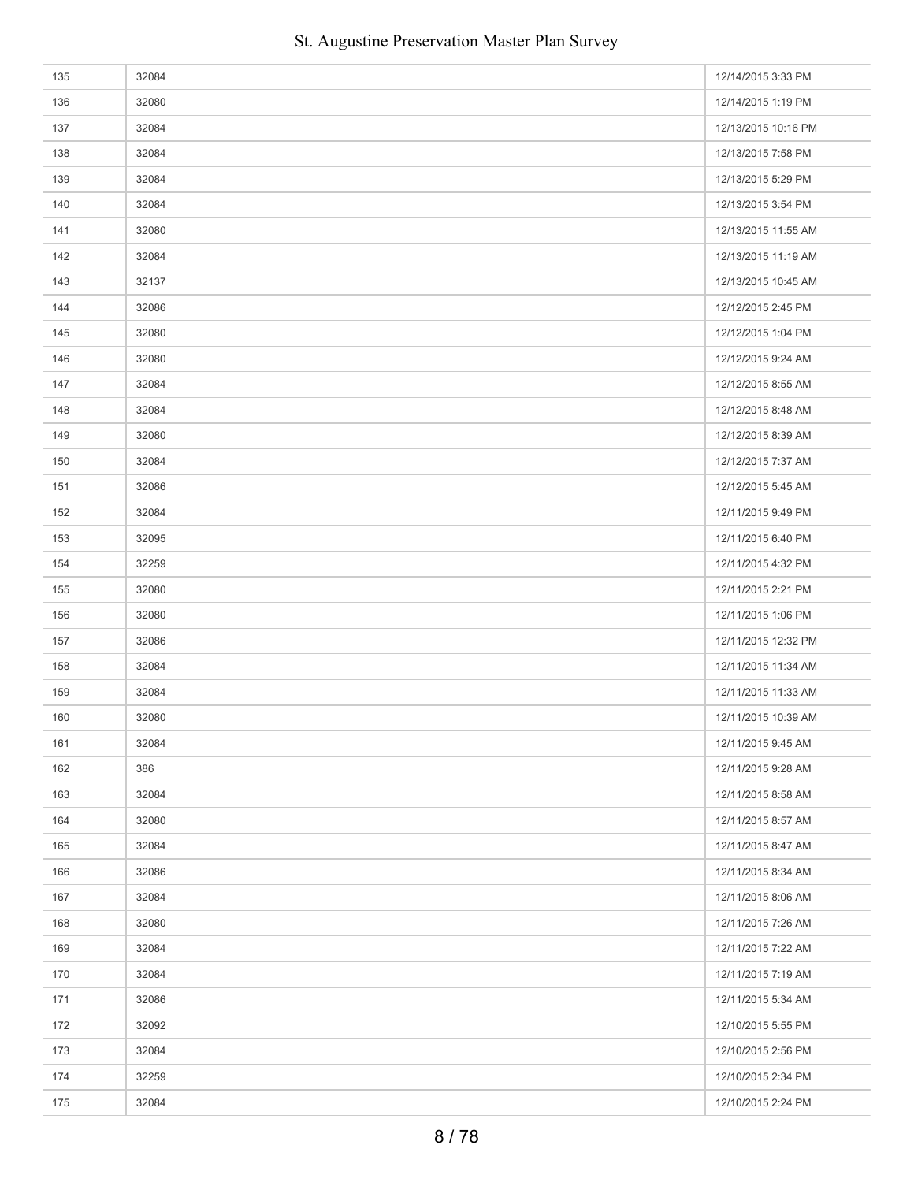| | | |
|---|---|---|
| 135 | 32084 | 12/14/2015 3:33 PM |
| 136 | 32080 | 12/14/2015 1:19 PM |
| 137 | 32084 | 12/13/2015 10:16 PM |
| 138 | 32084 | 12/13/2015 7:58 PM |
| 139 | 32084 | 12/13/2015 5:29 PM |
| 140 | 32084 | 12/13/2015 3:54 PM |
| 141 | 32080 | 12/13/2015 11:55 AM |
| 142 | 32084 | 12/13/2015 11:19 AM |
| 143 | 32137 | 12/13/2015 10:45 AM |
| 144 | 32086 | 12/12/2015 2:45 PM |
| 145 | 32080 | 12/12/2015 1:04 PM |
| 146 | 32080 | 12/12/2015 9:24 AM |
| 147 | 32084 | 12/12/2015 8:55 AM |
| 148 | 32084 | 12/12/2015 8:48 AM |
| 149 | 32080 | 12/12/2015 8:39 AM |
| 150 | 32084 | 12/12/2015 7:37 AM |
| 151 | 32086 | 12/12/2015 5:45 AM |
| 152 | 32084 | 12/11/2015 9:49 PM |
| 153 | 32095 | 12/11/2015 6:40 PM |
| 154 | 32259 | 12/11/2015 4:32 PM |
| 155 | 32080 | 12/11/2015 2:21 PM |
| 156 | 32080 | 12/11/2015 1:06 PM |
| 157 | 32086 | 12/11/2015 12:32 PM |
| 158 | 32084 | 12/11/2015 11:34 AM |
| 159 | 32084 | 12/11/2015 11:33 AM |
| 160 | 32080 | 12/11/2015 10:39 AM |
| 161 | 32084 | 12/11/2015 9:45 AM |
| 162 | 386 | 12/11/2015 9:28 AM |
| 163 | 32084 | 12/11/2015 8:58 AM |
| 164 | 32080 | 12/11/2015 8:57 AM |
| 165 | 32084 | 12/11/2015 8:47 AM |
| 166 | 32086 | 12/11/2015 8:34 AM |
| 167 | 32084 | 12/11/2015 8:06 AM |
| 168 | 32080 | 12/11/2015 7:26 AM |
| 169 | 32084 | 12/11/2015 7:22 AM |
| 170 | 32084 | 12/11/2015 7:19 AM |
| 171 | 32086 | 12/11/2015 5:34 AM |
| 172 | 32092 | 12/10/2015 5:55 PM |
| 173 | 32084 | 12/10/2015 2:56 PM |
| 174 | 32259 | 12/10/2015 2:34 PM |
| 175 | 32084 | 12/10/2015 2:24 PM |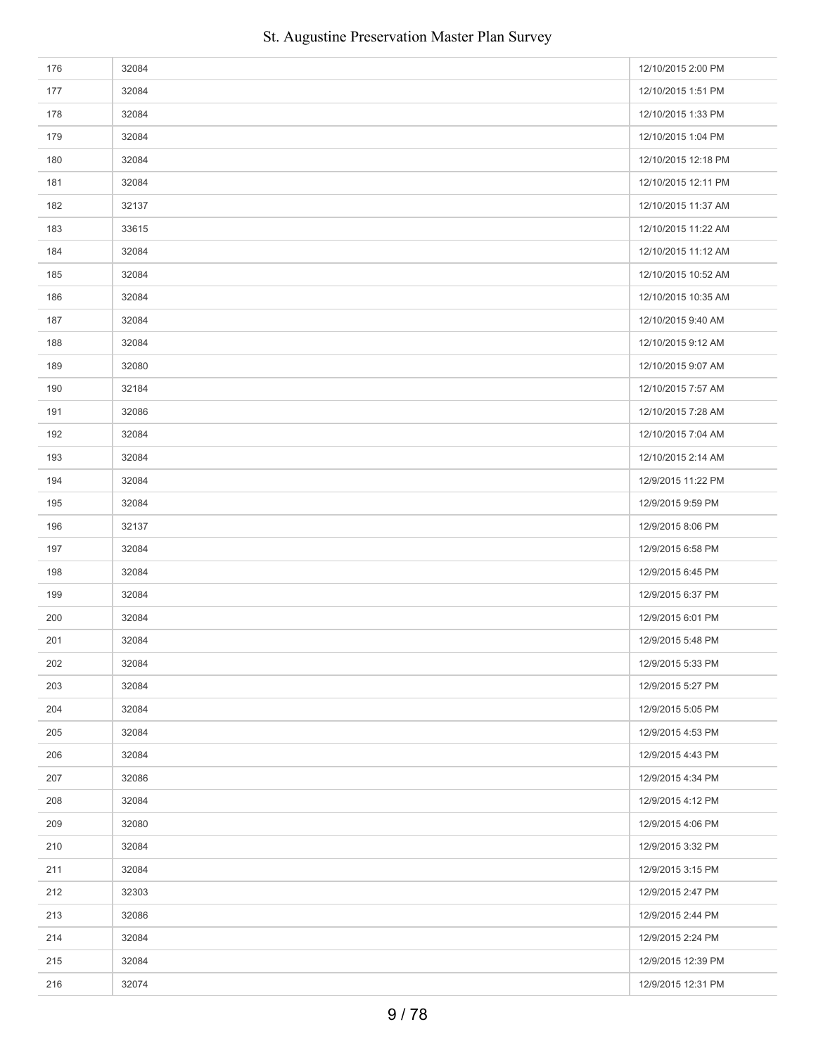| | | |
|---|---|---|
| 176 | 32084 | 12/10/2015 2:00 PM |
| 177 | 32084 | 12/10/2015 1:51 PM |
| 178 | 32084 | 12/10/2015 1:33 PM |
| 179 | 32084 | 12/10/2015 1:04 PM |
| 180 | 32084 | 12/10/2015 12:18 PM |
| 181 | 32084 | 12/10/2015 12:11 PM |
| 182 | 32137 | 12/10/2015 11:37 AM |
| 183 | 33615 | 12/10/2015 11:22 AM |
| 184 | 32084 | 12/10/2015 11:12 AM |
| 185 | 32084 | 12/10/2015 10:52 AM |
| 186 | 32084 | 12/10/2015 10:35 AM |
| 187 | 32084 | 12/10/2015 9:40 AM |
| 188 | 32084 | 12/10/2015 9:12 AM |
| 189 | 32080 | 12/10/2015 9:07 AM |
| 190 | 32184 | 12/10/2015 7:57 AM |
| 191 | 32086 | 12/10/2015 7:28 AM |
| 192 | 32084 | 12/10/2015 7:04 AM |
| 193 | 32084 | 12/10/2015 2:14 AM |
| 194 | 32084 | 12/9/2015 11:22 PM |
| 195 | 32084 | 12/9/2015 9:59 PM |
| 196 | 32137 | 12/9/2015 8:06 PM |
| 197 | 32084 | 12/9/2015 6:58 PM |
| 198 | 32084 | 12/9/2015 6:45 PM |
| 199 | 32084 | 12/9/2015 6:37 PM |
| 200 | 32084 | 12/9/2015 6:01 PM |
| 201 | 32084 | 12/9/2015 5:48 PM |
| 202 | 32084 | 12/9/2015 5:33 PM |
| 203 | 32084 | 12/9/2015 5:27 PM |
| 204 | 32084 | 12/9/2015 5:05 PM |
| 205 | 32084 | 12/9/2015 4:53 PM |
| 206 | 32084 | 12/9/2015 4:43 PM |
| 207 | 32086 | 12/9/2015 4:34 PM |
| 208 | 32084 | 12/9/2015 4:12 PM |
| 209 | 32080 | 12/9/2015 4:06 PM |
| 210 | 32084 | 12/9/2015 3:32 PM |
| 211 | 32084 | 12/9/2015 3:15 PM |
| 212 | 32303 | 12/9/2015 2:47 PM |
| 213 | 32086 | 12/9/2015 2:44 PM |
| 214 | 32084 | 12/9/2015 2:24 PM |
| 215 | 32084 | 12/9/2015 12:39 PM |
| 216 | 32074 | 12/9/2015 12:31 PM |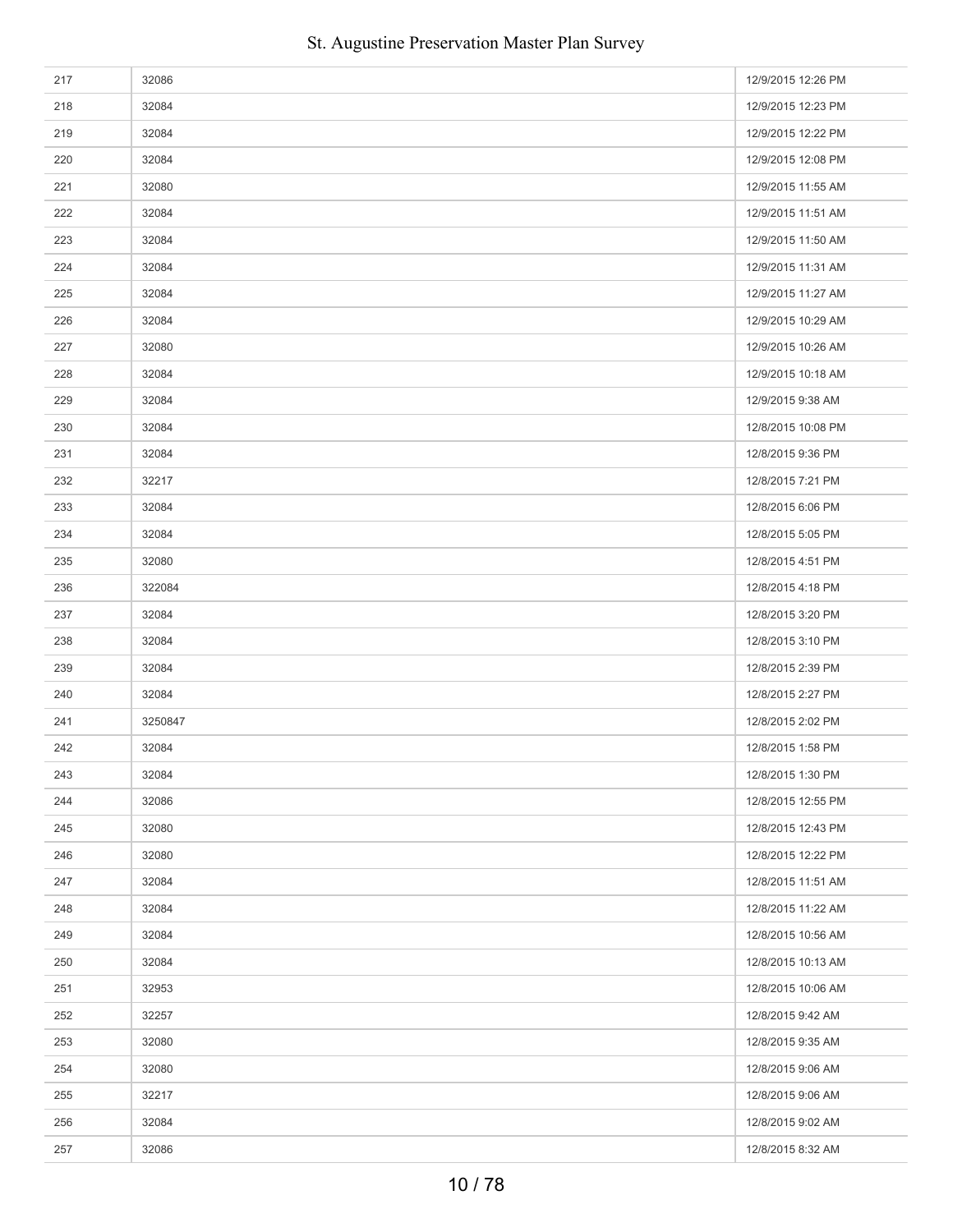| | | |
|---|---|---|
| 217 | 32086 | 12/9/2015 12:26 PM |
| 218 | 32084 | 12/9/2015 12:23 PM |
| 219 | 32084 | 12/9/2015 12:22 PM |
| 220 | 32084 | 12/9/2015 12:08 PM |
| 221 | 32080 | 12/9/2015 11:55 AM |
| 222 | 32084 | 12/9/2015 11:51 AM |
| 223 | 32084 | 12/9/2015 11:50 AM |
| 224 | 32084 | 12/9/2015 11:31 AM |
| 225 | 32084 | 12/9/2015 11:27 AM |
| 226 | 32084 | 12/9/2015 10:29 AM |
| 227 | 32080 | 12/9/2015 10:26 AM |
| 228 | 32084 | 12/9/2015 10:18 AM |
| 229 | 32084 | 12/9/2015 9:38 AM |
| 230 | 32084 | 12/8/2015 10:08 PM |
| 231 | 32084 | 12/8/2015 9:36 PM |
| 232 | 32217 | 12/8/2015 7:21 PM |
| 233 | 32084 | 12/8/2015 6:06 PM |
| 234 | 32084 | 12/8/2015 5:05 PM |
| 235 | 32080 | 12/8/2015 4:51 PM |
| 236 | 322084 | 12/8/2015 4:18 PM |
| 237 | 32084 | 12/8/2015 3:20 PM |
| 238 | 32084 | 12/8/2015 3:10 PM |
| 239 | 32084 | 12/8/2015 2:39 PM |
| 240 | 32084 | 12/8/2015 2:27 PM |
| 241 | 3250847 | 12/8/2015 2:02 PM |
| 242 | 32084 | 12/8/2015 1:58 PM |
| 243 | 32084 | 12/8/2015 1:30 PM |
| 244 | 32086 | 12/8/2015 12:55 PM |
| 245 | 32080 | 12/8/2015 12:43 PM |
| 246 | 32080 | 12/8/2015 12:22 PM |
| 247 | 32084 | 12/8/2015 11:51 AM |
| 248 | 32084 | 12/8/2015 11:22 AM |
| 249 | 32084 | 12/8/2015 10:56 AM |
| 250 | 32084 | 12/8/2015 10:13 AM |
| 251 | 32953 | 12/8/2015 10:06 AM |
| 252 | 32257 | 12/8/2015 9:42 AM |
| 253 | 32080 | 12/8/2015 9:35 AM |
| 254 | 32080 | 12/8/2015 9:06 AM |
| 255 | 32217 | 12/8/2015 9:06 AM |
| 256 | 32084 | 12/8/2015 9:02 AM |
| 257 | 32086 | 12/8/2015 8:32 AM |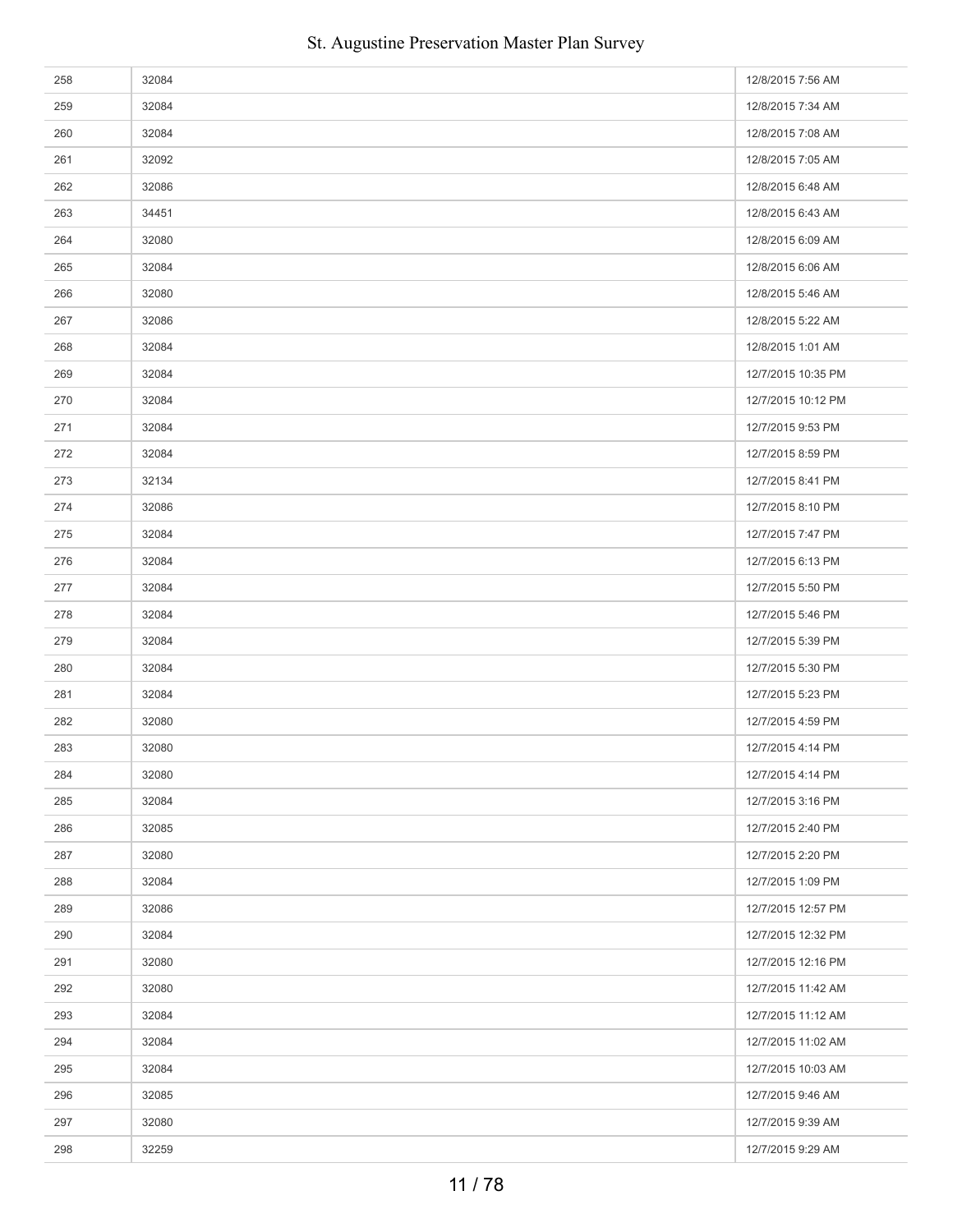| | | |
|---|---|---|
| 258 | 32084 | 12/8/2015 7:56 AM |
| 259 | 32084 | 12/8/2015 7:34 AM |
| 260 | 32084 | 12/8/2015 7:08 AM |
| 261 | 32092 | 12/8/2015 7:05 AM |
| 262 | 32086 | 12/8/2015 6:48 AM |
| 263 | 34451 | 12/8/2015 6:43 AM |
| 264 | 32080 | 12/8/2015 6:09 AM |
| 265 | 32084 | 12/8/2015 6:06 AM |
| 266 | 32080 | 12/8/2015 5:46 AM |
| 267 | 32086 | 12/8/2015 5:22 AM |
| 268 | 32084 | 12/8/2015 1:01 AM |
| 269 | 32084 | 12/7/2015 10:35 PM |
| 270 | 32084 | 12/7/2015 10:12 PM |
| 271 | 32084 | 12/7/2015 9:53 PM |
| 272 | 32084 | 12/7/2015 8:59 PM |
| 273 | 32134 | 12/7/2015 8:41 PM |
| 274 | 32086 | 12/7/2015 8:10 PM |
| 275 | 32084 | 12/7/2015 7:47 PM |
| 276 | 32084 | 12/7/2015 6:13 PM |
| 277 | 32084 | 12/7/2015 5:50 PM |
| 278 | 32084 | 12/7/2015 5:46 PM |
| 279 | 32084 | 12/7/2015 5:39 PM |
| 280 | 32084 | 12/7/2015 5:30 PM |
| 281 | 32084 | 12/7/2015 5:23 PM |
| 282 | 32080 | 12/7/2015 4:59 PM |
| 283 | 32080 | 12/7/2015 4:14 PM |
| 284 | 32080 | 12/7/2015 4:14 PM |
| 285 | 32084 | 12/7/2015 3:16 PM |
| 286 | 32085 | 12/7/2015 2:40 PM |
| 287 | 32080 | 12/7/2015 2:20 PM |
| 288 | 32084 | 12/7/2015 1:09 PM |
| 289 | 32086 | 12/7/2015 12:57 PM |
| 290 | 32084 | 12/7/2015 12:32 PM |
| 291 | 32080 | 12/7/2015 12:16 PM |
| 292 | 32080 | 12/7/2015 11:42 AM |
| 293 | 32084 | 12/7/2015 11:12 AM |
| 294 | 32084 | 12/7/2015 11:02 AM |
| 295 | 32084 | 12/7/2015 10:03 AM |
| 296 | 32085 | 12/7/2015 9:46 AM |
| 297 | 32080 | 12/7/2015 9:39 AM |
| 298 | 32259 | 12/7/2015 9:29 AM |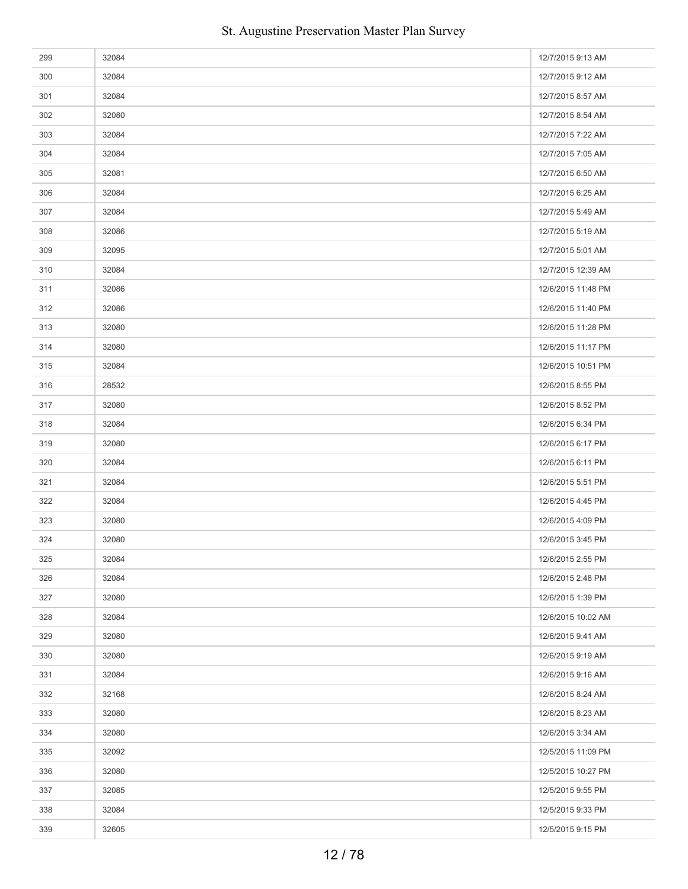| | | |
|---|---|---|
| 299 | 32084 | 12/7/2015 9:13 AM |
| 300 | 32084 | 12/7/2015 9:12 AM |
| 301 | 32084 | 12/7/2015 8:57 AM |
| 302 | 32080 | 12/7/2015 8:54 AM |
| 303 | 32084 | 12/7/2015 7:22 AM |
| 304 | 32084 | 12/7/2015 7:05 AM |
| 305 | 32081 | 12/7/2015 6:50 AM |
| 306 | 32084 | 12/7/2015 6:25 AM |
| 307 | 32084 | 12/7/2015 5:49 AM |
| 308 | 32086 | 12/7/2015 5:19 AM |
| 309 | 32095 | 12/7/2015 5:01 AM |
| 310 | 32084 | 12/7/2015 12:39 AM |
| 311 | 32086 | 12/6/2015 11:48 PM |
| 312 | 32086 | 12/6/2015 11:40 PM |
| 313 | 32080 | 12/6/2015 11:28 PM |
| 314 | 32080 | 12/6/2015 11:17 PM |
| 315 | 32084 | 12/6/2015 10:51 PM |
| 316 | 28532 | 12/6/2015 8:55 PM |
| 317 | 32080 | 12/6/2015 8:52 PM |
| 318 | 32084 | 12/6/2015 6:34 PM |
| 319 | 32080 | 12/6/2015 6:17 PM |
| 320 | 32084 | 12/6/2015 6:11 PM |
| 321 | 32084 | 12/6/2015 5:51 PM |
| 322 | 32084 | 12/6/2015 4:45 PM |
| 323 | 32080 | 12/6/2015 4:09 PM |
| 324 | 32080 | 12/6/2015 3:45 PM |
| 325 | 32084 | 12/6/2015 2:55 PM |
| 326 | 32084 | 12/6/2015 2:48 PM |
| 327 | 32080 | 12/6/2015 1:39 PM |
| 328 | 32084 | 12/6/2015 10:02 AM |
| 329 | 32080 | 12/6/2015 9:41 AM |
| 330 | 32080 | 12/6/2015 9:19 AM |
| 331 | 32084 | 12/6/2015 9:16 AM |
| 332 | 32168 | 12/6/2015 8:24 AM |
| 333 | 32080 | 12/6/2015 8:23 AM |
| 334 | 32080 | 12/6/2015 3:34 AM |
| 335 | 32092 | 12/5/2015 11:09 PM |
| 336 | 32080 | 12/5/2015 10:27 PM |
| 337 | 32085 | 12/5/2015 9:55 PM |
| 338 | 32084 | 12/5/2015 9:33 PM |
| 339 | 32605 | 12/5/2015 9:15 PM |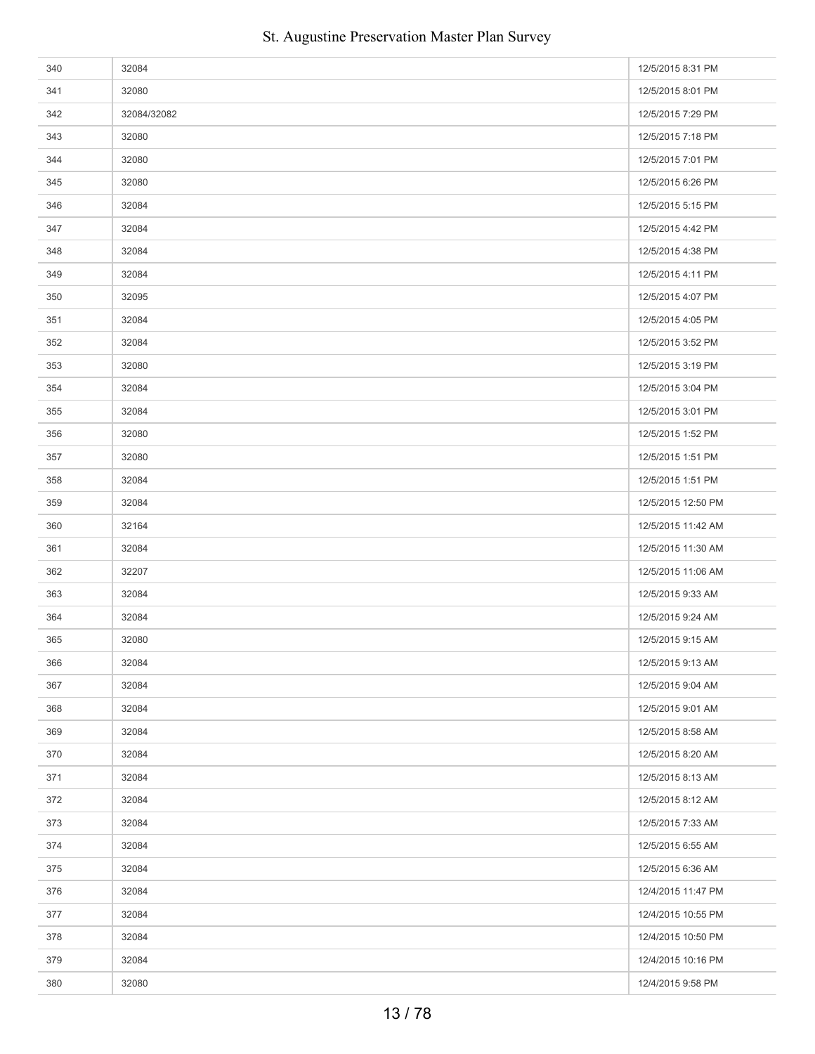| | | |
|---|---|---|
| 340 | 32084 | 12/5/2015 8:31 PM |
| 341 | 32080 | 12/5/2015 8:01 PM |
| 342 | 32084/32082 | 12/5/2015 7:29 PM |
| 343 | 32080 | 12/5/2015 7:18 PM |
| 344 | 32080 | 12/5/2015 7:01 PM |
| 345 | 32080 | 12/5/2015 6:26 PM |
| 346 | 32084 | 12/5/2015 5:15 PM |
| 347 | 32084 | 12/5/2015 4:42 PM |
| 348 | 32084 | 12/5/2015 4:38 PM |
| 349 | 32084 | 12/5/2015 4:11 PM |
| 350 | 32095 | 12/5/2015 4:07 PM |
| 351 | 32084 | 12/5/2015 4:05 PM |
| 352 | 32084 | 12/5/2015 3:52 PM |
| 353 | 32080 | 12/5/2015 3:19 PM |
| 354 | 32084 | 12/5/2015 3:04 PM |
| 355 | 32084 | 12/5/2015 3:01 PM |
| 356 | 32080 | 12/5/2015 1:52 PM |
| 357 | 32080 | 12/5/2015 1:51 PM |
| 358 | 32084 | 12/5/2015 1:51 PM |
| 359 | 32084 | 12/5/2015 12:50 PM |
| 360 | 32164 | 12/5/2015 11:42 AM |
| 361 | 32084 | 12/5/2015 11:30 AM |
| 362 | 32207 | 12/5/2015 11:06 AM |
| 363 | 32084 | 12/5/2015 9:33 AM |
| 364 | 32084 | 12/5/2015 9:24 AM |
| 365 | 32080 | 12/5/2015 9:15 AM |
| 366 | 32084 | 12/5/2015 9:13 AM |
| 367 | 32084 | 12/5/2015 9:04 AM |
| 368 | 32084 | 12/5/2015 9:01 AM |
| 369 | 32084 | 12/5/2015 8:58 AM |
| 370 | 32084 | 12/5/2015 8:20 AM |
| 371 | 32084 | 12/5/2015 8:13 AM |
| 372 | 32084 | 12/5/2015 8:12 AM |
| 373 | 32084 | 12/5/2015 7:33 AM |
| 374 | 32084 | 12/5/2015 6:55 AM |
| 375 | 32084 | 12/5/2015 6:36 AM |
| 376 | 32084 | 12/4/2015 11:47 PM |
| 377 | 32084 | 12/4/2015 10:55 PM |
| 378 | 32084 | 12/4/2015 10:50 PM |
| 379 | 32084 | 12/4/2015 10:16 PM |
| 380 | 32080 | 12/4/2015 9:58 PM |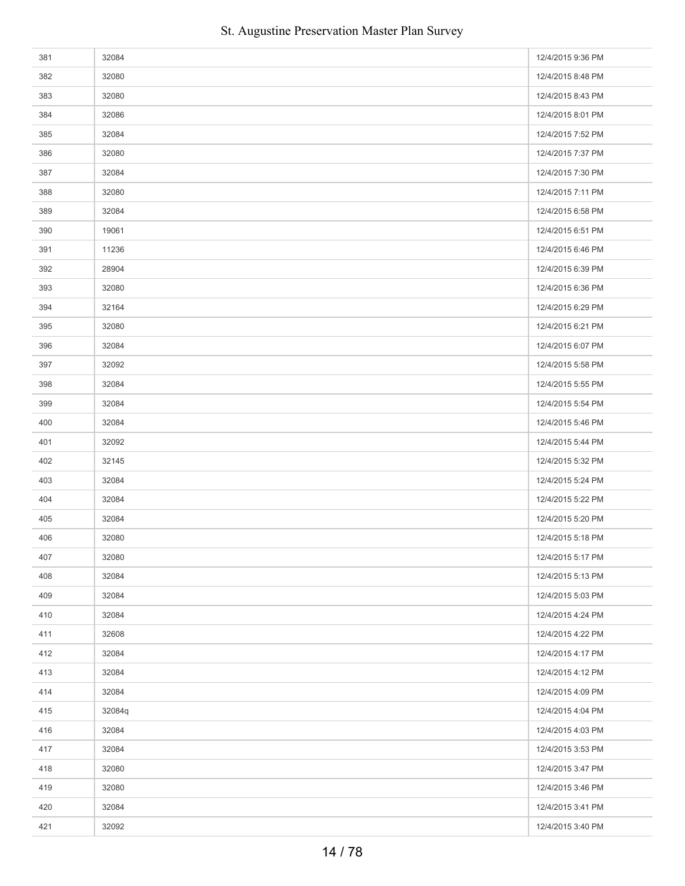| | | |
|---|---|---|
| 381 | 32084 | 12/4/2015 9:36 PM |
| 382 | 32080 | 12/4/2015 8:48 PM |
| 383 | 32080 | 12/4/2015 8:43 PM |
| 384 | 32086 | 12/4/2015 8:01 PM |
| 385 | 32084 | 12/4/2015 7:52 PM |
| 386 | 32080 | 12/4/2015 7:37 PM |
| 387 | 32084 | 12/4/2015 7:30 PM |
| 388 | 32080 | 12/4/2015 7:11 PM |
| 389 | 32084 | 12/4/2015 6:58 PM |
| 390 | 19061 | 12/4/2015 6:51 PM |
| 391 | 11236 | 12/4/2015 6:46 PM |
| 392 | 28904 | 12/4/2015 6:39 PM |
| 393 | 32080 | 12/4/2015 6:36 PM |
| 394 | 32164 | 12/4/2015 6:29 PM |
| 395 | 32080 | 12/4/2015 6:21 PM |
| 396 | 32084 | 12/4/2015 6:07 PM |
| 397 | 32092 | 12/4/2015 5:58 PM |
| 398 | 32084 | 12/4/2015 5:55 PM |
| 399 | 32084 | 12/4/2015 5:54 PM |
| 400 | 32084 | 12/4/2015 5:46 PM |
| 401 | 32092 | 12/4/2015 5:44 PM |
| 402 | 32145 | 12/4/2015 5:32 PM |
| 403 | 32084 | 12/4/2015 5:24 PM |
| 404 | 32084 | 12/4/2015 5:22 PM |
| 405 | 32084 | 12/4/2015 5:20 PM |
| 406 | 32080 | 12/4/2015 5:18 PM |
| 407 | 32080 | 12/4/2015 5:17 PM |
| 408 | 32084 | 12/4/2015 5:13 PM |
| 409 | 32084 | 12/4/2015 5:03 PM |
| 410 | 32084 | 12/4/2015 4:24 PM |
| 411 | 32608 | 12/4/2015 4:22 PM |
| 412 | 32084 | 12/4/2015 4:17 PM |
| 413 | 32084 | 12/4/2015 4:12 PM |
| 414 | 32084 | 12/4/2015 4:09 PM |
| 415 | 32084q | 12/4/2015 4:04 PM |
| 416 | 32084 | 12/4/2015 4:03 PM |
| 417 | 32084 | 12/4/2015 3:53 PM |
| 418 | 32080 | 12/4/2015 3:47 PM |
| 419 | 32080 | 12/4/2015 3:46 PM |
| 420 | 32084 | 12/4/2015 3:41 PM |
| 421 | 32092 | 12/4/2015 3:40 PM |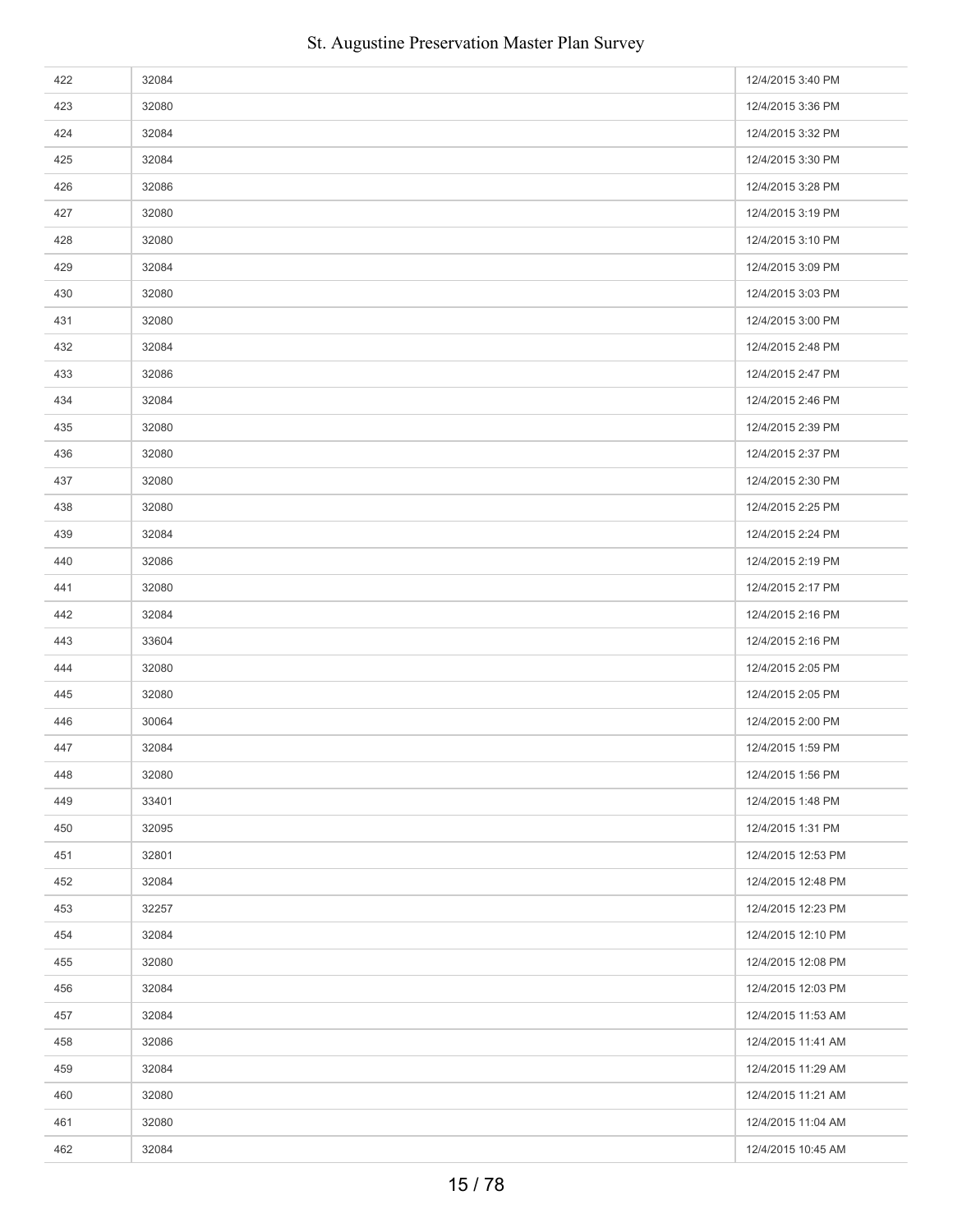| | | |
|---|---|---|
| 422 | 32084 | 12/4/2015 3:40 PM |
| 423 | 32080 | 12/4/2015 3:36 PM |
| 424 | 32084 | 12/4/2015 3:32 PM |
| 425 | 32084 | 12/4/2015 3:30 PM |
| 426 | 32086 | 12/4/2015 3:28 PM |
| 427 | 32080 | 12/4/2015 3:19 PM |
| 428 | 32080 | 12/4/2015 3:10 PM |
| 429 | 32084 | 12/4/2015 3:09 PM |
| 430 | 32080 | 12/4/2015 3:03 PM |
| 431 | 32080 | 12/4/2015 3:00 PM |
| 432 | 32084 | 12/4/2015 2:48 PM |
| 433 | 32086 | 12/4/2015 2:47 PM |
| 434 | 32084 | 12/4/2015 2:46 PM |
| 435 | 32080 | 12/4/2015 2:39 PM |
| 436 | 32080 | 12/4/2015 2:37 PM |
| 437 | 32080 | 12/4/2015 2:30 PM |
| 438 | 32080 | 12/4/2015 2:25 PM |
| 439 | 32084 | 12/4/2015 2:24 PM |
| 440 | 32086 | 12/4/2015 2:19 PM |
| 441 | 32080 | 12/4/2015 2:17 PM |
| 442 | 32084 | 12/4/2015 2:16 PM |
| 443 | 33604 | 12/4/2015 2:16 PM |
| 444 | 32080 | 12/4/2015 2:05 PM |
| 445 | 32080 | 12/4/2015 2:05 PM |
| 446 | 30064 | 12/4/2015 2:00 PM |
| 447 | 32084 | 12/4/2015 1:59 PM |
| 448 | 32080 | 12/4/2015 1:56 PM |
| 449 | 33401 | 12/4/2015 1:48 PM |
| 450 | 32095 | 12/4/2015 1:31 PM |
| 451 | 32801 | 12/4/2015 12:53 PM |
| 452 | 32084 | 12/4/2015 12:48 PM |
| 453 | 32257 | 12/4/2015 12:23 PM |
| 454 | 32084 | 12/4/2015 12:10 PM |
| 455 | 32080 | 12/4/2015 12:08 PM |
| 456 | 32084 | 12/4/2015 12:03 PM |
| 457 | 32084 | 12/4/2015 11:53 AM |
| 458 | 32086 | 12/4/2015 11:41 AM |
| 459 | 32084 | 12/4/2015 11:29 AM |
| 460 | 32080 | 12/4/2015 11:21 AM |
| 461 | 32080 | 12/4/2015 11:04 AM |
| 462 | 32084 | 12/4/2015 10:45 AM |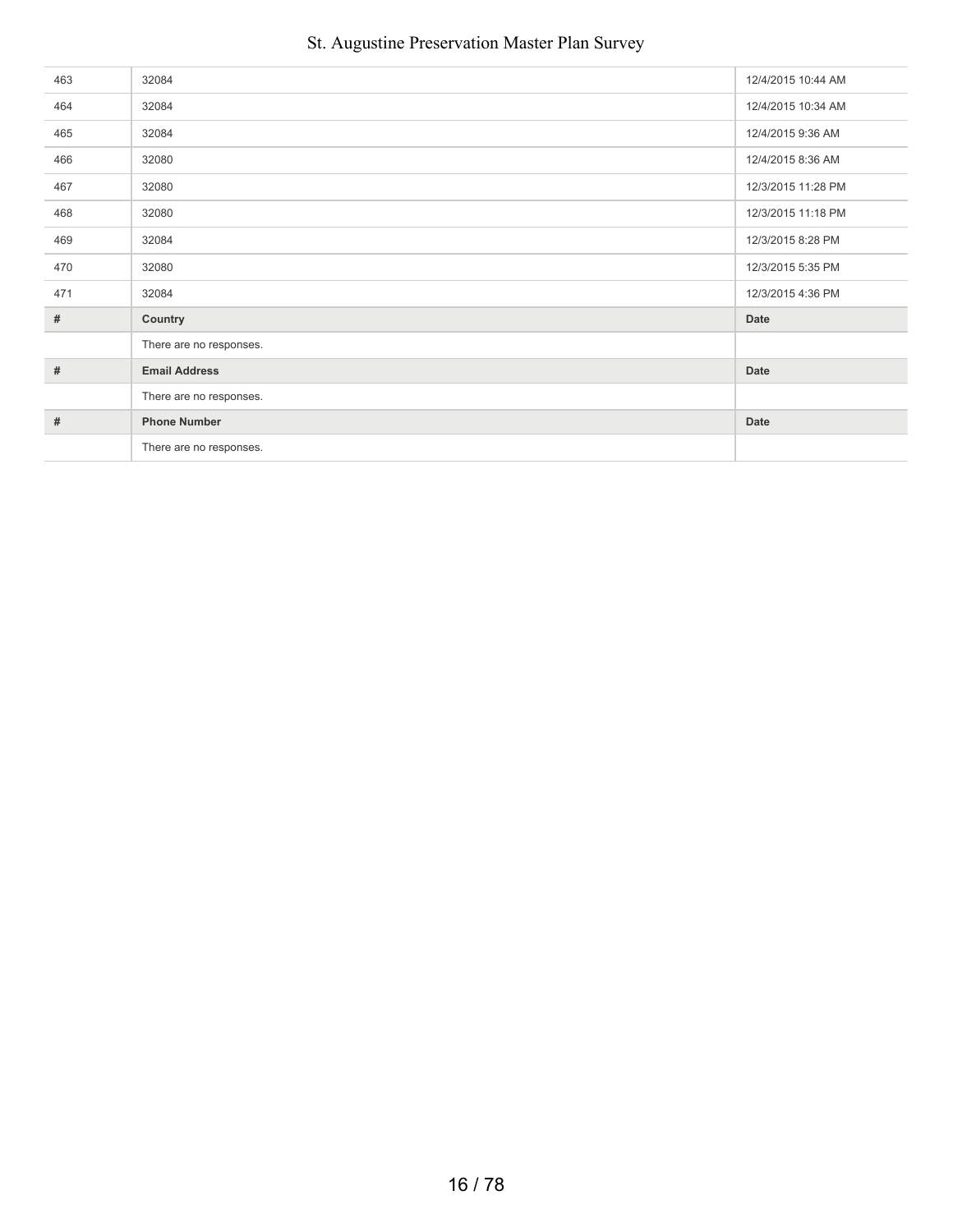| # | | Date |
|---|---|---|
| 463 | 32084 | 12/4/2015 10:44 AM |
| 464 | 32084 | 12/4/2015 10:34 AM |
| 465 | 32084 | 12/4/2015 9:36 AM |
| 466 | 32080 | 12/4/2015 8:36 AM |
| 467 | 32080 | 12/3/2015 11:28 PM |
| 468 | 32080 | 12/3/2015 11:18 PM |
| 469 | 32084 | 12/3/2015 8:28 PM |
| 470 | 32080 | 12/3/2015 5:35 PM |
| 471 | 32084 | 12/3/2015 4:36 PM |

| # | Country | Date |
|---|---|---|
| | There are no responses. | |

| # | Email Address | Date |
|---|---|---|
| | There are no responses. | |

| # | Phone Number | Date |
|---|---|---|
| | There are no responses. | |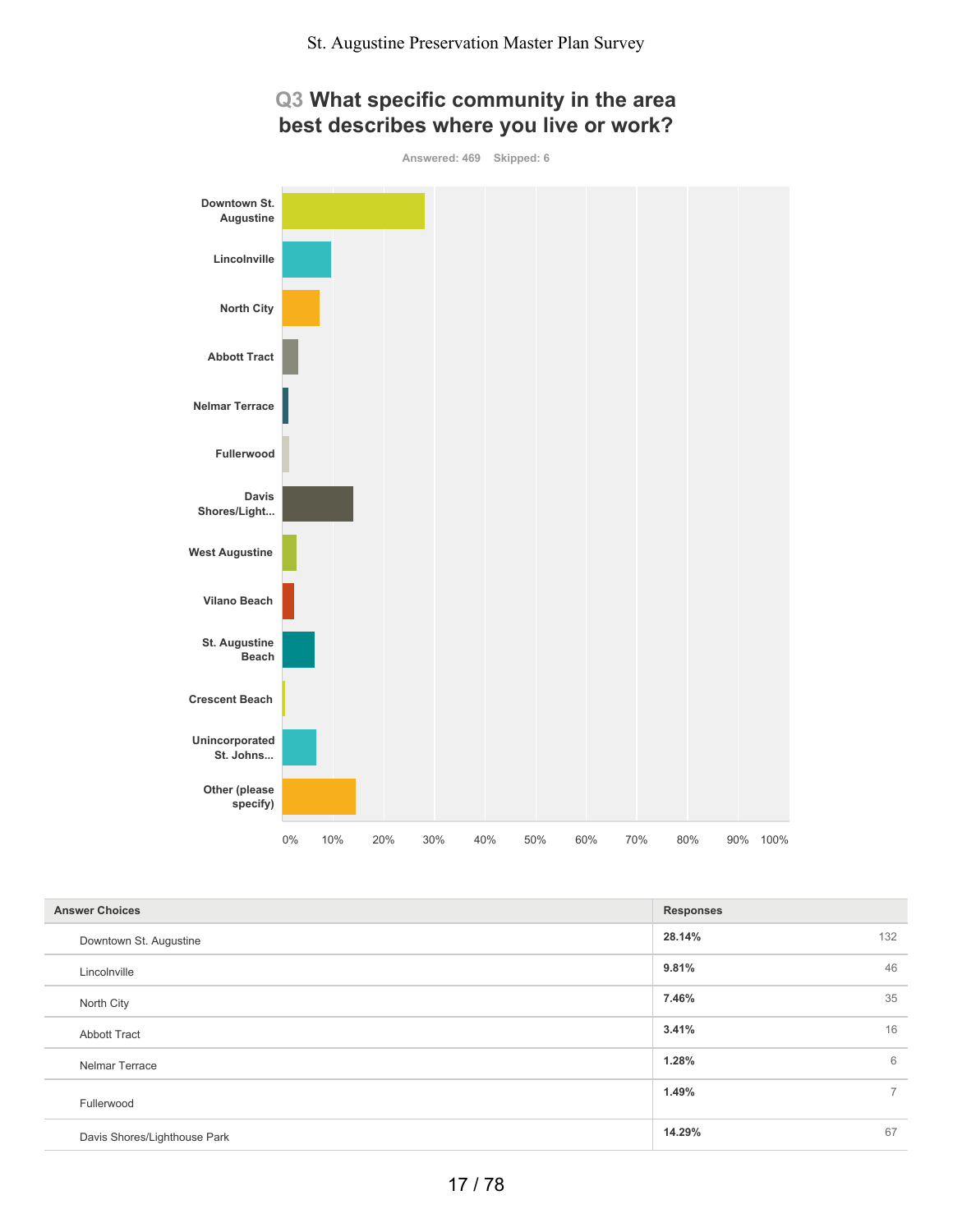## Q3 What specific community in the area best describes where you live or work?

Answered: 469 Skipped: 6

| Answer Choices | Responses | |
|---|---|---|
| Downtown St. Augustine | 28.14% | 132 |
| Lincolnville | 9.81% | 46 |
| North City | 7.46% | 35 |
| Abbott Tract | 3.41% | 16 |
| Nelmar Terrace | 1.28% | 6 |
| Fullerwood | 1.49% | 7 |
| Davis Shores/Lighthouse Park | 14.29% | 67 |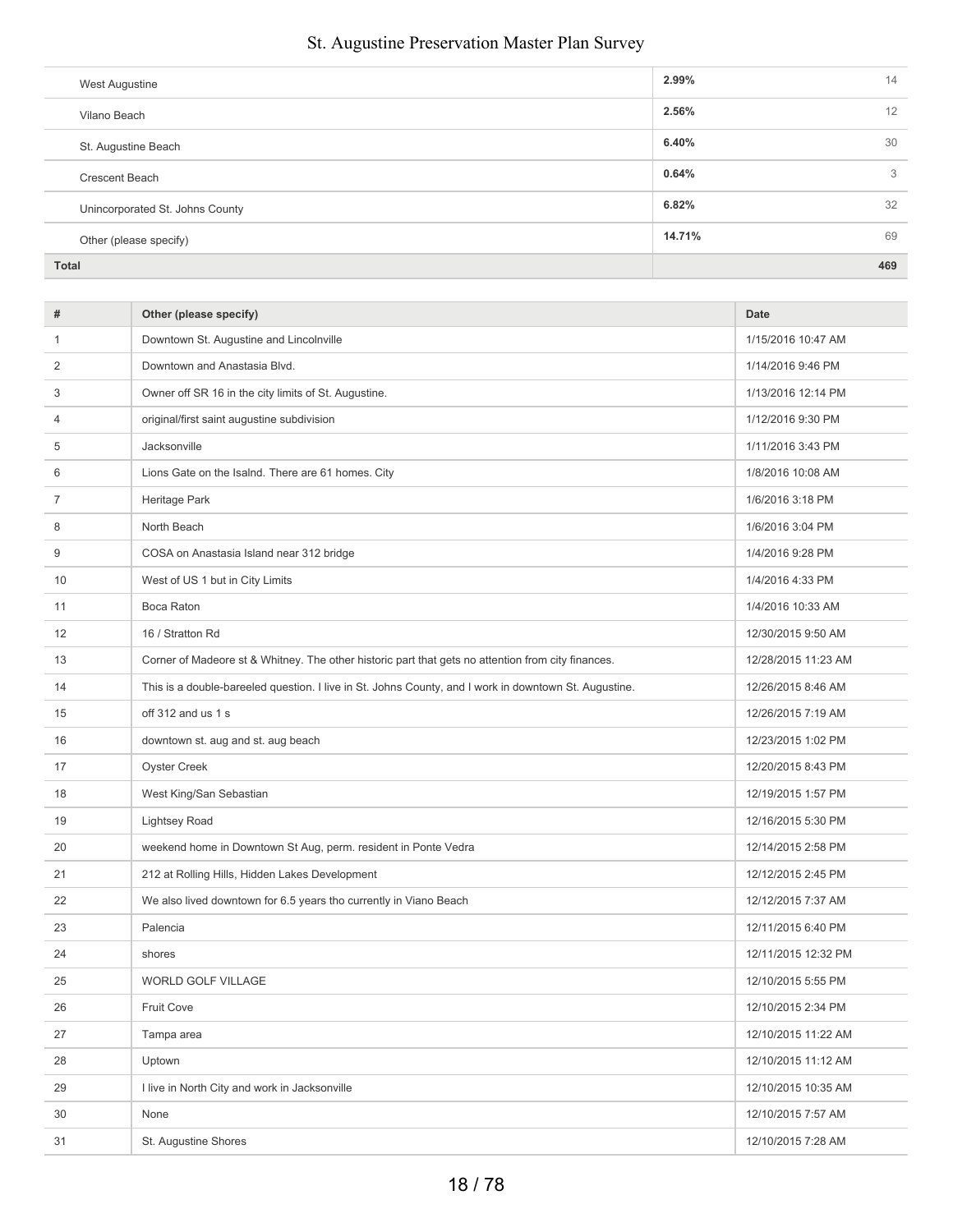| | | |
|---|---|---|
| West Augustine | 2.99% | 14 |
| Vilano Beach | 2.56% | 12 |
| St. Augustine Beach | 6.40% | 30 |
| Crescent Beach | 0.64% | 3 |
| Unincorporated St. Johns County | 6.82% | 32 |
| Other (please specify) | 14.71% | 69 |
| **Total** | | **469** |

| # | Other (please specify) | Date |
|---|---|---|
| 1 | Downtown St. Augustine and Lincolnville | 1/15/2016 10:47 AM |
| 2 | Downtown and Anastasia Blvd. | 1/14/2016 9:46 PM |
| 3 | Owner off SR 16 in the city limits of St. Augustine. | 1/13/2016 12:14 PM |
| 4 | original/first saint augustine subdivision | 1/12/2016 9:30 PM |
| 5 | Jacksonville | 1/11/2016 3:43 PM |
| 6 | Lions Gate on the Isalnd. There are 61 homes. City | 1/8/2016 10:08 AM |
| 7 | Heritage Park | 1/6/2016 3:18 PM |
| 8 | North Beach | 1/6/2016 3:04 PM |
| 9 | COSA on Anastasia Island near 312 bridge | 1/4/2016 9:28 PM |
| 10 | West of US 1 but in City Limits | 1/4/2016 4:33 PM |
| 11 | Boca Raton | 1/4/2016 10:33 AM |
| 12 | 16 / Stratton Rd | 12/30/2015 9:50 AM |
| 13 | Corner of Madeore st & Whitney. The other historic part that gets no attention from city finances. | 12/28/2015 11:23 AM |
| 14 | This is a double-bareeled question. I live in St. Johns County, and I work in downtown St. Augustine. | 12/26/2015 8:46 AM |
| 15 | off 312 and us 1 s | 12/26/2015 7:19 AM |
| 16 | downtown st. aug and st. aug beach | 12/23/2015 1:02 PM |
| 17 | Oyster Creek | 12/20/2015 8:43 PM |
| 18 | West King/San Sebastian | 12/19/2015 1:57 PM |
| 19 | Lightsey Road | 12/16/2015 5:30 PM |
| 20 | weekend home in Downtown St Aug, perm. resident in Ponte Vedra | 12/14/2015 2:58 PM |
| 21 | 212 at Rolling Hills, Hidden Lakes Development | 12/12/2015 2:45 PM |
| 22 | We also lived downtown for 6.5 years tho currently in Viano Beach | 12/12/2015 7:37 AM |
| 23 | Palencia | 12/11/2015 6:40 PM |
| 24 | shores | 12/11/2015 12:32 PM |
| 25 | WORLD GOLF VILLAGE | 12/10/2015 5:55 PM |
| 26 | Fruit Cove | 12/10/2015 2:34 PM |
| 27 | Tampa area | 12/10/2015 11:22 AM |
| 28 | Uptown | 12/10/2015 11:12 AM |
| 29 | I live in North City and work in Jacksonville | 12/10/2015 10:35 AM |
| 30 | None | 12/10/2015 7:57 AM |
| 31 | St. Augustine Shores | 12/10/2015 7:28 AM |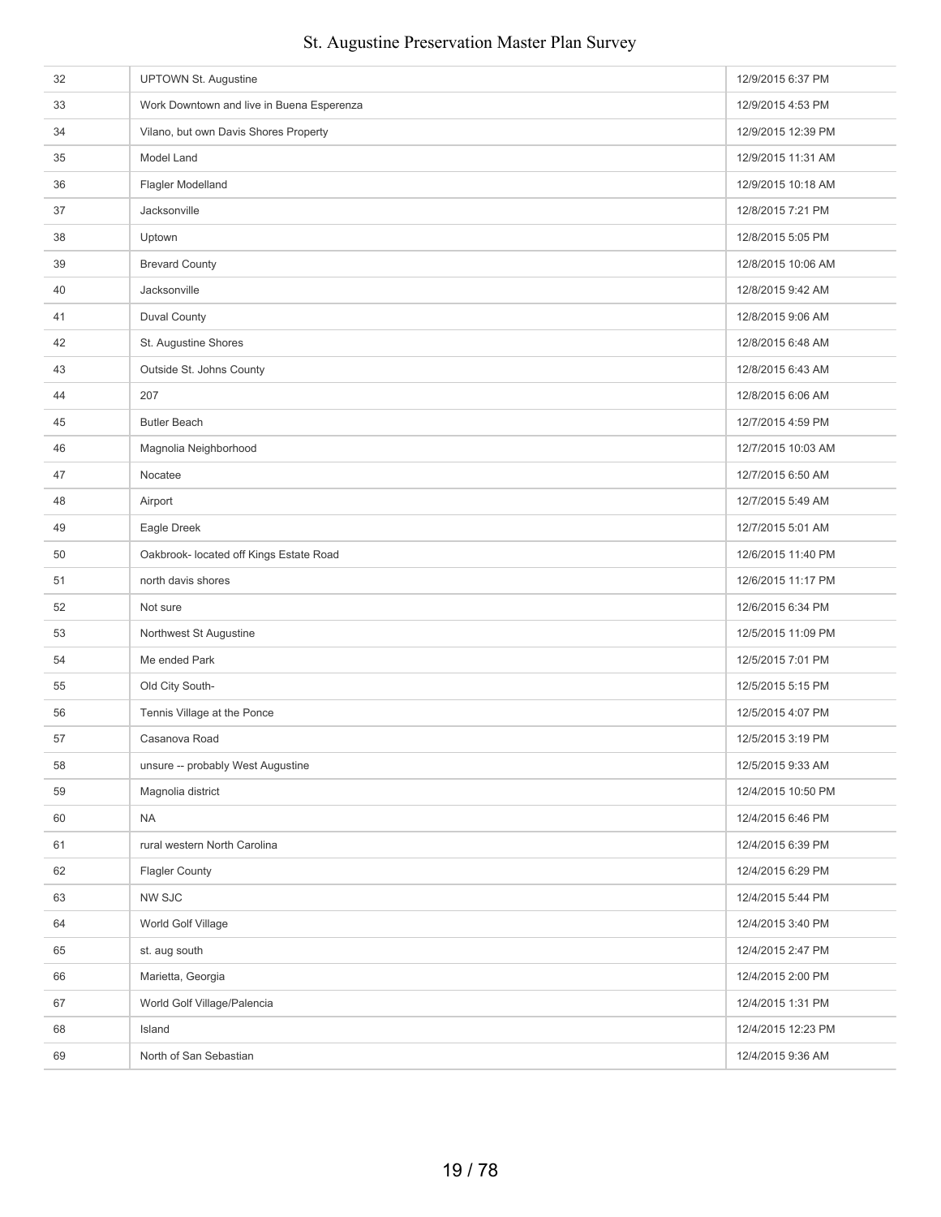| | | |
|---|---|---|
| 32 | UPTOWN St. Augustine | 12/9/2015 6:37 PM |
| 33 | Work Downtown and live in Buena Esperenza | 12/9/2015 4:53 PM |
| 34 | Vilano, but own Davis Shores Property | 12/9/2015 12:39 PM |
| 35 | Model Land | 12/9/2015 11:31 AM |
| 36 | Flagler Modelland | 12/9/2015 10:18 AM |
| 37 | Jacksonville | 12/8/2015 7:21 PM |
| 38 | Uptown | 12/8/2015 5:05 PM |
| 39 | Brevard County | 12/8/2015 10:06 AM |
| 40 | Jacksonville | 12/8/2015 9:42 AM |
| 41 | Duval County | 12/8/2015 9:06 AM |
| 42 | St. Augustine Shores | 12/8/2015 6:48 AM |
| 43 | Outside St. Johns County | 12/8/2015 6:43 AM |
| 44 | 207 | 12/8/2015 6:06 AM |
| 45 | Butler Beach | 12/7/2015 4:59 PM |
| 46 | Magnolia Neighborhood | 12/7/2015 10:03 AM |
| 47 | Nocatee | 12/7/2015 6:50 AM |
| 48 | Airport | 12/7/2015 5:49 AM |
| 49 | Eagle Dreek | 12/7/2015 5:01 AM |
| 50 | Oakbrook- located off Kings Estate Road | 12/6/2015 11:40 PM |
| 51 | north davis shores | 12/6/2015 11:17 PM |
| 52 | Not sure | 12/6/2015 6:34 PM |
| 53 | Northwest St Augustine | 12/5/2015 11:09 PM |
| 54 | Me ended Park | 12/5/2015 7:01 PM |
| 55 | Old City South- | 12/5/2015 5:15 PM |
| 56 | Tennis Village at the Ponce | 12/5/2015 4:07 PM |
| 57 | Casanova Road | 12/5/2015 3:19 PM |
| 58 | unsure -- probably West Augustine | 12/5/2015 9:33 AM |
| 59 | Magnolia district | 12/4/2015 10:50 PM |
| 60 | NA | 12/4/2015 6:46 PM |
| 61 | rural western North Carolina | 12/4/2015 6:39 PM |
| 62 | Flagler County | 12/4/2015 6:29 PM |
| 63 | NW SJC | 12/4/2015 5:44 PM |
| 64 | World Golf Village | 12/4/2015 3:40 PM |
| 65 | st. aug south | 12/4/2015 2:47 PM |
| 66 | Marietta, Georgia | 12/4/2015 2:00 PM |
| 67 | World Golf Village/Palencia | 12/4/2015 1:31 PM |
| 68 | Island | 12/4/2015 12:23 PM |
| 69 | North of San Sebastian | 12/4/2015 9:36 AM |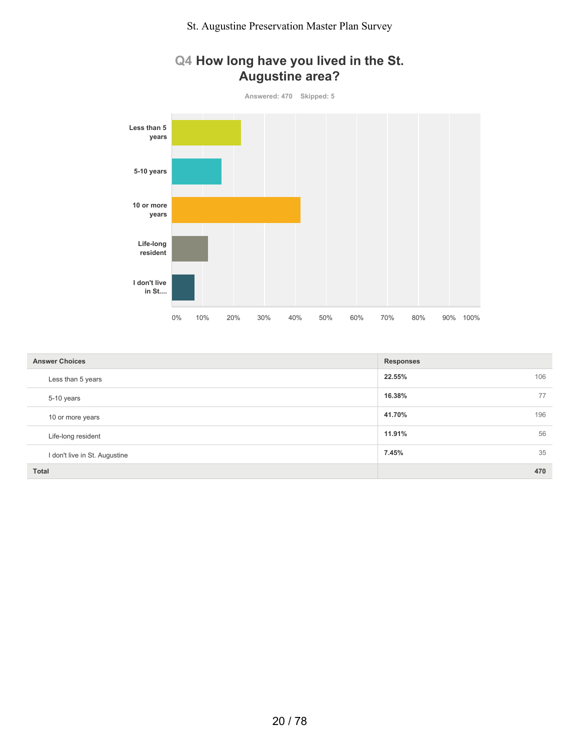## Q4 How long have you lived in the St. Augustine area?

Answered: 470 Skipped: 5

| Answer Choices | Responses | |
|---|---|---|
| Less than 5 years | 22.55% | 106 |
| 5-10 years | 16.38% | 77 |
| 10 or more years | 41.70% | 196 |
| Life-long resident | 11.91% | 56 |
| I don't live in St. Augustine | 7.45% | 35 |
| **Total** | | **470** |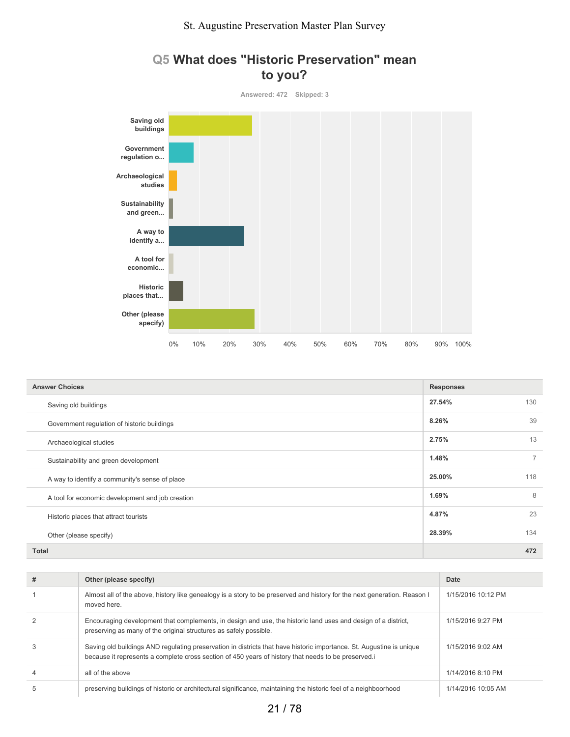## Q5 What does "Historic Preservation" mean to you?

Answered: 472 Skipped: 3

| Answer Choices | Responses | |
|---|---|---|
| Saving old buildings | 27.54% | 130 |
| Government regulation of historic buildings | 8.26% | 39 |
| Archaeological studies | 2.75% | 13 |
| Sustainability and green development | 1.48% | 7 |
| A way to identify a community's sense of place | 25.00% | 118 |
| A tool for economic development and job creation | 1.69% | 8 |
| Historic places that attract tourists | 4.87% | 23 |
| Other (please specify) | 28.39% | 134 |
| **Total** | | **472** |

| # | Other (please specify) | Date |
|---|---|---|
| 1 | Almost all of the above, history like genealogy is a story to be preserved and history for the next generation. Reason I moved here. | 1/15/2016 10:12 PM |
| 2 | Encouraging development that complements, in design and use, the historic land uses and design of a district, preserving as many of the original structures as safely possible. | 1/15/2016 9:27 PM |
| 3 | Saving old buildings AND regulating preservation in districts that have historic importance. St. Augustine is unique because it represents a complete cross section of 450 years of history that needs to be preserved.i | 1/15/2016 9:02 AM |
| 4 | all of the above | 1/14/2016 8:10 PM |
| 5 | preserving buildings of historic or architectural significance, maintaining the historic feel of a neighboorhood | 1/14/2016 10:05 AM |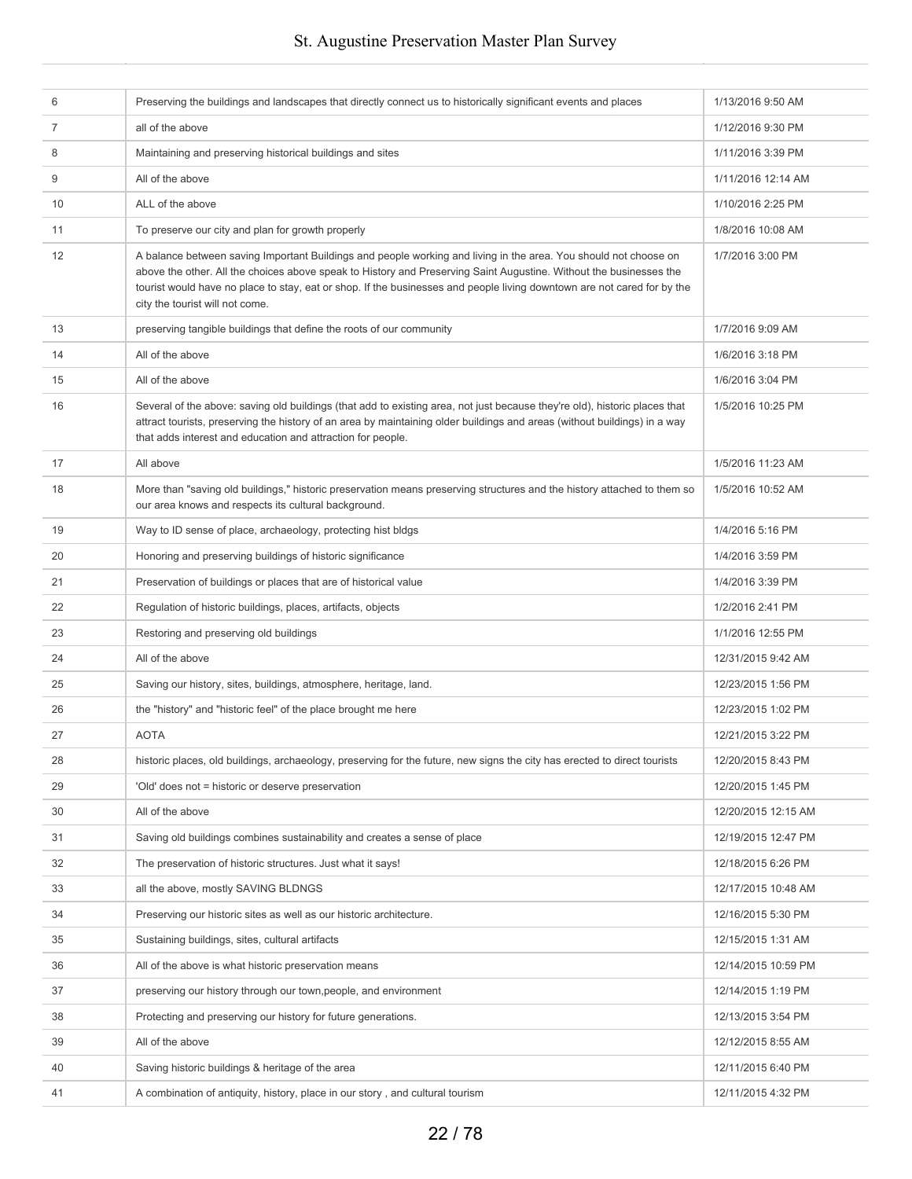| | | |
|---|---|---|
| 6 | Preserving the buildings and landscapes that directly connect us to historically significant events and places | 1/13/2016 9:50 AM |
| 7 | all of the above | 1/12/2016 9:30 PM |
| 8 | Maintaining and preserving historical buildings and sites | 1/11/2016 3:39 PM |
| 9 | All of the above | 1/11/2016 12:14 AM |
| 10 | ALL of the above | 1/10/2016 2:25 PM |
| 11 | To preserve our city and plan for growth properly | 1/8/2016 10:08 AM |
| 12 | A balance between saving Important Buildings and people working and living in the area. You should not choose on above the other. All the choices above speak to History and Preserving Saint Augustine. Without the businesses the tourist would have no place to stay, eat or shop. If the businesses and people living downtown are not cared for by the city the tourist will not come. | 1/7/2016 3:00 PM |
| 13 | preserving tangible buildings that define the roots of our community | 1/7/2016 9:09 AM |
| 14 | All of the above | 1/6/2016 3:18 PM |
| 15 | All of the above | 1/6/2016 3:04 PM |
| 16 | Several of the above: saving old buildings (that add to existing area, not just because they're old), historic places that attract tourists, preserving the history of an area by maintaining older buildings and areas (without buildings) in a way that adds interest and education and attraction for people. | 1/5/2016 10:25 PM |
| 17 | All above | 1/5/2016 11:23 AM |
| 18 | More than "saving old buildings," historic preservation means preserving structures and the history attached to them so our area knows and respects its cultural background. | 1/5/2016 10:52 AM |
| 19 | Way to ID sense of place, archaeology, protecting hist bldgs | 1/4/2016 5:16 PM |
| 20 | Honoring and preserving buildings of historic significance | 1/4/2016 3:59 PM |
| 21 | Preservation of buildings or places that are of historical value | 1/4/2016 3:39 PM |
| 22 | Regulation of historic buildings, places, artifacts, objects | 1/2/2016 2:41 PM |
| 23 | Restoring and preserving old buildings | 1/1/2016 12:55 PM |
| 24 | All of the above | 12/31/2015 9:42 AM |
| 25 | Saving our history, sites, buildings, atmosphere, heritage, land. | 12/23/2015 1:56 PM |
| 26 | the "history" and "historic feel" of the place brought me here | 12/23/2015 1:02 PM |
| 27 | AOTA | 12/21/2015 3:22 PM |
| 28 | historic places, old buildings, archaeology, preserving for the future, new signs the city has erected to direct tourists | 12/20/2015 8:43 PM |
| 29 | 'Old' does not = historic or deserve preservation | 12/20/2015 1:45 PM |
| 30 | All of the above | 12/20/2015 12:15 AM |
| 31 | Saving old buildings combines sustainability and creates a sense of place | 12/19/2015 12:47 PM |
| 32 | The preservation of historic structures. Just what it says! | 12/18/2015 6:26 PM |
| 33 | all the above, mostly SAVING BLDNGS | 12/17/2015 10:48 AM |
| 34 | Preserving our historic sites as well as our historic architecture. | 12/16/2015 5:30 PM |
| 35 | Sustaining buildings, sites, cultural artifacts | 12/15/2015 1:31 AM |
| 36 | All of the above is what historic preservation means | 12/14/2015 10:59 PM |
| 37 | preserving our history through our town,people, and environment | 12/14/2015 1:19 PM |
| 38 | Protecting and preserving our history for future generations. | 12/13/2015 3:54 PM |
| 39 | All of the above | 12/12/2015 8:55 AM |
| 40 | Saving historic buildings & heritage of the area | 12/11/2015 6:40 PM |
| 41 | A combination of antiquity, history, place in our story , and cultural tourism | 12/11/2015 4:32 PM |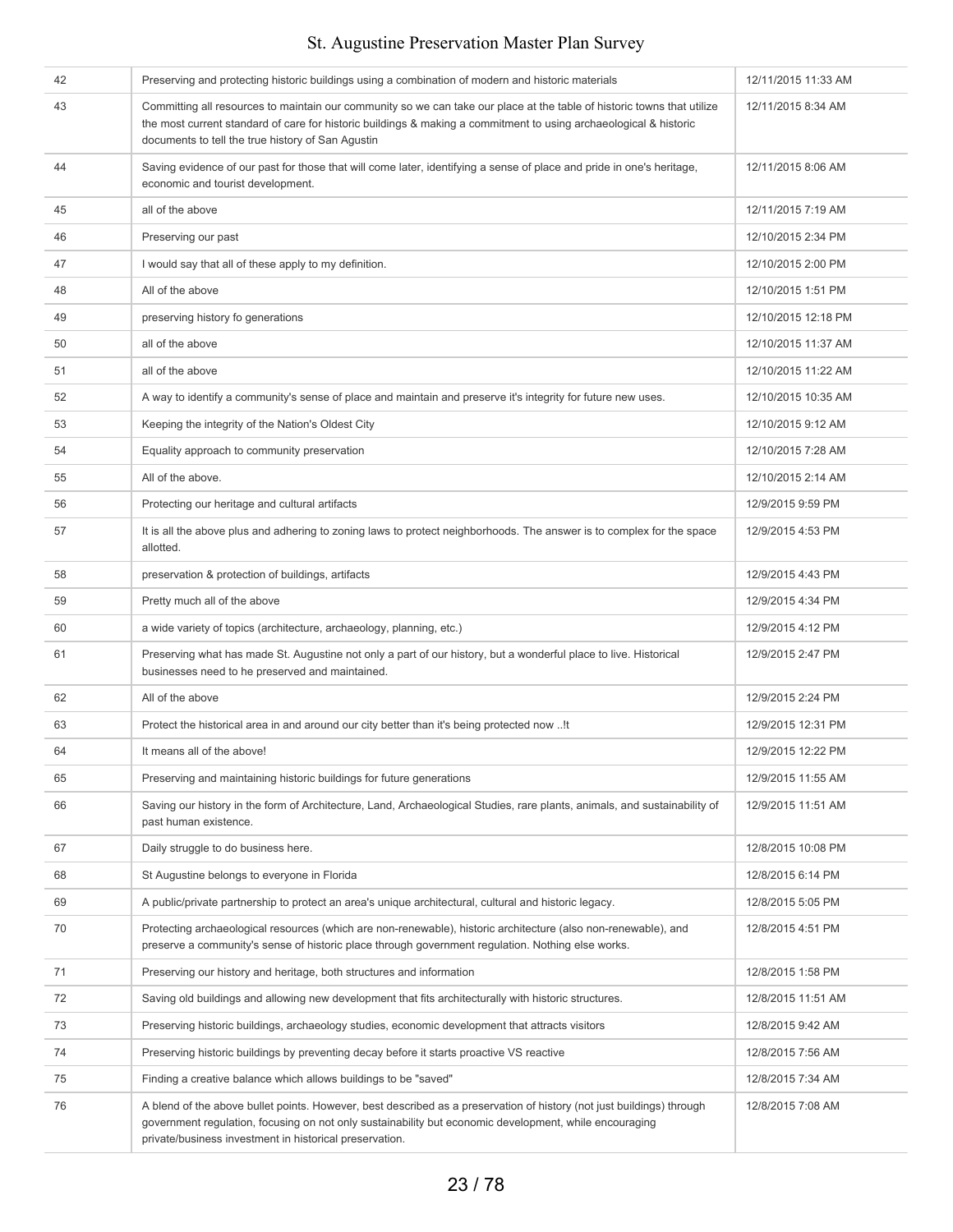| | | |
|---|---|---|
| 42 | Preserving and protecting historic buildings using a combination of modern and historic materials | 12/11/2015 11:33 AM |
| 43 | Committing all resources to maintain our community so we can take our place at the table of historic towns that utilize the most current standard of care for historic buildings & making a commitment to using archaeological & historic documents to tell the true history of San Agustin | 12/11/2015 8:34 AM |
| 44 | Saving evidence of our past for those that will come later, identifying a sense of place and pride in one's heritage, economic and tourist development. | 12/11/2015 8:06 AM |
| 45 | all of the above | 12/11/2015 7:19 AM |
| 46 | Preserving our past | 12/10/2015 2:34 PM |
| 47 | I would say that all of these apply to my definition. | 12/10/2015 2:00 PM |
| 48 | All of the above | 12/10/2015 1:51 PM |
| 49 | preserving history fo generations | 12/10/2015 12:18 PM |
| 50 | all of the above | 12/10/2015 11:37 AM |
| 51 | all of the above | 12/10/2015 11:22 AM |
| 52 | A way to identify a community's sense of place and maintain and preserve it's integrity for future new uses. | 12/10/2015 10:35 AM |
| 53 | Keeping the integrity of the Nation's Oldest City | 12/10/2015 9:12 AM |
| 54 | Equality approach to community preservation | 12/10/2015 7:28 AM |
| 55 | All of the above. | 12/10/2015 2:14 AM |
| 56 | Protecting our heritage and cultural artifacts | 12/9/2015 9:59 PM |
| 57 | It is all the above plus and adhering to zoning laws to protect neighborhoods. The answer is to complex for the space allotted. | 12/9/2015 4:53 PM |
| 58 | preservation & protection of buildings, artifacts | 12/9/2015 4:43 PM |
| 59 | Pretty much all of the above | 12/9/2015 4:34 PM |
| 60 | a wide variety of topics (architecture, archaeology, planning, etc.) | 12/9/2015 4:12 PM |
| 61 | Preserving what has made St. Augustine not only a part of our history, but a wonderful place to live. Historical businesses need to he preserved and maintained. | 12/9/2015 2:47 PM |
| 62 | All of the above | 12/9/2015 2:24 PM |
| 63 | Protect the historical area in and around our city better than it's being protected now ..!t | 12/9/2015 12:31 PM |
| 64 | It means all of the above! | 12/9/2015 12:22 PM |
| 65 | Preserving and maintaining historic buildings for future generations | 12/9/2015 11:55 AM |
| 66 | Saving our history in the form of Architecture, Land, Archaeological Studies, rare plants, animals, and sustainability of past human existence. | 12/9/2015 11:51 AM |
| 67 | Daily struggle to do business here. | 12/8/2015 10:08 PM |
| 68 | St Augustine belongs to everyone in Florida | 12/8/2015 6:14 PM |
| 69 | A public/private partnership to protect an area's unique architectural, cultural and historic legacy. | 12/8/2015 5:05 PM |
| 70 | Protecting archaeological resources (which are non-renewable), historic architecture (also non-renewable), and preserve a community's sense of historic place through government regulation. Nothing else works. | 12/8/2015 4:51 PM |
| 71 | Preserving our history and heritage, both structures and information | 12/8/2015 1:58 PM |
| 72 | Saving old buildings and allowing new development that fits architecturally with historic structures. | 12/8/2015 11:51 AM |
| 73 | Preserving historic buildings, archaeology studies, economic development that attracts visitors | 12/8/2015 9:42 AM |
| 74 | Preserving historic buildings by preventing decay before it starts proactive VS reactive | 12/8/2015 7:56 AM |
| 75 | Finding a creative balance which allows buildings to be "saved" | 12/8/2015 7:34 AM |
| 76 | A blend of the above bullet points. However, best described as a preservation of history (not just buildings) through government regulation, focusing on not only sustainability but economic development, while encouraging private/business investment in historical preservation. | 12/8/2015 7:08 AM |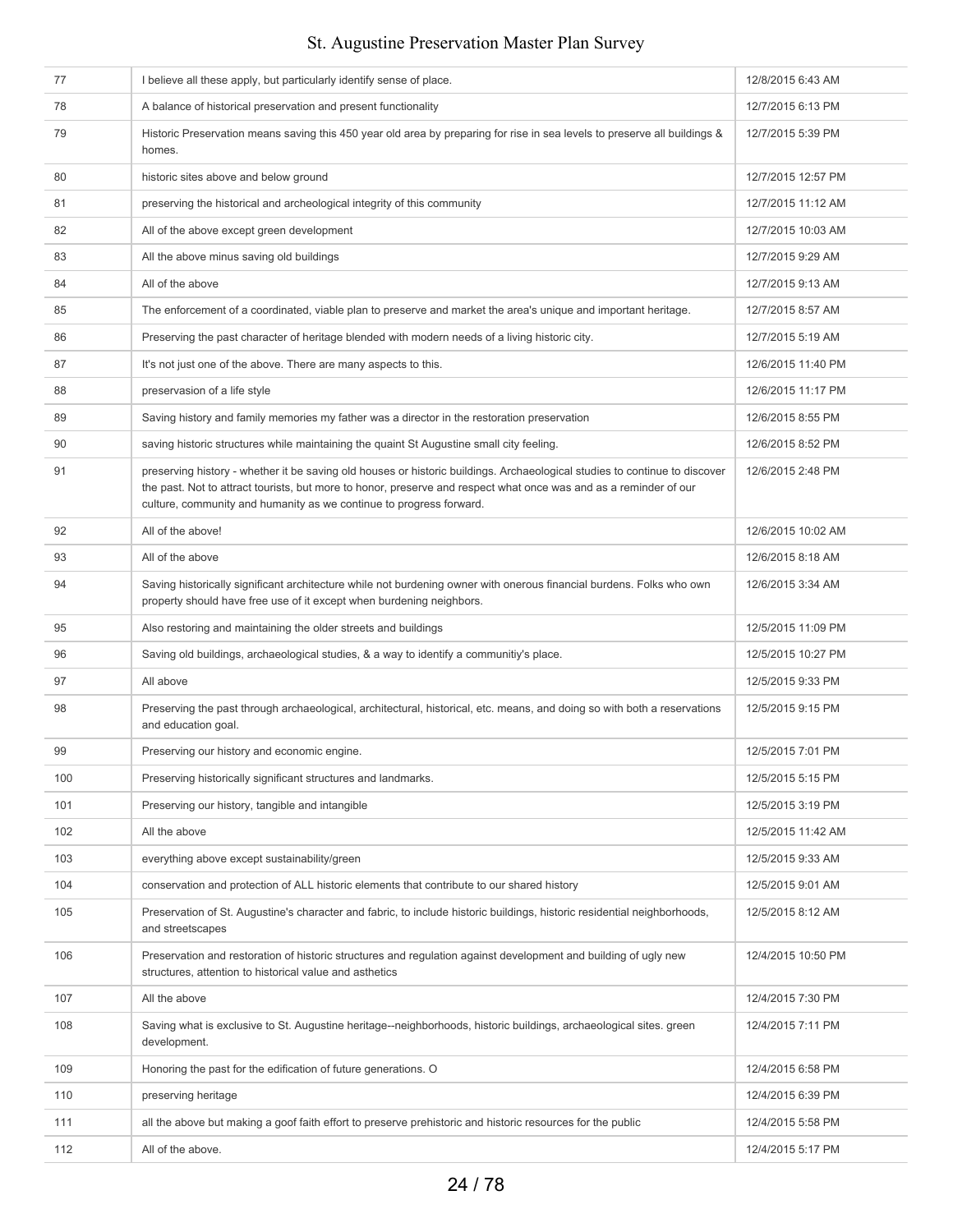| | | |
|---|---|---|
| 77 | I believe all these apply, but particularly identify sense of place. | 12/8/2015 6:43 AM |
| 78 | A balance of historical preservation and present functionality | 12/7/2015 6:13 PM |
| 79 | Historic Preservation means saving this 450 year old area by preparing for rise in sea levels to preserve all buildings & homes. | 12/7/2015 5:39 PM |
| 80 | historic sites above and below ground | 12/7/2015 12:57 PM |
| 81 | preserving the historical and archeological integrity of this community | 12/7/2015 11:12 AM |
| 82 | All of the above except green development | 12/7/2015 10:03 AM |
| 83 | All the above minus saving old buildings | 12/7/2015 9:29 AM |
| 84 | All of the above | 12/7/2015 9:13 AM |
| 85 | The enforcement of a coordinated, viable plan to preserve and market the area's unique and important heritage. | 12/7/2015 8:57 AM |
| 86 | Preserving the past character of heritage blended with modern needs of a living historic city. | 12/7/2015 5:19 AM |
| 87 | It's not just one of the above. There are many aspects to this. | 12/6/2015 11:40 PM |
| 88 | preservasion of a life style | 12/6/2015 11:17 PM |
| 89 | Saving history and family memories my father was a director in the restoration preservation | 12/6/2015 8:55 PM |
| 90 | saving historic structures while maintaining the quaint St Augustine small city feeling. | 12/6/2015 8:52 PM |
| 91 | preserving history - whether it be saving old houses or historic buildings. Archaeological studies to continue to discover the past. Not to attract tourists, but more to honor, preserve and respect what once was and as a reminder of our culture, community and humanity as we continue to progress forward. | 12/6/2015 2:48 PM |
| 92 | All of the above! | 12/6/2015 10:02 AM |
| 93 | All of the above | 12/6/2015 8:18 AM |
| 94 | Saving historically significant architecture while not burdening owner with onerous financial burdens. Folks who own property should have free use of it except when burdening neighbors. | 12/6/2015 3:34 AM |
| 95 | Also restoring and maintaining the older streets and buildings | 12/5/2015 11:09 PM |
| 96 | Saving old buildings, archaeological studies, & a way to identify a communitiy's place. | 12/5/2015 10:27 PM |
| 97 | All above | 12/5/2015 9:33 PM |
| 98 | Preserving the past through archaeological, architectural, historical, etc. means, and doing so with both a reservations and education goal. | 12/5/2015 9:15 PM |
| 99 | Preserving our history and economic engine. | 12/5/2015 7:01 PM |
| 100 | Preserving historically significant structures and landmarks. | 12/5/2015 5:15 PM |
| 101 | Preserving our history, tangible and intangible | 12/5/2015 3:19 PM |
| 102 | All the above | 12/5/2015 11:42 AM |
| 103 | everything above except sustainability/green | 12/5/2015 9:33 AM |
| 104 | conservation and protection of ALL historic elements that contribute to our shared history | 12/5/2015 9:01 AM |
| 105 | Preservation of St. Augustine's character and fabric, to include historic buildings, historic residential neighborhoods, and streetscapes | 12/5/2015 8:12 AM |
| 106 | Preservation and restoration of historic structures and regulation against development and building of ugly new structures, attention to historical value and asthetics | 12/4/2015 10:50 PM |
| 107 | All the above | 12/4/2015 7:30 PM |
| 108 | Saving what is exclusive to St. Augustine heritage--neighborhoods, historic buildings, archaeological sites. green development. | 12/4/2015 7:11 PM |
| 109 | Honoring the past for the edification of future generations. O | 12/4/2015 6:58 PM |
| 110 | preserving heritage | 12/4/2015 6:39 PM |
| 111 | all the above but making a goof faith effort to preserve prehistoric and historic resources for the public | 12/4/2015 5:58 PM |
| 112 | All of the above. | 12/4/2015 5:17 PM |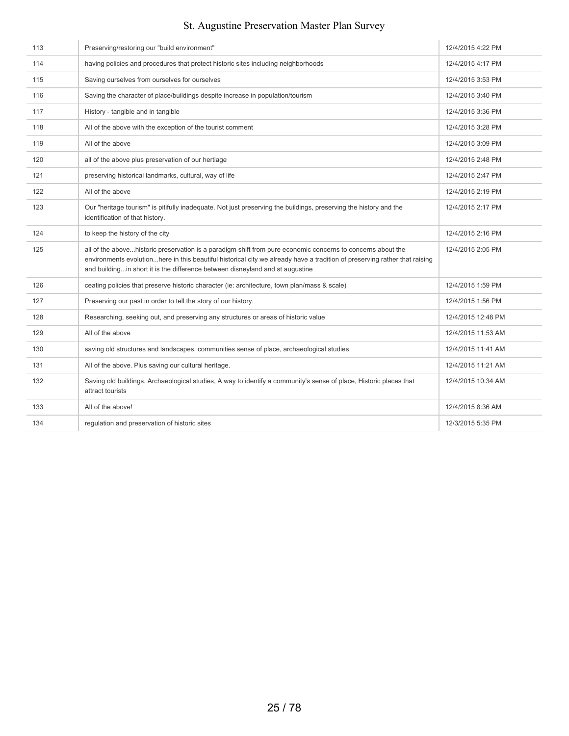| | | |
|---|---|---|
| 113 | Preserving/restoring our "build environment" | 12/4/2015 4:22 PM |
| 114 | having policies and procedures that protect historic sites including neighborhoods | 12/4/2015 4:17 PM |
| 115 | Saving ourselves from ourselves for ourselves | 12/4/2015 3:53 PM |
| 116 | Saving the character of place/buildings despite increase in population/tourism | 12/4/2015 3:40 PM |
| 117 | History - tangible and in tangible | 12/4/2015 3:36 PM |
| 118 | All of the above with the exception of the tourist comment | 12/4/2015 3:28 PM |
| 119 | All of the above | 12/4/2015 3:09 PM |
| 120 | all of the above plus preservation of our hertiage | 12/4/2015 2:48 PM |
| 121 | preserving historical landmarks, cultural, way of life | 12/4/2015 2:47 PM |
| 122 | All of the above | 12/4/2015 2:19 PM |
| 123 | Our "heritage tourism" is pitifully inadequate. Not just preserving the buildings, preserving the history and the identification of that history. | 12/4/2015 2:17 PM |
| 124 | to keep the history of the city | 12/4/2015 2:16 PM |
| 125 | all of the above...historic preservation is a paradigm shift from pure economic concerns to concerns about the environments evolution...here in this beautiful historical city we already have a tradition of preserving rather that raising and building...in short it is the difference between disneyland and st augustine | 12/4/2015 2:05 PM |
| 126 | ceating policies that preserve historic character (ie: architecture, town plan/mass & scale) | 12/4/2015 1:59 PM |
| 127 | Preserving our past in order to tell the story of our history. | 12/4/2015 1:56 PM |
| 128 | Researching, seeking out, and preserving any structures or areas of historic value | 12/4/2015 12:48 PM |
| 129 | All of the above | 12/4/2015 11:53 AM |
| 130 | saving old structures and landscapes, communities sense of place, archaeological studies | 12/4/2015 11:41 AM |
| 131 | All of the above. Plus saving our cultural heritage. | 12/4/2015 11:21 AM |
| 132 | Saving old buildings, Archaeological studies, A way to identify a community's sense of place, Historic places that attract tourists | 12/4/2015 10:34 AM |
| 133 | All of the above! | 12/4/2015 8:36 AM |
| 134 | regulation and preservation of historic sites | 12/3/2015 5:35 PM |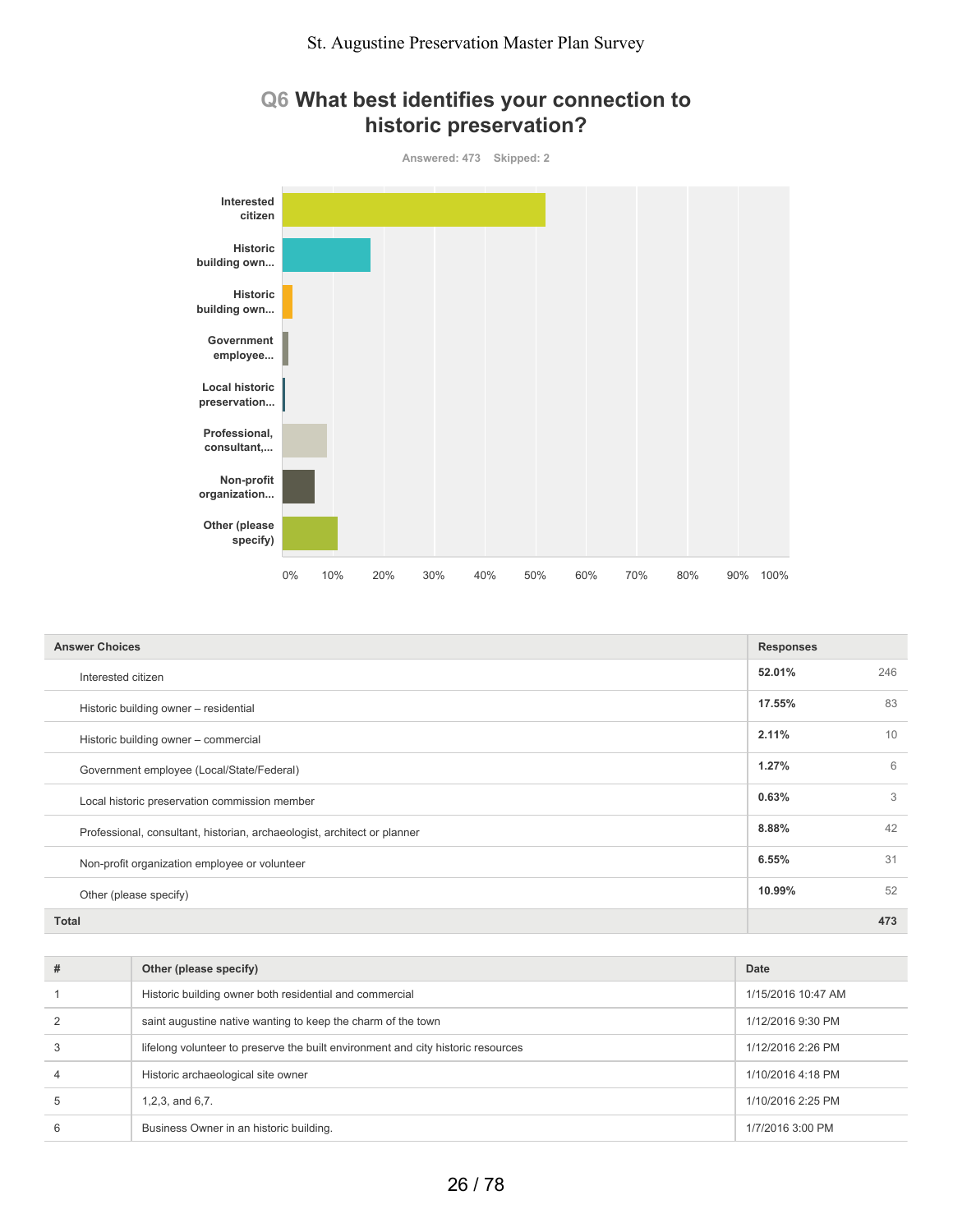## Q6 What best identifies your connection to historic preservation?

Answered: 473 Skipped: 2

| Answer Choices | Responses | |
|---|---|---|
| Interested citizen | 52.01% | 246 |
| Historic building owner – residential | 17.55% | 83 |
| Historic building owner – commercial | 2.11% | 10 |
| Government employee (Local/State/Federal) | 1.27% | 6 |
| Local historic preservation commission member | 0.63% | 3 |
| Professional, consultant, historian, archaeologist, architect or planner | 8.88% | 42 |
| Non-profit organization employee or volunteer | 6.55% | 31 |
| Other (please specify) | 10.99% | 52 |
| **Total** | | **473** |

| # | Other (please specify) | Date |
|---|---|---|
| 1 | Historic building owner both residential and commercial | 1/15/2016 10:47 AM |
| 2 | saint augustine native wanting to keep the charm of the town | 1/12/2016 9:30 PM |
| 3 | lifelong volunteer to preserve the built environment and city historic resources | 1/12/2016 2:26 PM |
| 4 | Historic archaeological site owner | 1/10/2016 4:18 PM |
| 5 | 1,2,3, and 6,7. | 1/10/2016 2:25 PM |
| 6 | Business Owner in an historic building. | 1/7/2016 3:00 PM |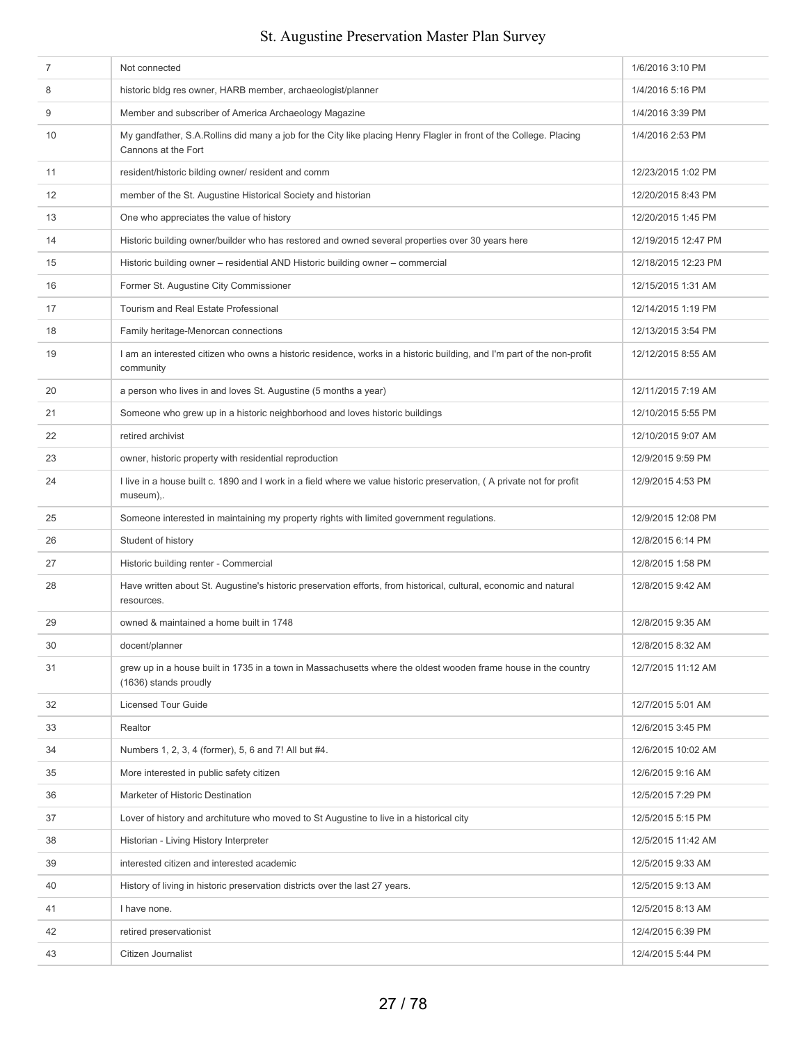| | | |
|---|---|---|
| 7 | Not connected | 1/6/2016 3:10 PM |
| 8 | historic bldg res owner, HARB member, archaeologist/planner | 1/4/2016 5:16 PM |
| 9 | Member and subscriber of America Archaeology Magazine | 1/4/2016 3:39 PM |
| 10 | My gandfather, S.A.Rollins did many a job for the City like placing Henry Flagler in front of the College. Placing Cannons at the Fort | 1/4/2016 2:53 PM |
| 11 | resident/historic bilding owner/ resident and comm | 12/23/2015 1:02 PM |
| 12 | member of the St. Augustine Historical Society and historian | 12/20/2015 8:43 PM |
| 13 | One who appreciates the value of history | 12/20/2015 1:45 PM |
| 14 | Historic building owner/builder who has restored and owned several properties over 30 years here | 12/19/2015 12:47 PM |
| 15 | Historic building owner – residential AND Historic building owner – commercial | 12/18/2015 12:23 PM |
| 16 | Former St. Augustine City Commissioner | 12/15/2015 1:31 AM |
| 17 | Tourism and Real Estate Professional | 12/14/2015 1:19 PM |
| 18 | Family heritage-Menorcan connections | 12/13/2015 3:54 PM |
| 19 | I am an interested citizen who owns a historic residence, works in a historic building, and I'm part of the non-profit community | 12/12/2015 8:55 AM |
| 20 | a person who lives in and loves St. Augustine (5 months a year) | 12/11/2015 7:19 AM |
| 21 | Someone who grew up in a historic neighborhood and loves historic buildings | 12/10/2015 5:55 PM |
| 22 | retired archivist | 12/10/2015 9:07 AM |
| 23 | owner, historic property with residential reproduction | 12/9/2015 9:59 PM |
| 24 | I live in a house built c. 1890 and I work in a field where we value historic preservation, ( A private not for profit museum),. | 12/9/2015 4:53 PM |
| 25 | Someone interested in maintaining my property rights with limited government regulations. | 12/9/2015 12:08 PM |
| 26 | Student of history | 12/8/2015 6:14 PM |
| 27 | Historic building renter - Commercial | 12/8/2015 1:58 PM |
| 28 | Have written about St. Augustine's historic preservation efforts, from historical, cultural, economic and natural resources. | 12/8/2015 9:42 AM |
| 29 | owned & maintained a home built in 1748 | 12/8/2015 9:35 AM |
| 30 | docent/planner | 12/8/2015 8:32 AM |
| 31 | grew up in a house built in 1735 in a town in Massachusetts where the oldest wooden frame house in the country (1636) stands proudly | 12/7/2015 11:12 AM |
| 32 | Licensed Tour Guide | 12/7/2015 5:01 AM |
| 33 | Realtor | 12/6/2015 3:45 PM |
| 34 | Numbers 1, 2, 3, 4 (former), 5, 6 and 7! All but #4. | 12/6/2015 10:02 AM |
| 35 | More interested in public safety citizen | 12/6/2015 9:16 AM |
| 36 | Marketer of Historic Destination | 12/5/2015 7:29 PM |
| 37 | Lover of history and archituture who moved to St Augustine to live in a historical city | 12/5/2015 5:15 PM |
| 38 | Historian - Living History Interpreter | 12/5/2015 11:42 AM |
| 39 | interested citizen and interested academic | 12/5/2015 9:33 AM |
| 40 | History of living in historic preservation districts over the last 27 years. | 12/5/2015 9:13 AM |
| 41 | I have none. | 12/5/2015 8:13 AM |
| 42 | retired preservationist | 12/4/2015 6:39 PM |
| 43 | Citizen Journalist | 12/4/2015 5:44 PM |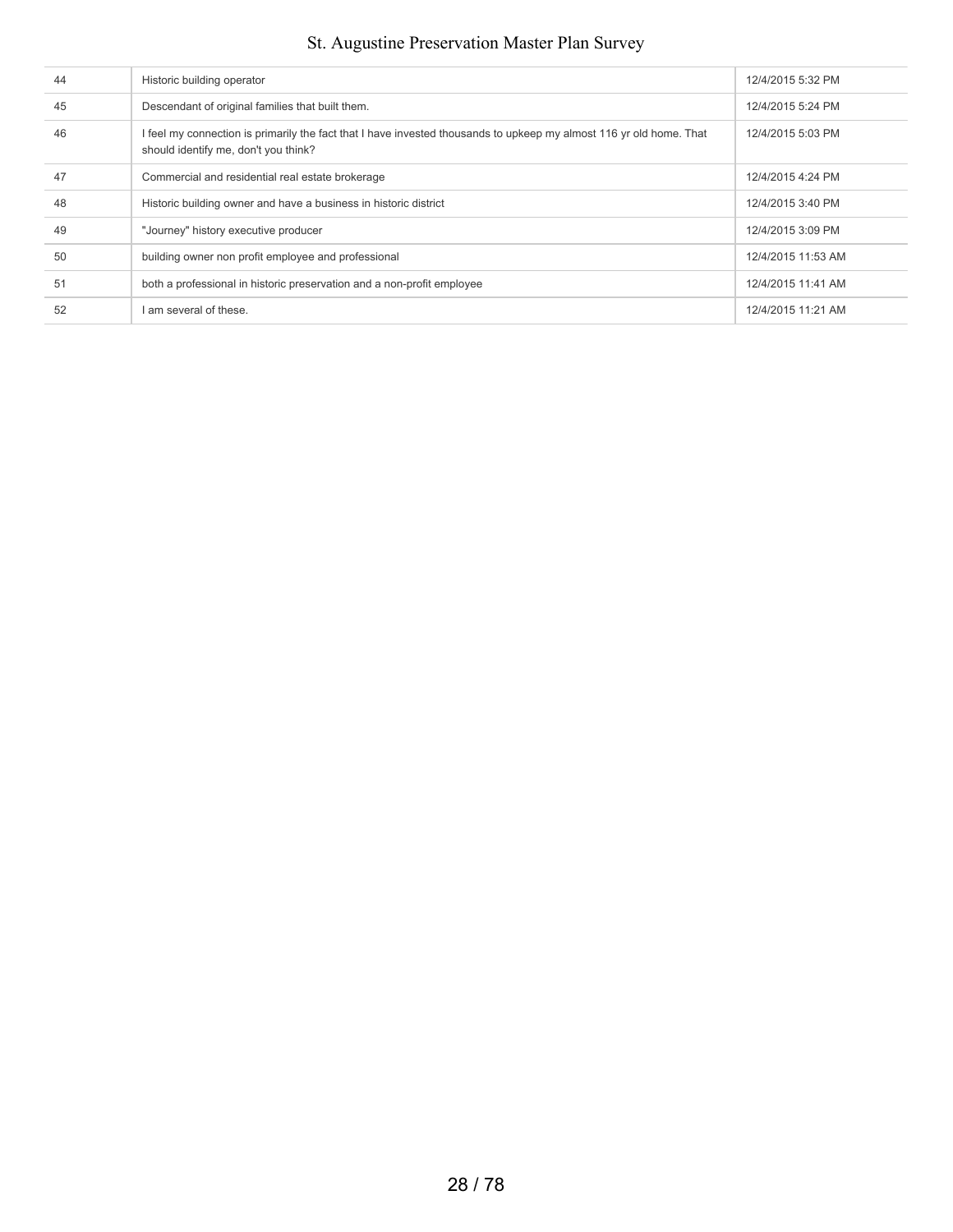| | | |
|---|---|---|
| 44 | Historic building operator | 12/4/2015 5:32 PM |
| 45 | Descendant of original families that built them. | 12/4/2015 5:24 PM |
| 46 | I feel my connection is primarily the fact that I have invested thousands to upkeep my almost 116 yr old home. That should identify me, don't you think? | 12/4/2015 5:03 PM |
| 47 | Commercial and residential real estate brokerage | 12/4/2015 4:24 PM |
| 48 | Historic building owner and have a business in historic district | 12/4/2015 3:40 PM |
| 49 | "Journey" history executive producer | 12/4/2015 3:09 PM |
| 50 | building owner non profit employee and professional | 12/4/2015 11:53 AM |
| 51 | both a professional in historic preservation and a non-profit employee | 12/4/2015 11:41 AM |
| 52 | I am several of these. | 12/4/2015 11:21 AM |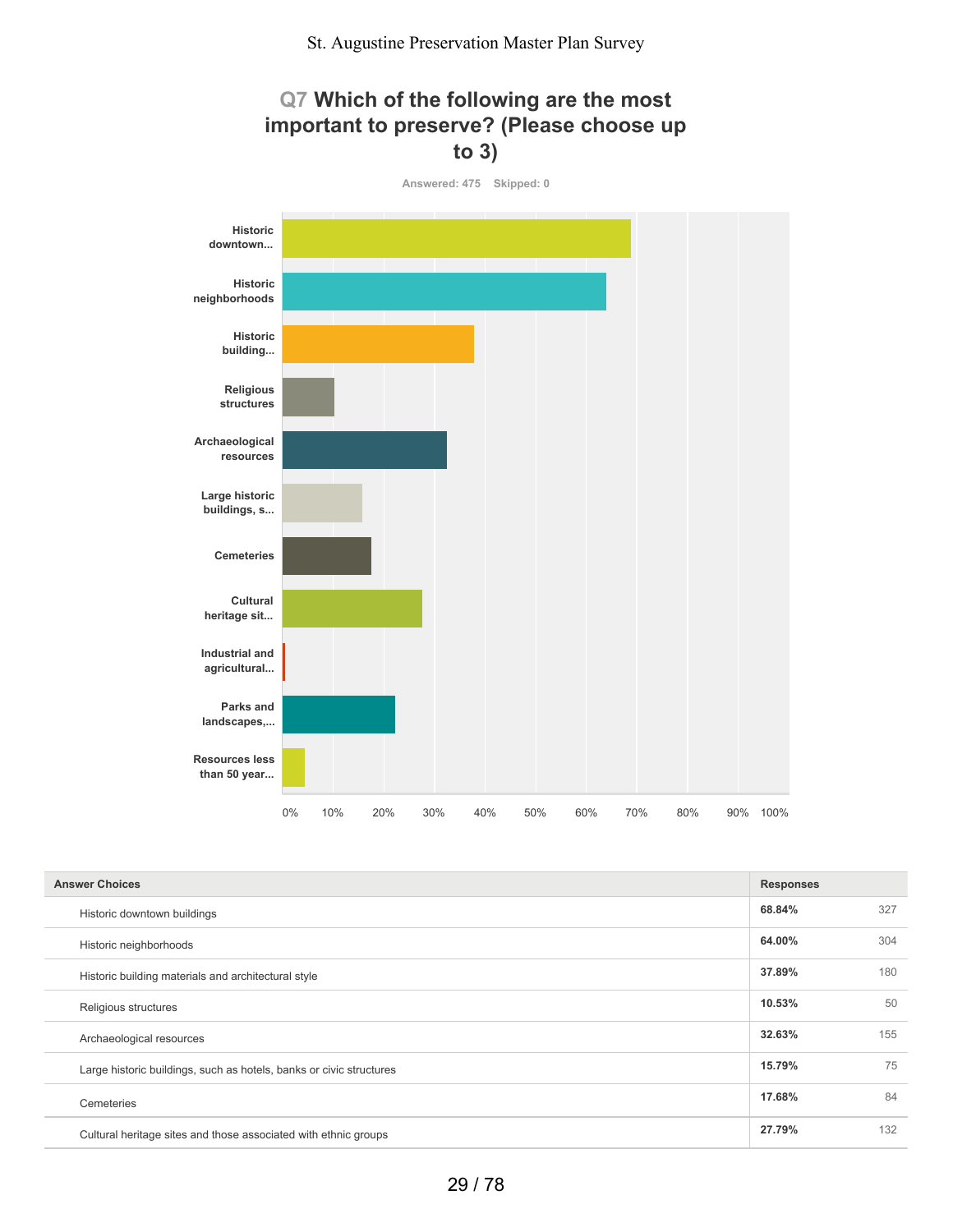## Q7 Which of the following are the most important to preserve? (Please choose up to 3)

Answered: 475 Skipped: 0

| Answer Choices | Responses | |
|---|---|---|
| Historic downtown buildings | 68.84% | 327 |
| Historic neighborhoods | 64.00% | 304 |
| Historic building materials and architectural style | 37.89% | 180 |
| Religious structures | 10.53% | 50 |
| Archaeological resources | 32.63% | 155 |
| Large historic buildings, such as hotels, banks or civic structures | 15.79% | 75 |
| Cemeteries | 17.68% | 84 |
| Cultural heritage sites and those associated with ethnic groups | 27.79% | 132 |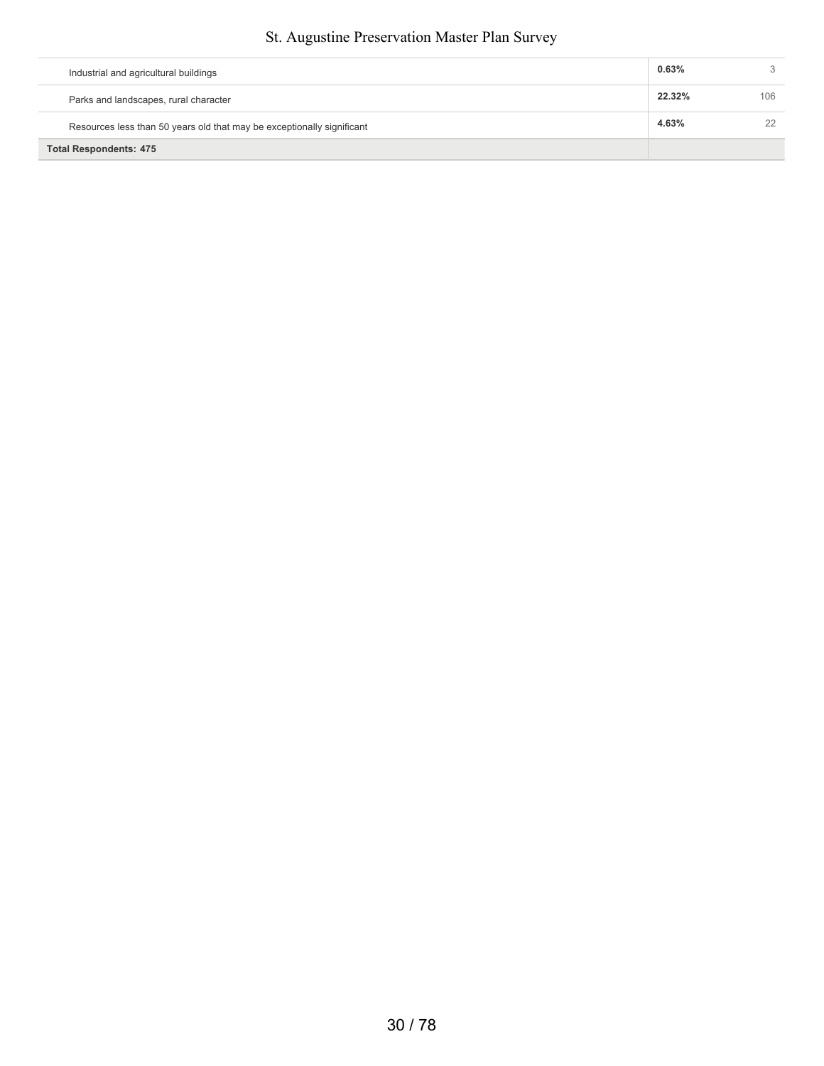| | | |
|---|---|---|
| Industrial and agricultural buildings | **0.63%** | 3 |
| Parks and landscapes, rural character | **22.32%** | 106 |
| Resources less than 50 years old that may be exceptionally significant | **4.63%** | 22 |
| **Total Respondents: 475** | | |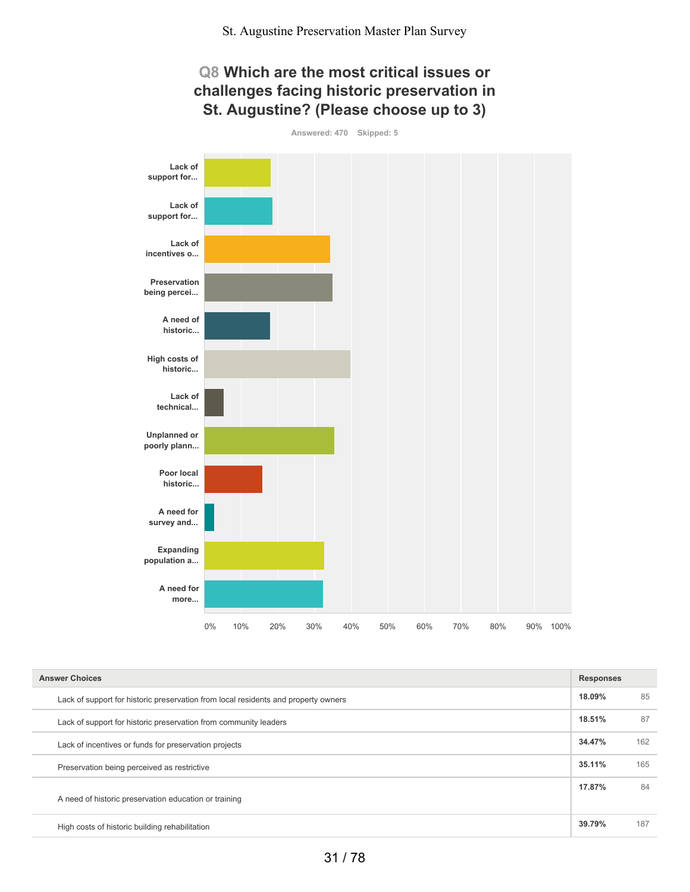## Q8 Which are the most critical issues or challenges facing historic preservation in St. Augustine? (Please choose up to 3)

Answered: 470 Skipped: 5

| Answer Choices | Responses | |
|---|---|---|
| Lack of support for historic preservation from local residents and property owners | 18.09% | 85 |
| Lack of support for historic preservation from community leaders | 18.51% | 87 |
| Lack of incentives or funds for preservation projects | 34.47% | 162 |
| Preservation being perceived as restrictive | 35.11% | 165 |
| A need of historic preservation education or training | 17.87% | 84 |
| High costs of historic building rehabilitation | 39.79% | 187 |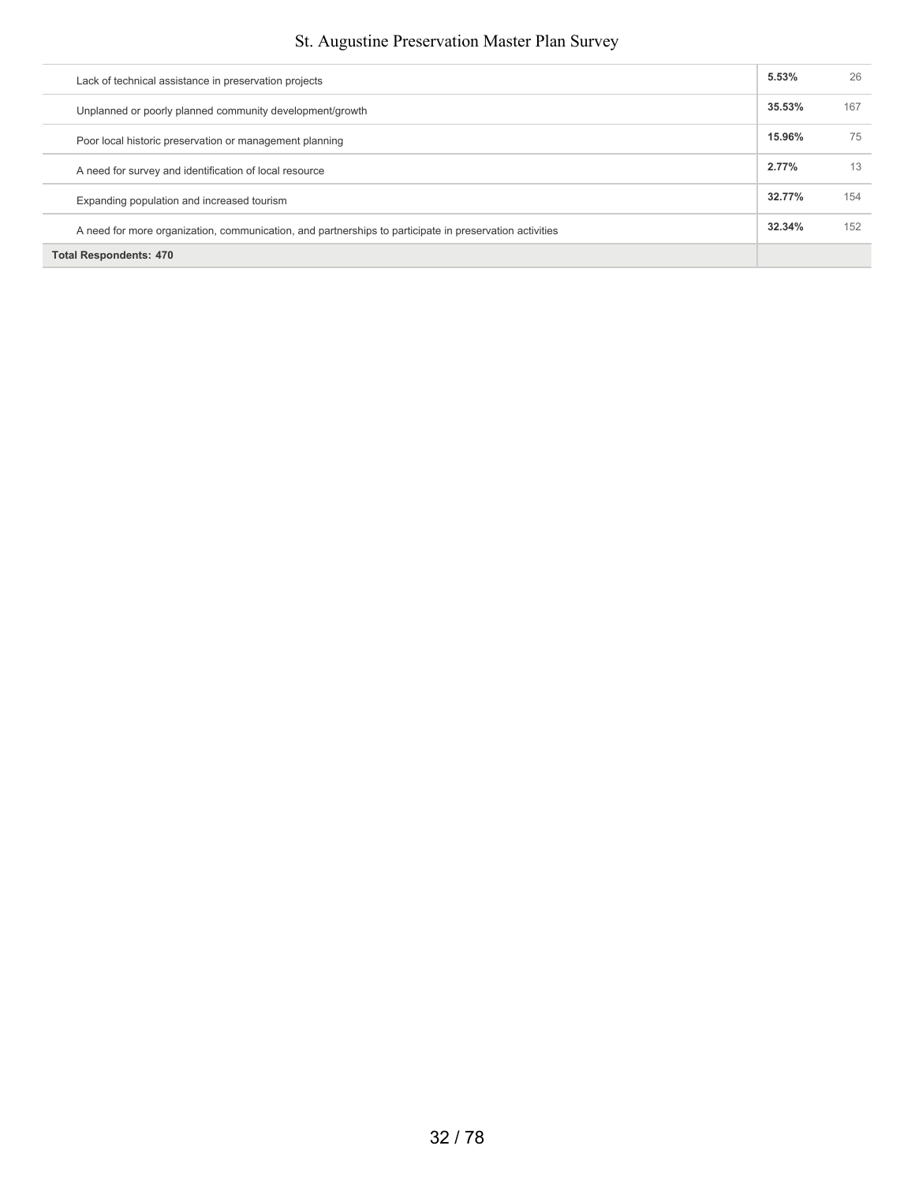| | | |
|---|---|---|
| Lack of technical assistance in preservation projects | **5.53%** | 26 |
| Unplanned or poorly planned community development/growth | **35.53%** | 167 |
| Poor local historic preservation or management planning | **15.96%** | 75 |
| A need for survey and identification of local resource | **2.77%** | 13 |
| Expanding population and increased tourism | **32.77%** | 154 |
| A need for more organization, communication, and partnerships to participate in preservation activities | **32.34%** | 152 |
| **Total Respondents: 470** | | |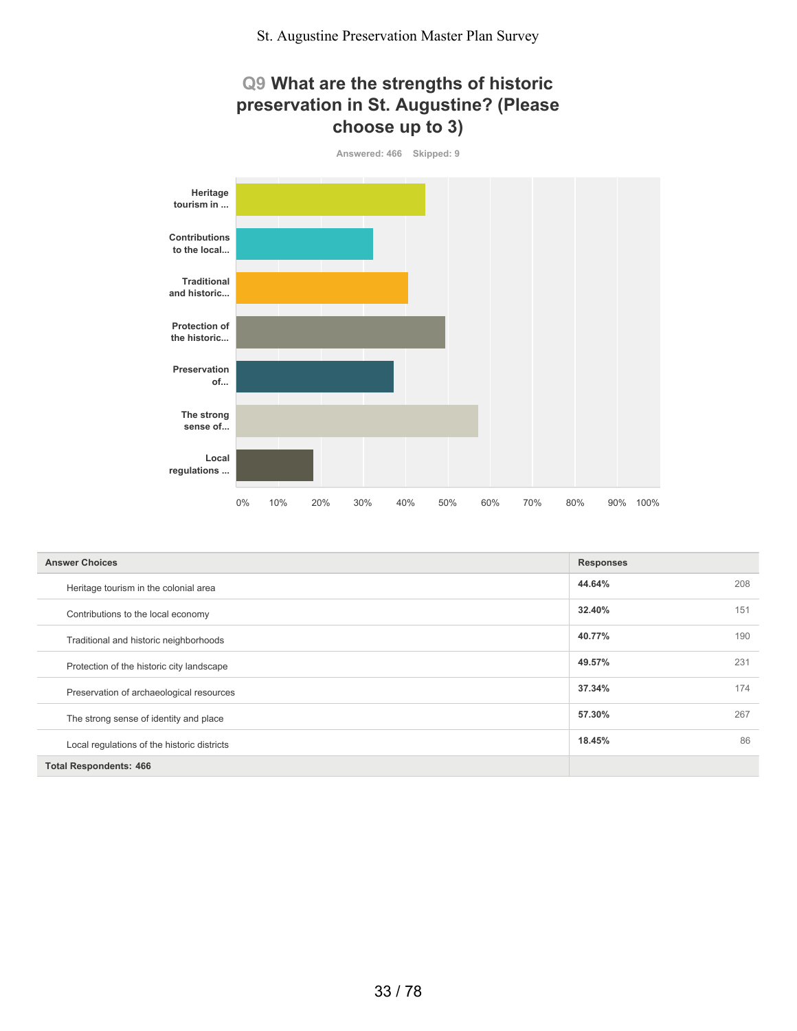## Q9 What are the strengths of historic preservation in St. Augustine? (Please choose up to 3)

Answered: 466 Skipped: 9

| Answer Choices | Responses | |
|---|---|---|
| Heritage tourism in the colonial area | 44.64% | 208 |
| Contributions to the local economy | 32.40% | 151 |
| Traditional and historic neighborhoods | 40.77% | 190 |
| Protection of the historic city landscape | 49.57% | 231 |
| Preservation of archaeological resources | 37.34% | 174 |
| The strong sense of identity and place | 57.30% | 267 |
| Local regulations of the historic districts | 18.45% | 86 |
| **Total Respondents: 466** | | |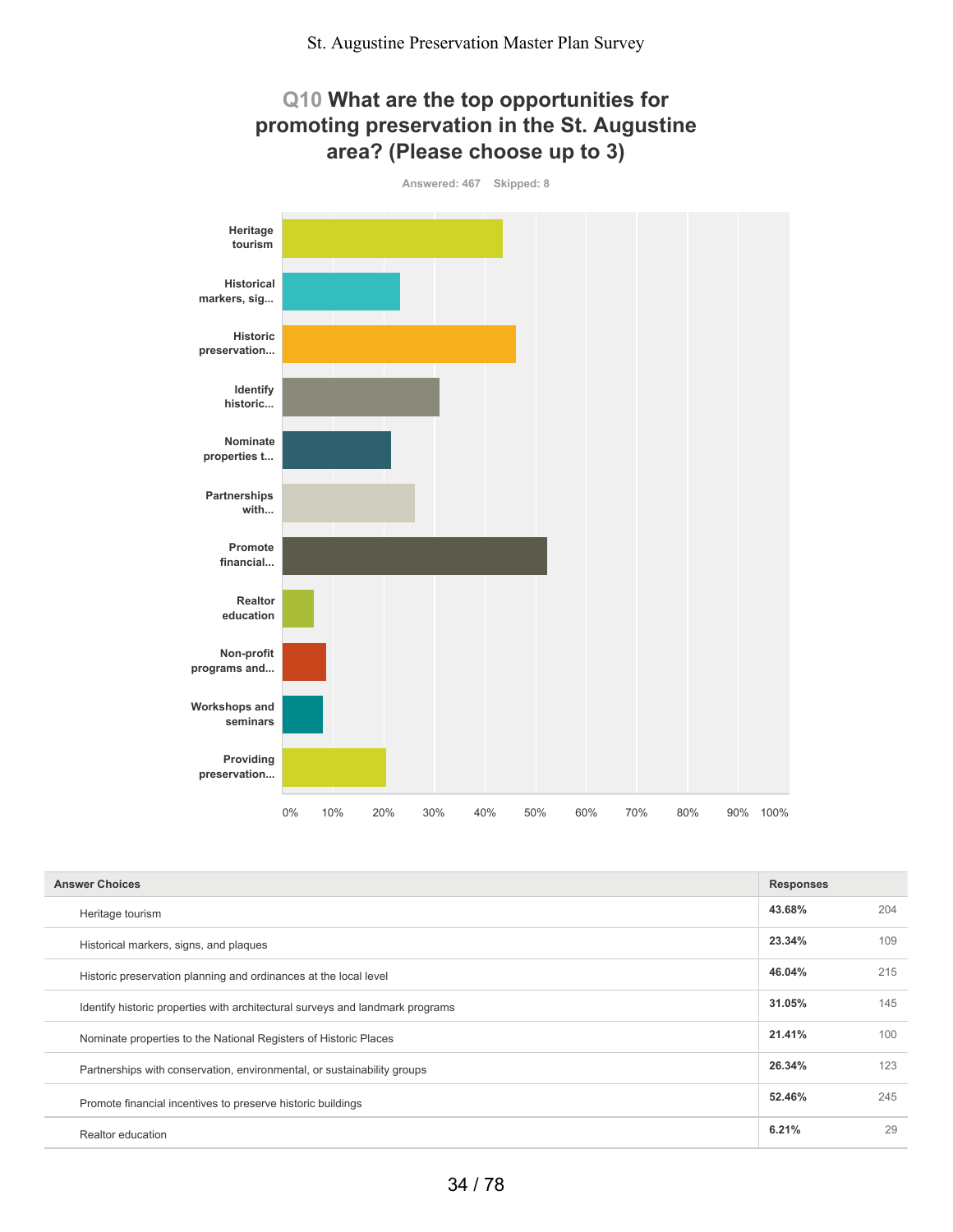# Q10 What are the top opportunities for promoting preservation in the St. Augustine area? (Please choose up to 3)

Answered: 467 Skipped: 8

| Answer Choices | Responses | |
|---|---|---|
| Heritage tourism | 43.68% | 204 |
| Historical markers, signs, and plaques | 23.34% | 109 |
| Historic preservation planning and ordinances at the local level | 46.04% | 215 |
| Identify historic properties with architectural surveys and landmark programs | 31.05% | 145 |
| Nominate properties to the National Registers of Historic Places | 21.41% | 100 |
| Partnerships with conservation, environmental, or sustainability groups | 26.34% | 123 |
| Promote financial incentives to preserve historic buildings | 52.46% | 245 |
| Realtor education | 6.21% | 29 |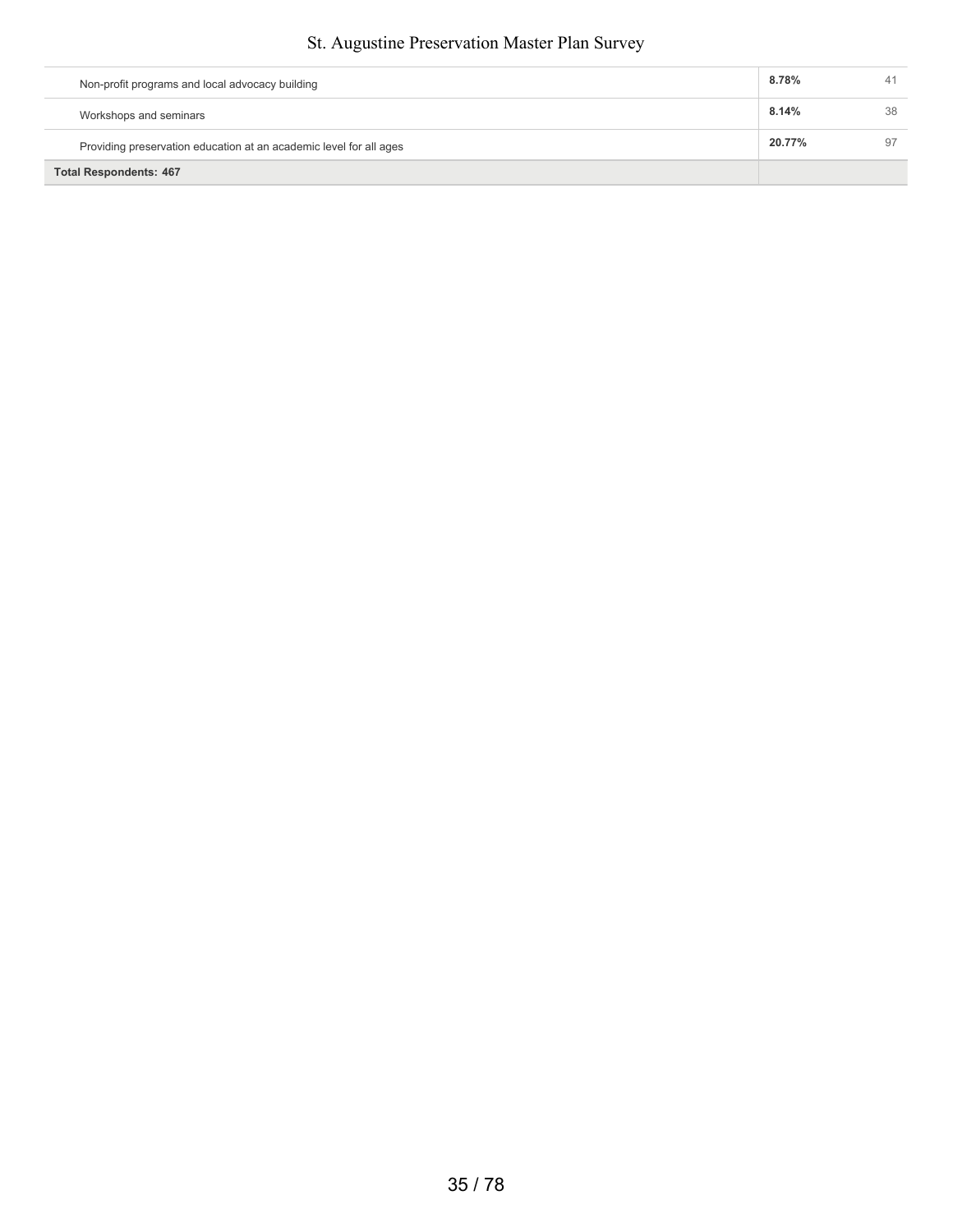| | | |
|---|---|---|
| Non-profit programs and local advocacy building | 8.78% | 41 |
| Workshops and seminars | 8.14% | 38 |
| Providing preservation education at an academic level for all ages | 20.77% | 97 |
| **Total Respondents: 467** | | |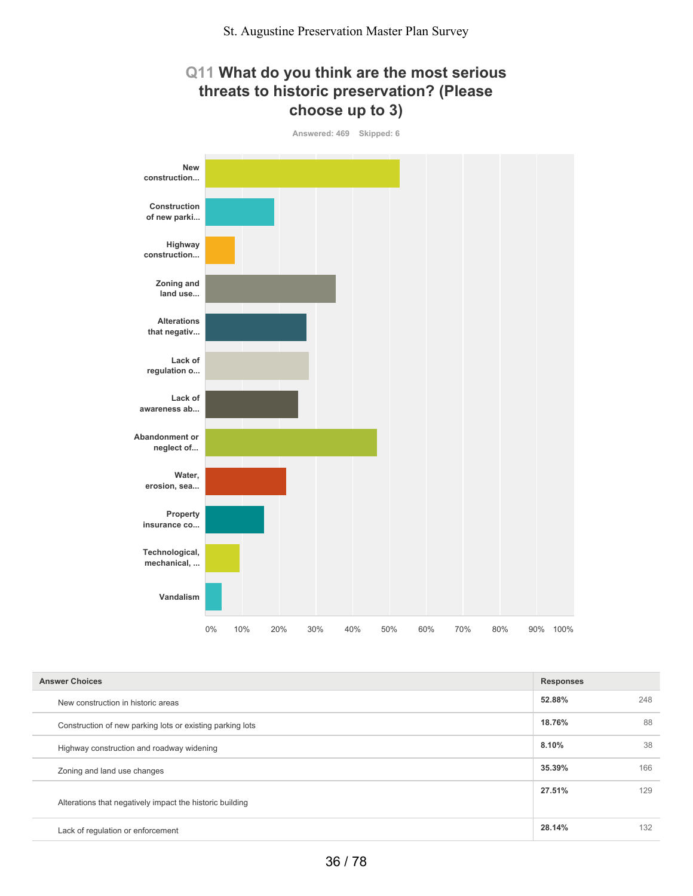## Q11 What do you think are the most serious threats to historic preservation? (Please choose up to 3)

Answered: 469 Skipped: 6

| Answer Choices | Responses | |
|---|---|---|
| New construction in historic areas | 52.88% | 248 |
| Construction of new parking lots or existing parking lots | 18.76% | 88 |
| Highway construction and roadway widening | 8.10% | 38 |
| Zoning and land use changes | 35.39% | 166 |
| Alterations that negatively impact the historic building | 27.51% | 129 |
| Lack of regulation or enforcement | 28.14% | 132 |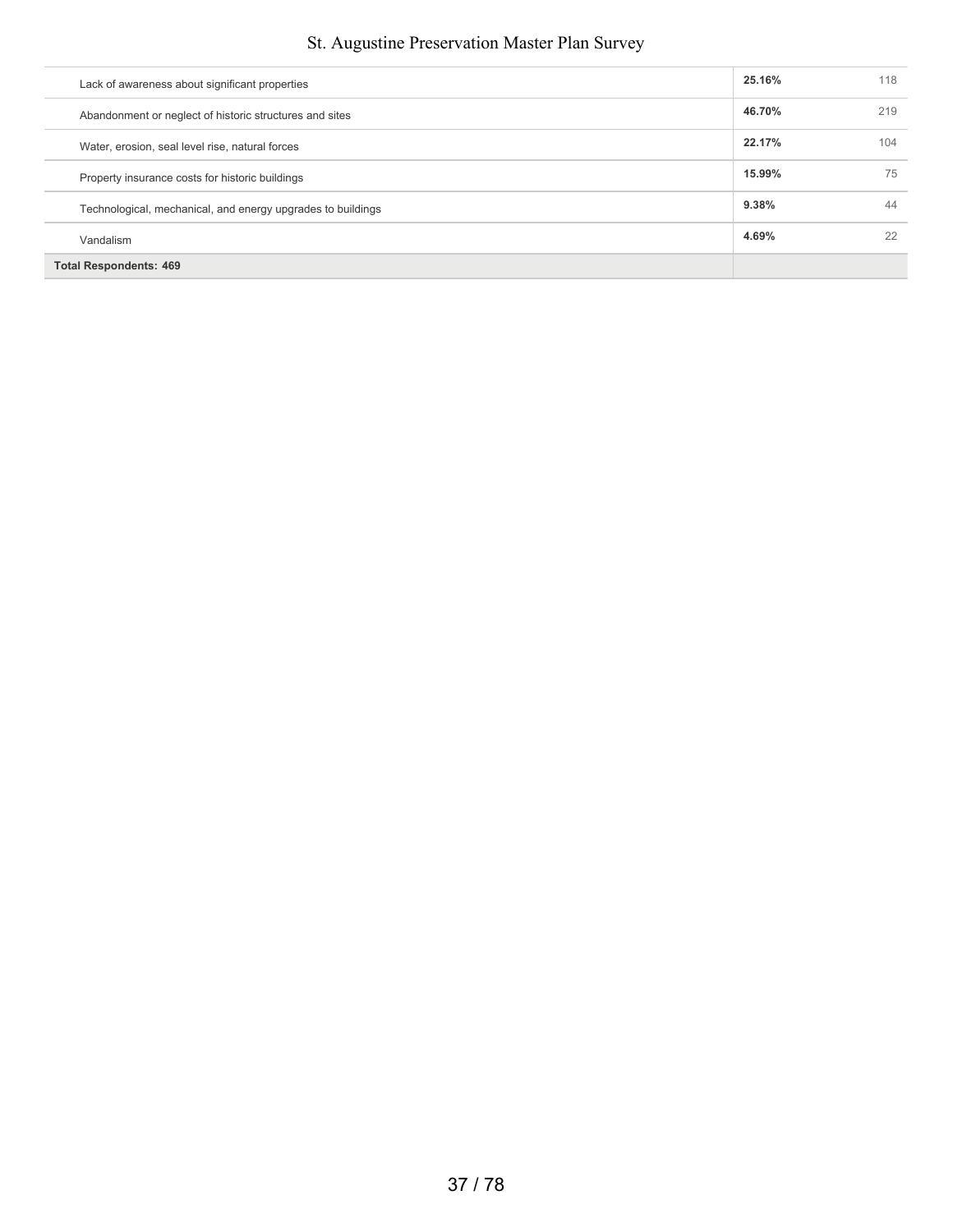| | | |
|---|---|---|
| Lack of awareness about significant properties | **25.16%** | 118 |
| Abandonment or neglect of historic structures and sites | **46.70%** | 219 |
| Water, erosion, seal level rise, natural forces | **22.17%** | 104 |
| Property insurance costs for historic buildings | **15.99%** | 75 |
| Technological, mechanical, and energy upgrades to buildings | **9.38%** | 44 |
| Vandalism | **4.69%** | 22 |
| **Total Respondents: 469** | | |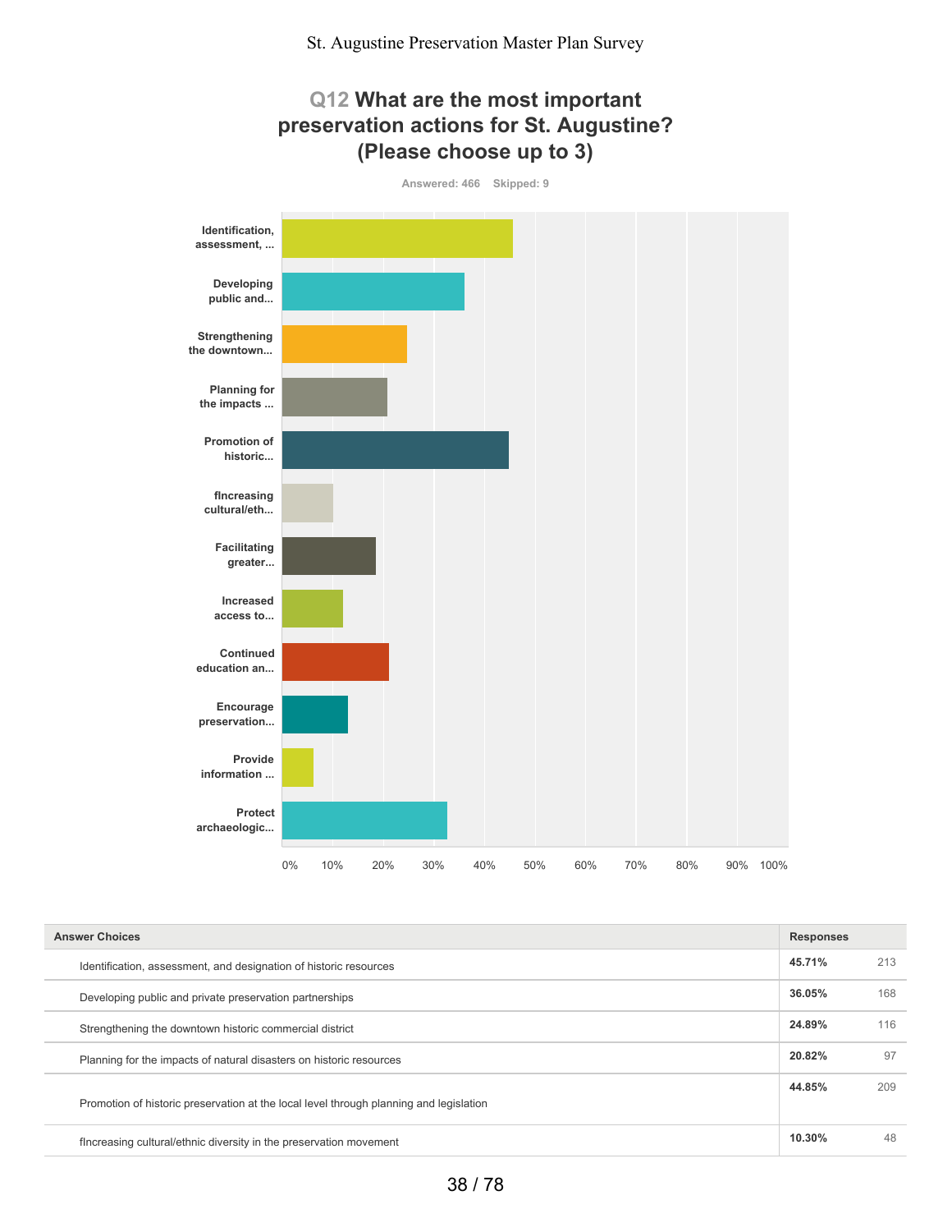St. Augustine Preservation Master Plan Survey

## Q12 What are the most important preservation actions for St. Augustine? (Please choose up to 3)

Answered: 466 Skipped: 9

| Answer Choices | Responses | |
|---|---|---|
| Identification, assessment, and designation of historic resources | 45.71% | 213 |
| Developing public and private preservation partnerships | 36.05% | 168 |
| Strengthening the downtown historic commercial district | 24.89% | 116 |
| Planning for the impacts of natural disasters on historic resources | 20.82% | 97 |
| Promotion of historic preservation at the local level through planning and legislation | 44.85% | 209 |
| fIncreasing cultural/ethnic diversity in the preservation movement | 10.30% | 48 |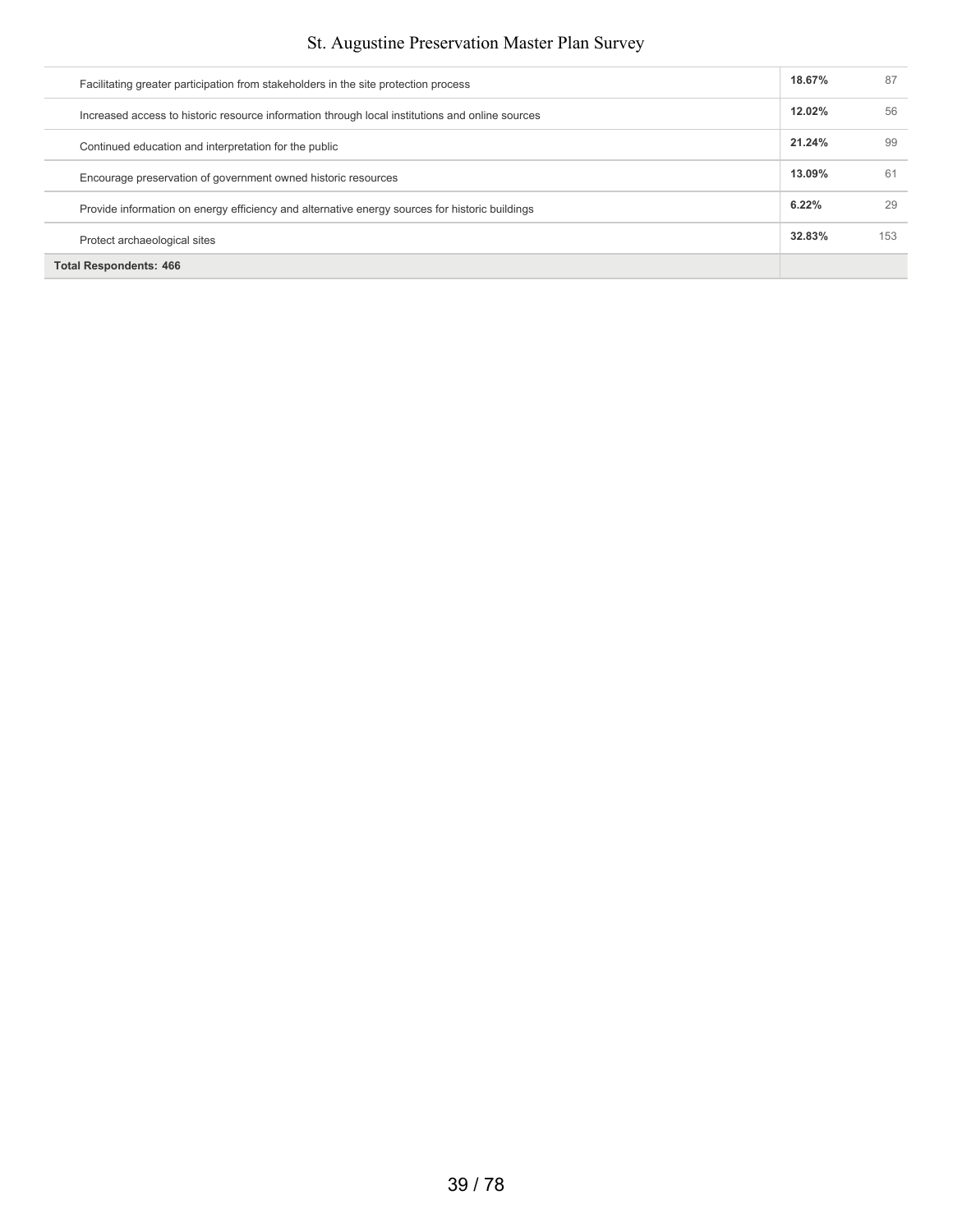| | | |
|---|---|---|
| Facilitating greater participation from stakeholders in the site protection process | **18.67%** | 87 |
| Increased access to historic resource information through local institutions and online sources | **12.02%** | 56 |
| Continued education and interpretation for the public | **21.24%** | 99 |
| Encourage preservation of government owned historic resources | **13.09%** | 61 |
| Provide information on energy efficiency and alternative energy sources for historic buildings | **6.22%** | 29 |
| Protect archaeological sites | **32.83%** | 153 |
| **Total Respondents: 466** | | |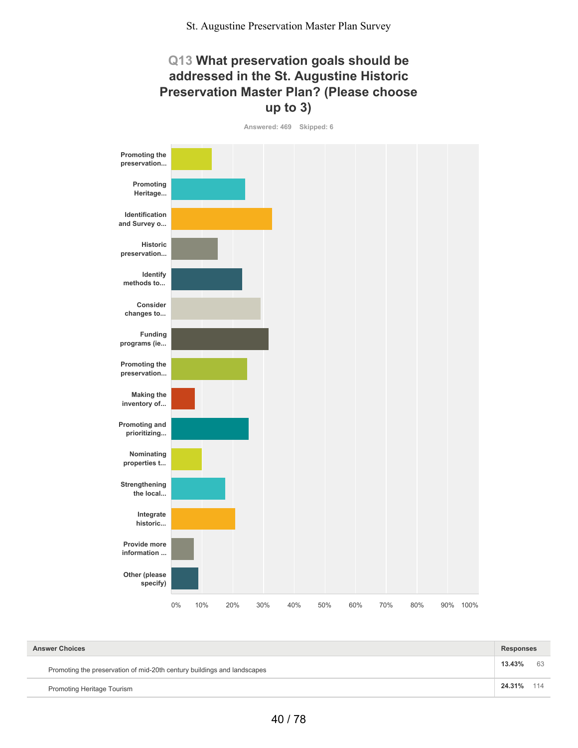## Q13 What preservation goals should be addressed in the St. Augustine Historic Preservation Master Plan? (Please choose up to 3)

Answered: 469 Skipped: 6

| Answer Choices | Responses | |
|---|---|---|
| Promoting the preservation of mid-20th century buildings and landscapes | 13.43% | 63 |
| Promoting Heritage Tourism | 24.31% | 114 |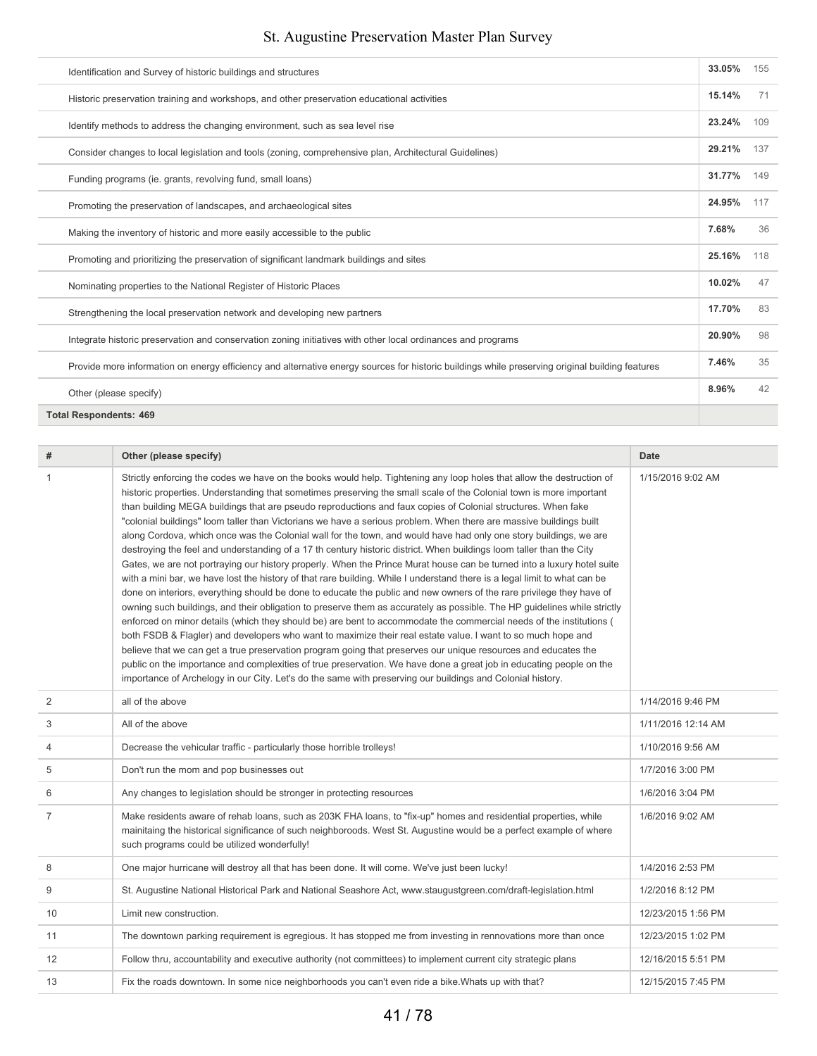| | | |
|---|---|---|
| Identification and Survey of historic buildings and structures | 33.05% | 155 |
| Historic preservation training and workshops, and other preservation educational activities | 15.14% | 71 |
| Identify methods to address the changing environment, such as sea level rise | 23.24% | 109 |
| Consider changes to local legislation and tools (zoning, comprehensive plan, Architectural Guidelines) | 29.21% | 137 |
| Funding programs (ie. grants, revolving fund, small loans) | 31.77% | 149 |
| Promoting the preservation of landscapes, and archaeological sites | 24.95% | 117 |
| Making the inventory of historic and more easily accessible to the public | 7.68% | 36 |
| Promoting and prioritizing the preservation of significant landmark buildings and sites | 25.16% | 118 |
| Nominating properties to the National Register of Historic Places | 10.02% | 47 |
| Strengthening the local preservation network and developing new partners | 17.70% | 83 |
| Integrate historic preservation and conservation zoning initiatives with other local ordinances and programs | 20.90% | 98 |
| Provide more information on energy efficiency and alternative energy sources for historic buildings while preserving original building features | 7.46% | 35 |
| Other (please specify) | 8.96% | 42 |
| **Total Respondents: 469** | | |

| # | Other (please specify) | Date |
|---|---|---|
| 1 | Strictly enforcing the codes we have on the books would help. Tightening any loop holes that allow the destruction of historic properties. Understanding that sometimes preserving the small scale of the Colonial town is more important than building MEGA buildings that are pseudo reproductions and faux copies of Colonial structures. When fake "colonial buildings" loom taller than Victorians we have a serious problem. When there are massive buildings built along Cordova, which once was the Colonial wall for the town, and would have had only one story buildings, we are destroying the feel and understanding of a 17 th century historic district. When buildings loom taller than the City Gates, we are not portraying our history properly. When the Prince Murat house can be turned into a luxury hotel suite with a mini bar, we have lost the history of that rare building. While I understand there is a legal limit to what can be done on interiors, everything should be done to educate the public and new owners of the rare privilege they have of owning such buildings, and their obligation to preserve them as accurately as possible. The HP guidelines while strictly enforced on minor details (which they should be) are bent to accommodate the commercial needs of the institutions ( both FSDB & Flagler) and developers who want to maximize their real estate value. I want to so much hope and believe that we can get a true preservation program going that preserves our unique resources and educates the public on the importance and complexities of true preservation. We have done a great job in educating people on the importance of Archelogy in our City. Let's do the same with preserving our buildings and Colonial history. | 1/15/2016 9:02 AM |
| 2 | all of the above | 1/14/2016 9:46 PM |
| 3 | All of the above | 1/11/2016 12:14 AM |
| 4 | Decrease the vehicular traffic - particularly those horrible trolleys! | 1/10/2016 9:56 AM |
| 5 | Don't run the mom and pop businesses out | 1/7/2016 3:00 PM |
| 6 | Any changes to legislation should be stronger in protecting resources | 1/6/2016 3:04 PM |
| 7 | Make residents aware of rehab loans, such as 203K FHA loans, to "fix-up" homes and residential properties, while mainitaing the historical significance of such neighboroods. West St. Augustine would be a perfect example of where such programs could be utilized wonderfully! | 1/6/2016 9:02 AM |
| 8 | One major hurricane will destroy all that has been done. It will come. We've just been lucky! | 1/4/2016 2:53 PM |
| 9 | St. Augustine National Historical Park and National Seashore Act, www.staugustgreen.com/draft-legislation.html | 1/2/2016 8:12 PM |
| 10 | Limit new construction. | 12/23/2015 1:56 PM |
| 11 | The downtown parking requirement is egregious. It has stopped me from investing in rennovations more than once | 12/23/2015 1:02 PM |
| 12 | Follow thru, accountability and executive authority (not committees) to implement current city strategic plans | 12/16/2015 5:51 PM |
| 13 | Fix the roads downtown. In some nice neighborhoods you can't even ride a bike.Whats up with that? | 12/15/2015 7:45 PM |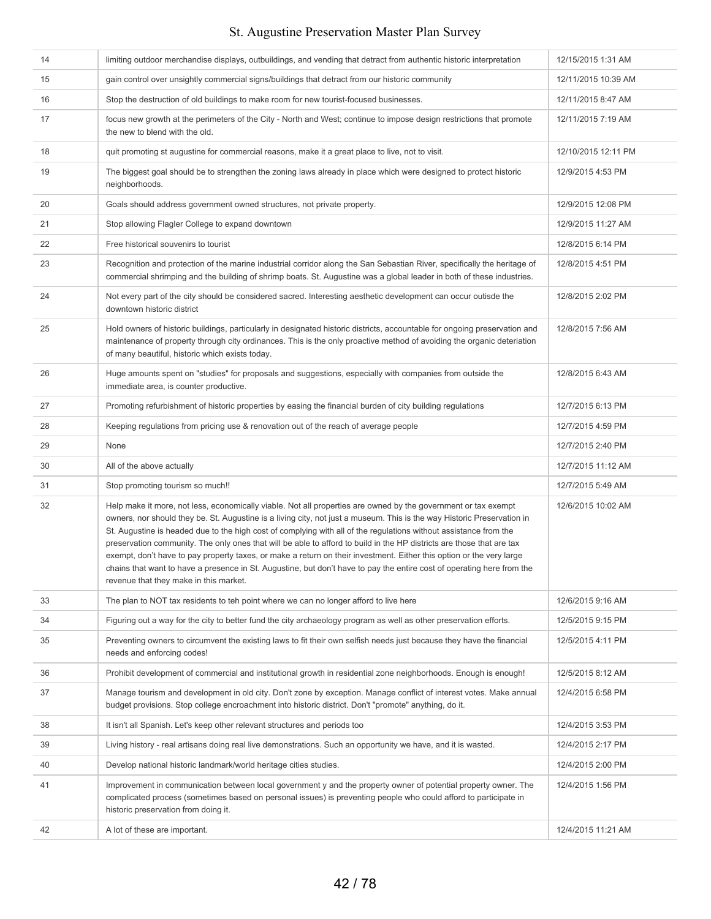| | | |
|---|---|---|
| 14 | limiting outdoor merchandise displays, outbuildings, and vending that detract from authentic historic interpretation | 12/15/2015 1:31 AM |
| 15 | gain control over unsightly commercial signs/buildings that detract from our historic community | 12/11/2015 10:39 AM |
| 16 | Stop the destruction of old buildings to make room for new tourist-focused businesses. | 12/11/2015 8:47 AM |
| 17 | focus new growth at the perimeters of the City - North and West; continue to impose design restrictions that promote the new to blend with the old. | 12/11/2015 7:19 AM |
| 18 | quit promoting st augustine for commercial reasons, make it a great place to live, not to visit. | 12/10/2015 12:11 PM |
| 19 | The biggest goal should be to strengthen the zoning laws already in place which were designed to protect historic neighborhoods. | 12/9/2015 4:53 PM |
| 20 | Goals should address government owned structures, not private property. | 12/9/2015 12:08 PM |
| 21 | Stop allowing Flagler College to expand downtown | 12/9/2015 11:27 AM |
| 22 | Free historical souvenirs to tourist | 12/8/2015 6:14 PM |
| 23 | Recognition and protection of the marine industrial corridor along the San Sebastian River, specifically the heritage of commercial shrimping and the building of shrimp boats. St. Augustine was a global leader in both of these industries. | 12/8/2015 4:51 PM |
| 24 | Not every part of the city should be considered sacred. Interesting aesthetic development can occur outisde the downtown historic district | 12/8/2015 2:02 PM |
| 25 | Hold owners of historic buildings, particularly in designated historic districts, accountable for ongoing preservation and maintenance of property through city ordinances. This is the only proactive method of avoiding the organic deteriation of many beautiful, historic which exists today. | 12/8/2015 7:56 AM |
| 26 | Huge amounts spent on "studies" for proposals and suggestions, especially with companies from outside the immediate area, is counter productive. | 12/8/2015 6:43 AM |
| 27 | Promoting refurbishment of historic properties by easing the financial burden of city building regulations | 12/7/2015 6:13 PM |
| 28 | Keeping regulations from pricing use & renovation out of the reach of average people | 12/7/2015 4:59 PM |
| 29 | None | 12/7/2015 2:40 PM |
| 30 | All of the above actually | 12/7/2015 11:12 AM |
| 31 | Stop promoting tourism so much!! | 12/7/2015 5:49 AM |
| 32 | Help make it more, not less, economically viable. Not all properties are owned by the government or tax exempt owners, nor should they be. St. Augustine is a living city, not just a museum. This is the way Historic Preservation in St. Augustine is headed due to the high cost of complying with all of the regulations without assistance from the preservation community. The only ones that will be able to afford to build in the HP districts are those that are tax exempt, don't have to pay property taxes, or make a return on their investment. Either this option or the very large chains that want to have a presence in St. Augustine, but don't have to pay the entire cost of operating here from the revenue that they make in this market. | 12/6/2015 10:02 AM |
| 33 | The plan to NOT tax residents to teh point where we can no longer afford to live here | 12/6/2015 9:16 AM |
| 34 | Figuring out a way for the city to better fund the city archaeology program as well as other preservation efforts. | 12/5/2015 9:15 PM |
| 35 | Preventing owners to circumvent the existing laws to fit their own selfish needs just because they have the financial needs and enforcing codes! | 12/5/2015 4:11 PM |
| 36 | Prohibit development of commercial and institutional growth in residential zone neighborhoods. Enough is enough! | 12/5/2015 8:12 AM |
| 37 | Manage tourism and development in old city. Don't zone by exception. Manage conflict of interest votes. Make annual budget provisions. Stop college encroachment into historic district. Don't "promote" anything, do it. | 12/4/2015 6:58 PM |
| 38 | It isn't all Spanish. Let's keep other relevant structures and periods too | 12/4/2015 3:53 PM |
| 39 | Living history - real artisans doing real live demonstrations. Such an opportunity we have, and it is wasted. | 12/4/2015 2:17 PM |
| 40 | Develop national historic landmark/world heritage cities studies. | 12/4/2015 2:00 PM |
| 41 | Improvement in communication between local government y and the property owner of potential property owner. The complicated process (sometimes based on personal issues) is preventing people who could afford to participate in historic preservation from doing it. | 12/4/2015 1:56 PM |
| 42 | A lot of these are important. | 12/4/2015 11:21 AM |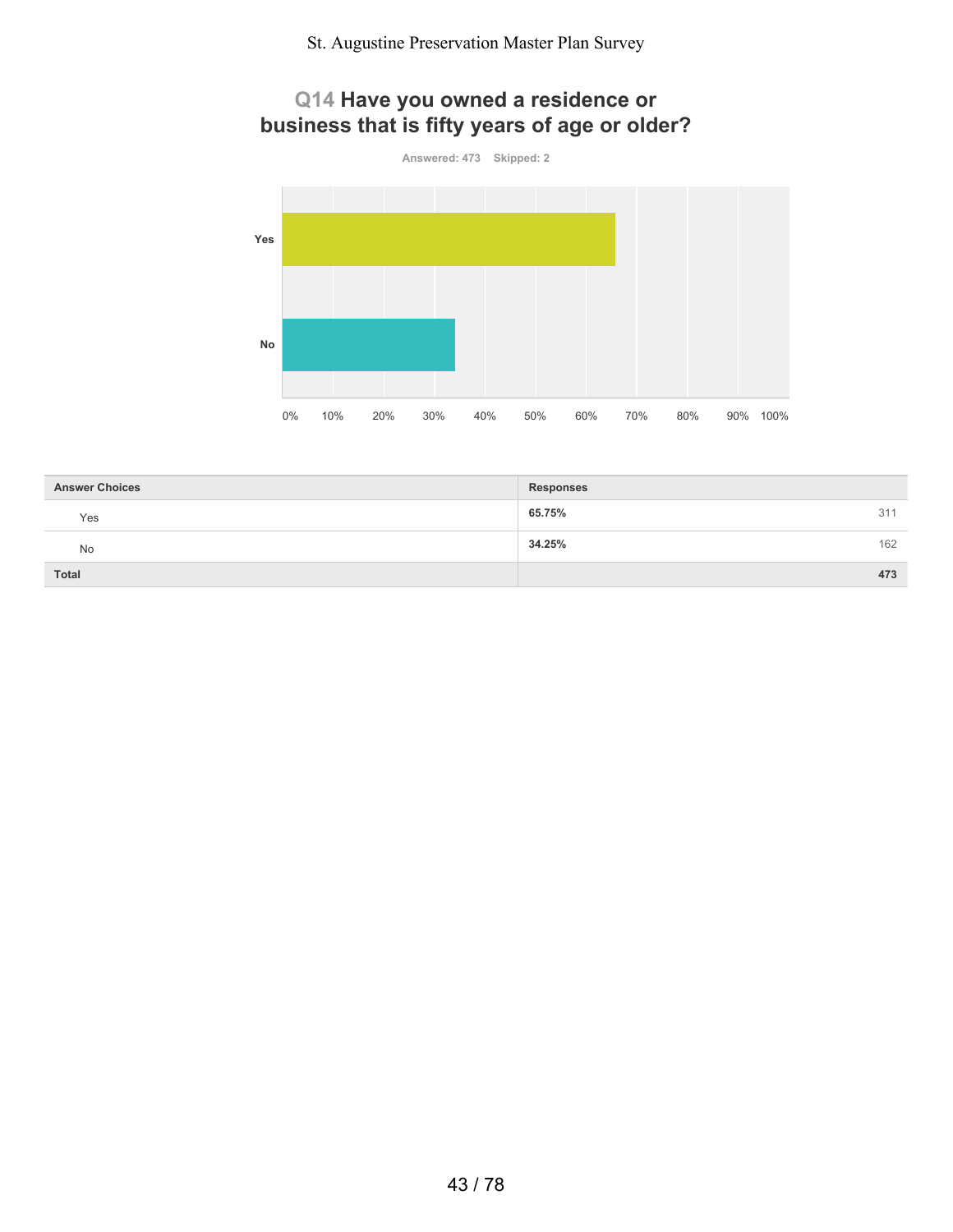## Q14 Have you owned a residence or business that is fifty years of age or older?

Answered: 473 Skipped: 2

| Answer Choices | Responses | |
|---|---|---|
| Yes | 65.75% | 311 |
| No | 34.25% | 162 |
| **Total** | | **473** |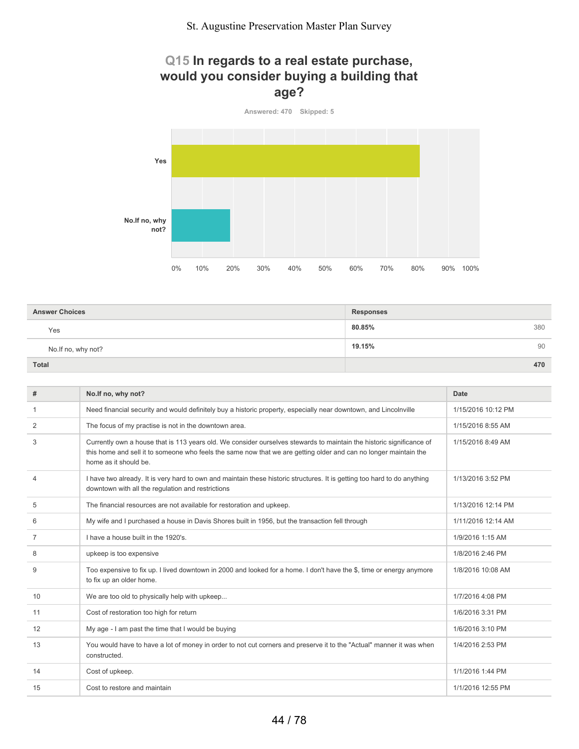## Q15 In regards to a real estate purchase, would you consider buying a building that age?

Answered: 470 Skipped: 5

| Answer Choices | Responses | |
|---|---|---|
| Yes | 80.85% | 380 |
| No.If no, why not? | 19.15% | 90 |
| Total | | 470 |

| # | No.If no, why not? | Date |
|---|---|---|
| 1 | Need financial security and would definitely buy a historic property, especially near downtown, and Lincolnville | 1/15/2016 10:12 PM |
| 2 | The focus of my practise is not in the downtown area. | 1/15/2016 8:55 AM |
| 3 | Currently own a house that is 113 years old. We consider ourselves stewards to maintain the historic significance of this home and sell it to someone who feels the same now that we are getting older and can no longer maintain the home as it should be. | 1/15/2016 8:49 AM |
| 4 | I have two already. It is very hard to own and maintain these historic structures. It is getting too hard to do anything downtown with all the regulation and restrictions | 1/13/2016 3:52 PM |
| 5 | The financial resources are not available for restoration and upkeep. | 1/13/2016 12:14 PM |
| 6 | My wife and I purchased a house in Davis Shores built in 1956, but the transaction fell through | 1/11/2016 12:14 AM |
| 7 | I have a house built in the 1920's. | 1/9/2016 1:15 AM |
| 8 | upkeep is too expensive | 1/8/2016 2:46 PM |
| 9 | Too expensive to fix up. I lived downtown in 2000 and looked for a home. I don't have the $, time or energy anymore to fix up an older home. | 1/8/2016 10:08 AM |
| 10 | We are too old to physically help with upkeep... | 1/7/2016 4:08 PM |
| 11 | Cost of restoration too high for return | 1/6/2016 3:31 PM |
| 12 | My age - I am past the time that I would be buying | 1/6/2016 3:10 PM |
| 13 | You would have to have a lot of money in order to not cut corners and preserve it to the "Actual" manner it was when constructed. | 1/4/2016 2:53 PM |
| 14 | Cost of upkeep. | 1/1/2016 1:44 PM |
| 15 | Cost to restore and maintain | 1/1/2016 12:55 PM |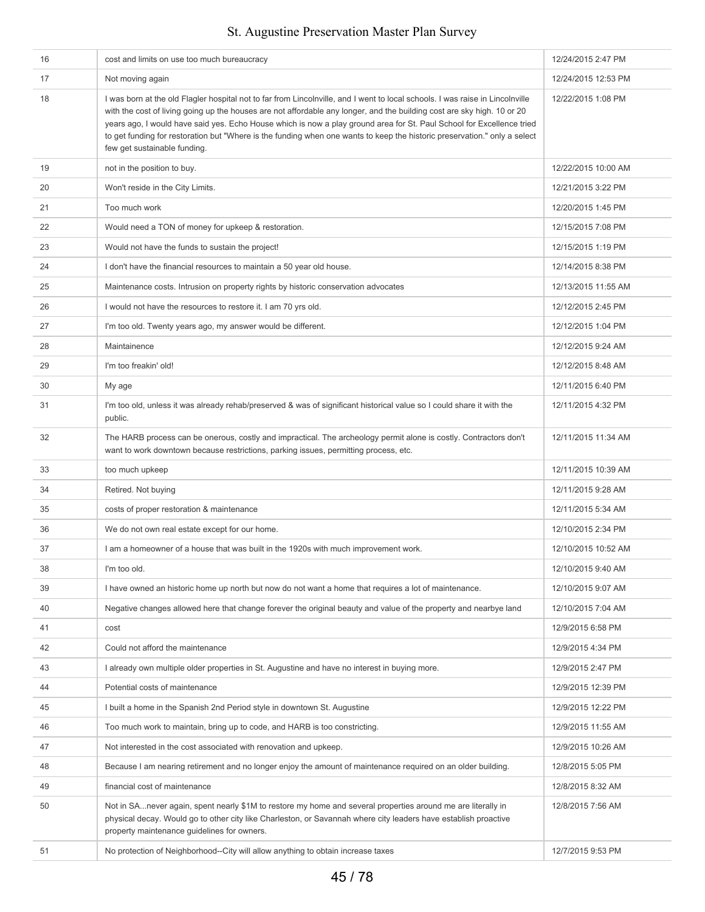| | | |
|---|---|---|
| 16 | cost and limits on use too much bureaucracy | 12/24/2015 2:47 PM |
| 17 | Not moving again | 12/24/2015 12:53 PM |
| 18 | I was born at the old Flagler hospital not to far from Lincolnville, and I went to local schools. I was raise in Lincolnville with the cost of living going up the houses are not affordable any longer, and the building cost are sky high. 10 or 20 years ago, I would have said yes. Echo House which is now a play ground area for St. Paul School for Excellence tried to get funding for restoration but "Where is the funding when one wants to keep the historic preservation." only a select few get sustainable funding. | 12/22/2015 1:08 PM |
| 19 | not in the position to buy. | 12/22/2015 10:00 AM |
| 20 | Won't reside in the City Limits. | 12/21/2015 3:22 PM |
| 21 | Too much work | 12/20/2015 1:45 PM |
| 22 | Would need a TON of money for upkeep & restoration. | 12/15/2015 7:08 PM |
| 23 | Would not have the funds to sustain the project! | 12/15/2015 1:19 PM |
| 24 | I don't have the financial resources to maintain a 50 year old house. | 12/14/2015 8:38 PM |
| 25 | Maintenance costs. Intrusion on property rights by historic conservation advocates | 12/13/2015 11:55 AM |
| 26 | I would not have the resources to restore it. I am 70 yrs old. | 12/12/2015 2:45 PM |
| 27 | I'm too old. Twenty years ago, my answer would be different. | 12/12/2015 1:04 PM |
| 28 | Maintainence | 12/12/2015 9:24 AM |
| 29 | I'm too freakin' old! | 12/12/2015 8:48 AM |
| 30 | My age | 12/11/2015 6:40 PM |
| 31 | I'm too old, unless it was already rehab/preserved & was of significant historical value so I could share it with the public. | 12/11/2015 4:32 PM |
| 32 | The HARB process can be onerous, costly and impractical. The archeology permit alone is costly. Contractors don't want to work downtown because restrictions, parking issues, permitting process, etc. | 12/11/2015 11:34 AM |
| 33 | too much upkeep | 12/11/2015 10:39 AM |
| 34 | Retired. Not buying | 12/11/2015 9:28 AM |
| 35 | costs of proper restoration & maintenance | 12/11/2015 5:34 AM |
| 36 | We do not own real estate except for our home. | 12/10/2015 2:34 PM |
| 37 | I am a homeowner of a house that was built in the 1920s with much improvement work. | 12/10/2015 10:52 AM |
| 38 | I'm too old. | 12/10/2015 9:40 AM |
| 39 | I have owned an historic home up north but now do not want a home that requires a lot of maintenance. | 12/10/2015 9:07 AM |
| 40 | Negative changes allowed here that change forever the original beauty and value of the property and nearbye land | 12/10/2015 7:04 AM |
| 41 | cost | 12/9/2015 6:58 PM |
| 42 | Could not afford the maintenance | 12/9/2015 4:34 PM |
| 43 | I already own multiple older properties in St. Augustine and have no interest in buying more. | 12/9/2015 2:47 PM |
| 44 | Potential costs of maintenance | 12/9/2015 12:39 PM |
| 45 | I built a home in the Spanish 2nd Period style in downtown St. Augustine | 12/9/2015 12:22 PM |
| 46 | Too much work to maintain, bring up to code, and HARB is too constricting. | 12/9/2015 11:55 AM |
| 47 | Not interested in the cost associated with renovation and upkeep. | 12/9/2015 10:26 AM |
| 48 | Because I am nearing retirement and no longer enjoy the amount of maintenance required on an older building. | 12/8/2015 5:05 PM |
| 49 | financial cost of maintenance | 12/8/2015 8:32 AM |
| 50 | Not in SA...never again, spent nearly $1M to restore my home and several properties around me are literally in physical decay. Would go to other city like Charleston, or Savannah where city leaders have establish proactive property maintenance guidelines for owners. | 12/8/2015 7:56 AM |
| 51 | No protection of Neighborhood--City will allow anything to obtain increase taxes | 12/7/2015 9:53 PM |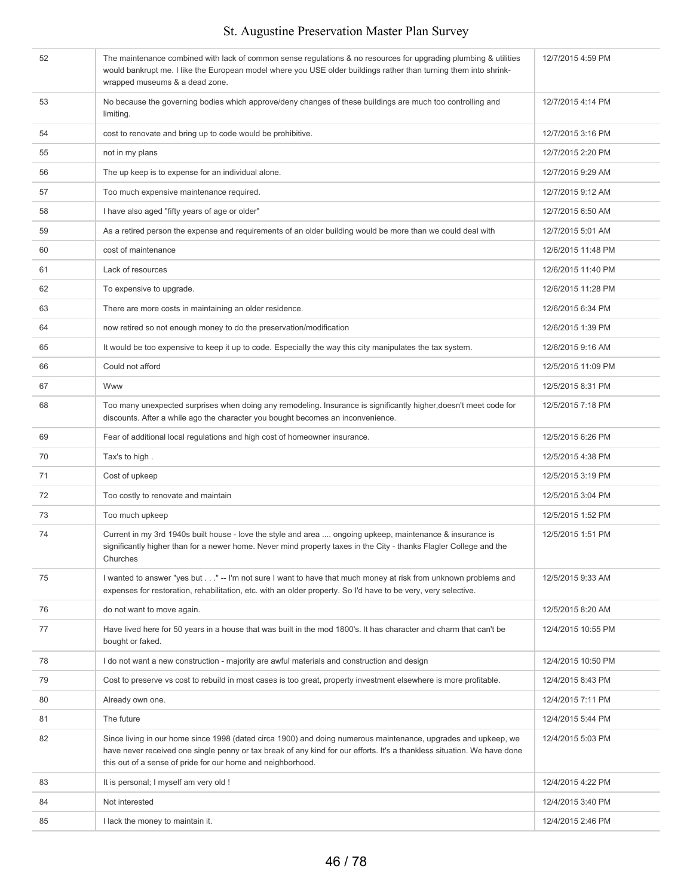| | | |
|---|---|---|
| 52 | The maintenance combined with lack of common sense regulations & no resources for upgrading plumbing & utilities would bankrupt me. I like the European model where you USE older buildings rather than turning them into shrink-wrapped museums & a dead zone. | 12/7/2015 4:59 PM |
| 53 | No because the governing bodies which approve/deny changes of these buildings are much too controlling and limiting. | 12/7/2015 4:14 PM |
| 54 | cost to renovate and bring up to code would be prohibitive. | 12/7/2015 3:16 PM |
| 55 | not in my plans | 12/7/2015 2:20 PM |
| 56 | The up keep is to expense for an individual alone. | 12/7/2015 9:29 AM |
| 57 | Too much expensive maintenance required. | 12/7/2015 9:12 AM |
| 58 | I have also aged "fifty years of age or older" | 12/7/2015 6:50 AM |
| 59 | As a retired person the expense and requirements of an older building would be more than we could deal with | 12/7/2015 5:01 AM |
| 60 | cost of maintenance | 12/6/2015 11:48 PM |
| 61 | Lack of resources | 12/6/2015 11:40 PM |
| 62 | To expensive to upgrade. | 12/6/2015 11:28 PM |
| 63 | There are more costs in maintaining an older residence. | 12/6/2015 6:34 PM |
| 64 | now retired so not enough money to do the preservation/modification | 12/6/2015 1:39 PM |
| 65 | It would be too expensive to keep it up to code. Especially the way this city manipulates the tax system. | 12/6/2015 9:16 AM |
| 66 | Could not afford | 12/5/2015 11:09 PM |
| 67 | Www | 12/5/2015 8:31 PM |
| 68 | Too many unexpected surprises when doing any remodeling. Insurance is significantly higher,doesn't meet code for discounts. After a while ago the character you bought becomes an inconvenience. | 12/5/2015 7:18 PM |
| 69 | Fear of additional local regulations and high cost of homeowner insurance. | 12/5/2015 6:26 PM |
| 70 | Tax's to high . | 12/5/2015 4:38 PM |
| 71 | Cost of upkeep | 12/5/2015 3:19 PM |
| 72 | Too costly to renovate and maintain | 12/5/2015 3:04 PM |
| 73 | Too much upkeep | 12/5/2015 1:52 PM |
| 74 | Current in my 3rd 1940s built house - love the style and area .... ongoing upkeep, maintenance & insurance is significantly higher than for a newer home. Never mind property taxes in the City - thanks Flagler College and the Churches | 12/5/2015 1:51 PM |
| 75 | I wanted to answer "yes but . . ." -- I'm not sure I want to have that much money at risk from unknown problems and expenses for restoration, rehabilitation, etc. with an older property. So I'd have to be very, very selective. | 12/5/2015 9:33 AM |
| 76 | do not want to move again. | 12/5/2015 8:20 AM |
| 77 | Have lived here for 50 years in a house that was built in the mod 1800's. It has character and charm that can't be bought or faked. | 12/4/2015 10:55 PM |
| 78 | I do not want a new construction - majority are awful materials and construction and design | 12/4/2015 10:50 PM |
| 79 | Cost to preserve vs cost to rebuild in most cases is too great, property investment elsewhere is more profitable. | 12/4/2015 8:43 PM |
| 80 | Already own one. | 12/4/2015 7:11 PM |
| 81 | The future | 12/4/2015 5:44 PM |
| 82 | Since living in our home since 1998 (dated circa 1900) and doing numerous maintenance, upgrades and upkeep, we have never received one single penny or tax break of any kind for our efforts. It's a thankless situation. We have done this out of a sense of pride for our home and neighborhood. | 12/4/2015 5:03 PM |
| 83 | It is personal; I myself am very old ! | 12/4/2015 4:22 PM |
| 84 | Not interested | 12/4/2015 3:40 PM |
| 85 | I lack the money to maintain it. | 12/4/2015 2:46 PM |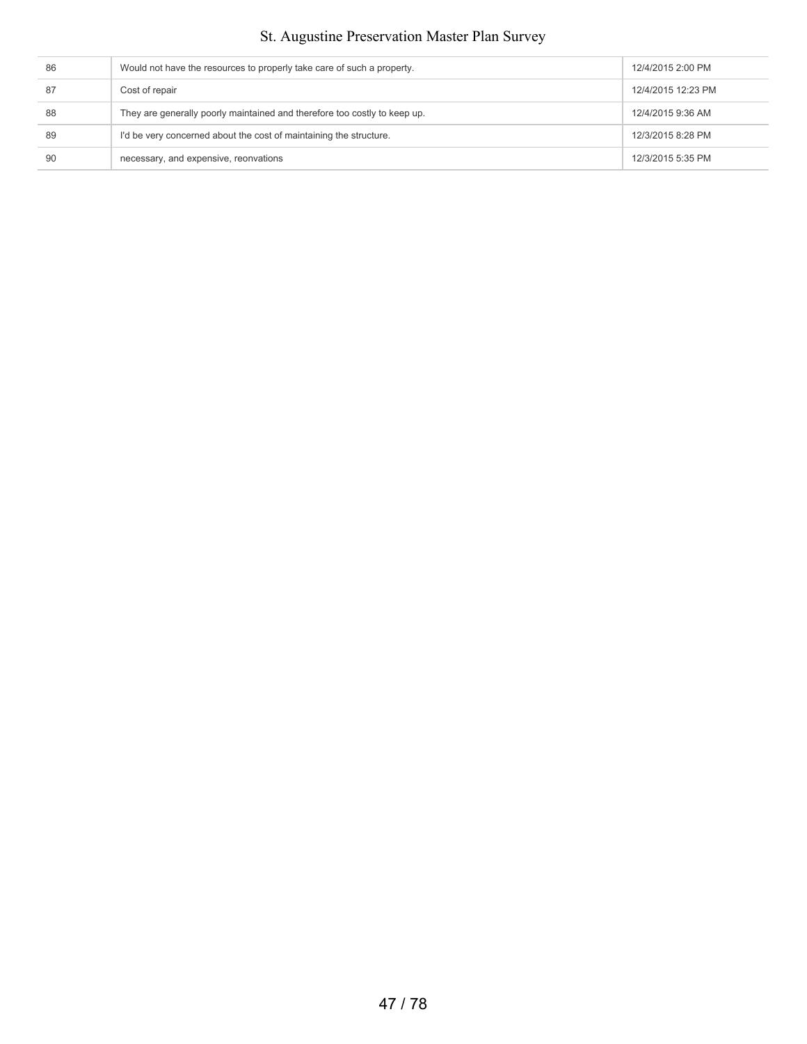| | | |
|---|---|---|
| 86 | Would not have the resources to properly take care of such a property. | 12/4/2015 2:00 PM |
| 87 | Cost of repair | 12/4/2015 12:23 PM |
| 88 | They are generally poorly maintained and therefore too costly to keep up. | 12/4/2015 9:36 AM |
| 89 | I'd be very concerned about the cost of maintaining the structure. | 12/3/2015 8:28 PM |
| 90 | necessary, and expensive, reonvations | 12/3/2015 5:35 PM |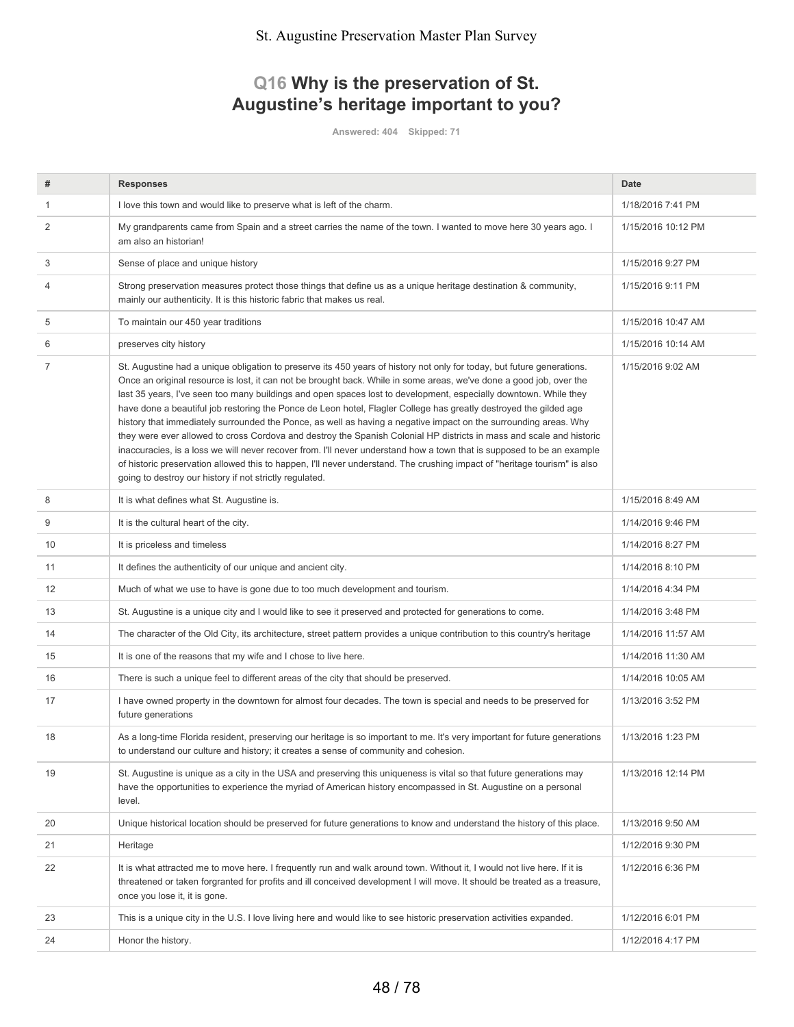## Q16 Why is the preservation of St. Augustine's heritage important to you?

Answered: 404 Skipped: 71

| # | Responses | Date |
|---|---|---|
| 1 | I love this town and would like to preserve what is left of the charm. | 1/18/2016 7:41 PM |
| 2 | My grandparents came from Spain and a street carries the name of the town. I wanted to move here 30 years ago. I am also an historian! | 1/15/2016 10:12 PM |
| 3 | Sense of place and unique history | 1/15/2016 9:27 PM |
| 4 | Strong preservation measures protect those things that define us as a unique heritage destination & community, mainly our authenticity. It is this historic fabric that makes us real. | 1/15/2016 9:11 PM |
| 5 | To maintain our 450 year traditions | 1/15/2016 10:47 AM |
| 6 | preserves city history | 1/15/2016 10:14 AM |
| 7 | St. Augustine had a unique obligation to preserve its 450 years of history not only for today, but future generations. Once an original resource is lost, it can not be brought back. While in some areas, we've done a good job, over the last 35 years, I've seen too many buildings and open spaces lost to development, especially downtown. While they have done a beautiful job restoring the Ponce de Leon hotel, Flagler College has greatly destroyed the gilded age history that immediately surrounded the Ponce, as well as having a negative impact on the surrounding areas. Why they were ever allowed to cross Cordova and destroy the Spanish Colonial HP districts in mass and scale and historic inaccuracies, is a loss we will never recover from. I'll never understand how a town that is supposed to be an example of historic preservation allowed this to happen, I'll never understand. The crushing impact of "heritage tourism" is also going to destroy our history if not strictly regulated. | 1/15/2016 9:02 AM |
| 8 | It is what defines what St. Augustine is. | 1/15/2016 8:49 AM |
| 9 | It is the cultural heart of the city. | 1/14/2016 9:46 PM |
| 10 | It is priceless and timeless | 1/14/2016 8:27 PM |
| 11 | It defines the authenticity of our unique and ancient city. | 1/14/2016 8:10 PM |
| 12 | Much of what we use to have is gone due to too much development and tourism. | 1/14/2016 4:34 PM |
| 13 | St. Augustine is a unique city and I would like to see it preserved and protected for generations to come. | 1/14/2016 3:48 PM |
| 14 | The character of the Old City, its architecture, street pattern provides a unique contribution to this country's heritage | 1/14/2016 11:57 AM |
| 15 | It is one of the reasons that my wife and I chose to live here. | 1/14/2016 11:30 AM |
| 16 | There is such a unique feel to different areas of the city that should be preserved. | 1/14/2016 10:05 AM |
| 17 | I have owned property in the downtown for almost four decades. The town is special and needs to be preserved for future generations | 1/13/2016 3:52 PM |
| 18 | As a long-time Florida resident, preserving our heritage is so important to me. It's very important for future generations to understand our culture and history; it creates a sense of community and cohesion. | 1/13/2016 1:23 PM |
| 19 | St. Augustine is unique as a city in the USA and preserving this uniqueness is vital so that future generations may have the opportunities to experience the myriad of American history encompassed in St. Augustine on a personal level. | 1/13/2016 12:14 PM |
| 20 | Unique historical location should be preserved for future generations to know and understand the history of this place. | 1/13/2016 9:50 AM |
| 21 | Heritage | 1/12/2016 9:30 PM |
| 22 | It is what attracted me to move here. I frequently run and walk around town. Without it, I would not live here. If it is threatened or taken forgranted for profits and ill conceived development I will move. It should be treated as a treasure, once you lose it, it is gone. | 1/12/2016 6:36 PM |
| 23 | This is a unique city in the U.S. I love living here and would like to see historic preservation activities expanded. | 1/12/2016 6:01 PM |
| 24 | Honor the history. | 1/12/2016 4:17 PM |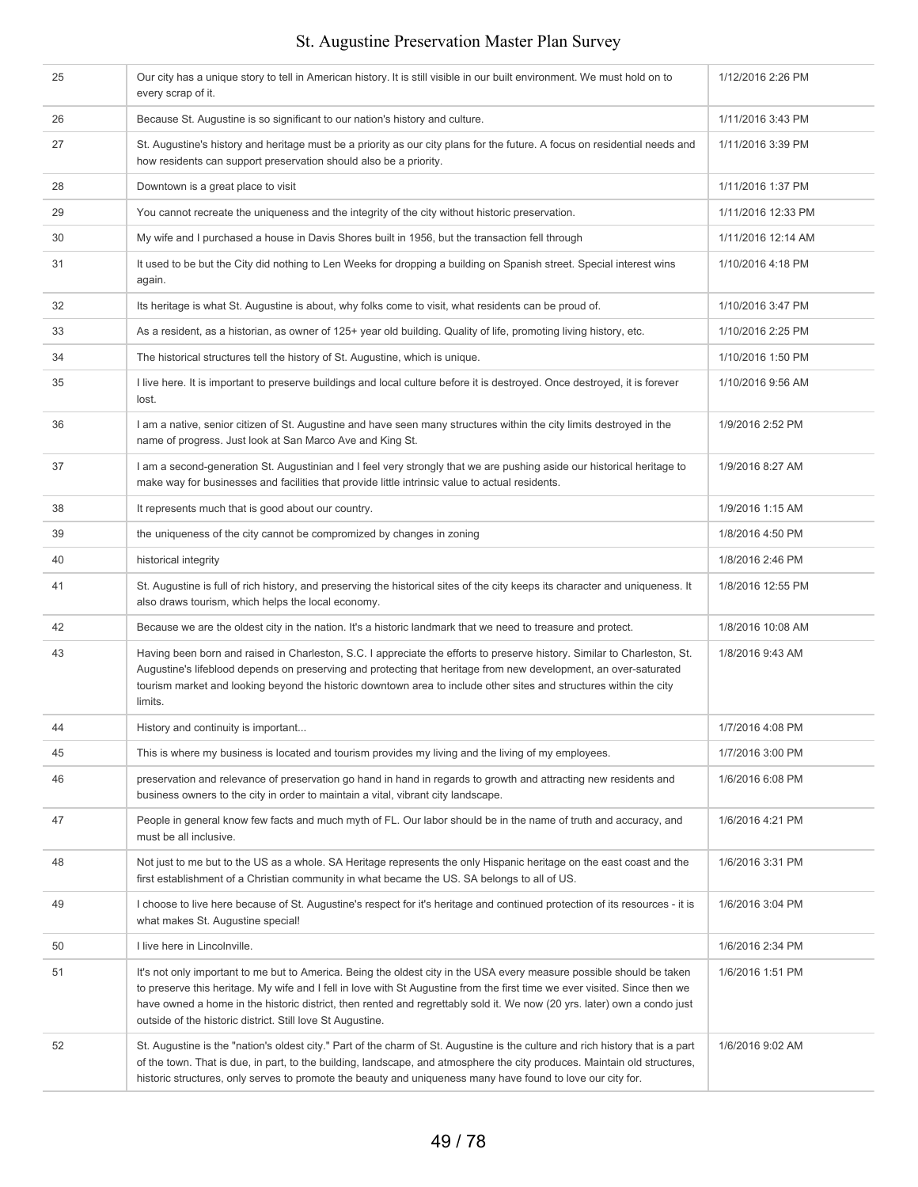| | | |
|---|---|---|
| 25 | Our city has a unique story to tell in American history. It is still visible in our built environment. We must hold on to every scrap of it. | 1/12/2016 2:26 PM |
| 26 | Because St. Augustine is so significant to our nation's history and culture. | 1/11/2016 3:43 PM |
| 27 | St. Augustine's history and heritage must be a priority as our city plans for the future. A focus on residential needs and how residents can support preservation should also be a priority. | 1/11/2016 3:39 PM |
| 28 | Downtown is a great place to visit | 1/11/2016 1:37 PM |
| 29 | You cannot recreate the uniqueness and the integrity of the city without historic preservation. | 1/11/2016 12:33 PM |
| 30 | My wife and I purchased a house in Davis Shores built in 1956, but the transaction fell through | 1/11/2016 12:14 AM |
| 31 | It used to be but the City did nothing to Len Weeks for dropping a building on Spanish street. Special interest wins again. | 1/10/2016 4:18 PM |
| 32 | Its heritage is what St. Augustine is about, why folks come to visit, what residents can be proud of. | 1/10/2016 3:47 PM |
| 33 | As a resident, as a historian, as owner of 125+ year old building. Quality of life, promoting living history, etc. | 1/10/2016 2:25 PM |
| 34 | The historical structures tell the history of St. Augustine, which is unique. | 1/10/2016 1:50 PM |
| 35 | I live here. It is important to preserve buildings and local culture before it is destroyed. Once destroyed, it is forever lost. | 1/10/2016 9:56 AM |
| 36 | I am a native, senior citizen of St. Augustine and have seen many structures within the city limits destroyed in the name of progress. Just look at San Marco Ave and King St. | 1/9/2016 2:52 PM |
| 37 | I am a second-generation St. Augustinian and I feel very strongly that we are pushing aside our historical heritage to make way for businesses and facilities that provide little intrinsic value to actual residents. | 1/9/2016 8:27 AM |
| 38 | It represents much that is good about our country. | 1/9/2016 1:15 AM |
| 39 | the uniqueness of the city cannot be compromized by changes in zoning | 1/8/2016 4:50 PM |
| 40 | historical integrity | 1/8/2016 2:46 PM |
| 41 | St. Augustine is full of rich history, and preserving the historical sites of the city keeps its character and uniqueness. It also draws tourism, which helps the local economy. | 1/8/2016 12:55 PM |
| 42 | Because we are the oldest city in the nation. It's a historic landmark that we need to treasure and protect. | 1/8/2016 10:08 AM |
| 43 | Having been born and raised in Charleston, S.C. I appreciate the efforts to preserve history. Similar to Charleston, St. Augustine's lifeblood depends on preserving and protecting that heritage from new development, an over-saturated tourism market and looking beyond the historic downtown area to include other sites and structures within the city limits. | 1/8/2016 9:43 AM |
| 44 | History and continuity is important... | 1/7/2016 4:08 PM |
| 45 | This is where my business is located and tourism provides my living and the living of my employees. | 1/7/2016 3:00 PM |
| 46 | preservation and relevance of preservation go hand in hand in regards to growth and attracting new residents and business owners to the city in order to maintain a vital, vibrant city landscape. | 1/6/2016 6:08 PM |
| 47 | People in general know few facts and much myth of FL. Our labor should be in the name of truth and accuracy, and must be all inclusive. | 1/6/2016 4:21 PM |
| 48 | Not just to me but to the US as a whole. SA Heritage represents the only Hispanic heritage on the east coast and the first establishment of a Christian community in what became the US. SA belongs to all of US. | 1/6/2016 3:31 PM |
| 49 | I choose to live here because of St. Augustine's respect for it's heritage and continued protection of its resources - it is what makes St. Augustine special! | 1/6/2016 3:04 PM |
| 50 | I live here in Lincolnville. | 1/6/2016 2:34 PM |
| 51 | It's not only important to me but to America. Being the oldest city in the USA every measure possible should be taken to preserve this heritage. My wife and I fell in love with St Augustine from the first time we ever visited. Since then we have owned a home in the historic district, then rented and regrettably sold it. We now (20 yrs. later) own a condo just outside of the historic district. Still love St Augustine. | 1/6/2016 1:51 PM |
| 52 | St. Augustine is the "nation's oldest city." Part of the charm of St. Augustine is the culture and rich history that is a part of the town. That is due, in part, to the building, landscape, and atmosphere the city produces. Maintain old structures, historic structures, only serves to promote the beauty and uniqueness many have found to love our city for. | 1/6/2016 9:02 AM |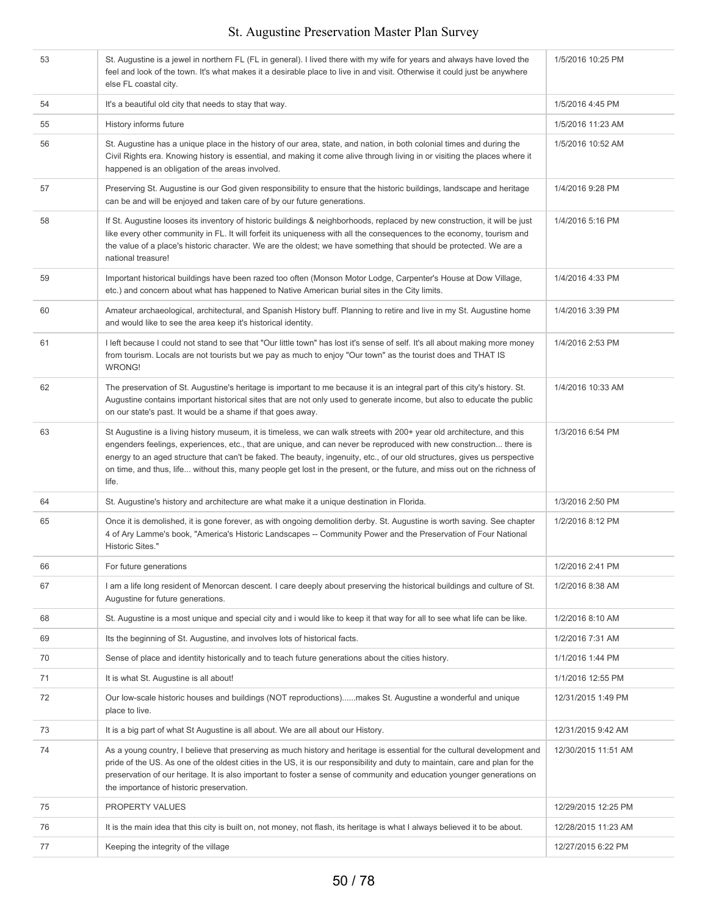| | | |
|---|---|---|
| 53 | St. Augustine is a jewel in northern FL (FL in general). I lived there with my wife for years and always have loved the feel and look of the town. It's what makes it a desirable place to live in and visit. Otherwise it could just be anywhere else FL coastal city. | 1/5/2016 10:25 PM |
| 54 | It's a beautiful old city that needs to stay that way. | 1/5/2016 4:45 PM |
| 55 | History informs future | 1/5/2016 11:23 AM |
| 56 | St. Augustine has a unique place in the history of our area, state, and nation, in both colonial times and during the Civil Rights era. Knowing history is essential, and making it come alive through living in or visiting the places where it happened is an obligation of the areas involved. | 1/5/2016 10:52 AM |
| 57 | Preserving St. Augustine is our God given responsibility to ensure that the historic buildings, landscape and heritage can be and will be enjoyed and taken care of by our future generations. | 1/4/2016 9:28 PM |
| 58 | If St. Augustine looses its inventory of historic buildings & neighborhoods, replaced by new construction, it will be just like every other community in FL. It will forfeit its uniqueness with all the consequences to the economy, tourism and the value of a place's historic character. We are the oldest; we have something that should be protected. We are a national treasure! | 1/4/2016 5:16 PM |
| 59 | Important historical buildings have been razed too often (Monson Motor Lodge, Carpenter's House at Dow Village, etc.) and concern about what has happened to Native American burial sites in the City limits. | 1/4/2016 4:33 PM |
| 60 | Amateur archaeological, architectural, and Spanish History buff. Planning to retire and live in my St. Augustine home and would like to see the area keep it's historical identity. | 1/4/2016 3:39 PM |
| 61 | I left because I could not stand to see that "Our little town" has lost it's sense of self. It's all about making more money from tourism. Locals are not tourists but we pay as much to enjoy "Our town" as the tourist does and THAT IS WRONG! | 1/4/2016 2:53 PM |
| 62 | The preservation of St. Augustine's heritage is important to me because it is an integral part of this city's history. St. Augustine contains important historical sites that are not only used to generate income, but also to educate the public on our state's past. It would be a shame if that goes away. | 1/4/2016 10:33 AM |
| 63 | St Augustine is a living history museum, it is timeless, we can walk streets with 200+ year old architecture, and this engenders feelings, experiences, etc., that are unique, and can never be reproduced with new construction... there is energy to an aged structure that can't be faked. The beauty, ingenuity, etc., of our old structures, gives us perspective on time, and thus, life... without this, many people get lost in the present, or the future, and miss out on the richness of life. | 1/3/2016 6:54 PM |
| 64 | St. Augustine's history and architecture are what make it a unique destination in Florida. | 1/3/2016 2:50 PM |
| 65 | Once it is demolished, it is gone forever, as with ongoing demolition derby. St. Augustine is worth saving. See chapter 4 of Ary Lamme's book, "America's Historic Landscapes -- Community Power and the Preservation of Four National Historic Sites." | 1/2/2016 8:12 PM |
| 66 | For future generations | 1/2/2016 2:41 PM |
| 67 | I am a life long resident of Menorcan descent. I care deeply about preserving the historical buildings and culture of St. Augustine for future generations. | 1/2/2016 8:38 AM |
| 68 | St. Augustine is a most unique and special city and i would like to keep it that way for all to see what life can be like. | 1/2/2016 8:10 AM |
| 69 | Its the beginning of St. Augustine, and involves lots of historical facts. | 1/2/2016 7:31 AM |
| 70 | Sense of place and identity historically and to teach future generations about the cities history. | 1/1/2016 1:44 PM |
| 71 | It is what St. Augustine is all about! | 1/1/2016 12:55 PM |
| 72 | Our low-scale historic houses and buildings (NOT reproductions)......makes St. Augustine a wonderful and unique place to live. | 12/31/2015 1:49 PM |
| 73 | It is a big part of what St Augustine is all about. We are all about our History. | 12/31/2015 9:42 AM |
| 74 | As a young country, I believe that preserving as much history and heritage is essential for the cultural development and pride of the US. As one of the oldest cities in the US, it is our responsibility and duty to maintain, care and plan for the preservation of our heritage. It is also important to foster a sense of community and education younger generations on the importance of historic preservation. | 12/30/2015 11:51 AM |
| 75 | PROPERTY VALUES | 12/29/2015 12:25 PM |
| 76 | It is the main idea that this city is built on, not money, not flash, its heritage is what I always believed it to be about. | 12/28/2015 11:23 AM |
| 77 | Keeping the integrity of the village | 12/27/2015 6:22 PM |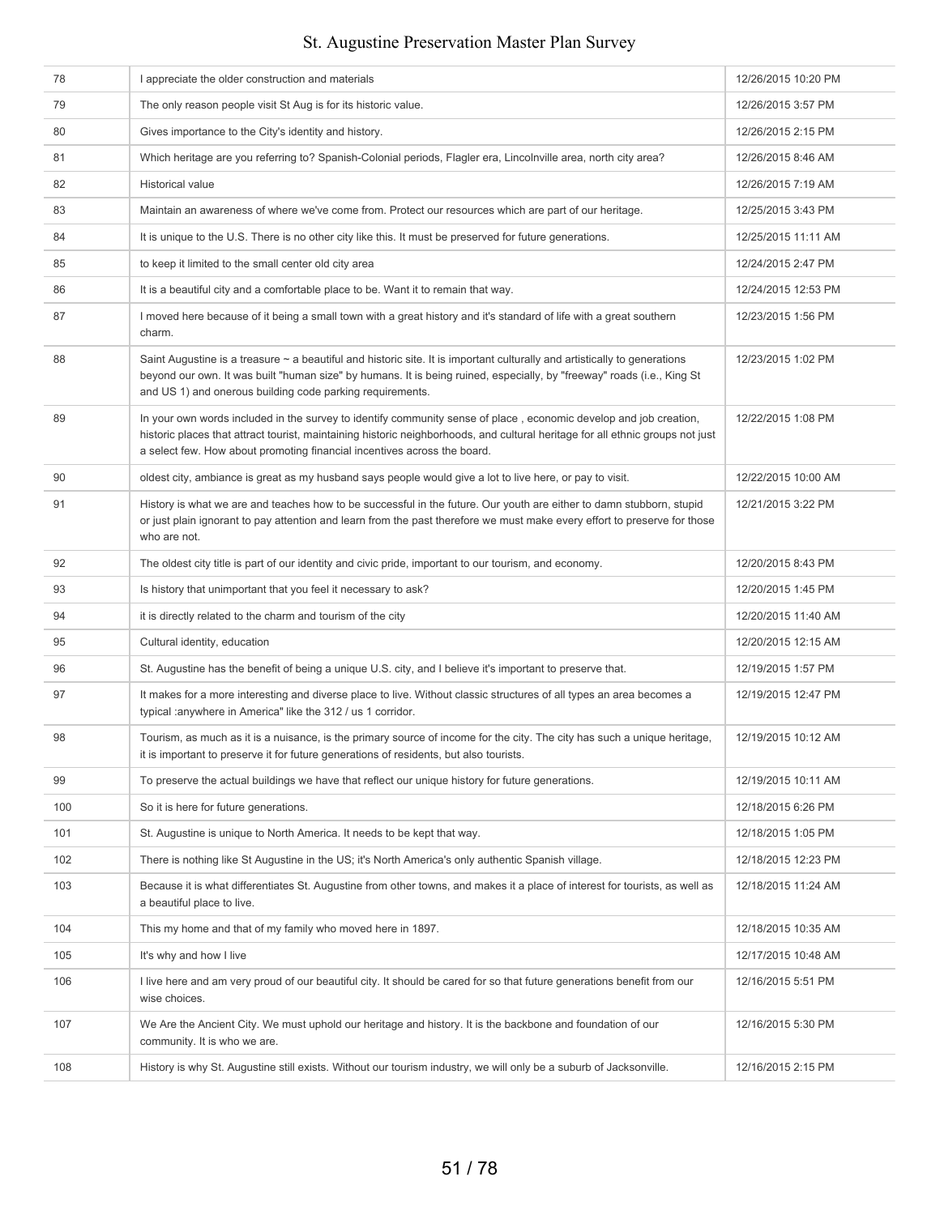| | | |
|---|---|---|
| 78 | I appreciate the older construction and materials | 12/26/2015 10:20 PM |
| 79 | The only reason people visit St Aug is for its historic value. | 12/26/2015 3:57 PM |
| 80 | Gives importance to the City's identity and history. | 12/26/2015 2:15 PM |
| 81 | Which heritage are you referring to? Spanish-Colonial periods, Flagler era, Lincolnville area, north city area? | 12/26/2015 8:46 AM |
| 82 | Historical value | 12/26/2015 7:19 AM |
| 83 | Maintain an awareness of where we've come from. Protect our resources which are part of our heritage. | 12/25/2015 3:43 PM |
| 84 | It is unique to the U.S. There is no other city like this. It must be preserved for future generations. | 12/25/2015 11:11 AM |
| 85 | to keep it limited to the small center old city area | 12/24/2015 2:47 PM |
| 86 | It is a beautiful city and a comfortable place to be. Want it to remain that way. | 12/24/2015 12:53 PM |
| 87 | I moved here because of it being a small town with a great history and it's standard of life with a great southern charm. | 12/23/2015 1:56 PM |
| 88 | Saint Augustine is a treasure ~ a beautiful and historic site. It is important culturally and artistically to generations beyond our own. It was built "human size" by humans. It is being ruined, especially, by "freeway" roads (i.e., King St and US 1) and onerous building code parking requirements. | 12/23/2015 1:02 PM |
| 89 | In your own words included in the survey to identify community sense of place , economic develop and job creation, historic places that attract tourist, maintaining historic neighborhoods, and cultural heritage for all ethnic groups not just a select few. How about promoting financial incentives across the board. | 12/22/2015 1:08 PM |
| 90 | oldest city, ambiance is great as my husband says people would give a lot to live here, or pay to visit. | 12/22/2015 10:00 AM |
| 91 | History is what we are and teaches how to be successful in the future. Our youth are either to damn stubborn, stupid or just plain ignorant to pay attention and learn from the past therefore we must make every effort to preserve for those who are not. | 12/21/2015 3:22 PM |
| 92 | The oldest city title is part of our identity and civic pride, important to our tourism, and economy. | 12/20/2015 8:43 PM |
| 93 | Is history that unimportant that you feel it necessary to ask? | 12/20/2015 1:45 PM |
| 94 | it is directly related to the charm and tourism of the city | 12/20/2015 11:40 AM |
| 95 | Cultural identity, education | 12/20/2015 12:15 AM |
| 96 | St. Augustine has the benefit of being a unique U.S. city, and I believe it's important to preserve that. | 12/19/2015 1:57 PM |
| 97 | It makes for a more interesting and diverse place to live. Without classic structures of all types an area becomes a typical :anywhere in America" like the 312 / us 1 corridor. | 12/19/2015 12:47 PM |
| 98 | Tourism, as much as it is a nuisance, is the primary source of income for the city. The city has such a unique heritage, it is important to preserve it for future generations of residents, but also tourists. | 12/19/2015 10:12 AM |
| 99 | To preserve the actual buildings we have that reflect our unique history for future generations. | 12/19/2015 10:11 AM |
| 100 | So it is here for future generations. | 12/18/2015 6:26 PM |
| 101 | St. Augustine is unique to North America. It needs to be kept that way. | 12/18/2015 1:05 PM |
| 102 | There is nothing like St Augustine in the US; it's North America's only authentic Spanish village. | 12/18/2015 12:23 PM |
| 103 | Because it is what differentiates St. Augustine from other towns, and makes it a place of interest for tourists, as well as a beautiful place to live. | 12/18/2015 11:24 AM |
| 104 | This my home and that of my family who moved here in 1897. | 12/18/2015 10:35 AM |
| 105 | It's why and how I live | 12/17/2015 10:48 AM |
| 106 | I live here and am very proud of our beautiful city. It should be cared for so that future generations benefit from our wise choices. | 12/16/2015 5:51 PM |
| 107 | We Are the Ancient City. We must uphold our heritage and history. It is the backbone and foundation of our community. It is who we are. | 12/16/2015 5:30 PM |
| 108 | History is why St. Augustine still exists. Without our tourism industry, we will only be a suburb of Jacksonville. | 12/16/2015 2:15 PM |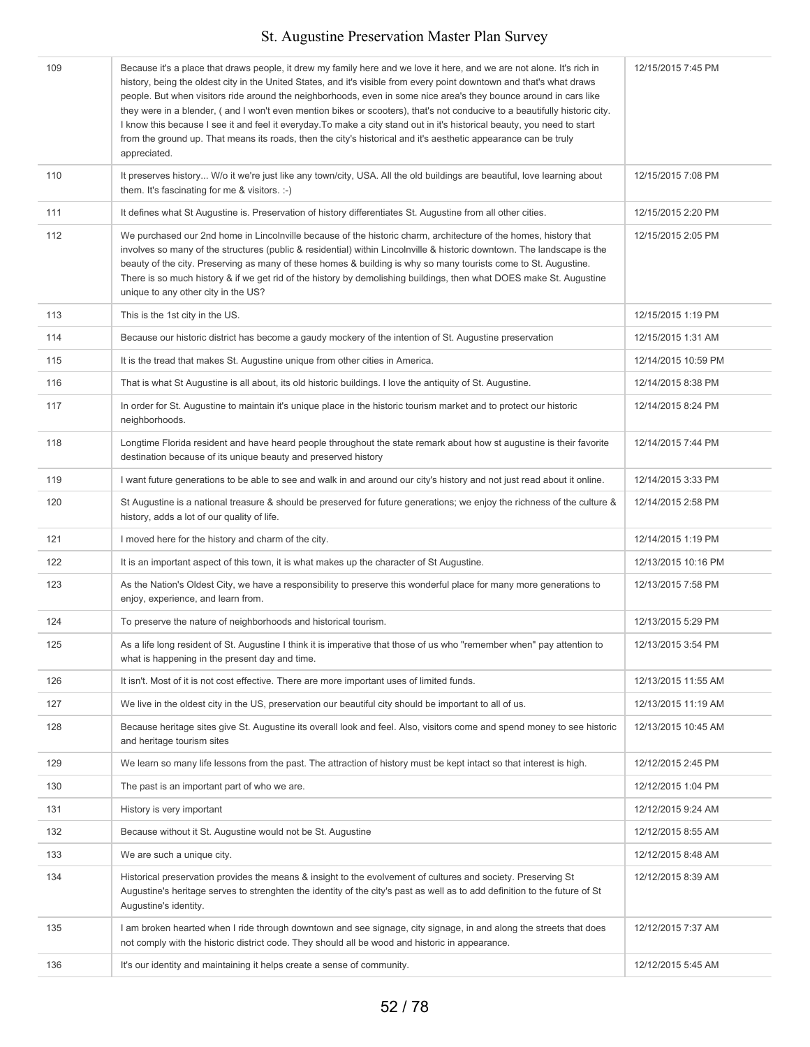| | | |
|---|---|---|
| 109 | Because it's a place that draws people, it drew my family here and we love it here, and we are not alone. It's rich in history, being the oldest city in the United States, and it's visible from every point downtown and that's what draws people. But when visitors ride around the neighborhoods, even in some nice area's they bounce around in cars like they were in a blender, ( and I won't even mention bikes or scooters), that's not conducive to a beautifully historic city. I know this because I see it and feel it everyday.To make a city stand out in it's historical beauty, you need to start from the ground up. That means its roads, then the city's historical and it's aesthetic appearance can be truly appreciated. | 12/15/2015 7:45 PM |
| 110 | It preserves history... W/o it we're just like any town/city, USA. All the old buildings are beautiful, love learning about them. It's fascinating for me & visitors. :-) | 12/15/2015 7:08 PM |
| 111 | It defines what St Augustine is. Preservation of history differentiates St. Augustine from all other cities. | 12/15/2015 2:20 PM |
| 112 | We purchased our 2nd home in Lincolnville because of the historic charm, architecture of the homes, history that involves so many of the structures (public & residential) within Lincolnville & historic downtown. The landscape is the beauty of the city. Preserving as many of these homes & building is why so many tourists come to St. Augustine. There is so much history & if we get rid of the history by demolishing buildings, then what DOES make St. Augustine unique to any other city in the US? | 12/15/2015 2:05 PM |
| 113 | This is the 1st city in the US. | 12/15/2015 1:19 PM |
| 114 | Because our historic district has become a gaudy mockery of the intention of St. Augustine preservation | 12/15/2015 1:31 AM |
| 115 | It is the tread that makes St. Augustine unique from other cities in America. | 12/14/2015 10:59 PM |
| 116 | That is what St Augustine is all about, its old historic buildings. I love the antiquity of St. Augustine. | 12/14/2015 8:38 PM |
| 117 | In order for St. Augustine to maintain it's unique place in the historic tourism market and to protect our historic neighborhoods. | 12/14/2015 8:24 PM |
| 118 | Longtime Florida resident and have heard people throughout the state remark about how st augustine is their favorite destination because of its unique beauty and preserved history | 12/14/2015 7:44 PM |
| 119 | I want future generations to be able to see and walk in and around our city's history and not just read about it online. | 12/14/2015 3:33 PM |
| 120 | St Augustine is a national treasure & should be preserved for future generations; we enjoy the richness of the culture & history, adds a lot of our quality of life. | 12/14/2015 2:58 PM |
| 121 | I moved here for the history and charm of the city. | 12/14/2015 1:19 PM |
| 122 | It is an important aspect of this town, it is what makes up the character of St Augustine. | 12/13/2015 10:16 PM |
| 123 | As the Nation's Oldest City, we have a responsibility to preserve this wonderful place for many more generations to enjoy, experience, and learn from. | 12/13/2015 7:58 PM |
| 124 | To preserve the nature of neighborhoods and historical tourism. | 12/13/2015 5:29 PM |
| 125 | As a life long resident of St. Augustine I think it is imperative that those of us who "remember when" pay attention to what is happening in the present day and time. | 12/13/2015 3:54 PM |
| 126 | It isn't. Most of it is not cost effective. There are more important uses of limited funds. | 12/13/2015 11:55 AM |
| 127 | We live in the oldest city in the US, preservation our beautiful city should be important to all of us. | 12/13/2015 11:19 AM |
| 128 | Because heritage sites give St. Augustine its overall look and feel. Also, visitors come and spend money to see historic and heritage tourism sites | 12/13/2015 10:45 AM |
| 129 | We learn so many life lessons from the past. The attraction of history must be kept intact so that interest is high. | 12/12/2015 2:45 PM |
| 130 | The past is an important part of who we are. | 12/12/2015 1:04 PM |
| 131 | History is very important | 12/12/2015 9:24 AM |
| 132 | Because without it St. Augustine would not be St. Augustine | 12/12/2015 8:55 AM |
| 133 | We are such a unique city. | 12/12/2015 8:48 AM |
| 134 | Historical preservation provides the means & insight to the evolvement of cultures and society. Preserving St Augustine's heritage serves to strenghten the identity of the city's past as well as to add definition to the future of St Augustine's identity. | 12/12/2015 8:39 AM |
| 135 | I am broken hearted when I ride through downtown and see signage, city signage, in and along the streets that does not comply with the historic district code. They should all be wood and historic in appearance. | 12/12/2015 7:37 AM |
| 136 | It's our identity and maintaining it helps create a sense of community. | 12/12/2015 5:45 AM |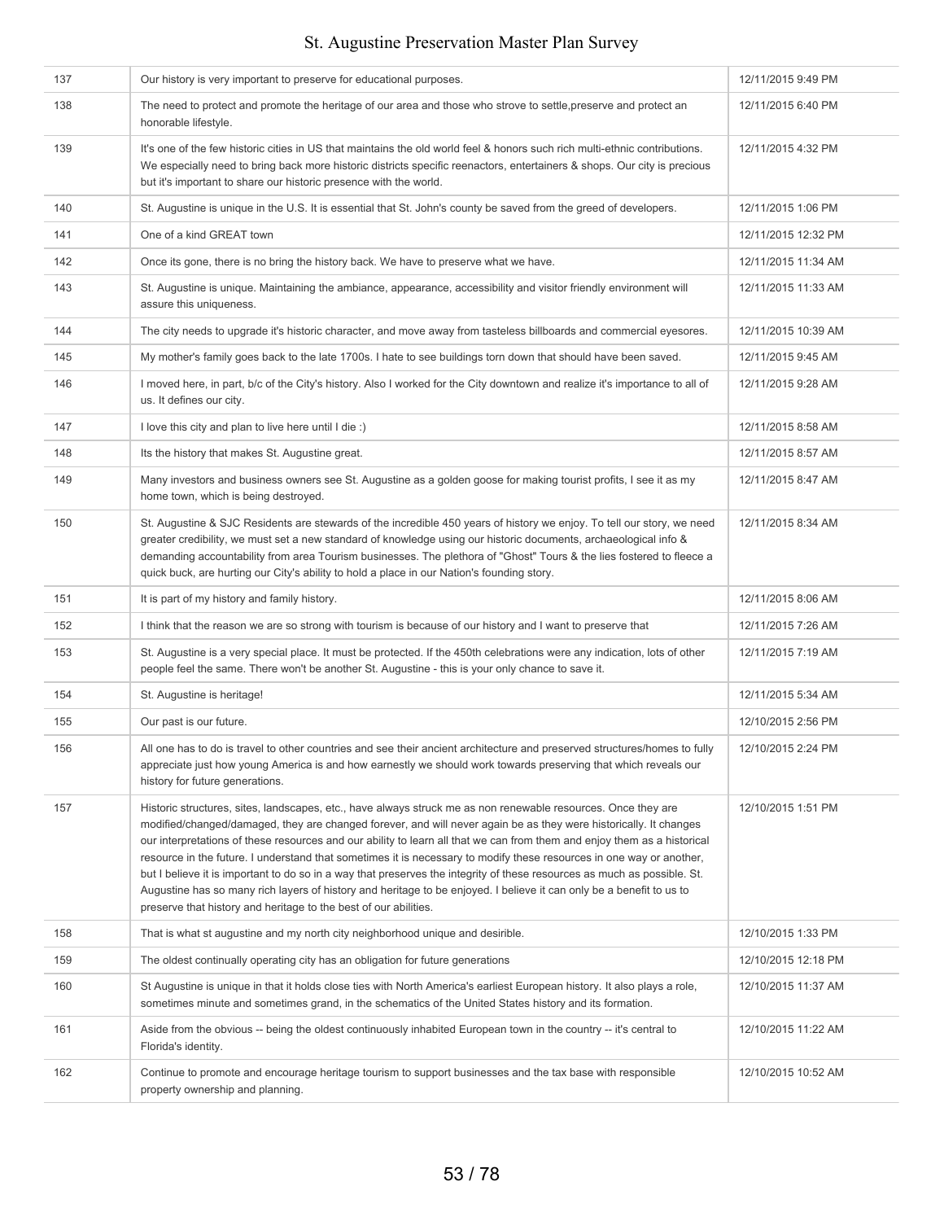| | | |
|---|---|---|
| 137 | Our history is very important to preserve for educational purposes. | 12/11/2015 9:49 PM |
| 138 | The need to protect and promote the heritage of our area and those who strove to settle,preserve and protect an honorable lifestyle. | 12/11/2015 6:40 PM |
| 139 | It's one of the few historic cities in US that maintains the old world feel & honors such rich multi-ethnic contributions. We especially need to bring back more historic districts specific reenactors, entertainers & shops. Our city is precious but it's important to share our historic presence with the world. | 12/11/2015 4:32 PM |
| 140 | St. Augustine is unique in the U.S. It is essential that St. John's county be saved from the greed of developers. | 12/11/2015 1:06 PM |
| 141 | One of a kind GREAT town | 12/11/2015 12:32 PM |
| 142 | Once its gone, there is no bring the history back. We have to preserve what we have. | 12/11/2015 11:34 AM |
| 143 | St. Augustine is unique. Maintaining the ambiance, appearance, accessibility and visitor friendly environment will assure this uniqueness. | 12/11/2015 11:33 AM |
| 144 | The city needs to upgrade it's historic character, and move away from tasteless billboards and commercial eyesores. | 12/11/2015 10:39 AM |
| 145 | My mother's family goes back to the late 1700s. I hate to see buildings torn down that should have been saved. | 12/11/2015 9:45 AM |
| 146 | I moved here, in part, b/c of the City's history. Also I worked for the City downtown and realize it's importance to all of us. It defines our city. | 12/11/2015 9:28 AM |
| 147 | I love this city and plan to live here until I die :) | 12/11/2015 8:58 AM |
| 148 | Its the history that makes St. Augustine great. | 12/11/2015 8:57 AM |
| 149 | Many investors and business owners see St. Augustine as a golden goose for making tourist profits, I see it as my home town, which is being destroyed. | 12/11/2015 8:47 AM |
| 150 | St. Augustine & SJC Residents are stewards of the incredible 450 years of history we enjoy. To tell our story, we need greater credibility, we must set a new standard of knowledge using our historic documents, archaeological info & demanding accountability from area Tourism businesses. The plethora of "Ghost" Tours & the lies fostered to fleece a quick buck, are hurting our City's ability to hold a place in our Nation's founding story. | 12/11/2015 8:34 AM |
| 151 | It is part of my history and family history. | 12/11/2015 8:06 AM |
| 152 | I think that the reason we are so strong with tourism is because of our history and I want to preserve that | 12/11/2015 7:26 AM |
| 153 | St. Augustine is a very special place. It must be protected. If the 450th celebrations were any indication, lots of other people feel the same. There won't be another St. Augustine - this is your only chance to save it. | 12/11/2015 7:19 AM |
| 154 | St. Augustine is heritage! | 12/11/2015 5:34 AM |
| 155 | Our past is our future. | 12/10/2015 2:56 PM |
| 156 | All one has to do is travel to other countries and see their ancient architecture and preserved structures/homes to fully appreciate just how young America is and how earnestly we should work towards preserving that which reveals our history for future generations. | 12/10/2015 2:24 PM |
| 157 | Historic structures, sites, landscapes, etc., have always struck me as non renewable resources. Once they are modified/changed/damaged, they are changed forever, and will never again be as they were historically. It changes our interpretations of these resources and our ability to learn all that we can from them and enjoy them as a historical resource in the future. I understand that sometimes it is necessary to modify these resources in one way or another, but I believe it is important to do so in a way that preserves the integrity of these resources as much as possible. St. Augustine has so many rich layers of history and heritage to be enjoyed. I believe it can only be a benefit to us to preserve that history and heritage to the best of our abilities. | 12/10/2015 1:51 PM |
| 158 | That is what st augustine and my north city neighborhood unique and desirible. | 12/10/2015 1:33 PM |
| 159 | The oldest continually operating city has an obligation for future generations | 12/10/2015 12:18 PM |
| 160 | St Augustine is unique in that it holds close ties with North America's earliest European history. It also plays a role, sometimes minute and sometimes grand, in the schematics of the United States history and its formation. | 12/10/2015 11:37 AM |
| 161 | Aside from the obvious -- being the oldest continuously inhabited European town in the country -- it's central to Florida's identity. | 12/10/2015 11:22 AM |
| 162 | Continue to promote and encourage heritage tourism to support businesses and the tax base with responsible property ownership and planning. | 12/10/2015 10:52 AM |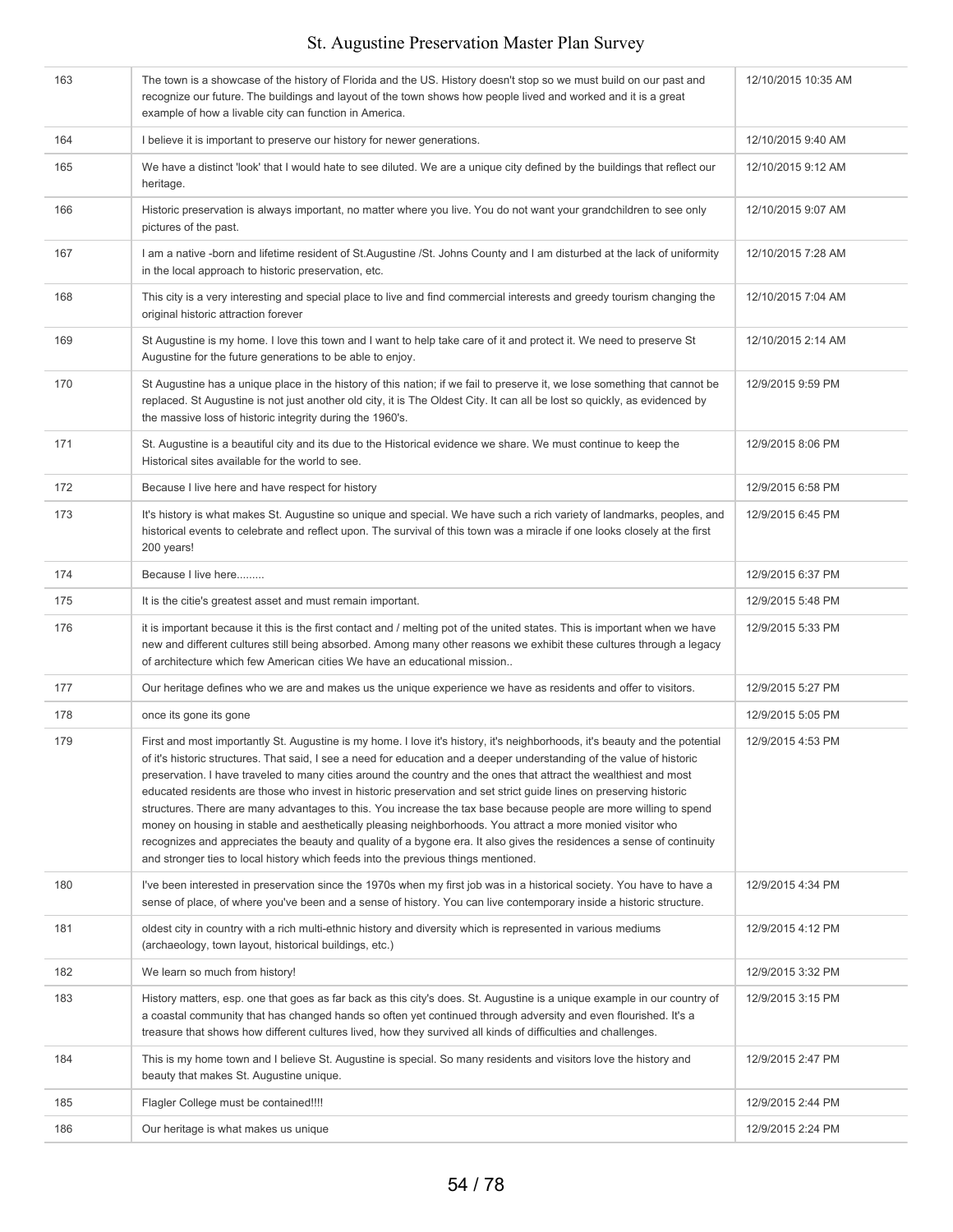| | | |
|---|---|---|
| 163 | The town is a showcase of the history of Florida and the US. History doesn't stop so we must build on our past and recognize our future. The buildings and layout of the town shows how people lived and worked and it is a great example of how a livable city can function in America. | 12/10/2015 10:35 AM |
| 164 | I believe it is important to preserve our history for newer generations. | 12/10/2015 9:40 AM |
| 165 | We have a distinct 'look' that I would hate to see diluted. We are a unique city defined by the buildings that reflect our heritage. | 12/10/2015 9:12 AM |
| 166 | Historic preservation is always important, no matter where you live. You do not want your grandchildren to see only pictures of the past. | 12/10/2015 9:07 AM |
| 167 | I am a native -born and lifetime resident of St.Augustine /St. Johns County and I am disturbed at the lack of uniformity in the local approach to historic preservation, etc. | 12/10/2015 7:28 AM |
| 168 | This city is a very interesting and special place to live and find commercial interests and greedy tourism changing the original historic attraction forever | 12/10/2015 7:04 AM |
| 169 | St Augustine is my home. I love this town and I want to help take care of it and protect it. We need to preserve St Augustine for the future generations to be able to enjoy. | 12/10/2015 2:14 AM |
| 170 | St Augustine has a unique place in the history of this nation; if we fail to preserve it, we lose something that cannot be replaced. St Augustine is not just another old city, it is The Oldest City. It can all be lost so quickly, as evidenced by the massive loss of historic integrity during the 1960's. | 12/9/2015 9:59 PM |
| 171 | St. Augustine is a beautiful city and its due to the Historical evidence we share. We must continue to keep the Historical sites available for the world to see. | 12/9/2015 8:06 PM |
| 172 | Because I live here and have respect for history | 12/9/2015 6:58 PM |
| 173 | It's history is what makes St. Augustine so unique and special. We have such a rich variety of landmarks, peoples, and historical events to celebrate and reflect upon. The survival of this town was a miracle if one looks closely at the first 200 years! | 12/9/2015 6:45 PM |
| 174 | Because I live here......... | 12/9/2015 6:37 PM |
| 175 | It is the citie's greatest asset and must remain important. | 12/9/2015 5:48 PM |
| 176 | it is important because it this is the first contact and / melting pot of the united states. This is important when we have new and different cultures still being absorbed. Among many other reasons we exhibit these cultures through a legacy of architecture which few American cities We have an educational mission.. | 12/9/2015 5:33 PM |
| 177 | Our heritage defines who we are and makes us the unique experience we have as residents and offer to visitors. | 12/9/2015 5:27 PM |
| 178 | once its gone its gone | 12/9/2015 5:05 PM |
| 179 | First and most importantly St. Augustine is my home. I love it's history, it's neighborhoods, it's beauty and the potential of it's historic structures. That said, I see a need for education and a deeper understanding of the value of historic preservation. I have traveled to many cities around the country and the ones that attract the wealthiest and most educated residents are those who invest in historic preservation and set strict guide lines on preserving historic structures. There are many advantages to this. You increase the tax base because people are more willing to spend money on housing in stable and aesthetically pleasing neighborhoods. You attract a more monied visitor who recognizes and appreciates the beauty and quality of a bygone era. It also gives the residences a sense of continuity and stronger ties to local history which feeds into the previous things mentioned. | 12/9/2015 4:53 PM |
| 180 | I've been interested in preservation since the 1970s when my first job was in a historical society. You have to have a sense of place, of where you've been and a sense of history. You can live contemporary inside a historic structure. | 12/9/2015 4:34 PM |
| 181 | oldest city in country with a rich multi-ethnic history and diversity which is represented in various mediums (archaeology, town layout, historical buildings, etc.) | 12/9/2015 4:12 PM |
| 182 | We learn so much from history! | 12/9/2015 3:32 PM |
| 183 | History matters, esp. one that goes as far back as this city's does. St. Augustine is a unique example in our country of a coastal community that has changed hands so often yet continued through adversity and even flourished. It's a treasure that shows how different cultures lived, how they survived all kinds of difficulties and challenges. | 12/9/2015 3:15 PM |
| 184 | This is my home town and I believe St. Augustine is special. So many residents and visitors love the history and beauty that makes St. Augustine unique. | 12/9/2015 2:47 PM |
| 185 | Flagler College must be contained!!!! | 12/9/2015 2:44 PM |
| 186 | Our heritage is what makes us unique | 12/9/2015 2:24 PM |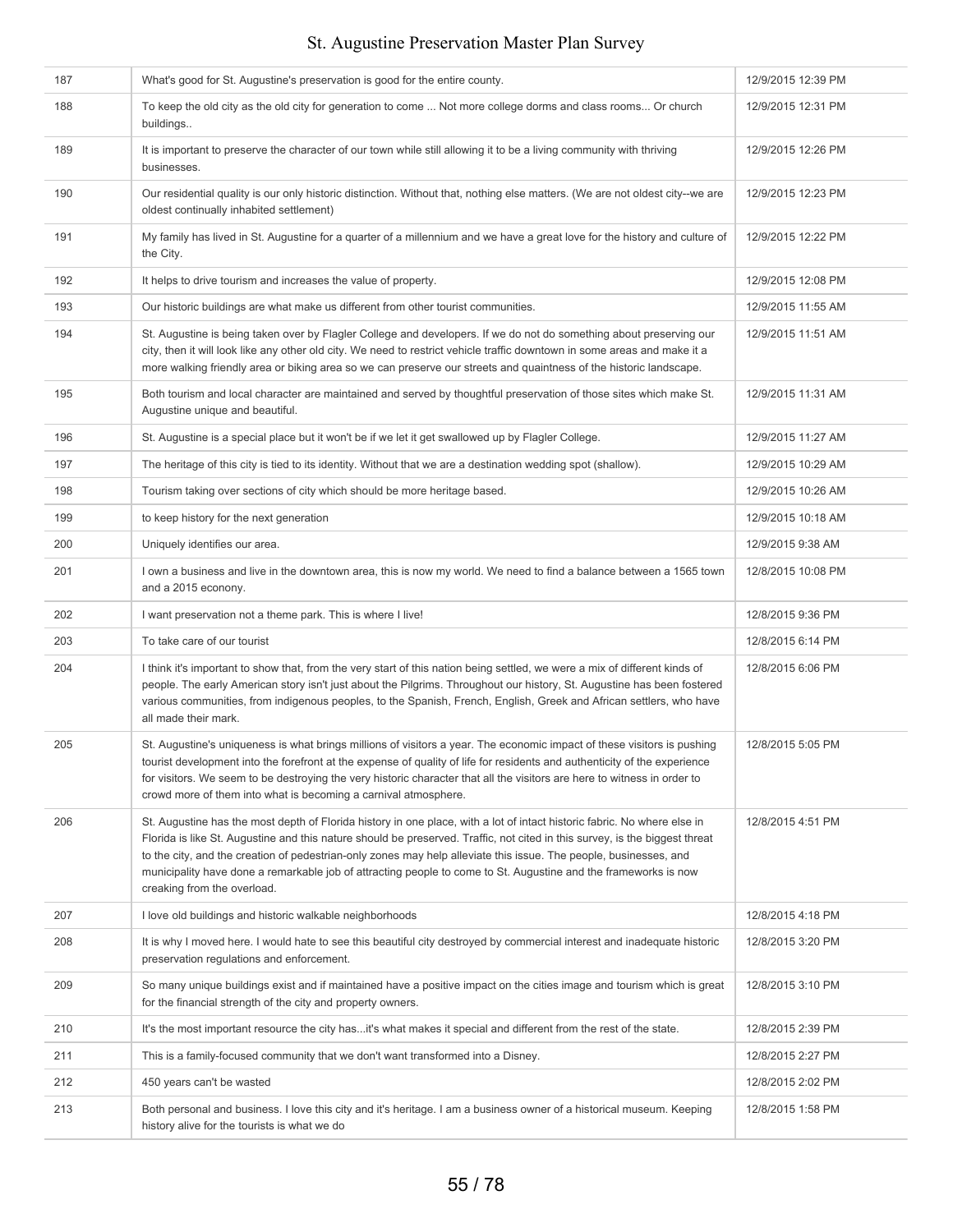| 187 | What's good for St. Augustine's preservation is good for the entire county. | 12/9/2015 12:39 PM |
|---|---|---|
| 188 | To keep the old city as the old city for generation to come ... Not more college dorms and class rooms... Or church buildings.. | 12/9/2015 12:31 PM |
| 189 | It is important to preserve the character of our town while still allowing it to be a living community with thriving businesses. | 12/9/2015 12:26 PM |
| 190 | Our residential quality is our only historic distinction. Without that, nothing else matters. (We are not oldest city--we are oldest continually inhabited settlement) | 12/9/2015 12:23 PM |
| 191 | My family has lived in St. Augustine for a quarter of a millennium and we have a great love for the history and culture of the City. | 12/9/2015 12:22 PM |
| 192 | It helps to drive tourism and increases the value of property. | 12/9/2015 12:08 PM |
| 193 | Our historic buildings are what make us different from other tourist communities. | 12/9/2015 11:55 AM |
| 194 | St. Augustine is being taken over by Flagler College and developers. If we do not do something about preserving our city, then it will look like any other old city. We need to restrict vehicle traffic downtown in some areas and make it a more walking friendly area or biking area so we can preserve our streets and quaintness of the historic landscape. | 12/9/2015 11:51 AM |
| 195 | Both tourism and local character are maintained and served by thoughtful preservation of those sites which make St. Augustine unique and beautiful. | 12/9/2015 11:31 AM |
| 196 | St. Augustine is a special place but it won't be if we let it get swallowed up by Flagler College. | 12/9/2015 11:27 AM |
| 197 | The heritage of this city is tied to its identity. Without that we are a destination wedding spot (shallow). | 12/9/2015 10:29 AM |
| 198 | Tourism taking over sections of city which should be more heritage based. | 12/9/2015 10:26 AM |
| 199 | to keep history for the next generation | 12/9/2015 10:18 AM |
| 200 | Uniquely identifies our area. | 12/9/2015 9:38 AM |
| 201 | I own a business and live in the downtown area, this is now my world. We need to find a balance between a 1565 town and a 2015 econony. | 12/8/2015 10:08 PM |
| 202 | I want preservation not a theme park. This is where I live! | 12/8/2015 9:36 PM |
| 203 | To take care of our tourist | 12/8/2015 6:14 PM |
| 204 | I think it's important to show that, from the very start of this nation being settled, we were a mix of different kinds of people. The early American story isn't just about the Pilgrims. Throughout our history, St. Augustine has been fostered various communities, from indigenous peoples, to the Spanish, French, English, Greek and African settlers, who have all made their mark. | 12/8/2015 6:06 PM |
| 205 | St. Augustine's uniqueness is what brings millions of visitors a year. The economic impact of these visitors is pushing tourist development into the forefront at the expense of quality of life for residents and authenticity of the experience for visitors. We seem to be destroying the very historic character that all the visitors are here to witness in order to crowd more of them into what is becoming a carnival atmosphere. | 12/8/2015 5:05 PM |
| 206 | St. Augustine has the most depth of Florida history in one place, with a lot of intact historic fabric. No where else in Florida is like St. Augustine and this nature should be preserved. Traffic, not cited in this survey, is the biggest threat to the city, and the creation of pedestrian-only zones may help alleviate this issue. The people, businesses, and municipality have done a remarkable job of attracting people to come to St. Augustine and the frameworks is now creaking from the overload. | 12/8/2015 4:51 PM |
| 207 | I love old buildings and historic walkable neighborhoods | 12/8/2015 4:18 PM |
| 208 | It is why I moved here. I would hate to see this beautiful city destroyed by commercial interest and inadequate historic preservation regulations and enforcement. | 12/8/2015 3:20 PM |
| 209 | So many unique buildings exist and if maintained have a positive impact on the cities image and tourism which is great for the financial strength of the city and property owners. | 12/8/2015 3:10 PM |
| 210 | It's the most important resource the city has...it's what makes it special and different from the rest of the state. | 12/8/2015 2:39 PM |
| 211 | This is a family-focused community that we don't want transformed into a Disney. | 12/8/2015 2:27 PM |
| 212 | 450 years can't be wasted | 12/8/2015 2:02 PM |
| 213 | Both personal and business. I love this city and it's heritage. I am a business owner of a historical museum. Keeping history alive for the tourists is what we do | 12/8/2015 1:58 PM |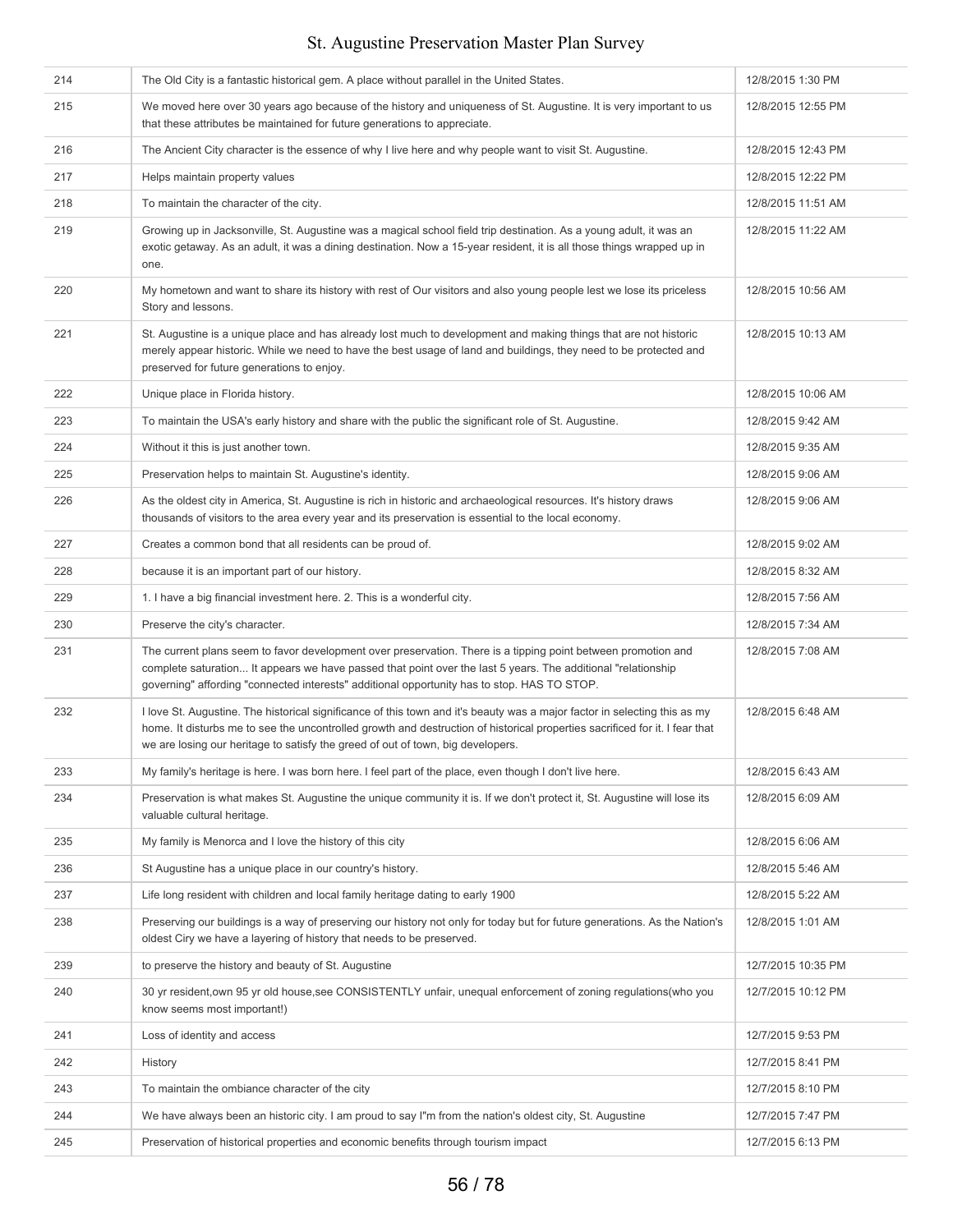| | | |
|---|---|---|
| 214 | The Old City is a fantastic historical gem. A place without parallel in the United States. | 12/8/2015 1:30 PM |
| 215 | We moved here over 30 years ago because of the history and uniqueness of St. Augustine. It is very important to us that these attributes be maintained for future generations to appreciate. | 12/8/2015 12:55 PM |
| 216 | The Ancient City character is the essence of why I live here and why people want to visit St. Augustine. | 12/8/2015 12:43 PM |
| 217 | Helps maintain property values | 12/8/2015 12:22 PM |
| 218 | To maintain the character of the city. | 12/8/2015 11:51 AM |
| 219 | Growing up in Jacksonville, St. Augustine was a magical school field trip destination. As a young adult, it was an exotic getaway. As an adult, it was a dining destination. Now a 15-year resident, it is all those things wrapped up in one. | 12/8/2015 11:22 AM |
| 220 | My hometown and want to share its history with rest of Our visitors and also young people lest we lose its priceless Story and lessons. | 12/8/2015 10:56 AM |
| 221 | St. Augustine is a unique place and has already lost much to development and making things that are not historic merely appear historic. While we need to have the best usage of land and buildings, they need to be protected and preserved for future generations to enjoy. | 12/8/2015 10:13 AM |
| 222 | Unique place in Florida history. | 12/8/2015 10:06 AM |
| 223 | To maintain the USA's early history and share with the public the significant role of St. Augustine. | 12/8/2015 9:42 AM |
| 224 | Without it this is just another town. | 12/8/2015 9:35 AM |
| 225 | Preservation helps to maintain St. Augustine's identity. | 12/8/2015 9:06 AM |
| 226 | As the oldest city in America, St. Augustine is rich in historic and archaeological resources. It's history draws thousands of visitors to the area every year and its preservation is essential to the local economy. | 12/8/2015 9:06 AM |
| 227 | Creates a common bond that all residents can be proud of. | 12/8/2015 9:02 AM |
| 228 | because it is an important part of our history. | 12/8/2015 8:32 AM |
| 229 | 1. I have a big financial investment here. 2. This is a wonderful city. | 12/8/2015 7:56 AM |
| 230 | Preserve the city's character. | 12/8/2015 7:34 AM |
| 231 | The current plans seem to favor development over preservation. There is a tipping point between promotion and complete saturation... It appears we have passed that point over the last 5 years. The additional "relationship governing" affording "connected interests" additional opportunity has to stop. HAS TO STOP. | 12/8/2015 7:08 AM |
| 232 | I love St. Augustine. The historical significance of this town and it's beauty was a major factor in selecting this as my home. It disturbs me to see the uncontrolled growth and destruction of historical properties sacrificed for it. I fear that we are losing our heritage to satisfy the greed of out of town, big developers. | 12/8/2015 6:48 AM |
| 233 | My family's heritage is here. I was born here. I feel part of the place, even though I don't live here. | 12/8/2015 6:43 AM |
| 234 | Preservation is what makes St. Augustine the unique community it is. If we don't protect it, St. Augustine will lose its valuable cultural heritage. | 12/8/2015 6:09 AM |
| 235 | My family is Menorca and I love the history of this city | 12/8/2015 6:06 AM |
| 236 | St Augustine has a unique place in our country's history. | 12/8/2015 5:46 AM |
| 237 | Life long resident with children and local family heritage dating to early 1900 | 12/8/2015 5:22 AM |
| 238 | Preserving our buildings is a way of preserving our history not only for today but for future generations. As the Nation's oldest Ciry we have a layering of history that needs to be preserved. | 12/8/2015 1:01 AM |
| 239 | to preserve the history and beauty of St. Augustine | 12/7/2015 10:35 PM |
| 240 | 30 yr resident,own 95 yr old house,see CONSISTENTLY unfair, unequal enforcement of zoning regulations(who you know seems most important!) | 12/7/2015 10:12 PM |
| 241 | Loss of identity and access | 12/7/2015 9:53 PM |
| 242 | History | 12/7/2015 8:41 PM |
| 243 | To maintain the ombiance character of the city | 12/7/2015 8:10 PM |
| 244 | We have always been an historic city. I am proud to say I"m from the nation's oldest city, St. Augustine | 12/7/2015 7:47 PM |
| 245 | Preservation of historical properties and economic benefits through tourism impact | 12/7/2015 6:13 PM |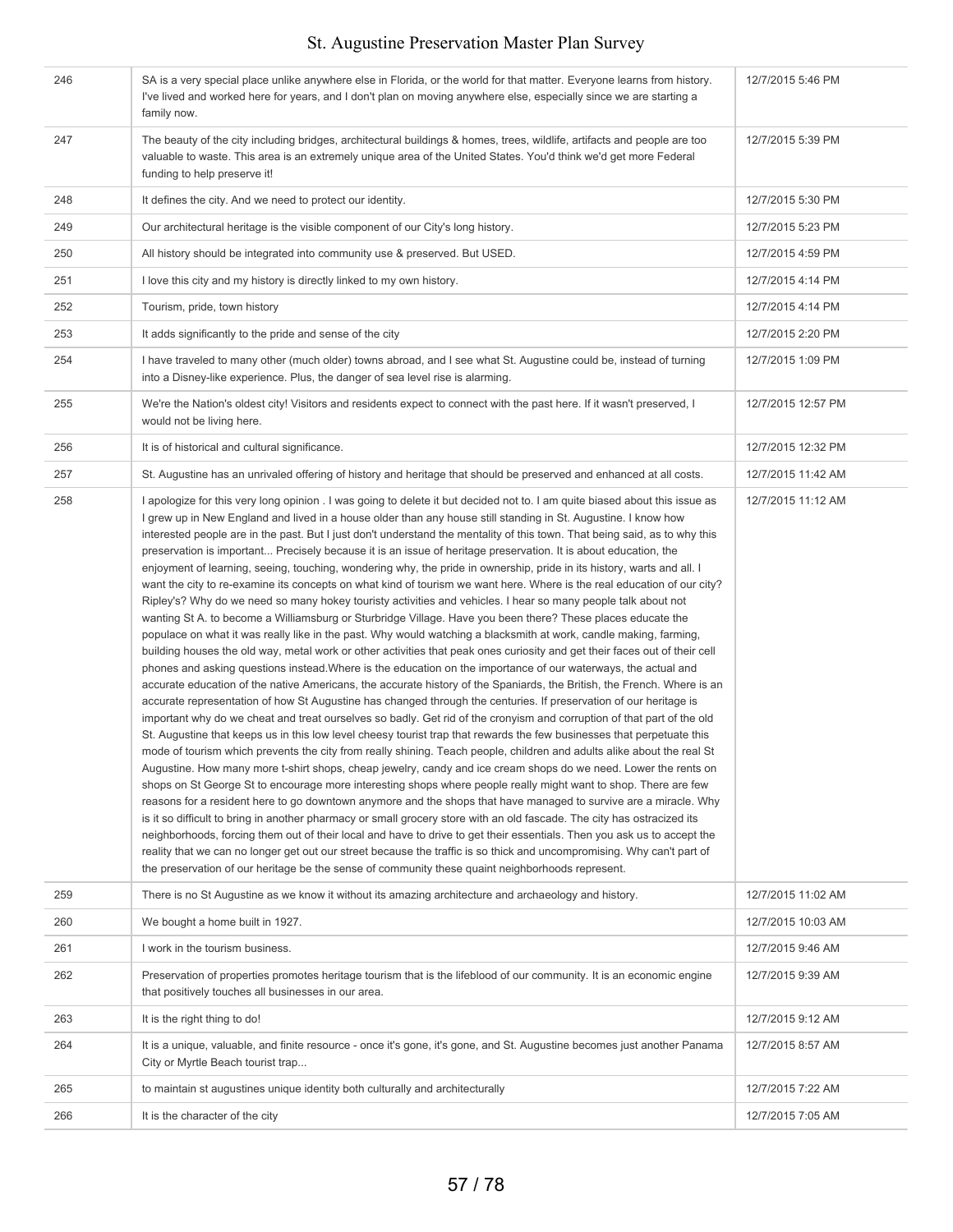| | | |
|---|---|---|
| 246 | SA is a very special place unlike anywhere else in Florida, or the world for that matter. Everyone learns from history. I've lived and worked here for years, and I don't plan on moving anywhere else, especially since we are starting a family now. | 12/7/2015 5:46 PM |
| 247 | The beauty of the city including bridges, architectural buildings & homes, trees, wildlife, artifacts and people are too valuable to waste. This area is an extremely unique area of the United States. You'd think we'd get more Federal funding to help preserve it! | 12/7/2015 5:39 PM |
| 248 | It defines the city. And we need to protect our identity. | 12/7/2015 5:30 PM |
| 249 | Our architectural heritage is the visible component of our City's long history. | 12/7/2015 5:23 PM |
| 250 | All history should be integrated into community use & preserved. But USED. | 12/7/2015 4:59 PM |
| 251 | I love this city and my history is directly linked to my own history. | 12/7/2015 4:14 PM |
| 252 | Tourism, pride, town history | 12/7/2015 4:14 PM |
| 253 | It adds significantly to the pride and sense of the city | 12/7/2015 2:20 PM |
| 254 | I have traveled to many other (much older) towns abroad, and I see what St. Augustine could be, instead of turning into a Disney-like experience. Plus, the danger of sea level rise is alarming. | 12/7/2015 1:09 PM |
| 255 | We're the Nation's oldest city! Visitors and residents expect to connect with the past here. If it wasn't preserved, I would not be living here. | 12/7/2015 12:57 PM |
| 256 | It is of historical and cultural significance. | 12/7/2015 12:32 PM |
| 257 | St. Augustine has an unrivaled offering of history and heritage that should be preserved and enhanced at all costs. | 12/7/2015 11:42 AM |
| 258 | I apologize for this very long opinion . I was going to delete it but decided not to. I am quite biased about this issue as I grew up in New England and lived in a house older than any house still standing in St. Augustine. I know how interested people are in the past. But I just don't understand the mentality of this town. That being said, as to why this preservation is important... Precisely because it is an issue of heritage preservation. It is about education, the enjoyment of learning, seeing, touching, wondering why, the pride in ownership, pride in its history, warts and all. I want the city to re-examine its concepts on what kind of tourism we want here. Where is the real education of our city? Ripley's? Why do we need so many hokey touristy activities and vehicles. I hear so many people talk about not wanting St A. to become a Williamsburg or Sturbridge Village. Have you been there? These places educate the populace on what it was really like in the past. Why would watching a blacksmith at work, candle making, farming, building houses the old way, metal work or other activities that peak ones curiosity and get their faces out of their cell phones and asking questions instead.Where is the education on the importance of our waterways, the actual and accurate education of the native Americans, the accurate history of the Spaniards, the British, the French. Where is an accurate representation of how St Augustine has changed through the centuries. If preservation of our heritage is important why do we cheat and treat ourselves so badly. Get rid of the cronyism and corruption of that part of the old St. Augustine that keeps us in this low level cheesy tourist trap that rewards the few businesses that perpetuate this mode of tourism which prevents the city from really shining. Teach people, children and adults alike about the real St Augustine. How many more t-shirt shops, cheap jewelry, candy and ice cream shops do we need. Lower the rents on shops on St George St to encourage more interesting shops where people really might want to shop. There are few reasons for a resident here to go downtown anymore and the shops that have managed to survive are a miracle. Why is it so difficult to bring in another pharmacy or small grocery store with an old fascade. The city has ostracized its neighborhoods, forcing them out of their local and have to drive to get their essentials. Then you ask us to accept the reality that we can no longer get out our street because the traffic is so thick and uncompromising. Why can't part of the preservation of our heritage be the sense of community these quaint neighborhoods represent. | 12/7/2015 11:12 AM |
| 259 | There is no St Augustine as we know it without its amazing architecture and archaeology and history. | 12/7/2015 11:02 AM |
| 260 | We bought a home built in 1927. | 12/7/2015 10:03 AM |
| 261 | I work in the tourism business. | 12/7/2015 9:46 AM |
| 262 | Preservation of properties promotes heritage tourism that is the lifeblood of our community. It is an economic engine that positively touches all businesses in our area. | 12/7/2015 9:39 AM |
| 263 | It is the right thing to do! | 12/7/2015 9:12 AM |
| 264 | It is a unique, valuable, and finite resource - once it's gone, it's gone, and St. Augustine becomes just another Panama City or Myrtle Beach tourist trap... | 12/7/2015 8:57 AM |
| 265 | to maintain st augustines unique identity both culturally and architecturally | 12/7/2015 7:22 AM |
| 266 | It is the character of the city | 12/7/2015 7:05 AM |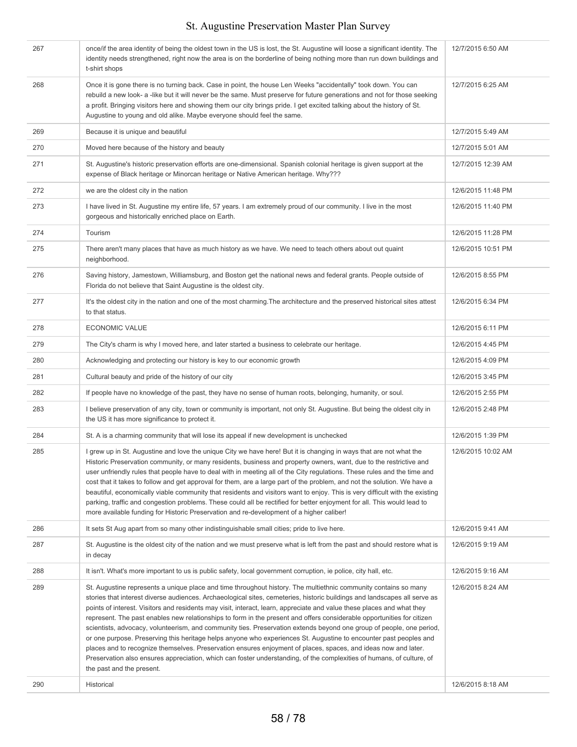| | | |
|---|---|---|
| 267 | once/if the area identity of being the oldest town in the US is lost, the St. Augustine will loose a significant identity. The identity needs strengthened, right now the area is on the borderline of being nothing more than run down buildings and t-shirt shops | 12/7/2015 6:50 AM |
| 268 | Once it is gone there is no turning back. Case in point, the house Len Weeks "accidentally" took down. You can rebuild a new look- a -like but it will never be the same. Must preserve for future generations and not for those seeking a profit. Bringing visitors here and showing them our city brings pride. I get excited talking about the history of St. Augustine to young and old alike. Maybe everyone should feel the same. | 12/7/2015 6:25 AM |
| 269 | Because it is unique and beautiful | 12/7/2015 5:49 AM |
| 270 | Moved here because of the history and beauty | 12/7/2015 5:01 AM |
| 271 | St. Augustine's historic preservation efforts are one-dimensional. Spanish colonial heritage is given support at the expense of Black heritage or Minorcan heritage or Native American heritage. Why??? | 12/7/2015 12:39 AM |
| 272 | we are the oldest city in the nation | 12/6/2015 11:48 PM |
| 273 | I have lived in St. Augustine my entire life, 57 years. I am extremely proud of our community. I live in the most gorgeous and historically enriched place on Earth. | 12/6/2015 11:40 PM |
| 274 | Tourism | 12/6/2015 11:28 PM |
| 275 | There aren't many places that have as much history as we have. We need to teach others about out quaint neighborhood. | 12/6/2015 10:51 PM |
| 276 | Saving history, Jamestown, Williamsburg, and Boston get the national news and federal grants. People outside of Florida do not believe that Saint Augustine is the oldest city. | 12/6/2015 8:55 PM |
| 277 | It's the oldest city in the nation and one of the most charming.The architecture and the preserved historical sites attest to that status. | 12/6/2015 6:34 PM |
| 278 | ECONOMIC VALUE | 12/6/2015 6:11 PM |
| 279 | The City's charm is why I moved here, and later started a business to celebrate our heritage. | 12/6/2015 4:45 PM |
| 280 | Acknowledging and protecting our history is key to our economic growth | 12/6/2015 4:09 PM |
| 281 | Cultural beauty and pride of the history of our city | 12/6/2015 3:45 PM |
| 282 | If people have no knowledge of the past, they have no sense of human roots, belonging, humanity, or soul. | 12/6/2015 2:55 PM |
| 283 | I believe preservation of any city, town or community is important, not only St. Augustine. But being the oldest city in the US it has more significance to protect it. | 12/6/2015 2:48 PM |
| 284 | St. A is a charming community that will lose its appeal if new development is unchecked | 12/6/2015 1:39 PM |
| 285 | I grew up in St. Augustine and love the unique City we have here! But it is changing in ways that are not what the Historic Preservation community, or many residents, business and property owners, want, due to the restrictive and user unfriendly rules that people have to deal with in meeting all of the City regulations. These rules and the time and cost that it takes to follow and get approval for them, are a large part of the problem, and not the solution. We have a beautiful, economically viable community that residents and visitors want to enjoy. This is very difficult with the existing parking, traffic and congestion problems. These could all be rectified for better enjoyment for all. This would lead to more available funding for Historic Preservation and re-development of a higher caliber! | 12/6/2015 10:02 AM |
| 286 | It sets St Aug apart from so many other indistinguishable small cities; pride to live here. | 12/6/2015 9:41 AM |
| 287 | St. Augustine is the oldest city of the nation and we must preserve what is left from the past and should restore what is in decay | 12/6/2015 9:19 AM |
| 288 | It isn't. What's more important to us is public safety, local government corruption, ie police, city hall, etc. | 12/6/2015 9:16 AM |
| 289 | St. Augustine represents a unique place and time throughout history. The multiethnic community contains so many stories that interest diverse audiences. Archaeological sites, cemeteries, historic buildings and landscapes all serve as points of interest. Visitors and residents may visit, interact, learn, appreciate and value these places and what they represent. The past enables new relationships to form in the present and offers considerable opportunities for citizen scientists, advocacy, volunteerism, and community ties. Preservation extends beyond one group of people, one period, or one purpose. Preserving this heritage helps anyone who experiences St. Augustine to encounter past peoples and places and to recognize themselves. Preservation ensures enjoyment of places, spaces, and ideas now and later. Preservation also ensures appreciation, which can foster understanding, of the complexities of humans, of culture, of the past and the present. | 12/6/2015 8:24 AM |
| 290 | Historical | 12/6/2015 8:18 AM |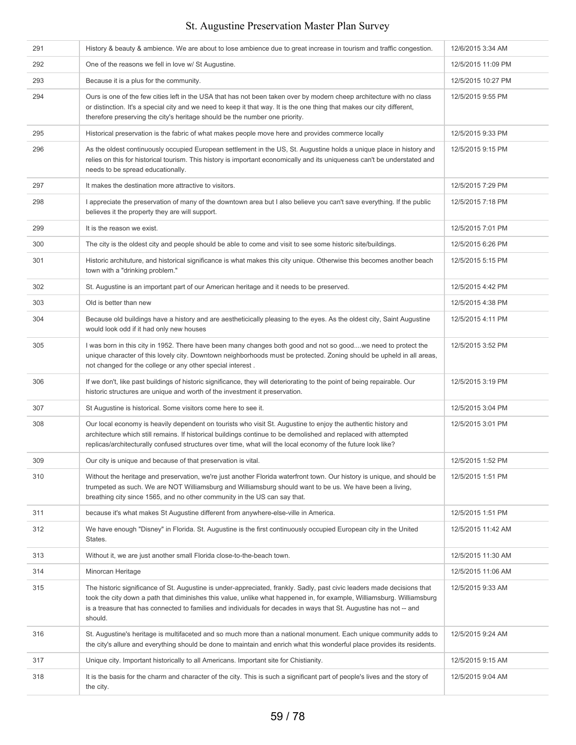| | | |
|---|---|---|
| 291 | History & beauty & ambience. We are about to lose ambience due to great increase in tourism and traffic congestion. | 12/6/2015 3:34 AM |
| 292 | One of the reasons we fell in love w/ St Augustine. | 12/5/2015 11:09 PM |
| 293 | Because it is a plus for the community. | 12/5/2015 10:27 PM |
| 294 | Ours is one of the few cities left in the USA that has not been taken over by modern cheep architecture with no class or distinction. It's a special city and we need to keep it that way. It is the one thing that makes our city different, therefore preserving the city's heritage should be the number one priority. | 12/5/2015 9:55 PM |
| 295 | Historical preservation is the fabric of what makes people move here and provides commerce locally | 12/5/2015 9:33 PM |
| 296 | As the oldest continuously occupied European settlement in the US, St. Augustine holds a unique place in history and relies on this for historical tourism. This history is important economically and its uniqueness can't be understated and needs to be spread educationally. | 12/5/2015 9:15 PM |
| 297 | It makes the destination more attractive to visitors. | 12/5/2015 7:29 PM |
| 298 | I appreciate the preservation of many of the downtown area but I also believe you can't save everything. If the public believes it the property they are will support. | 12/5/2015 7:18 PM |
| 299 | It is the reason we exist. | 12/5/2015 7:01 PM |
| 300 | The city is the oldest city and people should be able to come and visit to see some historic site/buildings. | 12/5/2015 6:26 PM |
| 301 | Historic archituture, and historical significance is what makes this city unique. Otherwise this becomes another beach town with a "drinking problem." | 12/5/2015 5:15 PM |
| 302 | St. Augustine is an important part of our American heritage and it needs to be preserved. | 12/5/2015 4:42 PM |
| 303 | Old is better than new | 12/5/2015 4:38 PM |
| 304 | Because old buildings have a history and are aestheticically pleasing to the eyes. As the oldest city, Saint Augustine would look odd if it had only new houses | 12/5/2015 4:11 PM |
| 305 | I was born in this city in 1952. There have been many changes both good and not so good....we need to protect the unique character of this lovely city. Downtown neighborhoods must be protected. Zoning should be upheld in all areas, not changed for the college or any other special interest . | 12/5/2015 3:52 PM |
| 306 | If we don't, like past buildings of historic significance, they will deteriorating to the point of being repairable. Our historic structures are unique and worth of the investment it preservation. | 12/5/2015 3:19 PM |
| 307 | St Augustine is historical. Some visitors come here to see it. | 12/5/2015 3:04 PM |
| 308 | Our local economy is heavily dependent on tourists who visit St. Augustine to enjoy the authentic history and architecture which still remains. If historical buildings continue to be demolished and replaced with attempted replicas/architecturally confused structures over time, what will the local economy of the future look like? | 12/5/2015 3:01 PM |
| 309 | Our city is unique and because of that preservation is vital. | 12/5/2015 1:52 PM |
| 310 | Without the heritage and preservation, we're just another Florida waterfront town. Our history is unique, and should be trumpeted as such. We are NOT Williamsburg and Williamsburg should want to be us. We have been a living, breathing city since 1565, and no other community in the US can say that. | 12/5/2015 1:51 PM |
| 311 | because it's what makes St Augustine different from anywhere-else-ville in America. | 12/5/2015 1:51 PM |
| 312 | We have enough "Disney" in Florida. St. Augustine is the first continuously occupied European city in the United States. | 12/5/2015 11:42 AM |
| 313 | Without it, we are just another small Florida close-to-the-beach town. | 12/5/2015 11:30 AM |
| 314 | Minorcan Heritage | 12/5/2015 11:06 AM |
| 315 | The historic significance of St. Augustine is under-appreciated, frankly. Sadly, past civic leaders made decisions that took the city down a path that diminishes this value, unlike what happened in, for example, Williamsburg. Williamsburg is a treasure that has connected to families and individuals for decades in ways that St. Augustine has not -- and should. | 12/5/2015 9:33 AM |
| 316 | St. Augustine's heritage is multifaceted and so much more than a national monument. Each unique community adds to the city's allure and everything should be done to maintain and enrich what this wonderful place provides its residents. | 12/5/2015 9:24 AM |
| 317 | Unique city. Important historically to all Americans. Important site for Chistianity. | 12/5/2015 9:15 AM |
| 318 | It is the basis for the charm and character of the city. This is such a significant part of people's lives and the story of the city. | 12/5/2015 9:04 AM |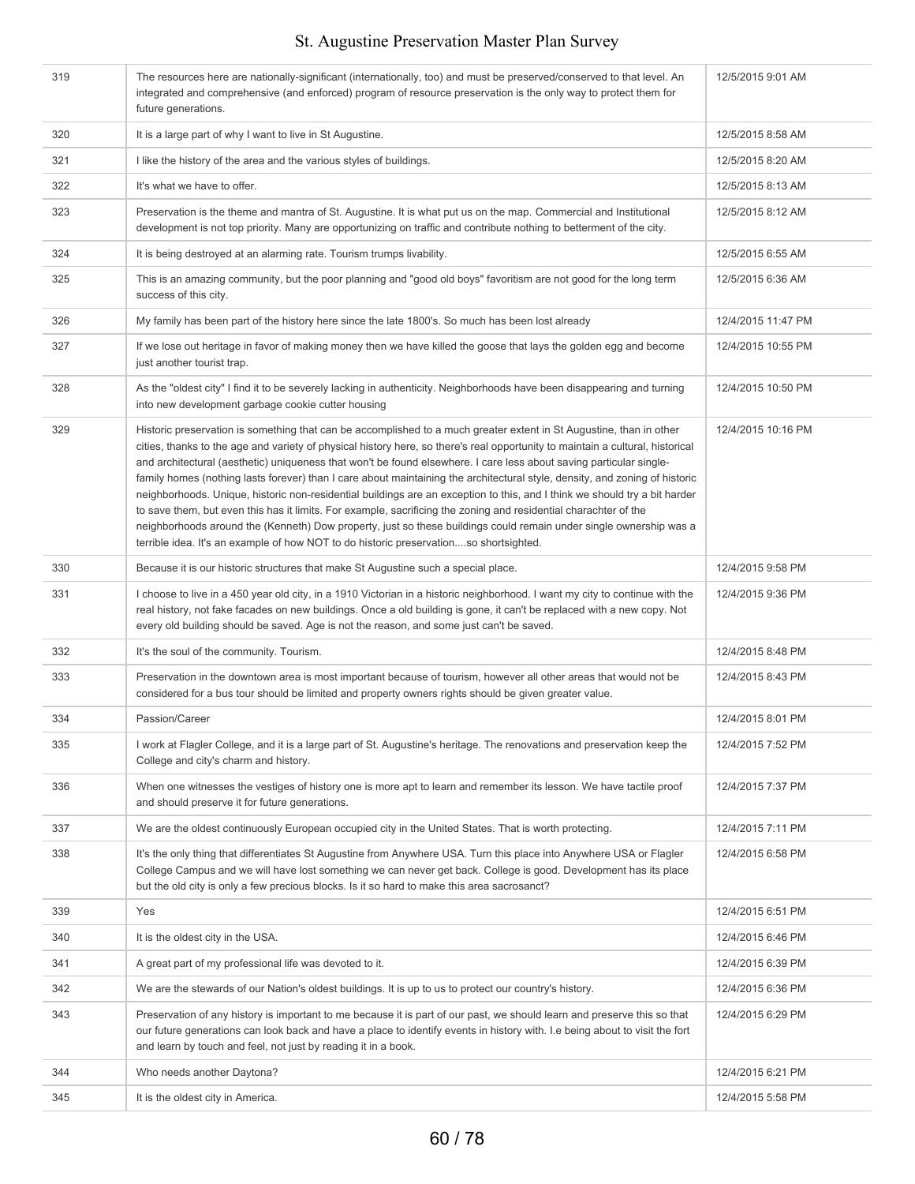| | | |
|---|---|---|
| 319 | The resources here are nationally-significant (internationally, too) and must be preserved/conserved to that level. An integrated and comprehensive (and enforced) program of resource preservation is the only way to protect them for future generations. | 12/5/2015 9:01 AM |
| 320 | It is a large part of why I want to live in St Augustine. | 12/5/2015 8:58 AM |
| 321 | I like the history of the area and the various styles of buildings. | 12/5/2015 8:20 AM |
| 322 | It's what we have to offer. | 12/5/2015 8:13 AM |
| 323 | Preservation is the theme and mantra of St. Augustine. It is what put us on the map. Commercial and Institutional development is not top priority. Many are opportunizing on traffic and contribute nothing to betterment of the city. | 12/5/2015 8:12 AM |
| 324 | It is being destroyed at an alarming rate. Tourism trumps livability. | 12/5/2015 6:55 AM |
| 325 | This is an amazing community, but the poor planning and "good old boys" favoritism are not good for the long term success of this city. | 12/5/2015 6:36 AM |
| 326 | My family has been part of the history here since the late 1800's. So much has been lost already | 12/4/2015 11:47 PM |
| 327 | If we lose out heritage in favor of making money then we have killed the goose that lays the golden egg and become just another tourist trap. | 12/4/2015 10:55 PM |
| 328 | As the "oldest city" I find it to be severely lacking in authenticity. Neighborhoods have been disappearing and turning into new development garbage cookie cutter housing | 12/4/2015 10:50 PM |
| 329 | Historic preservation is something that can be accomplished to a much greater extent in St Augustine, than in other cities, thanks to the age and variety of physical history here, so there's real opportunity to maintain a cultural, historical and architectural (aesthetic) uniqueness that won't be found elsewhere. I care less about saving particular single-family homes (nothing lasts forever) than I care about maintaining the architectural style, density, and zoning of historic neighborhoods. Unique, historic non-residential buildings are an exception to this, and I think we should try a bit harder to save them, but even this has it limits. For example, sacrificing the zoning and residential charachter of the neighborhoods around the (Kenneth) Dow property, just so these buildings could remain under single ownership was a terrible idea. It's an example of how NOT to do historic preservation....so shortsighted. | 12/4/2015 10:16 PM |
| 330 | Because it is our historic structures that make St Augustine such a special place. | 12/4/2015 9:58 PM |
| 331 | I choose to live in a 450 year old city, in a 1910 Victorian in a historic neighborhood. I want my city to continue with the real history, not fake facades on new buildings. Once a old building is gone, it can't be replaced with a new copy. Not every old building should be saved. Age is not the reason, and some just can't be saved. | 12/4/2015 9:36 PM |
| 332 | It's the soul of the community. Tourism. | 12/4/2015 8:48 PM |
| 333 | Preservation in the downtown area is most important because of tourism, however all other areas that would not be considered for a bus tour should be limited and property owners rights should be given greater value. | 12/4/2015 8:43 PM |
| 334 | Passion/Career | 12/4/2015 8:01 PM |
| 335 | I work at Flagler College, and it is a large part of St. Augustine's heritage. The renovations and preservation keep the College and city's charm and history. | 12/4/2015 7:52 PM |
| 336 | When one witnesses the vestiges of history one is more apt to learn and remember its lesson. We have tactile proof and should preserve it for future generations. | 12/4/2015 7:37 PM |
| 337 | We are the oldest continuously European occupied city in the United States. That is worth protecting. | 12/4/2015 7:11 PM |
| 338 | It's the only thing that differentiates St Augustine from Anywhere USA. Turn this place into Anywhere USA or Flagler College Campus and we will have lost something we can never get back. College is good. Development has its place but the old city is only a few precious blocks. Is it so hard to make this area sacrosanct? | 12/4/2015 6:58 PM |
| 339 | Yes | 12/4/2015 6:51 PM |
| 340 | It is the oldest city in the USA. | 12/4/2015 6:46 PM |
| 341 | A great part of my professional life was devoted to it. | 12/4/2015 6:39 PM |
| 342 | We are the stewards of our Nation's oldest buildings. It is up to us to protect our country's history. | 12/4/2015 6:36 PM |
| 343 | Preservation of any history is important to me because it is part of our past, we should learn and preserve this so that our future generations can look back and have a place to identify events in history with. I.e being about to visit the fort and learn by touch and feel, not just by reading it in a book. | 12/4/2015 6:29 PM |
| 344 | Who needs another Daytona? | 12/4/2015 6:21 PM |
| 345 | It is the oldest city in America. | 12/4/2015 5:58 PM |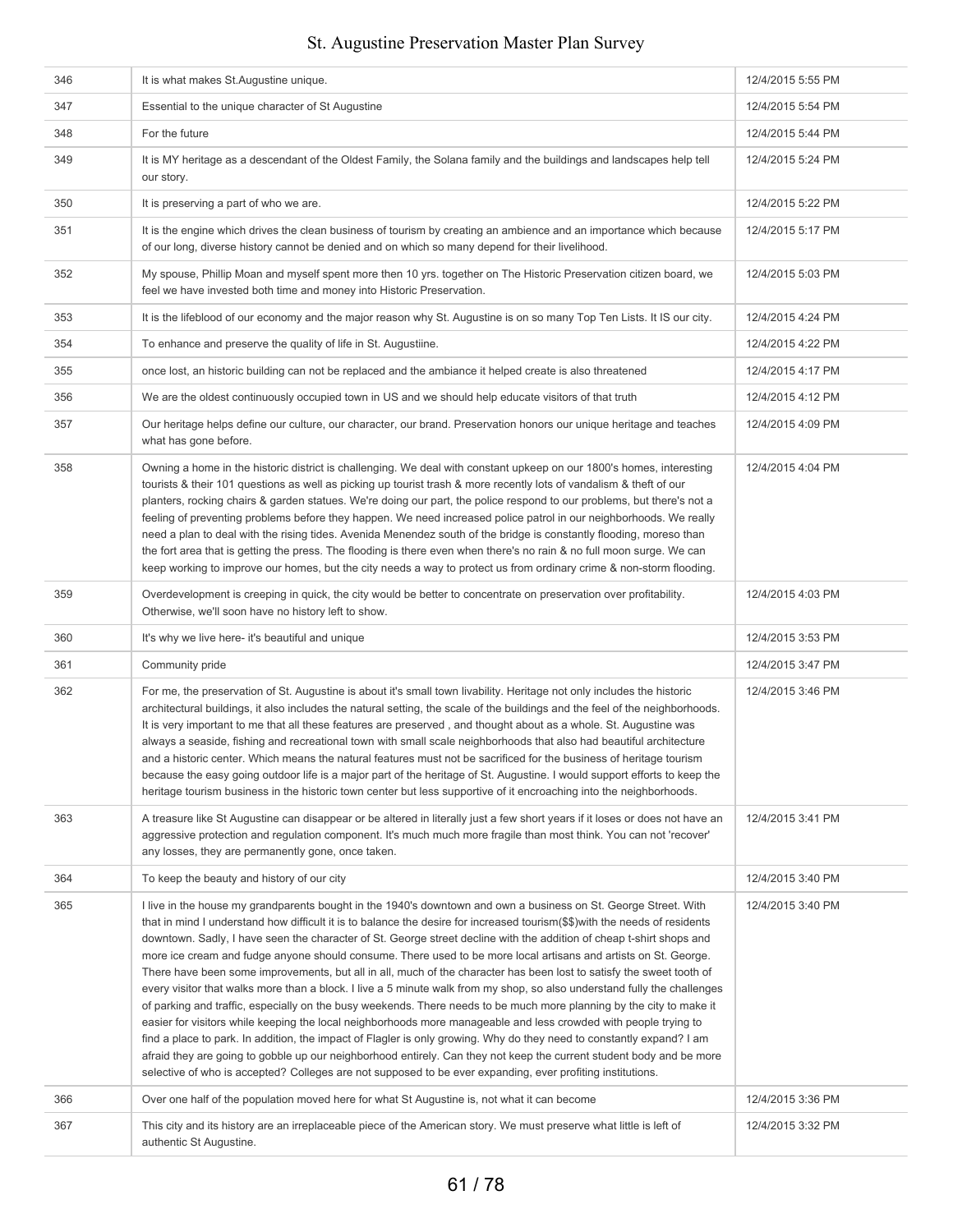| | | |
|---|---|---|
| 346 | It is what makes St.Augustine unique. | 12/4/2015 5:55 PM |
| 347 | Essential to the unique character of St Augustine | 12/4/2015 5:54 PM |
| 348 | For the future | 12/4/2015 5:44 PM |
| 349 | It is MY heritage as a descendant of the Oldest Family, the Solana family and the buildings and landscapes help tell our story. | 12/4/2015 5:24 PM |
| 350 | It is preserving a part of who we are. | 12/4/2015 5:22 PM |
| 351 | It is the engine which drives the clean business of tourism by creating an ambience and an importance which because of our long, diverse history cannot be denied and on which so many depend for their livelihood. | 12/4/2015 5:17 PM |
| 352 | My spouse, Phillip Moan and myself spent more then 10 yrs. together on The Historic Preservation citizen board, we feel we have invested both time and money into Historic Preservation. | 12/4/2015 5:03 PM |
| 353 | It is the lifeblood of our economy and the major reason why St. Augustine is on so many Top Ten Lists. It IS our city. | 12/4/2015 4:24 PM |
| 354 | To enhance and preserve the quality of life in St. Augustiine. | 12/4/2015 4:22 PM |
| 355 | once lost, an historic building can not be replaced and the ambiance it helped create is also threatened | 12/4/2015 4:17 PM |
| 356 | We are the oldest continuously occupied town in US and we should help educate visitors of that truth | 12/4/2015 4:12 PM |
| 357 | Our heritage helps define our culture, our character, our brand. Preservation honors our unique heritage and teaches what has gone before. | 12/4/2015 4:09 PM |
| 358 | Owning a home in the historic district is challenging. We deal with constant upkeep on our 1800's homes, interesting tourists & their 101 questions as well as picking up tourist trash & more recently lots of vandalism & theft of our planters, rocking chairs & garden statues. We're doing our part, the police respond to our problems, but there's not a feeling of preventing problems before they happen. We need increased police patrol in our neighborhoods. We really need a plan to deal with the rising tides. Avenida Menendez south of the bridge is constantly flooding, moreso than the fort area that is getting the press. The flooding is there even when there's no rain & no full moon surge. We can keep working to improve our homes, but the city needs a way to protect us from ordinary crime & non-storm flooding. | 12/4/2015 4:04 PM |
| 359 | Overdevelopment is creeping in quick, the city would be better to concentrate on preservation over profitability. Otherwise, we'll soon have no history left to show. | 12/4/2015 4:03 PM |
| 360 | It's why we live here- it's beautiful and unique | 12/4/2015 3:53 PM |
| 361 | Community pride | 12/4/2015 3:47 PM |
| 362 | For me, the preservation of St. Augustine is about it's small town livability. Heritage not only includes the historic architectural buildings, it also includes the natural setting, the scale of the buildings and the feel of the neighborhoods. It is very important to me that all these features are preserved , and thought about as a whole. St. Augustine was always a seaside, fishing and recreational town with small scale neighborhoods that also had beautiful architecture and a historic center. Which means the natural features must not be sacrificed for the business of heritage tourism because the easy going outdoor life is a major part of the heritage of St. Augustine. I would support efforts to keep the heritage tourism business in the historic town center but less supportive of it encroaching into the neighborhoods. | 12/4/2015 3:46 PM |
| 363 | A treasure like St Augustine can disappear or be altered in literally just a few short years if it loses or does not have an aggressive protection and regulation component. It's much much more fragile than most think. You can not 'recover' any losses, they are permanently gone, once taken. | 12/4/2015 3:41 PM |
| 364 | To keep the beauty and history of our city | 12/4/2015 3:40 PM |
| 365 | I live in the house my grandparents bought in the 1940's downtown and own a business on St. George Street. With that in mind I understand how difficult it is to balance the desire for increased tourism($$)with the needs of residents downtown. Sadly, I have seen the character of St. George street decline with the addition of cheap t-shirt shops and more ice cream and fudge anyone should consume. There used to be more local artisans and artists on St. George. There have been some improvements, but all in all, much of the character has been lost to satisfy the sweet tooth of every visitor that walks more than a block. I live a 5 minute walk from my shop, so also understand fully the challenges of parking and traffic, especially on the busy weekends. There needs to be much more planning by the city to make it easier for visitors while keeping the local neighborhoods more manageable and less crowded with people trying to find a place to park. In addition, the impact of Flagler is only growing. Why do they need to constantly expand? I am afraid they are going to gobble up our neighborhood entirely. Can they not keep the current student body and be more selective of who is accepted? Colleges are not supposed to be ever expanding, ever profiting institutions. | 12/4/2015 3:40 PM |
| 366 | Over one half of the population moved here for what St Augustine is, not what it can become | 12/4/2015 3:36 PM |
| 367 | This city and its history are an irreplaceable piece of the American story. We must preserve what little is left of authentic St Augustine. | 12/4/2015 3:32 PM |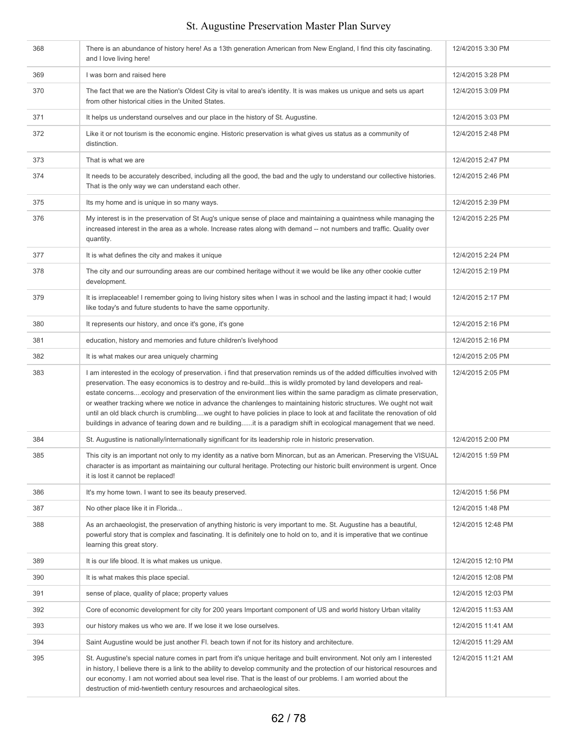| | | |
|---|---|---|
| 368 | There is an abundance of history here! As a 13th generation American from New England, I find this city fascinating. and I love living here! | 12/4/2015 3:30 PM |
| 369 | I was born and raised here | 12/4/2015 3:28 PM |
| 370 | The fact that we are the Nation's Oldest City is vital to area's identity. It is was makes us unique and sets us apart from other historical cities in the United States. | 12/4/2015 3:09 PM |
| 371 | It helps us understand ourselves and our place in the history of St. Augustine. | 12/4/2015 3:03 PM |
| 372 | Like it or not tourism is the economic engine. Historic preservation is what gives us status as a community of distinction. | 12/4/2015 2:48 PM |
| 373 | That is what we are | 12/4/2015 2:47 PM |
| 374 | It needs to be accurately described, including all the good, the bad and the ugly to understand our collective histories. That is the only way we can understand each other. | 12/4/2015 2:46 PM |
| 375 | Its my home and is unique in so many ways. | 12/4/2015 2:39 PM |
| 376 | My interest is in the preservation of St Aug's unique sense of place and maintaining a quaintness while managing the increased interest in the area as a whole. Increase rates along with demand -- not numbers and traffic. Quality over quantity. | 12/4/2015 2:25 PM |
| 377 | It is what defines the city and makes it unique | 12/4/2015 2:24 PM |
| 378 | The city and our surrounding areas are our combined heritage without it we would be like any other cookie cutter development. | 12/4/2015 2:19 PM |
| 379 | It is irreplaceable! I remember going to living history sites when I was in school and the lasting impact it had; I would like today's and future students to have the same opportunity. | 12/4/2015 2:17 PM |
| 380 | It represents our history, and once it's gone, it's gone | 12/4/2015 2:16 PM |
| 381 | education, history and memories and future children's livelyhood | 12/4/2015 2:16 PM |
| 382 | It is what makes our area uniquely charming | 12/4/2015 2:05 PM |
| 383 | I am interested in the ecology of preservation. i find that preservation reminds us of the added difficulties involved with preservation. The easy economics is to destroy and re-build...this is wildly promoted by land developers and real-estate concerns....ecology and preservation of the environment lies within the same paradigm as climate preservation, or weather tracking where we notice in advance the chanlenges to maintaining historic structures. We ought not wait until an old black church is crumbling....we ought to have policies in place to look at and facilitate the renovation of old buildings in advance of tearing down and re building......it is a paradigm shift in ecological management that we need. | 12/4/2015 2:05 PM |
| 384 | St. Augustine is nationally/internationally significant for its leadership role in historic preservation. | 12/4/2015 2:00 PM |
| 385 | This city is an important not only to my identity as a native born Minorcan, but as an American. Preserving the VISUAL character is as important as maintaining our cultural heritage. Protecting our historic built environment is urgent. Once it is lost it cannot be replaced! | 12/4/2015 1:59 PM |
| 386 | It's my home town. I want to see its beauty preserved. | 12/4/2015 1:56 PM |
| 387 | No other place like it in Florida... | 12/4/2015 1:48 PM |
| 388 | As an archaeologist, the preservation of anything historic is very important to me. St. Augustine has a beautiful, powerful story that is complex and fascinating. It is definitely one to hold on to, and it is imperative that we continue learning this great story. | 12/4/2015 12:48 PM |
| 389 | It is our life blood. It is what makes us unique. | 12/4/2015 12:10 PM |
| 390 | It is what makes this place special. | 12/4/2015 12:08 PM |
| 391 | sense of place, quality of place; property values | 12/4/2015 12:03 PM |
| 392 | Core of economic development for city for 200 years Important component of US and world history Urban vitality | 12/4/2015 11:53 AM |
| 393 | our history makes us who we are. If we lose it we lose ourselves. | 12/4/2015 11:41 AM |
| 394 | Saint Augustine would be just another Fl. beach town if not for its history and architecture. | 12/4/2015 11:29 AM |
| 395 | St. Augustine's special nature comes in part from it's unique heritage and built environment. Not only am I interested in history, I believe there is a link to the ability to develop community and the protection of our historical resources and our economy. I am not worried about sea level rise. That is the least of our problems. I am worried about the destruction of mid-twentieth century resources and archaeological sites. | 12/4/2015 11:21 AM |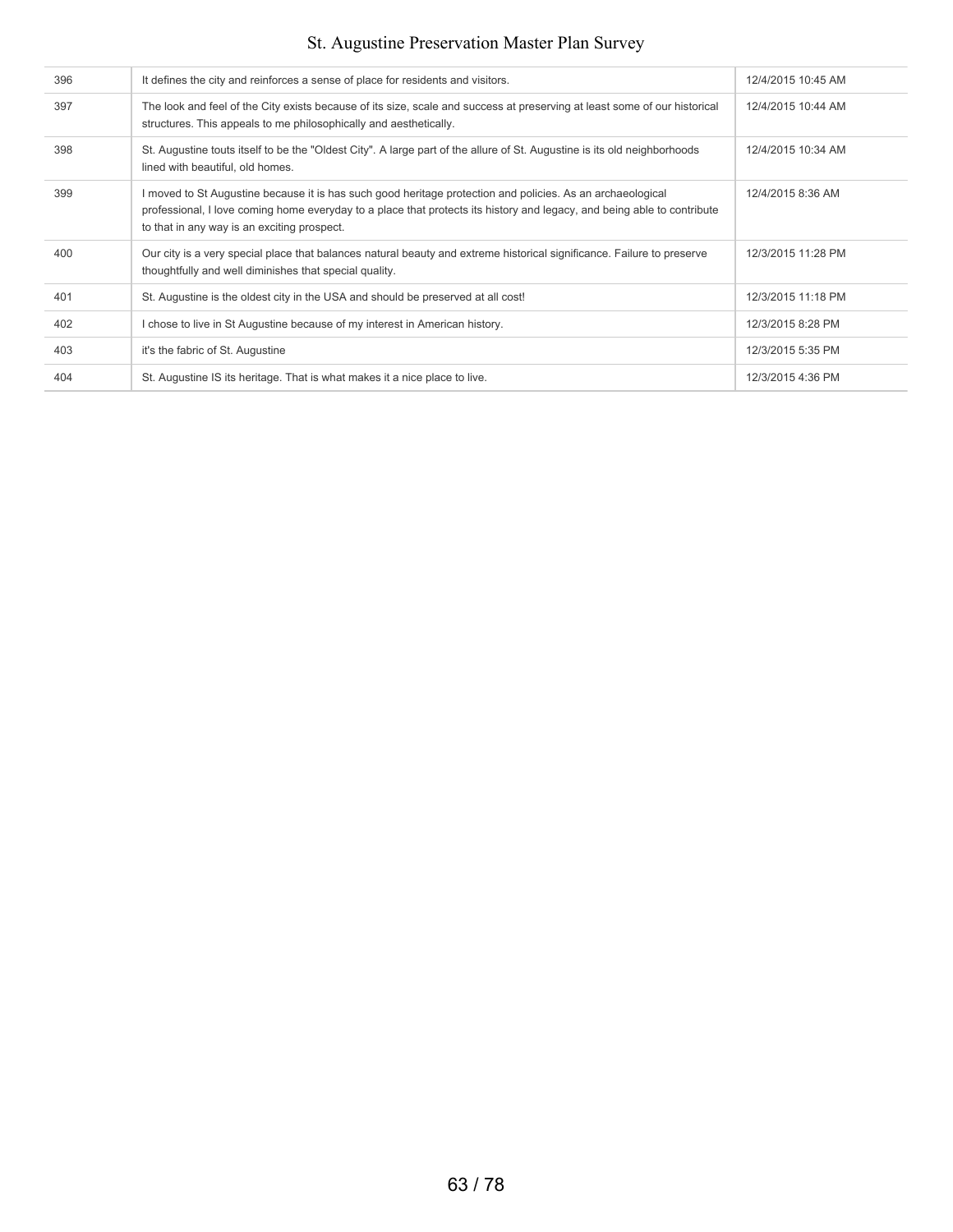| | | |
|---|---|---|
| 396 | It defines the city and reinforces a sense of place for residents and visitors. | 12/4/2015 10:45 AM |
| 397 | The look and feel of the City exists because of its size, scale and success at preserving at least some of our historical structures. This appeals to me philosophically and aesthetically. | 12/4/2015 10:44 AM |
| 398 | St. Augustine touts itself to be the "Oldest City". A large part of the allure of St. Augustine is its old neighborhoods lined with beautiful, old homes. | 12/4/2015 10:34 AM |
| 399 | I moved to St Augustine because it is has such good heritage protection and policies. As an archaeological professional, I love coming home everyday to a place that protects its history and legacy, and being able to contribute to that in any way is an exciting prospect. | 12/4/2015 8:36 AM |
| 400 | Our city is a very special place that balances natural beauty and extreme historical significance. Failure to preserve thoughtfully and well diminishes that special quality. | 12/3/2015 11:28 PM |
| 401 | St. Augustine is the oldest city in the USA and should be preserved at all cost! | 12/3/2015 11:18 PM |
| 402 | I chose to live in St Augustine because of my interest in American history. | 12/3/2015 8:28 PM |
| 403 | it's the fabric of St. Augustine | 12/3/2015 5:35 PM |
| 404 | St. Augustine IS its heritage. That is what makes it a nice place to live. | 12/3/2015 4:36 PM |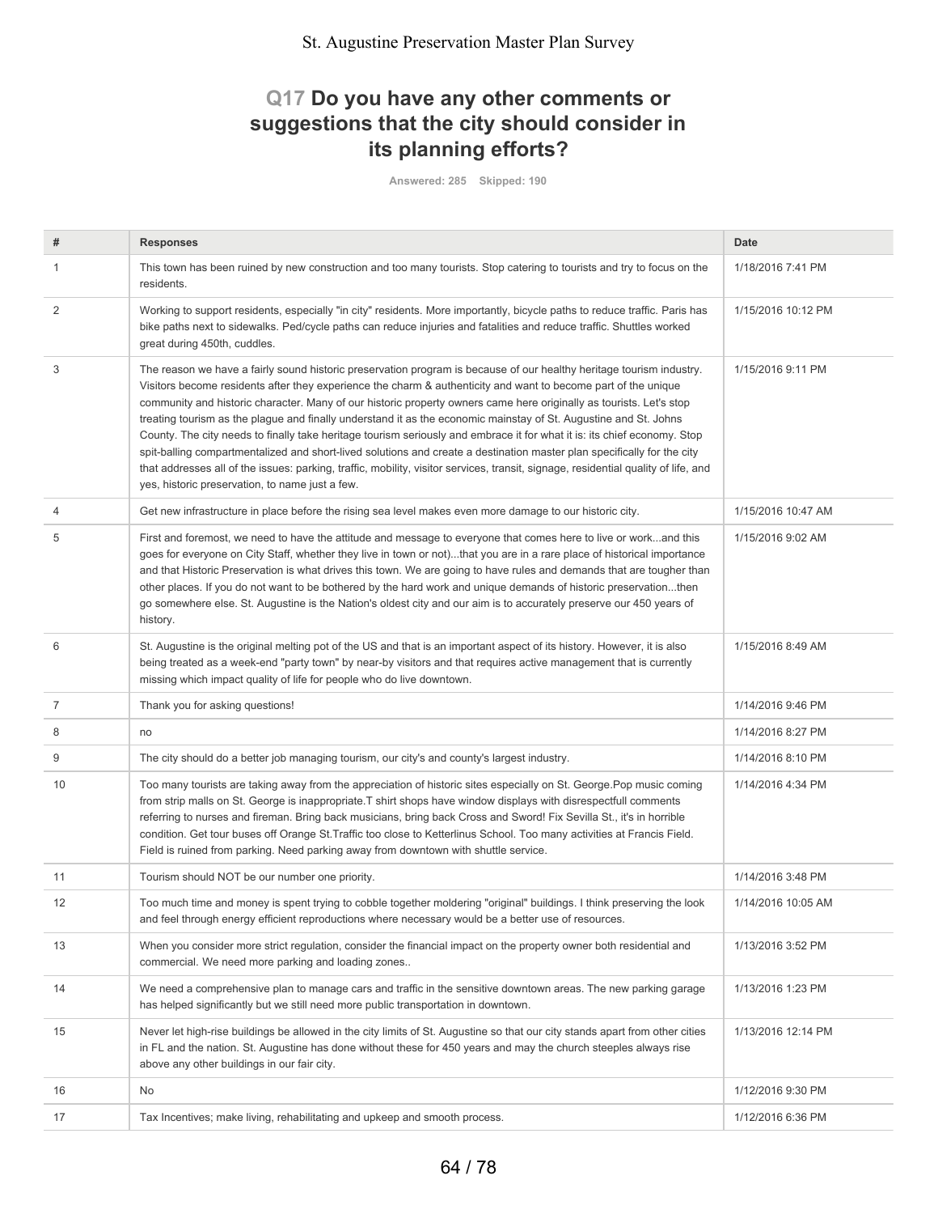## Q17 Do you have any other comments or suggestions that the city should consider in its planning efforts?

Answered: 285 Skipped: 190

| # | Responses | Date |
|---|---|---|
| 1 | This town has been ruined by new construction and too many tourists. Stop catering to tourists and try to focus on the residents. | 1/18/2016 7:41 PM |
| 2 | Working to support residents, especially "in city" residents. More importantly, bicycle paths to reduce traffic. Paris has bike paths next to sidewalks. Ped/cycle paths can reduce injuries and fatalities and reduce traffic. Shuttles worked great during 450th, cuddles. | 1/15/2016 10:12 PM |
| 3 | The reason we have a fairly sound historic preservation program is because of our healthy heritage tourism industry. Visitors become residents after they experience the charm & authenticity and want to become part of the unique community and historic character. Many of our historic property owners came here originally as tourists. Let's stop treating tourism as the plague and finally understand it as the economic mainstay of St. Augustine and St. Johns County. The city needs to finally take heritage tourism seriously and embrace it for what it is: its chief economy. Stop spit-balling compartmentalized and short-lived solutions and create a destination master plan specifically for the city that addresses all of the issues: parking, traffic, mobility, visitor services, transit, signage, residential quality of life, and yes, historic preservation, to name just a few. | 1/15/2016 9:11 PM |
| 4 | Get new infrastructure in place before the rising sea level makes even more damage to our historic city. | 1/15/2016 10:47 AM |
| 5 | First and foremost, we need to have the attitude and message to everyone that comes here to live or work...and this goes for everyone on City Staff, whether they live in town or not)...that you are in a rare place of historical importance and that Historic Preservation is what drives this town. We are going to have rules and demands that are tougher than other places. If you do not want to be bothered by the hard work and unique demands of historic preservation...then go somewhere else. St. Augustine is the Nation's oldest city and our aim is to accurately preserve our 450 years of history. | 1/15/2016 9:02 AM |
| 6 | St. Augustine is the original melting pot of the US and that is an important aspect of its history. However, it is also being treated as a week-end "party town" by near-by visitors and that requires active management that is currently missing which impact quality of life for people who do live downtown. | 1/15/2016 8:49 AM |
| 7 | Thank you for asking questions! | 1/14/2016 9:46 PM |
| 8 | no | 1/14/2016 8:27 PM |
| 9 | The city should do a better job managing tourism, our city's and county's largest industry. | 1/14/2016 8:10 PM |
| 10 | Too many tourists are taking away from the appreciation of historic sites especially on St. George.Pop music coming from strip malls on St. George is inappropriate.T shirt shops have window displays with disrespectfull comments referring to nurses and fireman. Bring back musicians, bring back Cross and Sword! Fix Sevilla St., it's in horrible condition. Get tour buses off Orange St.Traffic too close to Ketterlinus School. Too many activities at Francis Field. Field is ruined from parking. Need parking away from downtown with shuttle service. | 1/14/2016 4:34 PM |
| 11 | Tourism should NOT be our number one priority. | 1/14/2016 3:48 PM |
| 12 | Too much time and money is spent trying to cobble together moldering "original" buildings. I think preserving the look and feel through energy efficient reproductions where necessary would be a better use of resources. | 1/14/2016 10:05 AM |
| 13 | When you consider more strict regulation, consider the financial impact on the property owner both residential and commercial. We need more parking and loading zones.. | 1/13/2016 3:52 PM |
| 14 | We need a comprehensive plan to manage cars and traffic in the sensitive downtown areas. The new parking garage has helped significantly but we still need more public transportation in downtown. | 1/13/2016 1:23 PM |
| 15 | Never let high-rise buildings be allowed in the city limits of St. Augustine so that our city stands apart from other cities in FL and the nation. St. Augustine has done without these for 450 years and may the church steeples always rise above any other buildings in our fair city. | 1/13/2016 12:14 PM |
| 16 | No | 1/12/2016 9:30 PM |
| 17 | Tax Incentives; make living, rehabilitating and upkeep and smooth process. | 1/12/2016 6:36 PM |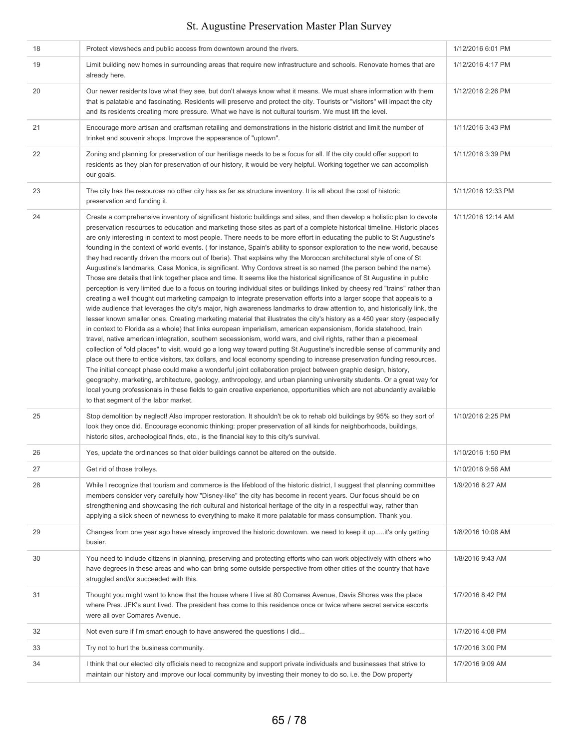| | | |
|---|---|---|
| 18 | Protect viewsheds and public access from downtown around the rivers. | 1/12/2016 6:01 PM |
| 19 | Limit building new homes in surrounding areas that require new infrastructure and schools. Renovate homes that are already here. | 1/12/2016 4:17 PM |
| 20 | Our newer residents love what they see, but don't always know what it means. We must share information with them that is palatable and fascinating. Residents will preserve and protect the city. Tourists or "visitors" will impact the city and its residents creating more pressure. What we have is not cultural tourism. We must lift the level. | 1/12/2016 2:26 PM |
| 21 | Encourage more artisan and craftsman retailing and demonstrations in the historic district and limit the number of trinket and souvenir shops. Improve the appearance of "uptown". | 1/11/2016 3:43 PM |
| 22 | Zoning and planning for preservation of our heritiage needs to be a focus for all. If the city could offer support to residents as they plan for preservation of our history, it would be very helpful. Working together we can accomplish our goals. | 1/11/2016 3:39 PM |
| 23 | The city has the resources no other city has as far as structure inventory. It is all about the cost of historic preservation and funding it. | 1/11/2016 12:33 PM |
| 24 | Create a comprehensive inventory of significant historic buildings and sites, and then develop a holistic plan to devote preservation resources to education and marketing those sites as part of a complete historical timeline. Historic places are only interesting in context to most people. There needs to be more effort in educating the public to St Augustine's founding in the context of world events. ( for instance, Spain's ability to sponsor exploration to the new world, because they had recently driven the moors out of Iberia). That explains why the Moroccan architectural style of one of St Augustine's landmarks, Casa Monica, is significant. Why Cordova street is so named (the person behind the name). Those are details that link together place and time. It seems like the historical significance of St Augustine in public perception is very limited due to a focus on touring individual sites or buildings linked by cheesy red "trains" rather than creating a well thought out marketing campaign to integrate preservation efforts into a larger scope that appeals to a wide audience that leverages the city's major, high awareness landmarks to draw attention to, and historically link, the lesser known smaller ones. Creating marketing material that illustrates the city's history as a 450 year story (especially in context to Florida as a whole) that links european imperialism, american expansionism, florida statehood, train travel, native american integration, southern secessionism, world wars, and civil rights, rather than a piecemeal collection of "old places" to visit, would go a long way toward putting St Augustine's incredible sense of community and place out there to entice visitors, tax dollars, and local economy spending to increase preservation funding resources. The initial concept phase could make a wonderful joint collaboration project between graphic design, history, geography, marketing, architecture, geology, anthropology, and urban planning university students. Or a great way for local young professionals in these fields to gain creative experience, opportunities which are not abundantly available to that segment of the labor market. | 1/11/2016 12:14 AM |
| 25 | Stop demolition by neglect! Also improper restoration. It shouldn't be ok to rehab old buildings by 95% so they sort of look they once did. Encourage economic thinking: proper preservation of all kinds for neighborhoods, buildings, historic sites, archeological finds, etc., is the financial key to this city's survival. | 1/10/2016 2:25 PM |
| 26 | Yes, update the ordinances so that older buildings cannot be altered on the outside. | 1/10/2016 1:50 PM |
| 27 | Get rid of those trolleys. | 1/10/2016 9:56 AM |
| 28 | While I recognize that tourism and commerce is the lifeblood of the historic district, I suggest that planning committee members consider very carefully how "Disney-like" the city has become in recent years. Our focus should be on strengthening and showcasing the rich cultural and historical heritage of the city in a respectful way, rather than applying a slick sheen of newness to everything to make it more palatable for mass consumption. Thank you. | 1/9/2016 8:27 AM |
| 29 | Changes from one year ago have already improved the historic downtown. we need to keep it up.....it's only getting busier. | 1/8/2016 10:08 AM |
| 30 | You need to include citizens in planning, preserving and protecting efforts who can work objectively with others who have degrees in these areas and who can bring some outside perspective from other cities of the country that have struggled and/or succeeded with this. | 1/8/2016 9:43 AM |
| 31 | Thought you might want to know that the house where I live at 80 Comares Avenue, Davis Shores was the place where Pres. JFK's aunt lived. The president has come to this residence once or twice where secret service escorts were all over Comares Avenue. | 1/7/2016 8:42 PM |
| 32 | Not even sure if I'm smart enough to have answered the questions I did... | 1/7/2016 4:08 PM |
| 33 | Try not to hurt the business community. | 1/7/2016 3:00 PM |
| 34 | I think that our elected city officials need to recognize and support private individuals and businesses that strive to maintain our history and improve our local community by investing their money to do so. i.e. the Dow property | 1/7/2016 9:09 AM |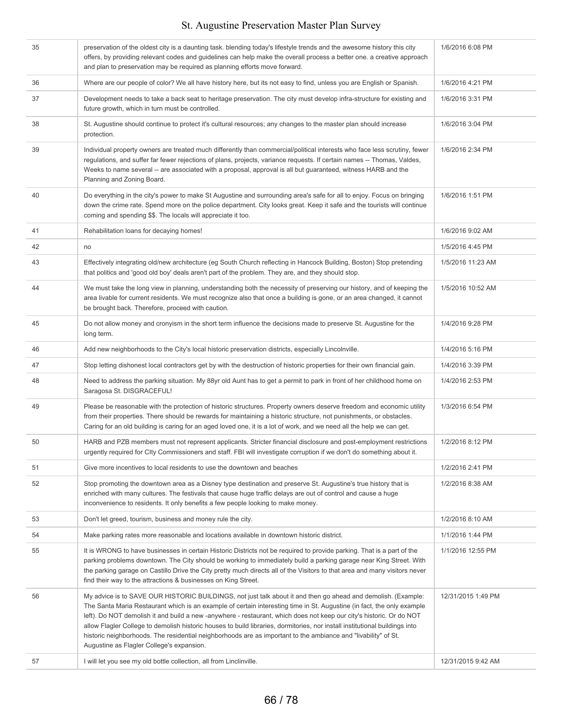| | | |
|---|---|---|
| 35 | preservation of the oldest city is a daunting task. blending today's lifestyle trends and the awesome history this city offers, by providing relevant codes and guidelines can help make the overall process a better one. a creative approach and plan to preservation may be required as planning efforts move forward. | 1/6/2016 6:08 PM |
| 36 | Where are our people of color? We all have history here, but its not easy to find, unless you are English or Spanish. | 1/6/2016 4:21 PM |
| 37 | Development needs to take a back seat to heritage preservation. The city must develop infra-structure for existing and future growth, which in turn must be controlled. | 1/6/2016 3:31 PM |
| 38 | St. Augustine should continue to protect it's cultural resources; any changes to the master plan should increase protection. | 1/6/2016 3:04 PM |
| 39 | Individual property owners are treated much differently than commercial/political interests who face less scrutiny, fewer regulations, and suffer far fewer rejections of plans, projects, variance requests. If certain names -- Thomas, Valdes, Weeks to name several -- are associated with a proposal, approval is all but guaranteed, witness HARB and the Planning and Zoning Board. | 1/6/2016 2:34 PM |
| 40 | Do everything in the city's power to make St Augustine and surrounding area's safe for all to enjoy. Focus on bringing down the crime rate. Spend more on the police department. City looks great. Keep it safe and the tourists will continue coming and spending $$. The locals will appreciate it too. | 1/6/2016 1:51 PM |
| 41 | Rehabilitation loans for decaying homes! | 1/6/2016 9:02 AM |
| 42 | no | 1/5/2016 4:45 PM |
| 43 | Effectively integrating old/new architecture (eg South Church reflecting in Hancock Building, Boston) Stop pretending that politics and 'good old boy' deals aren't part of the problem. They are, and they should stop. | 1/5/2016 11:23 AM |
| 44 | We must take the long view in planning, understanding both the necessity of preserving our history, and of keeping the area livable for current residents. We must recognize also that once a building is gone, or an area changed, it cannot be brought back. Therefore, proceed with caution. | 1/5/2016 10:52 AM |
| 45 | Do not allow money and cronyism in the short term influence the decisions made to preserve St. Augustine for the long term. | 1/4/2016 9:28 PM |
| 46 | Add new neighborhoods to the City's local historic preservation districts, especially Lincolnville. | 1/4/2016 5:16 PM |
| 47 | Stop letting dishonest local contractors get by with the destruction of historic properties for their own financial gain. | 1/4/2016 3:39 PM |
| 48 | Need to address the parking situation. My 88yr old Aunt has to get a permit to park in front of her childhood home on Saragosa St. DISGRACEFUL! | 1/4/2016 2:53 PM |
| 49 | Please be reasonable with the protection of historic structures. Property owners deserve freedom and economic utility from their properties. There should be rewards for maintaining a historic structure, not punishments, or obstacles. Caring for an old building is caring for an aged loved one, it is a lot of work, and we need all the help we can get. | 1/3/2016 6:54 PM |
| 50 | HARB and PZB members must not represent applicants. Stricter financial disclosure and post-employment restrictions urgently required for CIty Commissioners and staff. FBI will investigate corruption if we don't do something about it. | 1/2/2016 8:12 PM |
| 51 | Give more incentives to local residents to use the downtown and beaches | 1/2/2016 2:41 PM |
| 52 | Stop promoting the downtown area as a Disney type destination and preserve St. Augustine's true history that is enriched with many cultures. The festivals that cause huge traffic delays are out of control and cause a huge inconvenience to residents. It only benefits a few people looking to make money. | 1/2/2016 8:38 AM |
| 53 | Don't let greed, tourism, business and money rule the city. | 1/2/2016 8:10 AM |
| 54 | Make parking rates more reasonable and locations available in downtown historic district. | 1/1/2016 1:44 PM |
| 55 | It is WRONG to have businesses in certain Historic Districts not be required to provide parking. That is a part of the parking problems downtown. The City should be working to immediately build a parking garage near King Street. With the parking garage on Castillo Drive the City pretty much directs all of the Visitors to that area and many visitors never find their way to the attractions & businesses on King Street. | 1/1/2016 12:55 PM |
| 56 | My advice is to SAVE OUR HISTORIC BUILDINGS, not just talk about it and then go ahead and demolish. (Example: The Santa Maria Restaurant which is an example of certain interesting time in St. Augustine (in fact, the only example left). Do NOT demolish it and build a new -anywhere - restaurant, which does not keep our city's historic. Or do NOT allow Flagler College to demolish historic houses to build libraries, dormitories, nor install institutional buildings into historic neighborhoods. The residential neighborhoods are as important to the ambiance and "livability" of St. Augustine as Flagler College's expansion. | 12/31/2015 1:49 PM |
| 57 | I will let you see my old bottle collection, all from Linclinville. | 12/31/2015 9:42 AM |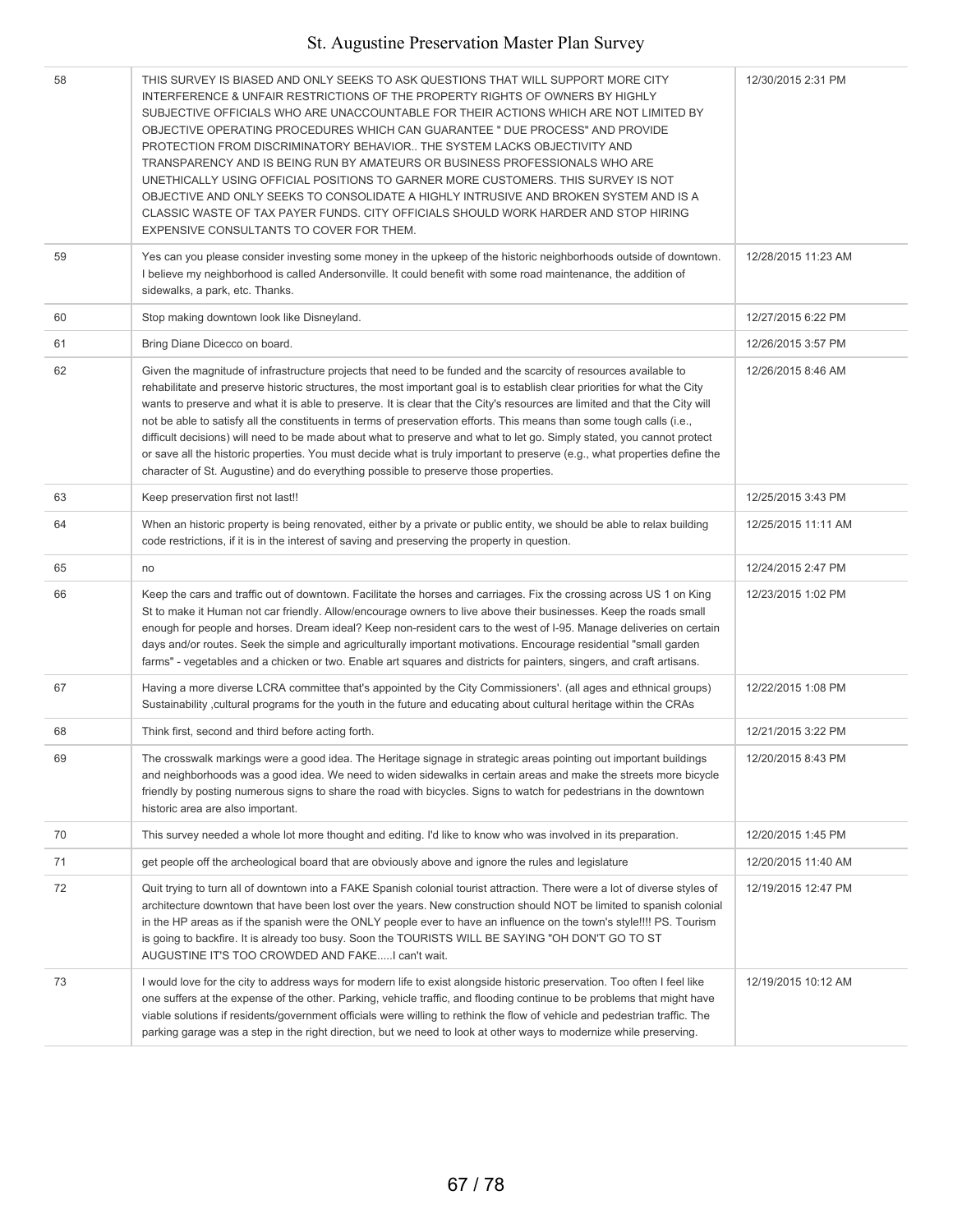| | | |
|---|---|---|
| 58 | THIS SURVEY IS BIASED AND ONLY SEEKS TO ASK QUESTIONS THAT WILL SUPPORT MORE CITY INTERFERENCE & UNFAIR RESTRICTIONS OF THE PROPERTY RIGHTS OF OWNERS BY HIGHLY SUBJECTIVE OFFICIALS WHO ARE UNACCOUNTABLE FOR THEIR ACTIONS WHICH ARE NOT LIMITED BY OBJECTIVE OPERATING PROCEDURES WHICH CAN GUARANTEE " DUE PROCESS" AND PROVIDE PROTECTION FROM DISCRIMINATORY BEHAVIOR.. THE SYSTEM LACKS OBJECTIVITY AND TRANSPARENCY AND IS BEING RUN BY AMATEURS OR BUSINESS PROFESSIONALS WHO ARE UNETHICALLY USING OFFICIAL POSITIONS TO GARNER MORE CUSTOMERS. THIS SURVEY IS NOT OBJECTIVE AND ONLY SEEKS TO CONSOLIDATE A HIGHLY INTRUSIVE AND BROKEN SYSTEM AND IS A CLASSIC WASTE OF TAX PAYER FUNDS. CITY OFFICIALS SHOULD WORK HARDER AND STOP HIRING EXPENSIVE CONSULTANTS TO COVER FOR THEM. | 12/30/2015 2:31 PM |
| 59 | Yes can you please consider investing some money in the upkeep of the historic neighborhoods outside of downtown. I believe my neighborhood is called Andersonville. It could benefit with some road maintenance, the addition of sidewalks, a park, etc. Thanks. | 12/28/2015 11:23 AM |
| 60 | Stop making downtown look like Disneyland. | 12/27/2015 6:22 PM |
| 61 | Bring Diane Dicecco on board. | 12/26/2015 3:57 PM |
| 62 | Given the magnitude of infrastructure projects that need to be funded and the scarcity of resources available to rehabilitate and preserve historic structures, the most important goal is to establish clear priorities for what the City wants to preserve and what it is able to preserve. It is clear that the City's resources are limited and that the City will not be able to satisfy all the constituents in terms of preservation efforts. This means than some tough calls (i.e., difficult decisions) will need to be made about what to preserve and what to let go. Simply stated, you cannot protect or save all the historic properties. You must decide what is truly important to preserve (e.g., what properties define the character of St. Augustine) and do everything possible to preserve those properties. | 12/26/2015 8:46 AM |
| 63 | Keep preservation first not last!! | 12/25/2015 3:43 PM |
| 64 | When an historic property is being renovated, either by a private or public entity, we should be able to relax building code restrictions, if it is in the interest of saving and preserving the property in question. | 12/25/2015 11:11 AM |
| 65 | no | 12/24/2015 2:47 PM |
| 66 | Keep the cars and traffic out of downtown. Facilitate the horses and carriages. Fix the crossing across US 1 on King St to make it Human not car friendly. Allow/encourage owners to live above their businesses. Keep the roads small enough for people and horses. Dream ideal? Keep non-resident cars to the west of I-95. Manage deliveries on certain days and/or routes. Seek the simple and agriculturally important motivations. Encourage residential "small garden farms" - vegetables and a chicken or two. Enable art squares and districts for painters, singers, and craft artisans. | 12/23/2015 1:02 PM |
| 67 | Having a more diverse LCRA committee that's appointed by the City Commissioners'. (all ages and ethnical groups) Sustainability ,cultural programs for the youth in the future and educating about cultural heritage within the CRAs | 12/22/2015 1:08 PM |
| 68 | Think first, second and third before acting forth. | 12/21/2015 3:22 PM |
| 69 | The crosswalk markings were a good idea. The Heritage signage in strategic areas pointing out important buildings and neighborhoods was a good idea. We need to widen sidewalks in certain areas and make the streets more bicycle friendly by posting numerous signs to share the road with bicycles. Signs to watch for pedestrians in the downtown historic area are also important. | 12/20/2015 8:43 PM |
| 70 | This survey needed a whole lot more thought and editing. I'd like to know who was involved in its preparation. | 12/20/2015 1:45 PM |
| 71 | get people off the archeological board that are obviously above and ignore the rules and legislature | 12/20/2015 11:40 AM |
| 72 | Quit trying to turn all of downtown into a FAKE Spanish colonial tourist attraction. There were a lot of diverse styles of architecture downtown that have been lost over the years. New construction should NOT be limited to spanish colonial in the HP areas as if the spanish were the ONLY people ever to have an influence on the town's style!!!! PS. Tourism is going to backfire. It is already too busy. Soon the TOURISTS WILL BE SAYING "OH DON'T GO TO ST AUGUSTINE IT'S TOO CROWDED AND FAKE.....I can't wait. | 12/19/2015 12:47 PM |
| 73 | I would love for the city to address ways for modern life to exist alongside historic preservation. Too often I feel like one suffers at the expense of the other. Parking, vehicle traffic, and flooding continue to be problems that might have viable solutions if residents/government officials were willing to rethink the flow of vehicle and pedestrian traffic. The parking garage was a step in the right direction, but we need to look at other ways to modernize while preserving. | 12/19/2015 10:12 AM |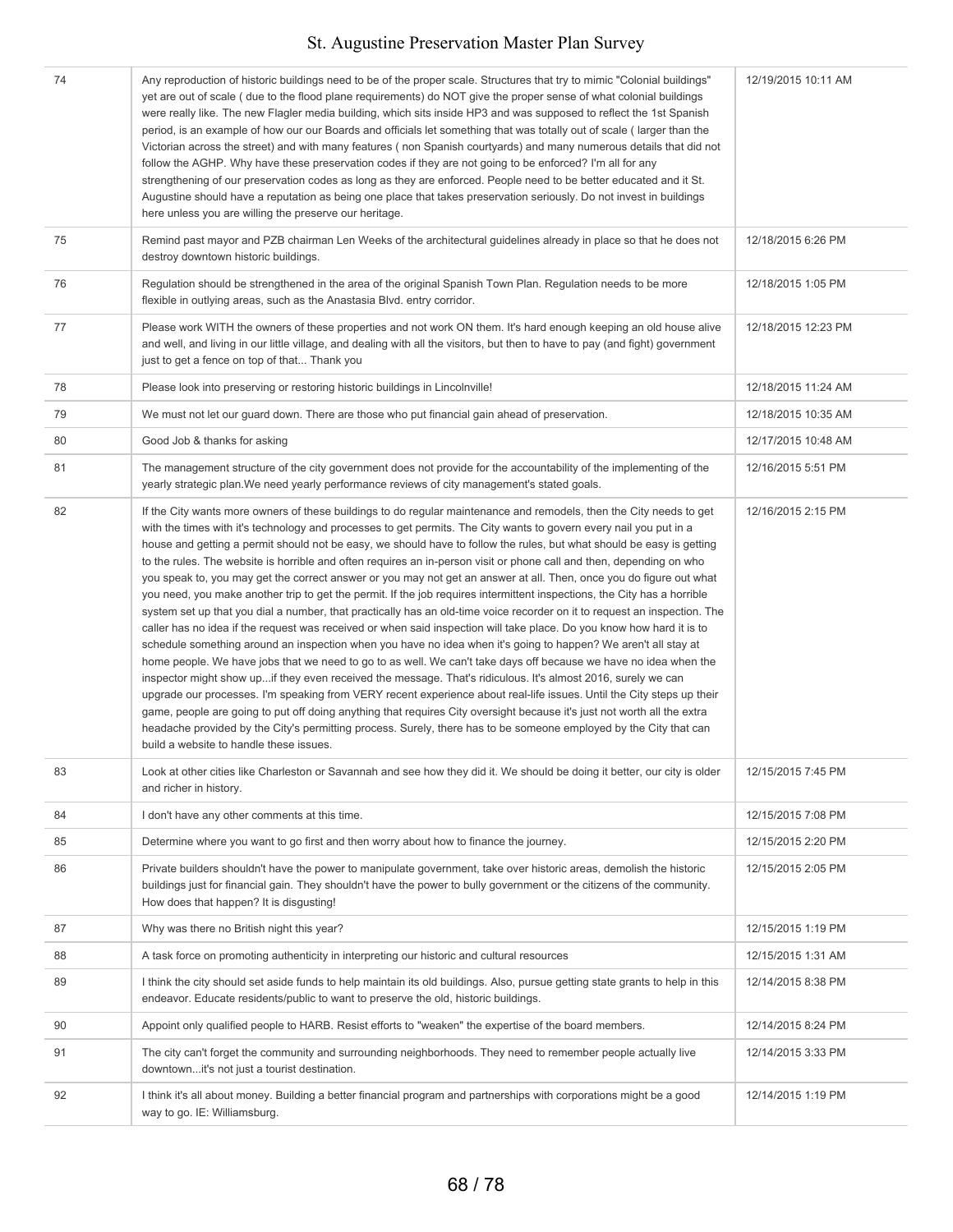| | | |
|---|---|---|
| 74 | Any reproduction of historic buildings need to be of the proper scale. Structures that try to mimic "Colonial buildings" yet are out of scale ( due to the flood plane requirements) do NOT give the proper sense of what colonial buildings were really like. The new Flagler media building, which sits inside HP3 and was supposed to reflect the 1st Spanish period, is an example of how our our Boards and officials let something that was totally out of scale ( larger than the Victorian across the street) and with many features ( non Spanish courtyards) and many numerous details that did not follow the AGHP. Why have these preservation codes if they are not going to be enforced? I'm all for any strengthening of our preservation codes as long as they are enforced. People need to be better educated and it St. Augustine should have a reputation as being one place that takes preservation seriously. Do not invest in buildings here unless you are willing the preserve our heritage. | 12/19/2015 10:11 AM |
| 75 | Remind past mayor and PZB chairman Len Weeks of the architectural guidelines already in place so that he does not destroy downtown historic buildings. | 12/18/2015 6:26 PM |
| 76 | Regulation should be strengthened in the area of the original Spanish Town Plan. Regulation needs to be more flexible in outlying areas, such as the Anastasia Blvd. entry corridor. | 12/18/2015 1:05 PM |
| 77 | Please work WITH the owners of these properties and not work ON them. It's hard enough keeping an old house alive and well, and living in our little village, and dealing with all the visitors, but then to have to pay (and fight) government just to get a fence on top of that... Thank you | 12/18/2015 12:23 PM |
| 78 | Please look into preserving or restoring historic buildings in Lincolnville! | 12/18/2015 11:24 AM |
| 79 | We must not let our guard down. There are those who put financial gain ahead of preservation. | 12/18/2015 10:35 AM |
| 80 | Good Job & thanks for asking | 12/17/2015 10:48 AM |
| 81 | The management structure of the city government does not provide for the accountability of the implementing of the yearly strategic plan.We need yearly performance reviews of city management's stated goals. | 12/16/2015 5:51 PM |
| 82 | If the City wants more owners of these buildings to do regular maintenance and remodels, then the City needs to get with the times with it's technology and processes to get permits. The City wants to govern every nail you put in a house and getting a permit should not be easy, we should have to follow the rules, but what should be easy is getting to the rules. The website is horrible and often requires an in-person visit or phone call and then, depending on who you speak to, you may get the correct answer or you may not get an answer at all. Then, once you do figure out what you need, you make another trip to get the permit. If the job requires intermittent inspections, the City has a horrible system set up that you dial a number, that practically has an old-time voice recorder on it to request an inspection. The caller has no idea if the request was received or when said inspection will take place. Do you know how hard it is to schedule something around an inspection when you have no idea when it's going to happen? We aren't all stay at home people. We have jobs that we need to go to as well. We can't take days off because we have no idea when the inspector might show up...if they even received the message. That's ridiculous. It's almost 2016, surely we can upgrade our processes. I'm speaking from VERY recent experience about real-life issues. Until the City steps up their game, people are going to put off doing anything that requires City oversight because it's just not worth all the extra headache provided by the City's permitting process. Surely, there has to be someone employed by the City that can build a website to handle these issues. | 12/16/2015 2:15 PM |
| 83 | Look at other cities like Charleston or Savannah and see how they did it. We should be doing it better, our city is older and richer in history. | 12/15/2015 7:45 PM |
| 84 | I don't have any other comments at this time. | 12/15/2015 7:08 PM |
| 85 | Determine where you want to go first and then worry about how to finance the journey. | 12/15/2015 2:20 PM |
| 86 | Private builders shouldn't have the power to manipulate government, take over historic areas, demolish the historic buildings just for financial gain. They shouldn't have the power to bully government or the citizens of the community. How does that happen? It is disgusting! | 12/15/2015 2:05 PM |
| 87 | Why was there no British night this year? | 12/15/2015 1:19 PM |
| 88 | A task force on promoting authenticity in interpreting our historic and cultural resources | 12/15/2015 1:31 AM |
| 89 | I think the city should set aside funds to help maintain its old buildings. Also, pursue getting state grants to help in this endeavor. Educate residents/public to want to preserve the old, historic buildings. | 12/14/2015 8:38 PM |
| 90 | Appoint only qualified people to HARB. Resist efforts to "weaken" the expertise of the board members. | 12/14/2015 8:24 PM |
| 91 | The city can't forget the community and surrounding neighborhoods. They need to remember people actually live downtown...it's not just a tourist destination. | 12/14/2015 3:33 PM |
| 92 | I think it's all about money. Building a better financial program and partnerships with corporations might be a good way to go. IE: Williamsburg. | 12/14/2015 1:19 PM |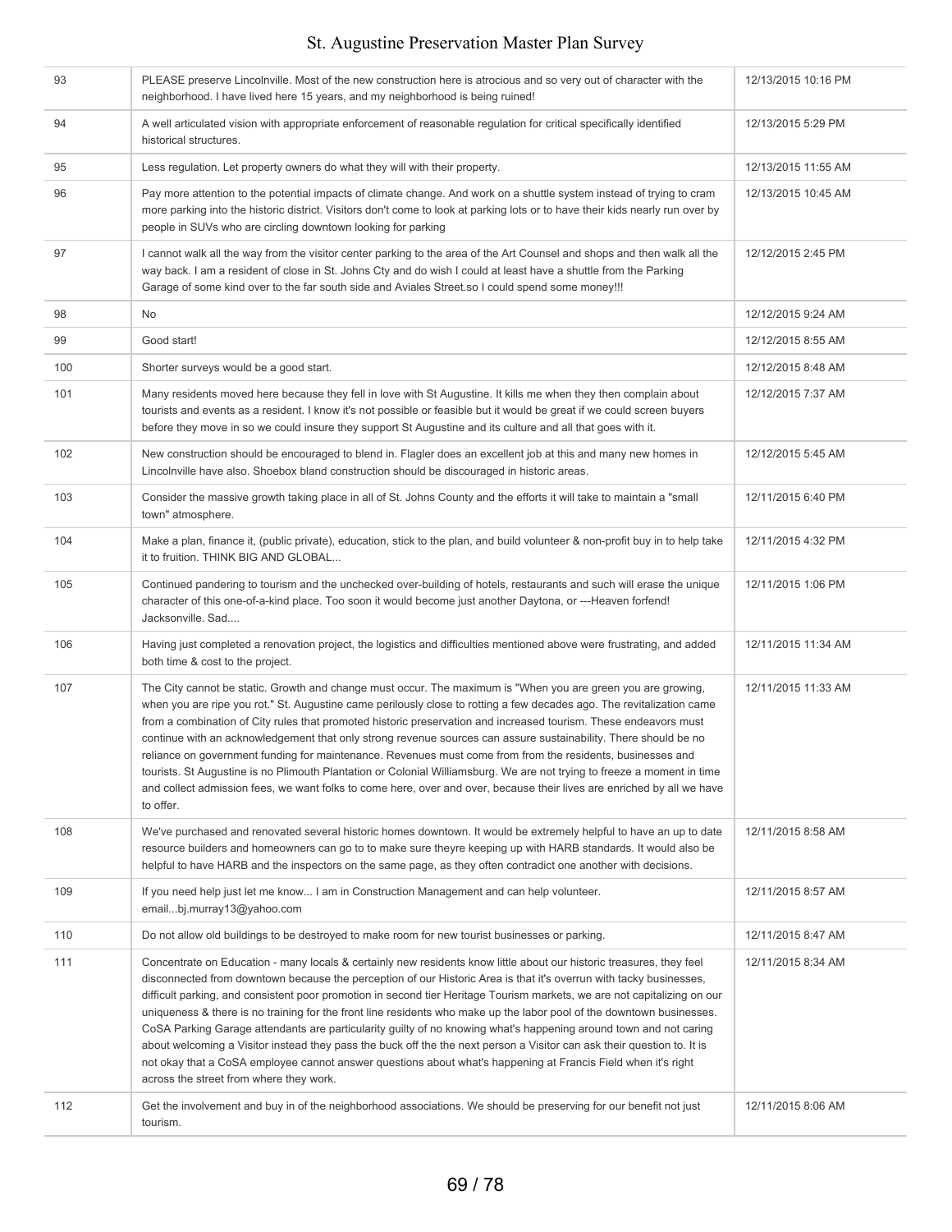| | | |
|---|---|---|
| 93 | PLEASE preserve Lincolnville. Most of the new construction here is atrocious and so very out of character with the neighborhood. I have lived here 15 years, and my neighborhood is being ruined! | 12/13/2015 10:16 PM |
| 94 | A well articulated vision with appropriate enforcement of reasonable regulation for critical specifically identified historical structures. | 12/13/2015 5:29 PM |
| 95 | Less regulation. Let property owners do what they will with their property. | 12/13/2015 11:55 AM |
| 96 | Pay more attention to the potential impacts of climate change. And work on a shuttle system instead of trying to cram more parking into the historic district. Visitors don't come to look at parking lots or to have their kids nearly run over by people in SUVs who are circling downtown looking for parking | 12/13/2015 10:45 AM |
| 97 | I cannot walk all the way from the visitor center parking to the area of the Art Counsel and shops and then walk all the way back. I am a resident of close in St. Johns Cty and do wish I could at least have a shuttle from the Parking Garage of some kind over to the far south side and Aviales Street.so I could spend some money!!! | 12/12/2015 2:45 PM |
| 98 | No | 12/12/2015 9:24 AM |
| 99 | Good start! | 12/12/2015 8:55 AM |
| 100 | Shorter surveys would be a good start. | 12/12/2015 8:48 AM |
| 101 | Many residents moved here because they fell in love with St Augustine. It kills me when they then complain about tourists and events as a resident. I know it's not possible or feasible but it would be great if we could screen buyers before they move in so we could insure they support St Augustine and its culture and all that goes with it. | 12/12/2015 7:37 AM |
| 102 | New construction should be encouraged to blend in. Flagler does an excellent job at this and many new homes in Lincolnville have also. Shoebox bland construction should be discouraged in historic areas. | 12/12/2015 5:45 AM |
| 103 | Consider the massive growth taking place in all of St. Johns County and the efforts it will take to maintain a "small town" atmosphere. | 12/11/2015 6:40 PM |
| 104 | Make a plan, finance it, (public private), education, stick to the plan, and build volunteer & non-profit buy in to help take it to fruition. THINK BIG AND GLOBAL... | 12/11/2015 4:32 PM |
| 105 | Continued pandering to tourism and the unchecked over-building of hotels, restaurants and such will erase the unique character of this one-of-a-kind place. Too soon it would become just another Daytona, or ---Heaven forfend! Jacksonville. Sad.... | 12/11/2015 1:06 PM |
| 106 | Having just completed a renovation project, the logistics and difficulties mentioned above were frustrating, and added both time & cost to the project. | 12/11/2015 11:34 AM |
| 107 | The City cannot be static. Growth and change must occur. The maximum is "When you are green you are growing, when you are ripe you rot." St. Augustine came perilously close to rotting a few decades ago. The revitalization came from a combination of City rules that promoted historic preservation and increased tourism. These endeavors must continue with an acknowledgement that only strong revenue sources can assure sustainability. There should be no reliance on government funding for maintenance. Revenues must come from from the residents, businesses and tourists. St Augustine is no Plimouth Plantation or Colonial Williamsburg. We are not trying to freeze a moment in time and collect admission fees, we want folks to come here, over and over, because their lives are enriched by all we have to offer. | 12/11/2015 11:33 AM |
| 108 | We've purchased and renovated several historic homes downtown. It would be extremely helpful to have an up to date resource builders and homeowners can go to to make sure theyre keeping up with HARB standards. It would also be helpful to have HARB and the inspectors on the same page, as they often contradict one another with decisions. | 12/11/2015 8:58 AM |
| 109 | If you need help just let me know... I am in Construction Management and can help volunteer. email...bj.murray13@yahoo.com | 12/11/2015 8:57 AM |
| 110 | Do not allow old buildings to be destroyed to make room for new tourist businesses or parking. | 12/11/2015 8:47 AM |
| 111 | Concentrate on Education - many locals & certainly new residents know little about our historic treasures, they feel disconnected from downtown because the perception of our Historic Area is that it's overrun with tacky businesses, difficult parking, and consistent poor promotion in second tier Heritage Tourism markets, we are not capitalizing on our uniqueness & there is no training for the front line residents who make up the labor pool of the downtown businesses. CoSA Parking Garage attendants are particularity guilty of no knowing what's happening around town and not caring about welcoming a Visitor instead they pass the buck off the the next person a Visitor can ask their question to. It is not okay that a CoSA employee cannot answer questions about what's happening at Francis Field when it's right across the street from where they work. | 12/11/2015 8:34 AM |
| 112 | Get the involvement and buy in of the neighborhood associations. We should be preserving for our benefit not just tourism. | 12/11/2015 8:06 AM |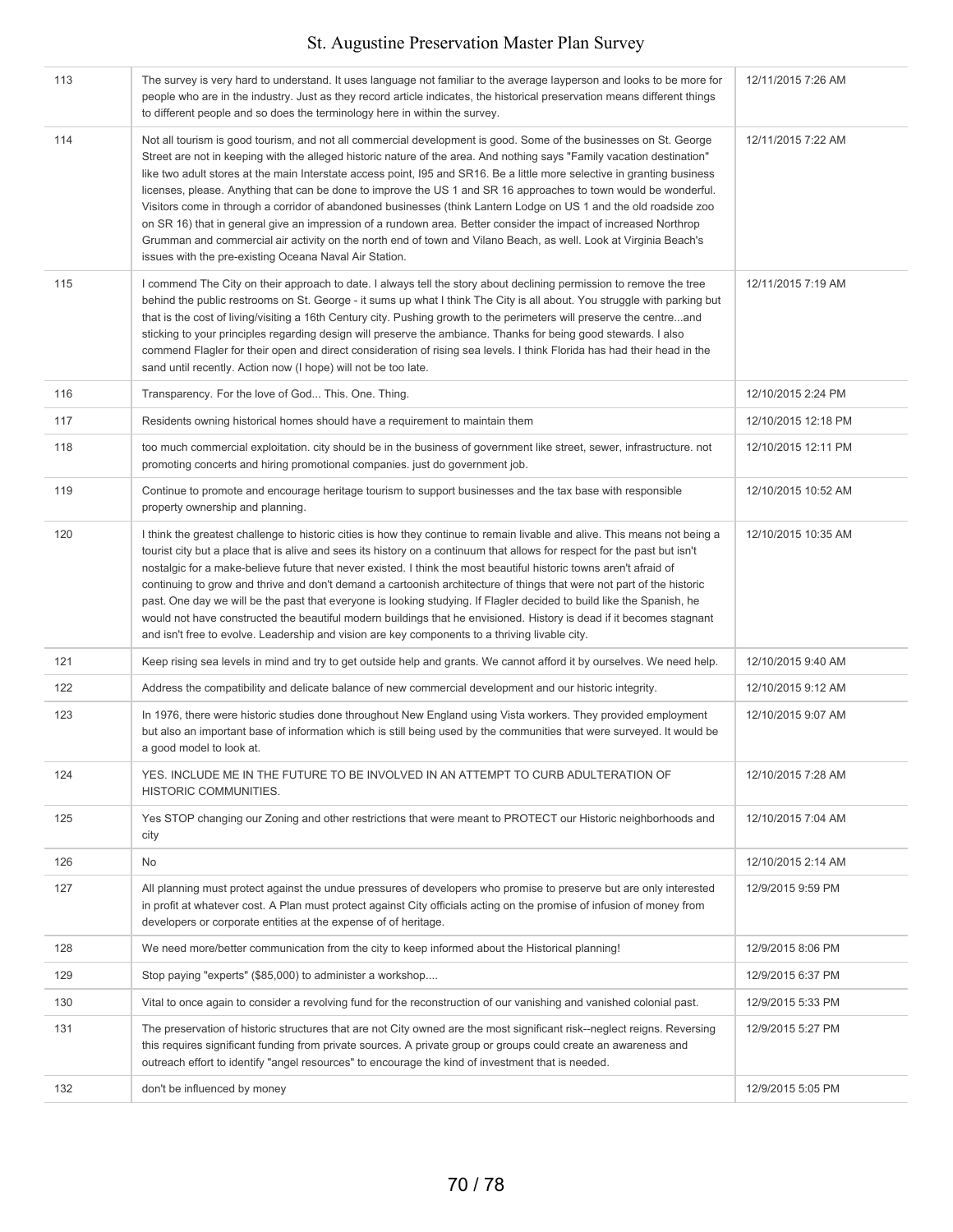| 113 | The survey is very hard to understand. It uses language not familiar to the average layperson and looks to be more for people who are in the industry. Just as they record article indicates, the historical preservation means different things to different people and so does the terminology here in within the survey. | 12/11/2015 7:26 AM |
|---|---|---|
| 114 | Not all tourism is good tourism, and not all commercial development is good. Some of the businesses on St. George Street are not in keeping with the alleged historic nature of the area. And nothing says "Family vacation destination" like two adult stores at the main Interstate access point, I95 and SR16. Be a little more selective in granting business licenses, please. Anything that can be done to improve the US 1 and SR 16 approaches to town would be wonderful. Visitors come in through a corridor of abandoned businesses (think Lantern Lodge on US 1 and the old roadside zoo on SR 16) that in general give an impression of a rundown area. Better consider the impact of increased Northrop Grumman and commercial air activity on the north end of town and Vilano Beach, as well. Look at Virginia Beach's issues with the pre-existing Oceana Naval Air Station. | 12/11/2015 7:22 AM |
| 115 | I commend The City on their approach to date. I always tell the story about declining permission to remove the tree behind the public restrooms on St. George - it sums up what I think The City is all about. You struggle with parking but that is the cost of living/visiting a 16th Century city. Pushing growth to the perimeters will preserve the centre...and sticking to your principles regarding design will preserve the ambiance. Thanks for being good stewards. I also commend Flagler for their open and direct consideration of rising sea levels. I think Florida has had their head in the sand until recently. Action now (I hope) will not be too late. | 12/11/2015 7:19 AM |
| 116 | Transparency. For the love of God... This. One. Thing. | 12/10/2015 2:24 PM |
| 117 | Residents owning historical homes should have a requirement to maintain them | 12/10/2015 12:18 PM |
| 118 | too much commercial exploitation. city should be in the business of government like street, sewer, infrastructure. not promoting concerts and hiring promotional companies. just do government job. | 12/10/2015 12:11 PM |
| 119 | Continue to promote and encourage heritage tourism to support businesses and the tax base with responsible property ownership and planning. | 12/10/2015 10:52 AM |
| 120 | I think the greatest challenge to historic cities is how they continue to remain livable and alive. This means not being a tourist city but a place that is alive and sees its history on a continuum that allows for respect for the past but isn't nostalgic for a make-believe future that never existed. I think the most beautiful historic towns aren't afraid of continuing to grow and thrive and don't demand a cartoonish architecture of things that were not part of the historic past. One day we will be the past that everyone is looking studying. If Flagler decided to build like the Spanish, he would not have constructed the beautiful modern buildings that he envisioned. History is dead if it becomes stagnant and isn't free to evolve. Leadership and vision are key components to a thriving livable city. | 12/10/2015 10:35 AM |
| 121 | Keep rising sea levels in mind and try to get outside help and grants. We cannot afford it by ourselves. We need help. | 12/10/2015 9:40 AM |
| 122 | Address the compatibility and delicate balance of new commercial development and our historic integrity. | 12/10/2015 9:12 AM |
| 123 | In 1976, there were historic studies done throughout New England using Vista workers. They provided employment but also an important base of information which is still being used by the communities that were surveyed. It would be a good model to look at. | 12/10/2015 9:07 AM |
| 124 | YES. INCLUDE ME IN THE FUTURE TO BE INVOLVED IN AN ATTEMPT TO CURB ADULTERATION OF HISTORIC COMMUNITIES. | 12/10/2015 7:28 AM |
| 125 | Yes STOP changing our Zoning and other restrictions that were meant to PROTECT our Historic neighborhoods and city | 12/10/2015 7:04 AM |
| 126 | No | 12/10/2015 2:14 AM |
| 127 | All planning must protect against the undue pressures of developers who promise to preserve but are only interested in profit at whatever cost. A Plan must protect against City officials acting on the promise of infusion of money from developers or corporate entities at the expense of of heritage. | 12/9/2015 9:59 PM |
| 128 | We need more/better communication from the city to keep informed about the Historical planning! | 12/9/2015 8:06 PM |
| 129 | Stop paying "experts" ($85,000) to administer a workshop.... | 12/9/2015 6:37 PM |
| 130 | Vital to once again to consider a revolving fund for the reconstruction of our vanishing and vanished colonial past. | 12/9/2015 5:33 PM |
| 131 | The preservation of historic structures that are not City owned are the most significant risk--neglect reigns. Reversing this requires significant funding from private sources. A private group or groups could create an awareness and outreach effort to identify "angel resources" to encourage the kind of investment that is needed. | 12/9/2015 5:27 PM |
| 132 | don't be influenced by money | 12/9/2015 5:05 PM |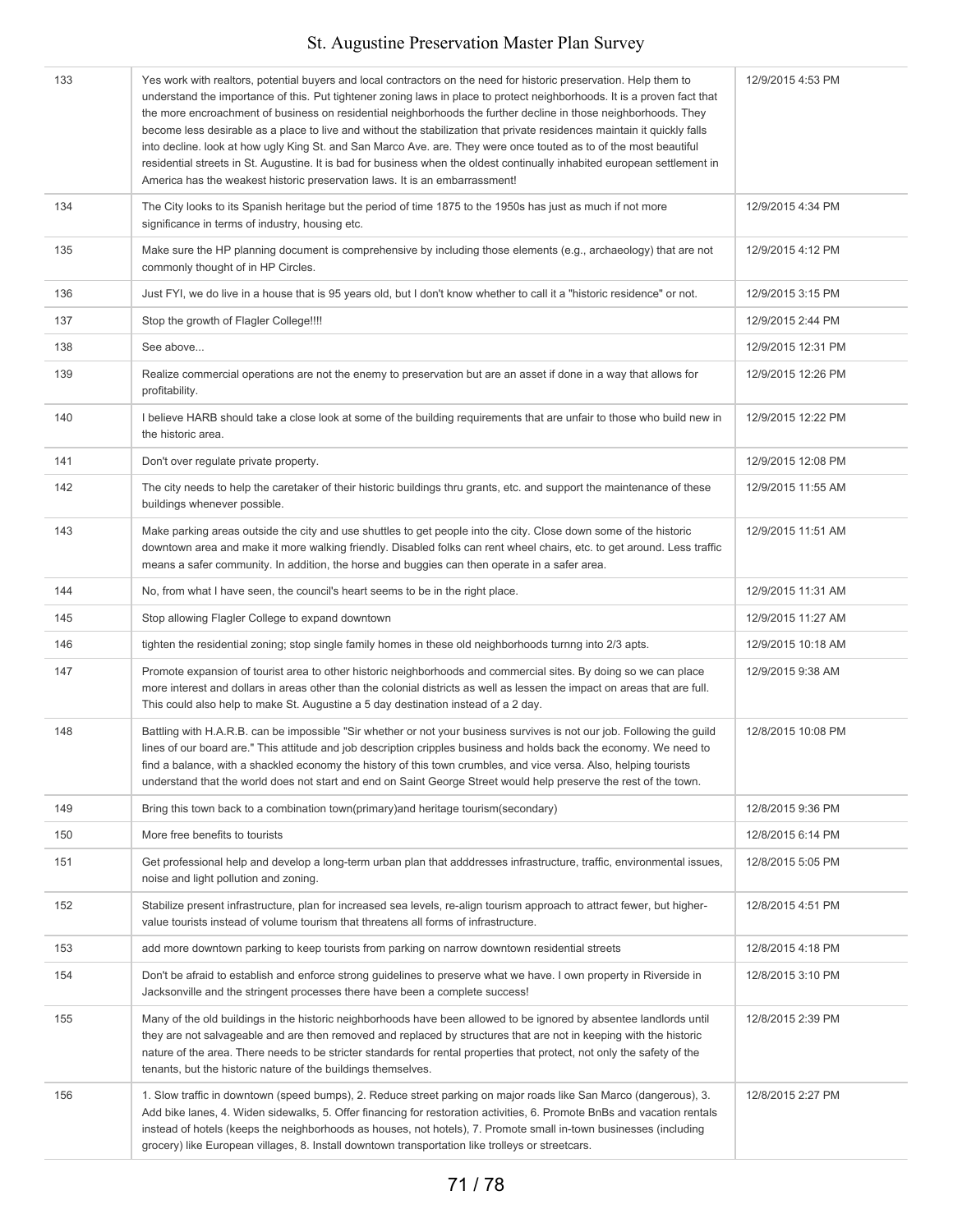| | | |
|---|---|---|
| 133 | Yes work with realtors, potential buyers and local contractors on the need for historic preservation. Help them to understand the importance of this. Put tightener zoning laws in place to protect neighborhoods. It is a proven fact that the more encroachment of business on residential neighborhoods the further decline in those neighborhoods. They become less desirable as a place to live and without the stabilization that private residences maintain it quickly falls into decline. look at how ugly King St. and San Marco Ave. are. They were once touted as to of the most beautiful residential streets in St. Augustine. It is bad for business when the oldest continually inhabited european settlement in America has the weakest historic preservation laws. It is an embarrassment! | 12/9/2015 4:53 PM |
| 134 | The City looks to its Spanish heritage but the period of time 1875 to the 1950s has just as much if not more significance in terms of industry, housing etc. | 12/9/2015 4:34 PM |
| 135 | Make sure the HP planning document is comprehensive by including those elements (e.g., archaeology) that are not commonly thought of in HP Circles. | 12/9/2015 4:12 PM |
| 136 | Just FYI, we do live in a house that is 95 years old, but I don't know whether to call it a "historic residence" or not. | 12/9/2015 3:15 PM |
| 137 | Stop the growth of Flagler College!!!! | 12/9/2015 2:44 PM |
| 138 | See above... | 12/9/2015 12:31 PM |
| 139 | Realize commercial operations are not the enemy to preservation but are an asset if done in a way that allows for profitability. | 12/9/2015 12:26 PM |
| 140 | I believe HARB should take a close look at some of the building requirements that are unfair to those who build new in the historic area. | 12/9/2015 12:22 PM |
| 141 | Don't over regulate private property. | 12/9/2015 12:08 PM |
| 142 | The city needs to help the caretaker of their historic buildings thru grants, etc. and support the maintenance of these buildings whenever possible. | 12/9/2015 11:55 AM |
| 143 | Make parking areas outside the city and use shuttles to get people into the city. Close down some of the historic downtown area and make it more walking friendly. Disabled folks can rent wheel chairs, etc. to get around. Less traffic means a safer community. In addition, the horse and buggies can then operate in a safer area. | 12/9/2015 11:51 AM |
| 144 | No, from what I have seen, the council's heart seems to be in the right place. | 12/9/2015 11:31 AM |
| 145 | Stop allowing Flagler College to expand downtown | 12/9/2015 11:27 AM |
| 146 | tighten the residential zoning; stop single family homes in these old neighborhoods turnng into 2/3 apts. | 12/9/2015 10:18 AM |
| 147 | Promote expansion of tourist area to other historic neighborhoods and commercial sites. By doing so we can place more interest and dollars in areas other than the colonial districts as well as lessen the impact on areas that are full. This could also help to make St. Augustine a 5 day destination instead of a 2 day. | 12/9/2015 9:38 AM |
| 148 | Battling with H.A.R.B. can be impossible "Sir whether or not your business survives is not our job. Following the guild lines of our board are." This attitude and job description cripples business and holds back the economy. We need to find a balance, with a shackled economy the history of this town crumbles, and vice versa. Also, helping tourists understand that the world does not start and end on Saint George Street would help preserve the rest of the town. | 12/8/2015 10:08 PM |
| 149 | Bring this town back to a combination town(primary)and heritage tourism(secondary) | 12/8/2015 9:36 PM |
| 150 | More free benefits to tourists | 12/8/2015 6:14 PM |
| 151 | Get professional help and develop a long-term urban plan that adddresses infrastructure, traffic, environmental issues, noise and light pollution and zoning. | 12/8/2015 5:05 PM |
| 152 | Stabilize present infrastructure, plan for increased sea levels, re-align tourism approach to attract fewer, but higher-value tourists instead of volume tourism that threatens all forms of infrastructure. | 12/8/2015 4:51 PM |
| 153 | add more downtown parking to keep tourists from parking on narrow downtown residential streets | 12/8/2015 4:18 PM |
| 154 | Don't be afraid to establish and enforce strong guidelines to preserve what we have. I own property in Riverside in Jacksonville and the stringent processes there have been a complete success! | 12/8/2015 3:10 PM |
| 155 | Many of the old buildings in the historic neighborhoods have been allowed to be ignored by absentee landlords until they are not salvageable and are then removed and replaced by structures that are not in keeping with the historic nature of the area. There needs to be stricter standards for rental properties that protect, not only the safety of the tenants, but the historic nature of the buildings themselves. | 12/8/2015 2:39 PM |
| 156 | 1. Slow traffic in downtown (speed bumps), 2. Reduce street parking on major roads like San Marco (dangerous), 3. Add bike lanes, 4. Widen sidewalks, 5. Offer financing for restoration activities, 6. Promote BnBs and vacation rentals instead of hotels (keeps the neighborhoods as houses, not hotels), 7. Promote small in-town businesses (including grocery) like European villages, 8. Install downtown transportation like trolleys or streetcars. | 12/8/2015 2:27 PM |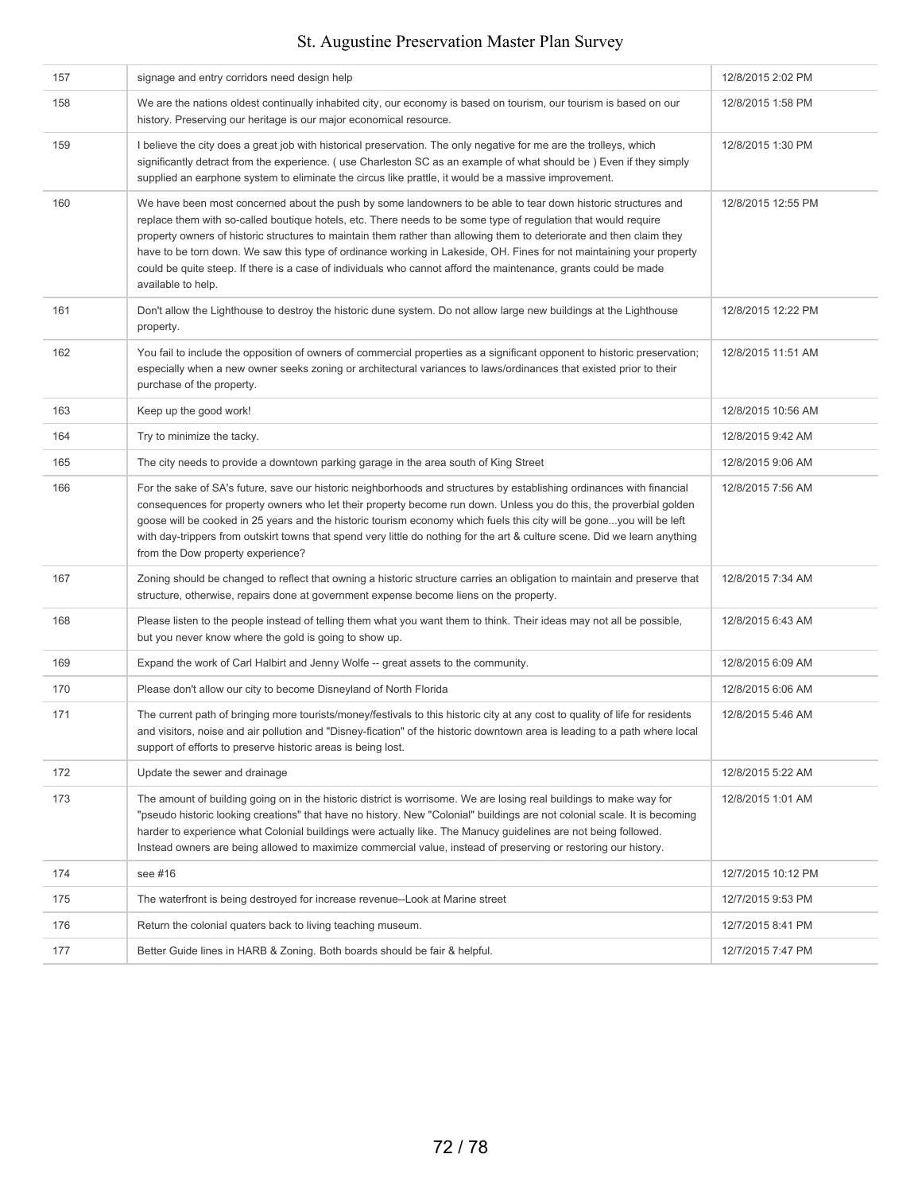| | | |
|---|---|---|
| 157 | signage and entry corridors need design help | 12/8/2015 2:02 PM |
| 158 | We are the nations oldest continually inhabited city, our economy is based on tourism, our tourism is based on our history. Preserving our heritage is our major economical resource. | 12/8/2015 1:58 PM |
| 159 | I believe the city does a great job with historical preservation. The only negative for me are the trolleys, which significantly detract from the experience. ( use Charleston SC as an example of what should be ) Even if they simply supplied an earphone system to eliminate the circus like prattle, it would be a massive improvement. | 12/8/2015 1:30 PM |
| 160 | We have been most concerned about the push by some landowners to be able to tear down historic structures and replace them with so-called boutique hotels, etc. There needs to be some type of regulation that would require property owners of historic structures to maintain them rather than allowing them to deteriorate and then claim they have to be torn down. We saw this type of ordinance working in Lakeside, OH. Fines for not maintaining your property could be quite steep. If there is a case of individuals who cannot afford the maintenance, grants could be made available to help. | 12/8/2015 12:55 PM |
| 161 | Don't allow the Lighthouse to destroy the historic dune system. Do not allow large new buildings at the Lighthouse property. | 12/8/2015 12:22 PM |
| 162 | You fail to include the opposition of owners of commercial properties as a significant opponent to historic preservation; especially when a new owner seeks zoning or architectural variances to laws/ordinances that existed prior to their purchase of the property. | 12/8/2015 11:51 AM |
| 163 | Keep up the good work! | 12/8/2015 10:56 AM |
| 164 | Try to minimize the tacky. | 12/8/2015 9:42 AM |
| 165 | The city needs to provide a downtown parking garage in the area south of King Street | 12/8/2015 9:06 AM |
| 166 | For the sake of SA's future, save our historic neighborhoods and structures by establishing ordinances with financial consequences for property owners who let their property become run down. Unless you do this, the proverbial golden goose will be cooked in 25 years and the historic tourism economy which fuels this city will be gone...you will be left with day-trippers from outskirt towns that spend very little do nothing for the art & culture scene. Did we learn anything from the Dow property experience? | 12/8/2015 7:56 AM |
| 167 | Zoning should be changed to reflect that owning a historic structure carries an obligation to maintain and preserve that structure, otherwise, repairs done at government expense become liens on the property. | 12/8/2015 7:34 AM |
| 168 | Please listen to the people instead of telling them what you want them to think. Their ideas may not all be possible, but you never know where the gold is going to show up. | 12/8/2015 6:43 AM |
| 169 | Expand the work of Carl Halbirt and Jenny Wolfe -- great assets to the community. | 12/8/2015 6:09 AM |
| 170 | Please don't allow our city to become Disneyland of North Florida | 12/8/2015 6:06 AM |
| 171 | The current path of bringing more tourists/money/festivals to this historic city at any cost to quality of life for residents and visitors, noise and air pollution and "Disney-fication" of the historic downtown area is leading to a path where local support of efforts to preserve historic areas is being lost. | 12/8/2015 5:46 AM |
| 172 | Update the sewer and drainage | 12/8/2015 5:22 AM |
| 173 | The amount of building going on in the historic district is worrisome. We are losing real buildings to make way for "pseudo historic looking creations" that have no history. New "Colonial" buildings are not colonial scale. It is becoming harder to experience what Colonial buildings were actually like. The Manucy guidelines are not being followed. Instead owners are being allowed to maximize commercial value, instead of preserving or restoring our history. | 12/8/2015 1:01 AM |
| 174 | see #16 | 12/7/2015 10:12 PM |
| 175 | The waterfront is being destroyed for increase revenue--Look at Marine street | 12/7/2015 9:53 PM |
| 176 | Return the colonial quaters back to living teaching museum. | 12/7/2015 8:41 PM |
| 177 | Better Guide lines in HARB & Zoning. Both boards should be fair & helpful. | 12/7/2015 7:47 PM |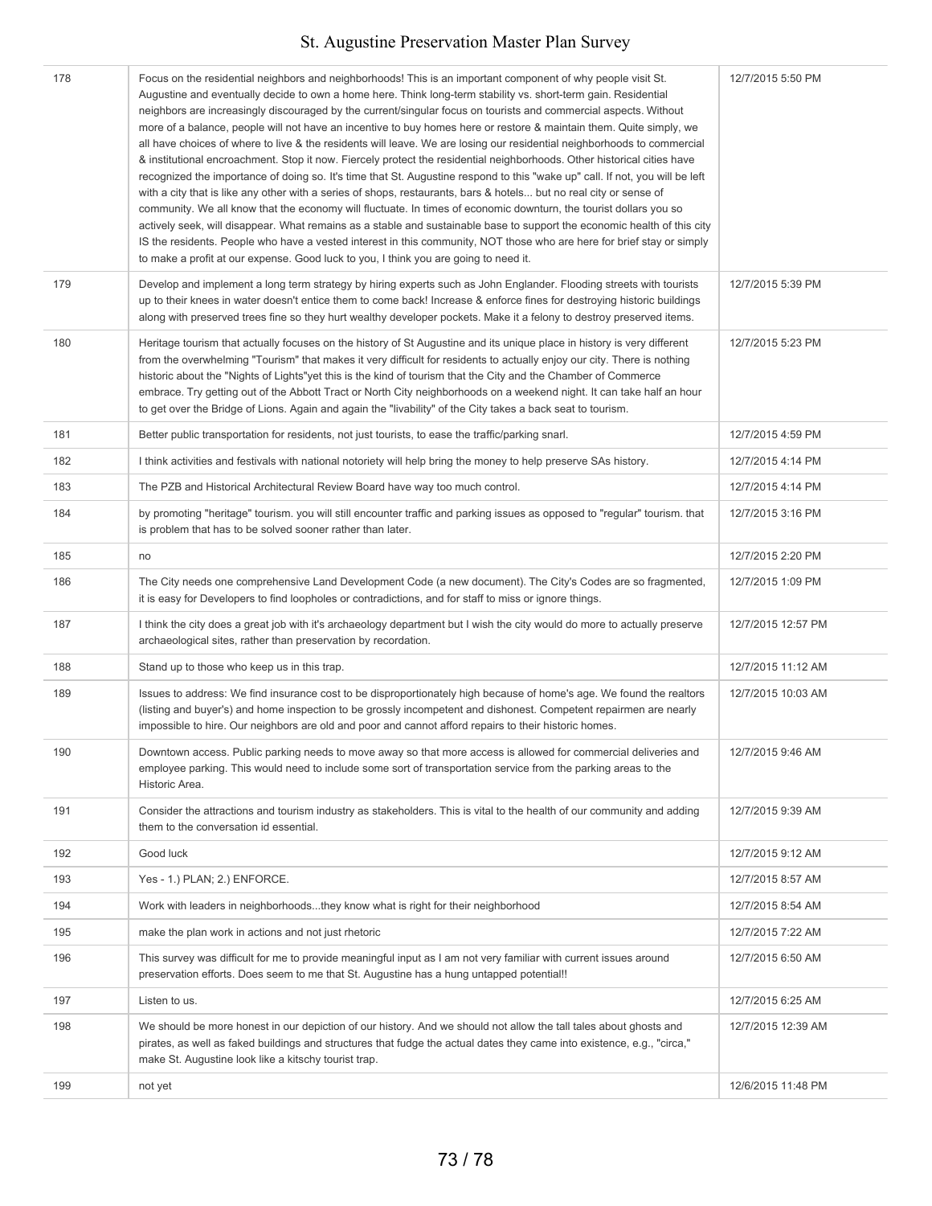| | | |
|---|---|---|
| 178 | Focus on the residential neighbors and neighborhoods! This is an important component of why people visit St. Augustine and eventually decide to own a home here. Think long-term stability vs. short-term gain. Residential neighbors are increasingly discouraged by the current/singular focus on tourists and commercial aspects. Without more of a balance, people will not have an incentive to buy homes here or restore & maintain them. Quite simply, we all have choices of where to live & the residents will leave. We are losing our residential neighborhoods to commercial & institutional encroachment. Stop it now. Fiercely protect the residential neighborhoods. Other historical cities have recognized the importance of doing so. It's time that St. Augustine respond to this "wake up" call. If not, you will be left with a city that is like any other with a series of shops, restaurants, bars & hotels... but no real city or sense of community. We all know that the economy will fluctuate. In times of economic downturn, the tourist dollars you so actively seek, will disappear. What remains as a stable and sustainable base to support the economic health of this city IS the residents. People who have a vested interest in this community, NOT those who are here for brief stay or simply to make a profit at our expense. Good luck to you, I think you are going to need it. | 12/7/2015 5:50 PM |
| 179 | Develop and implement a long term strategy by hiring experts such as John Englander. Flooding streets with tourists up to their knees in water doesn't entice them to come back! Increase & enforce fines for destroying historic buildings along with preserved trees fine so they hurt wealthy developer pockets. Make it a felony to destroy preserved items. | 12/7/2015 5:39 PM |
| 180 | Heritage tourism that actually focuses on the history of St Augustine and its unique place in history is very different from the overwhelming "Tourism" that makes it very difficult for residents to actually enjoy our city. There is nothing historic about the "Nights of Lights"yet this is the kind of tourism that the City and the Chamber of Commerce embrace. Try getting out of the Abbott Tract or North City neighborhoods on a weekend night. It can take half an hour to get over the Bridge of Lions. Again and again the "livability" of the City takes a back seat to tourism. | 12/7/2015 5:23 PM |
| 181 | Better public transportation for residents, not just tourists, to ease the traffic/parking snarl. | 12/7/2015 4:59 PM |
| 182 | I think activities and festivals with national notoriety will help bring the money to help preserve SAs history. | 12/7/2015 4:14 PM |
| 183 | The PZB and Historical Architectural Review Board have way too much control. | 12/7/2015 4:14 PM |
| 184 | by promoting "heritage" tourism. you will still encounter traffic and parking issues as opposed to "regular" tourism. that is problem that has to be solved sooner rather than later. | 12/7/2015 3:16 PM |
| 185 | no | 12/7/2015 2:20 PM |
| 186 | The City needs one comprehensive Land Development Code (a new document). The City's Codes are so fragmented, it is easy for Developers to find loopholes or contradictions, and for staff to miss or ignore things. | 12/7/2015 1:09 PM |
| 187 | I think the city does a great job with it's archaeology department but I wish the city would do more to actually preserve archaeological sites, rather than preservation by recordation. | 12/7/2015 12:57 PM |
| 188 | Stand up to those who keep us in this trap. | 12/7/2015 11:12 AM |
| 189 | Issues to address: We find insurance cost to be disproportionately high because of home's age. We found the realtors (listing and buyer's) and home inspection to be grossly incompetent and dishonest. Competent repairmen are nearly impossible to hire. Our neighbors are old and poor and cannot afford repairs to their historic homes. | 12/7/2015 10:03 AM |
| 190 | Downtown access. Public parking needs to move away so that more access is allowed for commercial deliveries and employee parking. This would need to include some sort of transportation service from the parking areas to the Historic Area. | 12/7/2015 9:46 AM |
| 191 | Consider the attractions and tourism industry as stakeholders. This is vital to the health of our community and adding them to the conversation id essential. | 12/7/2015 9:39 AM |
| 192 | Good luck | 12/7/2015 9:12 AM |
| 193 | Yes - 1.) PLAN; 2.) ENFORCE. | 12/7/2015 8:57 AM |
| 194 | Work with leaders in neighborhoods...they know what is right for their neighborhood | 12/7/2015 8:54 AM |
| 195 | make the plan work in actions and not just rhetoric | 12/7/2015 7:22 AM |
| 196 | This survey was difficult for me to provide meaningful input as I am not very familiar with current issues around preservation efforts. Does seem to me that St. Augustine has a hung untapped potential!! | 12/7/2015 6:50 AM |
| 197 | Listen to us. | 12/7/2015 6:25 AM |
| 198 | We should be more honest in our depiction of our history. And we should not allow the tall tales about ghosts and pirates, as well as faked buildings and structures that fudge the actual dates they came into existence, e.g., "circa," make St. Augustine look like a kitschy tourist trap. | 12/7/2015 12:39 AM |
| 199 | not yet | 12/6/2015 11:48 PM |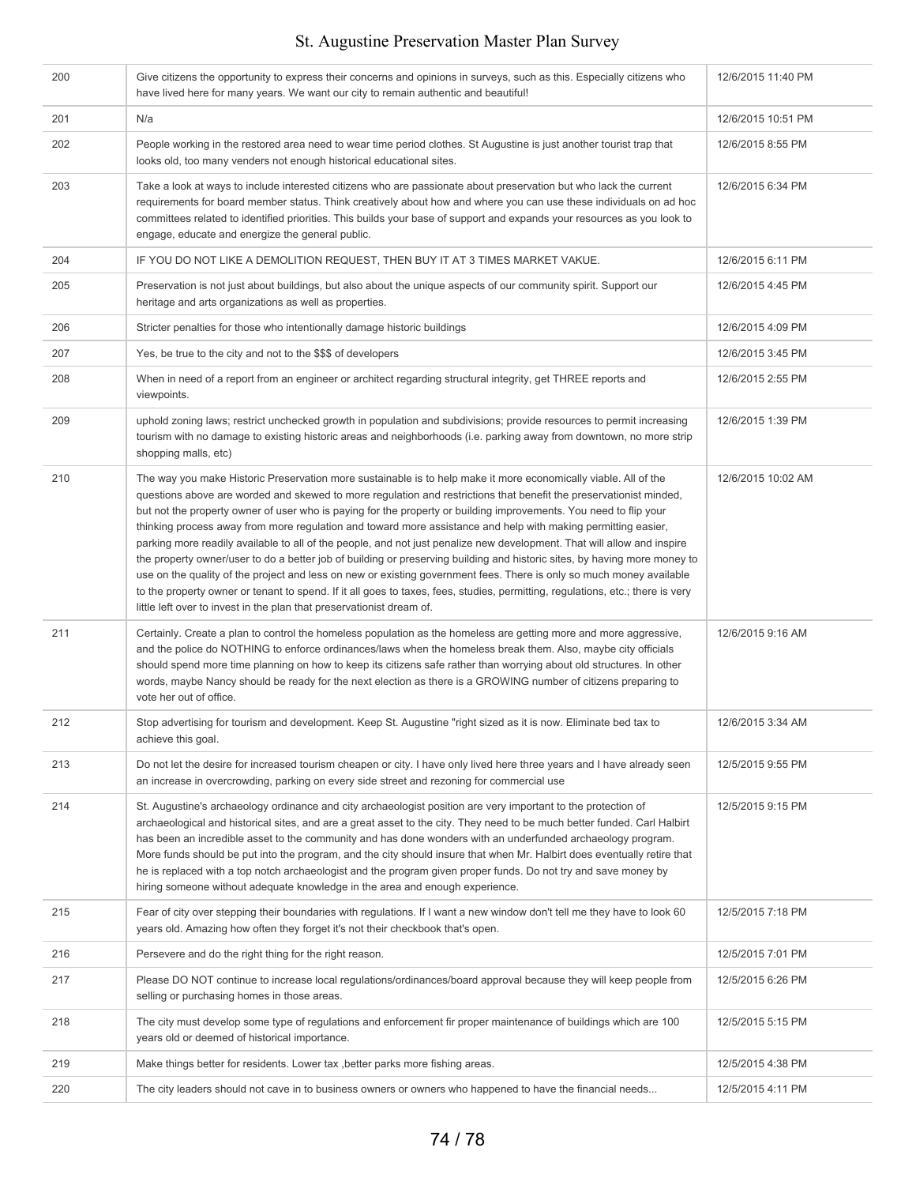| | | |
|---|---|---|
| 200 | Give citizens the opportunity to express their concerns and opinions in surveys, such as this. Especially citizens who have lived here for many years. We want our city to remain authentic and beautiful! | 12/6/2015 11:40 PM |
| 201 | N/a | 12/6/2015 10:51 PM |
| 202 | People working in the restored area need to wear time period clothes. St Augustine is just another tourist trap that looks old, too many venders not enough historical educational sites. | 12/6/2015 8:55 PM |
| 203 | Take a look at ways to include interested citizens who are passionate about preservation but who lack the current requirements for board member status. Think creatively about how and where you can use these individuals on ad hoc committees related to identified priorities. This builds your base of support and expands your resources as you look to engage, educate and energize the general public. | 12/6/2015 6:34 PM |
| 204 | IF YOU DO NOT LIKE A DEMOLITION REQUEST, THEN BUY IT AT 3 TIMES MARKET VAKUE. | 12/6/2015 6:11 PM |
| 205 | Preservation is not just about buildings, but also about the unique aspects of our community spirit. Support our heritage and arts organizations as well as properties. | 12/6/2015 4:45 PM |
| 206 | Stricter penalties for those who intentionally damage historic buildings | 12/6/2015 4:09 PM |
| 207 | Yes, be true to the city and not to the $$$ of developers | 12/6/2015 3:45 PM |
| 208 | When in need of a report from an engineer or architect regarding structural integrity, get THREE reports and viewpoints. | 12/6/2015 2:55 PM |
| 209 | uphold zoning laws; restrict unchecked growth in population and subdivisions; provide resources to permit increasing tourism with no damage to existing historic areas and neighborhoods (i.e. parking away from downtown, no more strip shopping malls, etc) | 12/6/2015 1:39 PM |
| 210 | The way you make Historic Preservation more sustainable is to help make it more economically viable. All of the questions above are worded and skewed to more regulation and restrictions that benefit the preservationist minded, but not the property owner of user who is paying for the property or building improvements. You need to flip your thinking process away from more regulation and toward more assistance and help with making permitting easier, parking more readily available to all of the people, and not just penalize new development. That will allow and inspire the property owner/user to do a better job of building or preserving building and historic sites, by having more money to use on the quality of the project and less on new or existing government fees. There is only so much money available to the property owner or tenant to spend. If it all goes to taxes, fees, studies, permitting, regulations, etc.; there is very little left over to invest in the plan that preservationist dream of. | 12/6/2015 10:02 AM |
| 211 | Certainly. Create a plan to control the homeless population as the homeless are getting more and more aggressive, and the police do NOTHING to enforce ordinances/laws when the homeless break them. Also, maybe city officials should spend more time planning on how to keep its citizens safe rather than worrying about old structures. In other words, maybe Nancy should be ready for the next election as there is a GROWING number of citizens preparing to vote her out of office. | 12/6/2015 9:16 AM |
| 212 | Stop advertising for tourism and development. Keep St. Augustine "right sized as it is now. Eliminate bed tax to achieve this goal. | 12/6/2015 3:34 AM |
| 213 | Do not let the desire for increased tourism cheapen or city. I have only lived here three years and I have already seen an increase in overcrowding, parking on every side street and rezoning for commercial use | 12/5/2015 9:55 PM |
| 214 | St. Augustine's archaeology ordinance and city archaeologist position are very important to the protection of archaeological and historical sites, and are a great asset to the city. They need to be much better funded. Carl Halbirt has been an incredible asset to the community and has done wonders with an underfunded archaeology program. More funds should be put into the program, and the city should insure that when Mr. Halbirt does eventually retire that he is replaced with a top notch archaeologist and the program given proper funds. Do not try and save money by hiring someone without adequate knowledge in the area and enough experience. | 12/5/2015 9:15 PM |
| 215 | Fear of city over stepping their boundaries with regulations. If I want a new window don't tell me they have to look 60 years old. Amazing how often they forget it's not their checkbook that's open. | 12/5/2015 7:18 PM |
| 216 | Persevere and do the right thing for the right reason. | 12/5/2015 7:01 PM |
| 217 | Please DO NOT continue to increase local regulations/ordinances/board approval because they will keep people from selling or purchasing homes in those areas. | 12/5/2015 6:26 PM |
| 218 | The city must develop some type of regulations and enforcement fir proper maintenance of buildings which are 100 years old or deemed of historical importance. | 12/5/2015 5:15 PM |
| 219 | Make things better for residents. Lower tax ,better parks more fishing areas. | 12/5/2015 4:38 PM |
| 220 | The city leaders should not cave in to business owners or owners who happened to have the financial needs... | 12/5/2015 4:11 PM |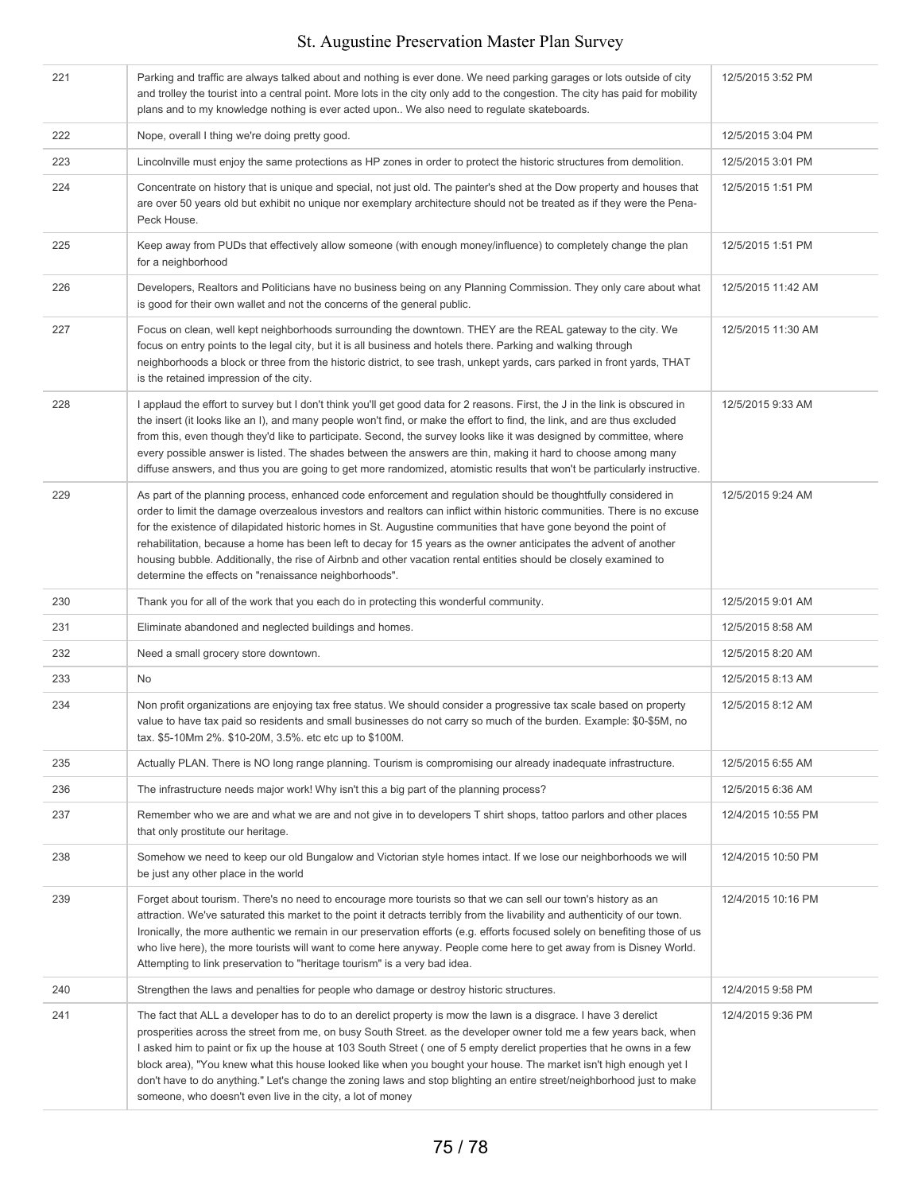| | | |
|---|---|---|
| 221 | Parking and traffic are always talked about and nothing is ever done. We need parking garages or lots outside of city and trolley the tourist into a central point. More lots in the city only add to the congestion. The city has paid for mobility plans and to my knowledge nothing is ever acted upon.. We also need to regulate skateboards. | 12/5/2015 3:52 PM |
| 222 | Nope, overall I thing we're doing pretty good. | 12/5/2015 3:04 PM |
| 223 | Lincolnville must enjoy the same protections as HP zones in order to protect the historic structures from demolition. | 12/5/2015 3:01 PM |
| 224 | Concentrate on history that is unique and special, not just old. The painter's shed at the Dow property and houses that are over 50 years old but exhibit no unique nor exemplary architecture should not be treated as if they were the Pena-Peck House. | 12/5/2015 1:51 PM |
| 225 | Keep away from PUDs that effectively allow someone (with enough money/influence) to completely change the plan for a neighborhood | 12/5/2015 1:51 PM |
| 226 | Developers, Realtors and Politicians have no business being on any Planning Commission. They only care about what is good for their own wallet and not the concerns of the general public. | 12/5/2015 11:42 AM |
| 227 | Focus on clean, well kept neighborhoods surrounding the downtown. THEY are the REAL gateway to the city. We focus on entry points to the legal city, but it is all business and hotels there. Parking and walking through neighborhoods a block or three from the historic district, to see trash, unkept yards, cars parked in front yards, THAT is the retained impression of the city. | 12/5/2015 11:30 AM |
| 228 | I applaud the effort to survey but I don't think you'll get good data for 2 reasons. First, the J in the link is obscured in the insert (it looks like an I), and many people won't find, or make the effort to find, the link, and are thus excluded from this, even though they'd like to participate. Second, the survey looks like it was designed by committee, where every possible answer is listed. The shades between the answers are thin, making it hard to choose among many diffuse answers, and thus you are going to get more randomized, atomistic results that won't be particularly instructive. | 12/5/2015 9:33 AM |
| 229 | As part of the planning process, enhanced code enforcement and regulation should be thoughtfully considered in order to limit the damage overzealous investors and realtors can inflict within historic communities. There is no excuse for the existence of dilapidated historic homes in St. Augustine communities that have gone beyond the point of rehabilitation, because a home has been left to decay for 15 years as the owner anticipates the advent of another housing bubble. Additionally, the rise of Airbnb and other vacation rental entities should be closely examined to determine the effects on "renaissance neighborhoods". | 12/5/2015 9:24 AM |
| 230 | Thank you for all of the work that you each do in protecting this wonderful community. | 12/5/2015 9:01 AM |
| 231 | Eliminate abandoned and neglected buildings and homes. | 12/5/2015 8:58 AM |
| 232 | Need a small grocery store downtown. | 12/5/2015 8:20 AM |
| 233 | No | 12/5/2015 8:13 AM |
| 234 | Non profit organizations are enjoying tax free status. We should consider a progressive tax scale based on property value to have tax paid so residents and small businesses do not carry so much of the burden. Example: $0-$5M, no tax. $5-10Mm 2%. $10-20M, 3.5%. etc etc up to $100M. | 12/5/2015 8:12 AM |
| 235 | Actually PLAN. There is NO long range planning. Tourism is compromising our already inadequate infrastructure. | 12/5/2015 6:55 AM |
| 236 | The infrastructure needs major work! Why isn't this a big part of the planning process? | 12/5/2015 6:36 AM |
| 237 | Remember who we are and what we are and not give in to developers T shirt shops, tattoo parlors and other places that only prostitute our heritage. | 12/4/2015 10:55 PM |
| 238 | Somehow we need to keep our old Bungalow and Victorian style homes intact. If we lose our neighborhoods we will be just any other place in the world | 12/4/2015 10:50 PM |
| 239 | Forget about tourism. There's no need to encourage more tourists so that we can sell our town's history as an attraction. We've saturated this market to the point it detracts terribly from the livability and authenticity of our town. Ironically, the more authentic we remain in our preservation efforts (e.g. efforts focused solely on benefiting those of us who live here), the more tourists will want to come here anyway. People come here to get away from is Disney World. Attempting to link preservation to "heritage tourism" is a very bad idea. | 12/4/2015 10:16 PM |
| 240 | Strengthen the laws and penalties for people who damage or destroy historic structures. | 12/4/2015 9:58 PM |
| 241 | The fact that ALL a developer has to do to an derelict property is mow the lawn is a disgrace. I have 3 derelict prosperities across the street from me, on busy South Street. as the developer owner told me a few years back, when I asked him to paint or fix up the house at 103 South Street ( one of 5 empty derelict properties that he owns in a few block area), "You knew what this house looked like when you bought your house. The market isn't high enough yet I don't have to do anything." Let's change the zoning laws and stop blighting an entire street/neighborhood just to make someone, who doesn't even live in the city, a lot of money | 12/4/2015 9:36 PM |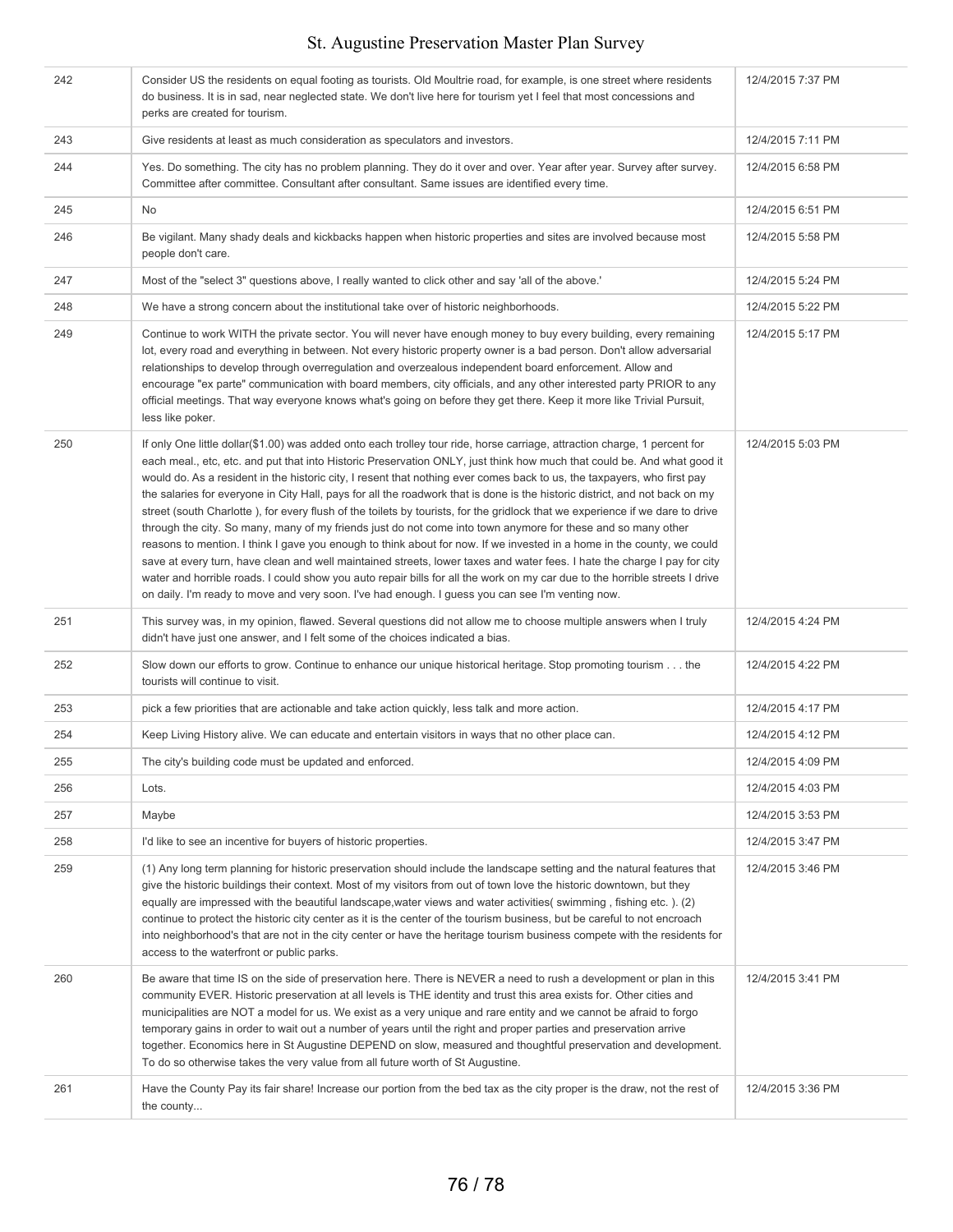| | | |
|---|---|---|
| 242 | Consider US the residents on equal footing as tourists. Old Moultrie road, for example, is one street where residents do business. It is in sad, near neglected state. We don't live here for tourism yet I feel that most concessions and perks are created for tourism. | 12/4/2015 7:37 PM |
| 243 | Give residents at least as much consideration as speculators and investors. | 12/4/2015 7:11 PM |
| 244 | Yes. Do something. The city has no problem planning. They do it over and over. Year after year. Survey after survey. Committee after committee. Consultant after consultant. Same issues are identified every time. | 12/4/2015 6:58 PM |
| 245 | No | 12/4/2015 6:51 PM |
| 246 | Be vigilant. Many shady deals and kickbacks happen when historic properties and sites are involved because most people don't care. | 12/4/2015 5:58 PM |
| 247 | Most of the "select 3" questions above, I really wanted to click other and say 'all of the above.' | 12/4/2015 5:24 PM |
| 248 | We have a strong concern about the institutional take over of historic neighborhoods. | 12/4/2015 5:22 PM |
| 249 | Continue to work WITH the private sector. You will never have enough money to buy every building, every remaining lot, every road and everything in between. Not every historic property owner is a bad person. Don't allow adversarial relationships to develop through overregulation and overzealous independent board enforcement. Allow and encourage "ex parte" communication with board members, city officials, and any other interested party PRIOR to any official meetings. That way everyone knows what's going on before they get there. Keep it more like Trivial Pursuit, less like poker. | 12/4/2015 5:17 PM |
| 250 | If only One little dollar($1.00) was added onto each trolley tour ride, horse carriage, attraction charge, 1 percent for each meal., etc, etc. and put that into Historic Preservation ONLY, just think how much that could be. And what good it would do. As a resident in the historic city, I resent that nothing ever comes back to us, the taxpayers, who first pay the salaries for everyone in City Hall, pays for all the roadwork that is done is the historic district, and not back on my street (south Charlotte ), for every flush of the toilets by tourists, for the gridlock that we experience if we dare to drive through the city. So many, many of my friends just do not come into town anymore for these and so many other reasons to mention. I think I gave you enough to think about for now. If we invested in a home in the county, we could save at every turn, have clean and well maintained streets, lower taxes and water fees. I hate the charge I pay for city water and horrible roads. I could show you auto repair bills for all the work on my car due to the horrible streets I drive on daily. I'm ready to move and very soon. I've had enough. I guess you can see I'm venting now. | 12/4/2015 5:03 PM |
| 251 | This survey was, in my opinion, flawed. Several questions did not allow me to choose multiple answers when I truly didn't have just one answer, and I felt some of the choices indicated a bias. | 12/4/2015 4:24 PM |
| 252 | Slow down our efforts to grow. Continue to enhance our unique historical heritage. Stop promoting tourism . . . the tourists will continue to visit. | 12/4/2015 4:22 PM |
| 253 | pick a few priorities that are actionable and take action quickly, less talk and more action. | 12/4/2015 4:17 PM |
| 254 | Keep Living History alive. We can educate and entertain visitors in ways that no other place can. | 12/4/2015 4:12 PM |
| 255 | The city's building code must be updated and enforced. | 12/4/2015 4:09 PM |
| 256 | Lots. | 12/4/2015 4:03 PM |
| 257 | Maybe | 12/4/2015 3:53 PM |
| 258 | I'd like to see an incentive for buyers of historic properties. | 12/4/2015 3:47 PM |
| 259 | (1) Any long term planning for historic preservation should include the landscape setting and the natural features that give the historic buildings their context. Most of my visitors from out of town love the historic downtown, but they equally are impressed with the beautiful landscape,water views and water activities( swimming , fishing etc. ). (2) continue to protect the historic city center as it is the center of the tourism business, but be careful to not encroach into neighborhood's that are not in the city center or have the heritage tourism business compete with the residents for access to the waterfront or public parks. | 12/4/2015 3:46 PM |
| 260 | Be aware that time IS on the side of preservation here. There is NEVER a need to rush a development or plan in this community EVER. Historic preservation at all levels is THE identity and trust this area exists for. Other cities and municipalities are NOT a model for us. We exist as a very unique and rare entity and we cannot be afraid to forgo temporary gains in order to wait out a number of years until the right and proper parties and preservation arrive together. Economics here in St Augustine DEPEND on slow, measured and thoughtful preservation and development. To do so otherwise takes the very value from all future worth of St Augustine. | 12/4/2015 3:41 PM |
| 261 | Have the County Pay its fair share! Increase our portion from the bed tax as the city proper is the draw, not the rest of the county... | 12/4/2015 3:36 PM |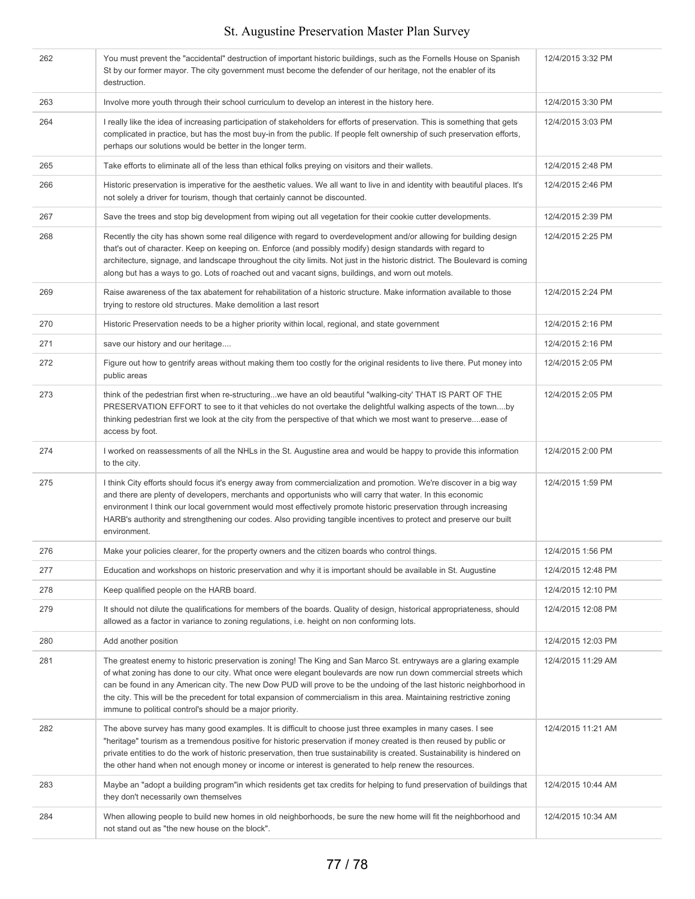| 262 | You must prevent the "accidental" destruction of important historic buildings, such as the Fornells House on Spanish St by our former mayor. The city government must become the defender of our heritage, not the enabler of its destruction. | 12/4/2015 3:32 PM |
|---|---|---|
| 263 | Involve more youth through their school curriculum to develop an interest in the history here. | 12/4/2015 3:30 PM |
| 264 | I really like the idea of increasing participation of stakeholders for efforts of preservation. This is something that gets complicated in practice, but has the most buy-in from the public. If people felt ownership of such preservation efforts, perhaps our solutions would be better in the longer term. | 12/4/2015 3:03 PM |
| 265 | Take efforts to eliminate all of the less than ethical folks preying on visitors and their wallets. | 12/4/2015 2:48 PM |
| 266 | Historic preservation is imperative for the aesthetic values. We all want to live in and identity with beautiful places. It's not solely a driver for tourism, though that certainly cannot be discounted. | 12/4/2015 2:46 PM |
| 267 | Save the trees and stop big development from wiping out all vegetation for their cookie cutter developments. | 12/4/2015 2:39 PM |
| 268 | Recently the city has shown some real diligence with regard to overdevelopment and/or allowing for building design that's out of character. Keep on keeping on. Enforce (and possibly modify) design standards with regard to architecture, signage, and landscape throughout the city limits. Not just in the historic district. The Boulevard is coming along but has a ways to go. Lots of roached out and vacant signs, buildings, and worn out motels. | 12/4/2015 2:25 PM |
| 269 | Raise awareness of the tax abatement for rehabilitation of a historic structure. Make information available to those trying to restore old structures. Make demolition a last resort | 12/4/2015 2:24 PM |
| 270 | Historic Preservation needs to be a higher priority within local, regional, and state government | 12/4/2015 2:16 PM |
| 271 | save our history and our heritage.... | 12/4/2015 2:16 PM |
| 272 | Figure out how to gentrify areas without making them too costly for the original residents to live there. Put money into public areas | 12/4/2015 2:05 PM |
| 273 | think of the pedestrian first when re-structuring...we have an old beautiful "walking-city' THAT IS PART OF THE PRESERVATION EFFORT to see to it that vehicles do not overtake the delightful walking aspects of the town....by thinking pedestrian first we look at the city from the perspective of that which we most want to preserve....ease of access by foot. | 12/4/2015 2:05 PM |
| 274 | I worked on reassessments of all the NHLs in the St. Augustine area and would be happy to provide this information to the city. | 12/4/2015 2:00 PM |
| 275 | I think City efforts should focus it's energy away from commercialization and promotion. We're discover in a big way and there are plenty of developers, merchants and opportunists who will carry that water. In this economic environment I think our local government would most effectively promote historic preservation through increasing HARB's authority and strengthening our codes. Also providing tangible incentives to protect and preserve our built environment. | 12/4/2015 1:59 PM |
| 276 | Make your policies clearer, for the property owners and the citizen boards who control things. | 12/4/2015 1:56 PM |
| 277 | Education and workshops on historic preservation and why it is important should be available in St. Augustine | 12/4/2015 12:48 PM |
| 278 | Keep qualified people on the HARB board. | 12/4/2015 12:10 PM |
| 279 | It should not dilute the qualifications for members of the boards. Quality of design, historical appropriateness, should allowed as a factor in variance to zoning regulations, i.e. height on non conforming lots. | 12/4/2015 12:08 PM |
| 280 | Add another position | 12/4/2015 12:03 PM |
| 281 | The greatest enemy to historic preservation is zoning! The King and San Marco St. entryways are a glaring example of what zoning has done to our city. What once were elegant boulevards are now run down commercial streets which can be found in any American city. The new Dow PUD will prove to be the undoing of the last historic neighborhood in the city. This will be the precedent for total expansion of commercialism in this area. Maintaining restrictive zoning immune to political control's should be a major priority. | 12/4/2015 11:29 AM |
| 282 | The above survey has many good examples. It is difficult to choose just three examples in many cases. I see "heritage" tourism as a tremendous positive for historic preservation if money created is then reused by public or private entities to do the work of historic preservation, then true sustainability is created. Sustainability is hindered on the other hand when not enough money or income or interest is generated to help renew the resources. | 12/4/2015 11:21 AM |
| 283 | Maybe an "adopt a building program"in which residents get tax credits for helping to fund preservation of buildings that they don't necessarily own themselves | 12/4/2015 10:44 AM |
| 284 | When allowing people to build new homes in old neighborhoods, be sure the new home will fit the neighborhood and not stand out as "the new house on the block". | 12/4/2015 10:34 AM |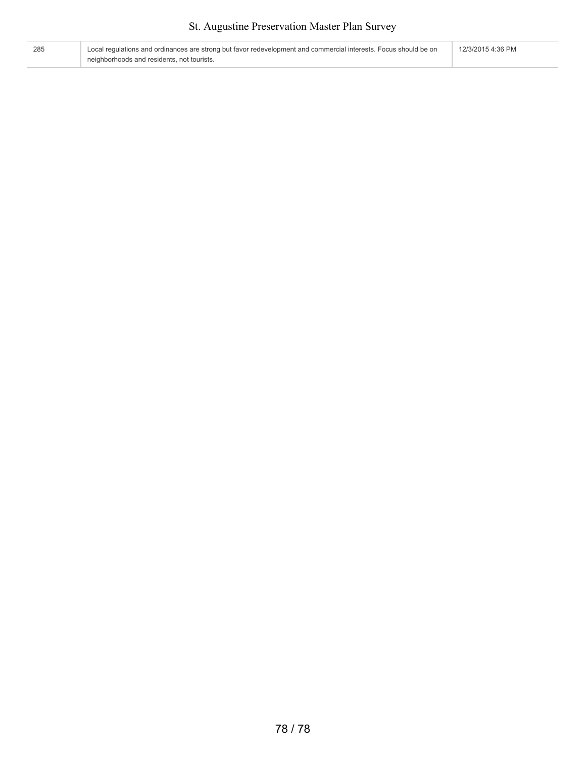| | | |
|---|---|---|
| 285 | Local regulations and ordinances are strong but favor redevelopment and commercial interests. Focus should be on neighborhoods and residents, not tourists. | 12/3/2015 4:36 PM |